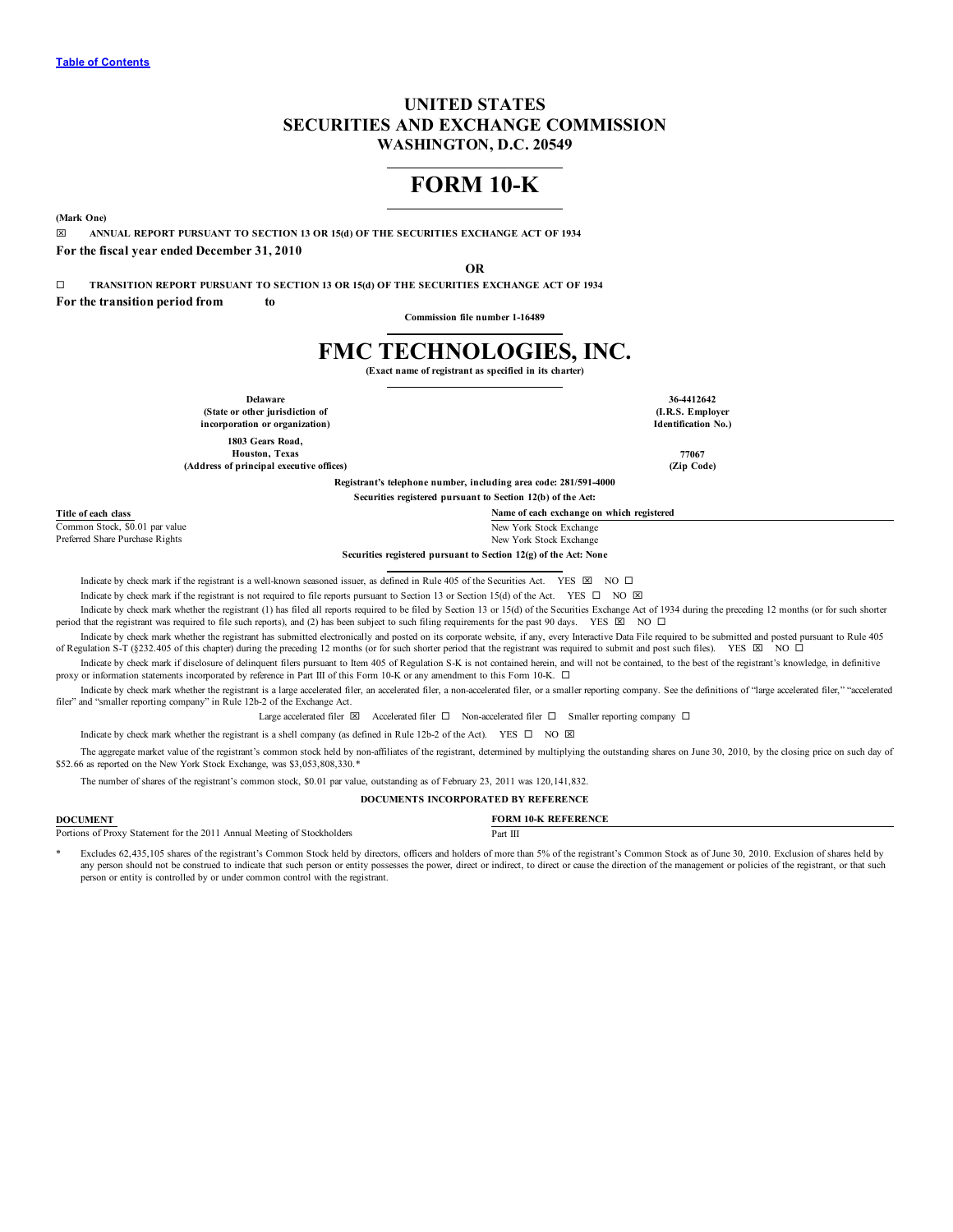Table of Contents

# UNITED STATES
# SECURITIES AND EXCHANGE COMMISSION
## WASHINGTON, D.C. 20549

# FORM 10-K

**(Mark One)**

☒ **ANNUAL REPORT PURSUANT TO SECTION 13 OR 15(d) OF THE SECURITIES EXCHANGE ACT OF 1934**

**For the fiscal year ended December 31, 2010**

**OR**

☐ **TRANSITION REPORT PURSUANT TO SECTION 13 OR 15(d) OF THE SECURITIES EXCHANGE ACT OF 1934**

**For the transition period from to**

**Commission file number 1-16489**

# FMC TECHNOLOGIES, INC.

**(Exact name of registrant as specified in its charter)**

| | |
|---|---|
| **Delaware**<br>**(State or other jurisdiction of incorporation or organization)** | **36-4412642**<br>**(I.R.S. Employer Identification No.)** |
| **1803 Gears Road, Houston, Texas**<br>**(Address of principal executive offices)** | **77067**<br>**(Zip Code)** |

**Registrant's telephone number, including area code: 281/591-4000**

**Securities registered pursuant to Section 12(b) of the Act:**

| Title of each class | Name of each exchange on which registered |
|---|---|
| Common Stock, $0.01 par value | New York Stock Exchange |
| Preferred Share Purchase Rights | New York Stock Exchange |

**Securities registered pursuant to Section 12(g) of the Act: None**

Indicate by check mark if the registrant is a well-known seasoned issuer, as defined in Rule 405 of the Securities Act. YES ☒ NO ☐

Indicate by check mark if the registrant is not required to file reports pursuant to Section 13 or Section 15(d) of the Act. YES ☐ NO ☒

Indicate by check mark whether the registrant (1) has filed all reports required to be filed by Section 13 or 15(d) of the Securities Exchange Act of 1934 during the preceding 12 months (or for such shorter period that the registrant was required to file such reports), and (2) has been subject to such filing requirements for the past 90 days. YES ☒ NO ☐

Indicate by check mark whether the registrant has submitted electronically and posted on its corporate website, if any, every Interactive Data File required to be submitted and posted pursuant to Rule 405 of Regulation S-T (§232.405 of this chapter) during the preceding 12 months (or for such shorter period that the registrant was required to submit and post such files). YES ☒ NO ☐

Indicate by check mark if disclosure of delinquent filers pursuant to Item 405 of Regulation S-K is not contained herein, and will not be contained, to the best of the registrant's knowledge, in definitive proxy or information statements incorporated by reference in Part III of this Form 10-K or any amendment to this Form 10-K. ☐

Indicate by check mark whether the registrant is a large accelerated filer, an accelerated filer, a non-accelerated filer, or a smaller reporting company. See the definitions of "large accelerated filer," "accelerated filer" and "smaller reporting company" in Rule 12b-2 of the Exchange Act.

Large accelerated filer ☒ Accelerated filer ☐ Non-accelerated filer ☐ Smaller reporting company ☐

Indicate by check mark whether the registrant is a shell company (as defined in Rule 12b-2 of the Act). YES ☐ NO ☒

The aggregate market value of the registrant's common stock held by non-affiliates of the registrant, determined by multiplying the outstanding shares on June 30, 2010, by the closing price on such day of $52.66 as reported on the New York Stock Exchange, was $3,053,808,330.*

The number of shares of the registrant's common stock, $0.01 par value, outstanding as of February 23, 2011 was 120,141,832.

**DOCUMENTS INCORPORATED BY REFERENCE**

| DOCUMENT | FORM 10-K REFERENCE |
|---|---|
| Portions of Proxy Statement for the 2011 Annual Meeting of Stockholders | Part III |

\* Excludes 62,435,105 shares of the registrant's Common Stock held by directors, officers and holders of more than 5% of the registrant's Common Stock as of June 30, 2010. Exclusion of shares held by any person should not be construed to indicate that such person or entity possesses the power, direct or indirect, to direct or cause the direction of the management or policies of the registrant, or that such person or entity is controlled by or under common control with the registrant.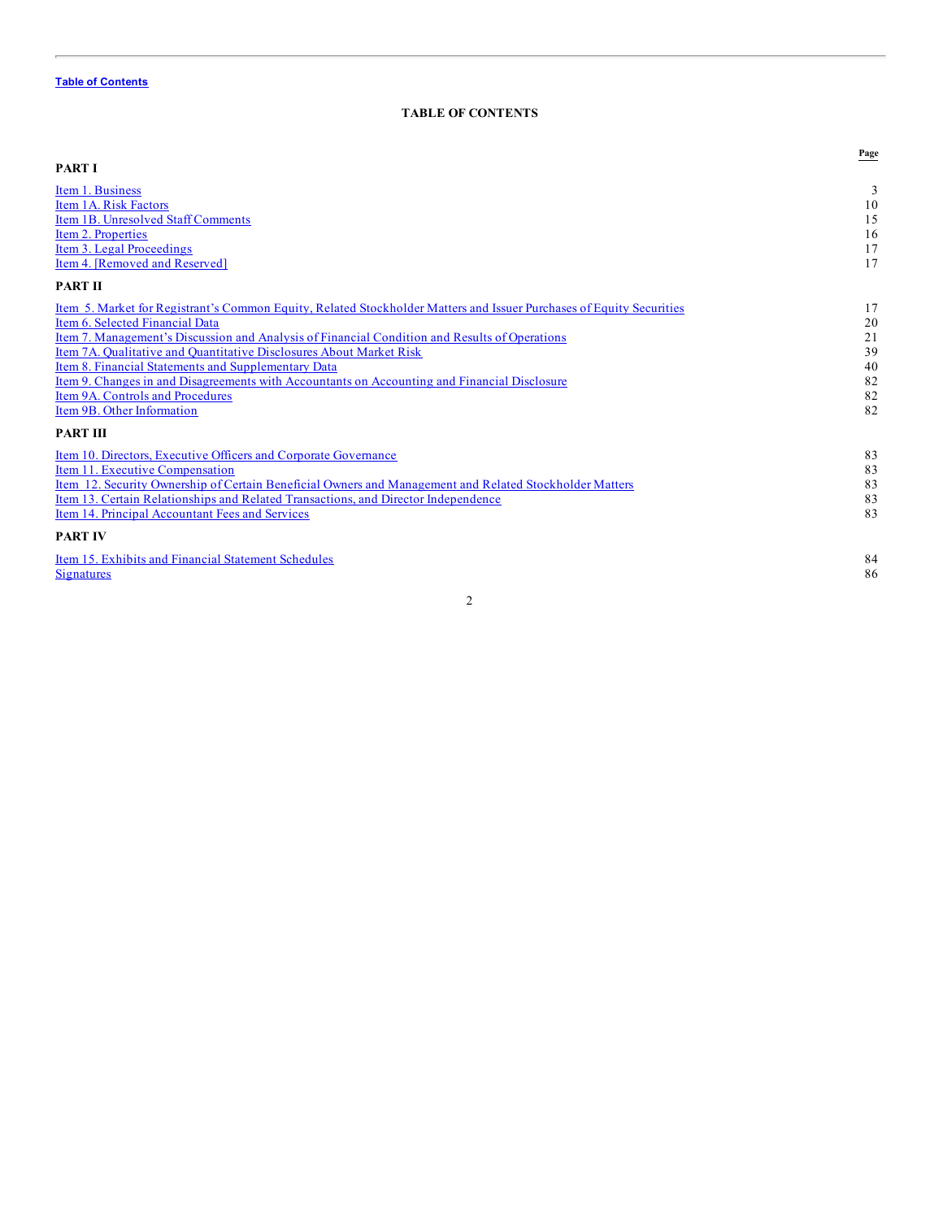Table of Contents

# TABLE OF CONTENTS

| | Page |
|---|---|
| **PART I** | |
| Item 1. Business | 3 |
| Item 1A. Risk Factors | 10 |
| Item 1B. Unresolved Staff Comments | 15 |
| Item 2. Properties | 16 |
| Item 3. Legal Proceedings | 17 |
| Item 4. [Removed and Reserved] | 17 |
| **PART II** | |
| Item 5. Market for Registrant's Common Equity, Related Stockholder Matters and Issuer Purchases of Equity Securities | 17 |
| Item 6. Selected Financial Data | 20 |
| Item 7. Management's Discussion and Analysis of Financial Condition and Results of Operations | 21 |
| Item 7A. Qualitative and Quantitative Disclosures About Market Risk | 39 |
| Item 8. Financial Statements and Supplementary Data | 40 |
| Item 9. Changes in and Disagreements with Accountants on Accounting and Financial Disclosure | 82 |
| Item 9A. Controls and Procedures | 82 |
| Item 9B. Other Information | 82 |
| **PART III** | |
| Item 10. Directors, Executive Officers and Corporate Governance | 83 |
| Item 11. Executive Compensation | 83 |
| Item 12. Security Ownership of Certain Beneficial Owners and Management and Related Stockholder Matters | 83 |
| Item 13. Certain Relationships and Related Transactions, and Director Independence | 83 |
| Item 14. Principal Accountant Fees and Services | 83 |
| **PART IV** | |
| Item 15. Exhibits and Financial Statement Schedules | 84 |
| Signatures | 86 |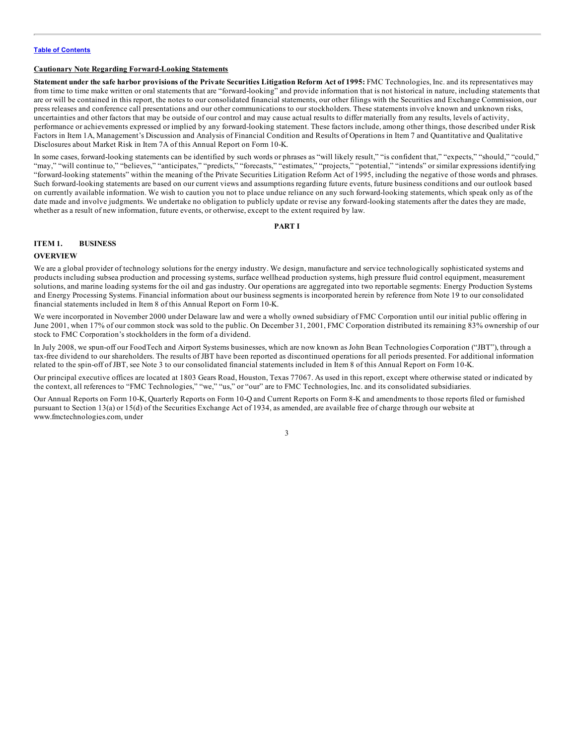[Table of Contents](#)

**Cautionary Note Regarding Forward-Looking Statements**

**Statement under the safe harbor provisions of the Private Securities Litigation Reform Act of 1995:** FMC Technologies, Inc. and its representatives may from time to time make written or oral statements that are "forward-looking" and provide information that is not historical in nature, including statements that are or will be contained in this report, the notes to our consolidated financial statements, our other filings with the Securities and Exchange Commission, our press releases and conference call presentations and our other communications to our stockholders. These statements involve known and unknown risks, uncertainties and other factors that may be outside of our control and may cause actual results to differ materially from any results, levels of activity, performance or achievements expressed or implied by any forward-looking statement. These factors include, among other things, those described under Risk Factors in Item 1A, Management's Discussion and Analysis of Financial Condition and Results of Operations in Item 7 and Quantitative and Qualitative Disclosures about Market Risk in Item 7A of this Annual Report on Form 10-K.

In some cases, forward-looking statements can be identified by such words or phrases as "will likely result," "is confident that," "expects," "should," "could," "may," "will continue to," "believes," "anticipates," "predicts," "forecasts," "estimates," "projects," "potential," "intends" or similar expressions identifying "forward-looking statements" within the meaning of the Private Securities Litigation Reform Act of 1995, including the negative of those words and phrases. Such forward-looking statements are based on our current views and assumptions regarding future events, future business conditions and our outlook based on currently available information. We wish to caution you not to place undue reliance on any such forward-looking statements, which speak only as of the date made and involve judgments. We undertake no obligation to publicly update or revise any forward-looking statements after the dates they are made, whether as a result of new information, future events, or otherwise, except to the extent required by law.

# PART I

## ITEM 1. BUSINESS

### OVERVIEW

We are a global provider of technology solutions for the energy industry. We design, manufacture and service technologically sophisticated systems and products including subsea production and processing systems, surface wellhead production systems, high pressure fluid control equipment, measurement solutions, and marine loading systems for the oil and gas industry. Our operations are aggregated into two reportable segments: Energy Production Systems and Energy Processing Systems. Financial information about our business segments is incorporated herein by reference from Note 19 to our consolidated financial statements included in Item 8 of this Annual Report on Form 10-K.

We were incorporated in November 2000 under Delaware law and were a wholly owned subsidiary of FMC Corporation until our initial public offering in June 2001, when 17% of our common stock was sold to the public. On December 31, 2001, FMC Corporation distributed its remaining 83% ownership of our stock to FMC Corporation's stockholders in the form of a dividend.

In July 2008, we spun-off our FoodTech and Airport Systems businesses, which are now known as John Bean Technologies Corporation ("JBT"), through a tax-free dividend to our shareholders. The results of JBT have been reported as discontinued operations for all periods presented. For additional information related to the spin-off of JBT, see Note 3 to our consolidated financial statements included in Item 8 of this Annual Report on Form 10-K.

Our principal executive offices are located at 1803 Gears Road, Houston, Texas 77067. As used in this report, except where otherwise stated or indicated by the context, all references to "FMC Technologies," "we," "us," or "our" are to FMC Technologies, Inc. and its consolidated subsidiaries.

Our Annual Reports on Form 10-K, Quarterly Reports on Form 10-Q and Current Reports on Form 8-K and amendments to those reports filed or furnished pursuant to Section 13(a) or 15(d) of the Securities Exchange Act of 1934, as amended, are available free of charge through our website at www.fmctechnologies.com, under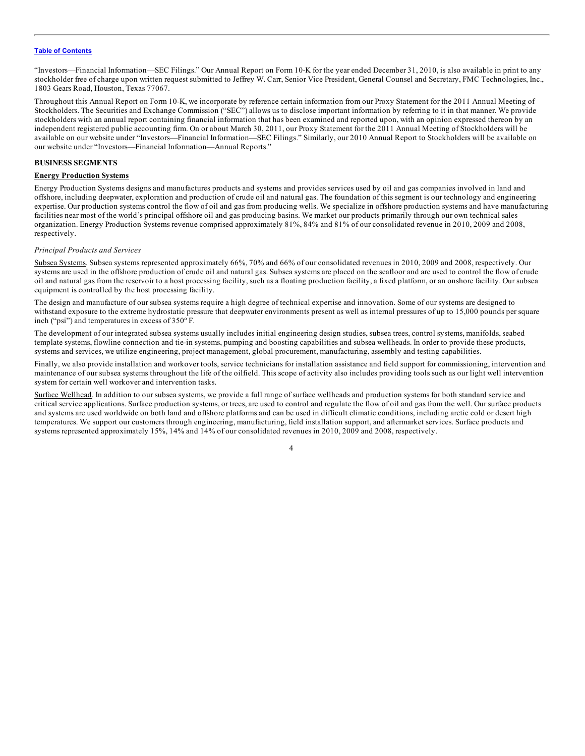"Investors—Financial Information—SEC Filings." Our Annual Report on Form 10-K for the year ended December 31, 2010, is also available in print to any stockholder free of charge upon written request submitted to Jeffrey W. Carr, Senior Vice President, General Counsel and Secretary, FMC Technologies, Inc., 1803 Gears Road, Houston, Texas 77067.

Throughout this Annual Report on Form 10-K, we incorporate by reference certain information from our Proxy Statement for the 2011 Annual Meeting of Stockholders. The Securities and Exchange Commission ("SEC") allows us to disclose important information by referring to it in that manner. We provide stockholders with an annual report containing financial information that has been examined and reported upon, with an opinion expressed thereon by an independent registered public accounting firm. On or about March 30, 2011, our Proxy Statement for the 2011 Annual Meeting of Stockholders will be available on our website under "Investors—Financial Information—SEC Filings." Similarly, our 2010 Annual Report to Stockholders will be available on our website under "Investors—Financial Information—Annual Reports."

**BUSINESS SEGMENTS**

**Energy Production Systems**

Energy Production Systems designs and manufactures products and systems and provides services used by oil and gas companies involved in land and offshore, including deepwater, exploration and production of crude oil and natural gas. The foundation of this segment is our technology and engineering expertise. Our production systems control the flow of oil and gas from producing wells. We specialize in offshore production systems and have manufacturing facilities near most of the world's principal offshore oil and gas producing basins. We market our products primarily through our own technical sales organization. Energy Production Systems revenue comprised approximately 81%, 84% and 81% of our consolidated revenue in 2010, 2009 and 2008, respectively.

*Principal Products and Services*

Subsea Systems. Subsea systems represented approximately 66%, 70% and 66% of our consolidated revenues in 2010, 2009 and 2008, respectively. Our systems are used in the offshore production of crude oil and natural gas. Subsea systems are placed on the seafloor and are used to control the flow of crude oil and natural gas from the reservoir to a host processing facility, such as a floating production facility, a fixed platform, or an onshore facility. Our subsea equipment is controlled by the host processing facility.

The design and manufacture of our subsea systems require a high degree of technical expertise and innovation. Some of our systems are designed to withstand exposure to the extreme hydrostatic pressure that deepwater environments present as well as internal pressures of up to 15,000 pounds per square inch ("psi") and temperatures in excess of 350º F.

The development of our integrated subsea systems usually includes initial engineering design studies, subsea trees, control systems, manifolds, seabed template systems, flowline connection and tie-in systems, pumping and boosting capabilities and subsea wellheads. In order to provide these products, systems and services, we utilize engineering, project management, global procurement, manufacturing, assembly and testing capabilities.

Finally, we also provide installation and workover tools, service technicians for installation assistance and field support for commissioning, intervention and maintenance of our subsea systems throughout the life of the oilfield. This scope of activity also includes providing tools such as our light well intervention system for certain well workover and intervention tasks.

Surface Wellhead. In addition to our subsea systems, we provide a full range of surface wellheads and production systems for both standard service and critical service applications. Surface production systems, or trees, are used to control and regulate the flow of oil and gas from the well. Our surface products and systems are used worldwide on both land and offshore platforms and can be used in difficult climatic conditions, including arctic cold or desert high temperatures. We support our customers through engineering, manufacturing, field installation support, and aftermarket services. Surface products and systems represented approximately 15%, 14% and 14% of our consolidated revenues in 2010, 2009 and 2008, respectively.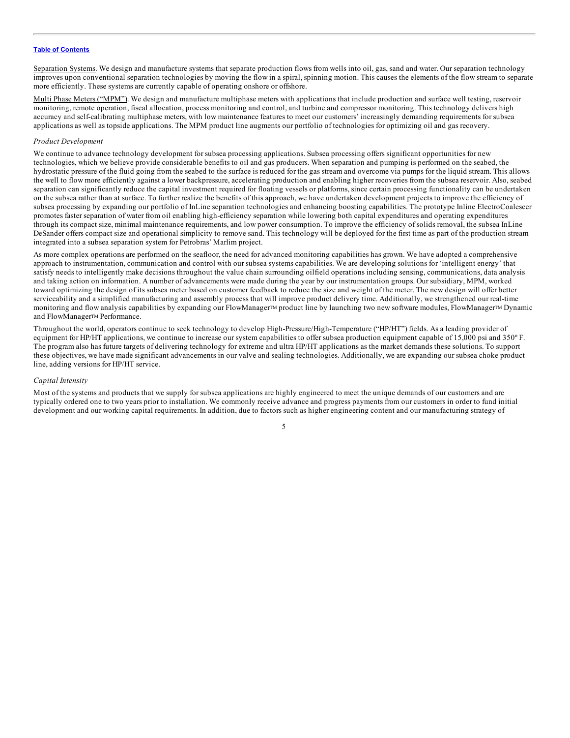Separation Systems. We design and manufacture systems that separate production flows from wells into oil, gas, sand and water. Our separation technology improves upon conventional separation technologies by moving the flow in a spiral, spinning motion. This causes the elements of the flow stream to separate more efficiently. These systems are currently capable of operating onshore or offshore.

Multi Phase Meters ("MPM"). We design and manufacture multiphase meters with applications that include production and surface well testing, reservoir monitoring, remote operation, fiscal allocation, process monitoring and control, and turbine and compressor monitoring. This technology delivers high accuracy and self-calibrating multiphase meters, with low maintenance features to meet our customers' increasingly demanding requirements for subsea applications as well as topside applications. The MPM product line augments our portfolio of technologies for optimizing oil and gas recovery.

*Product Development*

We continue to advance technology development for subsea processing applications. Subsea processing offers significant opportunities for new technologies, which we believe provide considerable benefits to oil and gas producers. When separation and pumping is performed on the seabed, the hydrostatic pressure of the fluid going from the seabed to the surface is reduced for the gas stream and overcome via pumps for the liquid stream. This allows the well to flow more efficiently against a lower backpressure, accelerating production and enabling higher recoveries from the subsea reservoir. Also, seabed separation can significantly reduce the capital investment required for floating vessels or platforms, since certain processing functionality can be undertaken on the subsea rather than at surface. To further realize the benefits of this approach, we have undertaken development projects to improve the efficiency of subsea processing by expanding our portfolio of InLine separation technologies and enhancing boosting capabilities. The prototype Inline ElectroCoalescer promotes faster separation of water from oil enabling high-efficiency separation while lowering both capital expenditures and operating expenditures through its compact size, minimal maintenance requirements, and low power consumption. To improve the efficiency of solids removal, the subsea InLine DeSander offers compact size and operational simplicity to remove sand. This technology will be deployed for the first time as part of the production stream integrated into a subsea separation system for Petrobras' Marlim project.

As more complex operations are performed on the seafloor, the need for advanced monitoring capabilities has grown. We have adopted a comprehensive approach to instrumentation, communication and control with our subsea systems capabilities. We are developing solutions for 'intelligent energy' that satisfy needs to intelligently make decisions throughout the value chain surrounding oilfield operations including sensing, communications, data analysis and taking action on information. A number of advancements were made during the year by our instrumentation groups. Our subsidiary, MPM, worked toward optimizing the design of its subsea meter based on customer feedback to reduce the size and weight of the meter. The new design will offer better serviceability and a simplified manufacturing and assembly process that will improve product delivery time. Additionally, we strengthened our real-time monitoring and flow analysis capabilities by expanding our FlowManager™ product line by launching two new software modules, FlowManager™ Dynamic and FlowManager™ Performance.

Throughout the world, operators continue to seek technology to develop High-Pressure/High-Temperature ("HP/HT") fields. As a leading provider of equipment for HP/HT applications, we continue to increase our system capabilities to offer subsea production equipment capable of 15,000 psi and 350º F. The program also has future targets of delivering technology for extreme and ultra HP/HT applications as the market demands these solutions. To support these objectives, we have made significant advancements in our valve and sealing technologies. Additionally, we are expanding our subsea choke product line, adding versions for HP/HT service.

*Capital Intensity*

Most of the systems and products that we supply for subsea applications are highly engineered to meet the unique demands of our customers and are typically ordered one to two years prior to installation. We commonly receive advance and progress payments from our customers in order to fund initial development and our working capital requirements. In addition, due to factors such as higher engineering content and our manufacturing strategy of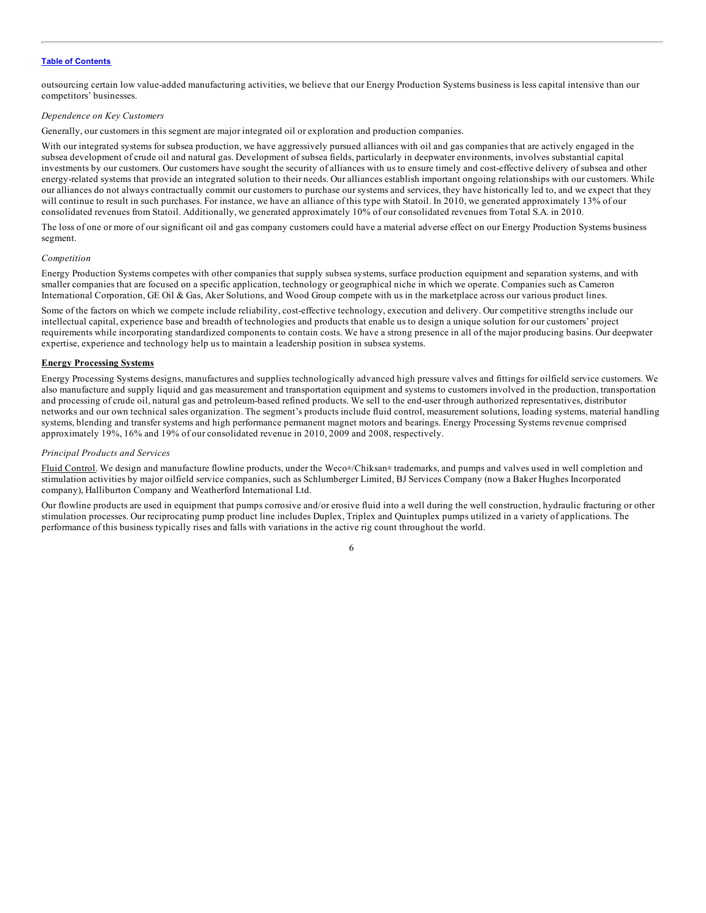outsourcing certain low value-added manufacturing activities, we believe that our Energy Production Systems business is less capital intensive than our competitors' businesses.

*Dependence on Key Customers*

Generally, our customers in this segment are major integrated oil or exploration and production companies.

With our integrated systems for subsea production, we have aggressively pursued alliances with oil and gas companies that are actively engaged in the subsea development of crude oil and natural gas. Development of subsea fields, particularly in deepwater environments, involves substantial capital investments by our customers. Our customers have sought the security of alliances with us to ensure timely and cost-effective delivery of subsea and other energy-related systems that provide an integrated solution to their needs. Our alliances establish important ongoing relationships with our customers. While our alliances do not always contractually commit our customers to purchase our systems and services, they have historically led to, and we expect that they will continue to result in such purchases. For instance, we have an alliance of this type with Statoil. In 2010, we generated approximately 13% of our consolidated revenues from Statoil. Additionally, we generated approximately 10% of our consolidated revenues from Total S.A. in 2010.

The loss of one or more of our significant oil and gas company customers could have a material adverse effect on our Energy Production Systems business segment.

*Competition*

Energy Production Systems competes with other companies that supply subsea systems, surface production equipment and separation systems, and with smaller companies that are focused on a specific application, technology or geographical niche in which we operate. Companies such as Cameron International Corporation, GE Oil & Gas, Aker Solutions, and Wood Group compete with us in the marketplace across our various product lines.

Some of the factors on which we compete include reliability, cost-effective technology, execution and delivery. Our competitive strengths include our intellectual capital, experience base and breadth of technologies and products that enable us to design a unique solution for our customers' project requirements while incorporating standardized components to contain costs. We have a strong presence in all of the major producing basins. Our deepwater expertise, experience and technology help us to maintain a leadership position in subsea systems.

**Energy Processing Systems**

Energy Processing Systems designs, manufactures and supplies technologically advanced high pressure valves and fittings for oilfield service customers. We also manufacture and supply liquid and gas measurement and transportation equipment and systems to customers involved in the production, transportation and processing of crude oil, natural gas and petroleum-based refined products. We sell to the end-user through authorized representatives, distributor networks and our own technical sales organization. The segment's products include fluid control, measurement solutions, loading systems, material handling systems, blending and transfer systems and high performance permanent magnet motors and bearings. Energy Processing Systems revenue comprised approximately 19%, 16% and 19% of our consolidated revenue in 2010, 2009 and 2008, respectively.

*Principal Products and Services*

Fluid Control. We design and manufacture flowline products, under the Weco®/Chiksan® trademarks, and pumps and valves used in well completion and stimulation activities by major oilfield service companies, such as Schlumberger Limited, BJ Services Company (now a Baker Hughes Incorporated company), Halliburton Company and Weatherford International Ltd.

Our flowline products are used in equipment that pumps corrosive and/or erosive fluid into a well during the well construction, hydraulic fracturing or other stimulation processes. Our reciprocating pump product line includes Duplex, Triplex and Quintuplex pumps utilized in a variety of applications. The performance of this business typically rises and falls with variations in the active rig count throughout the world.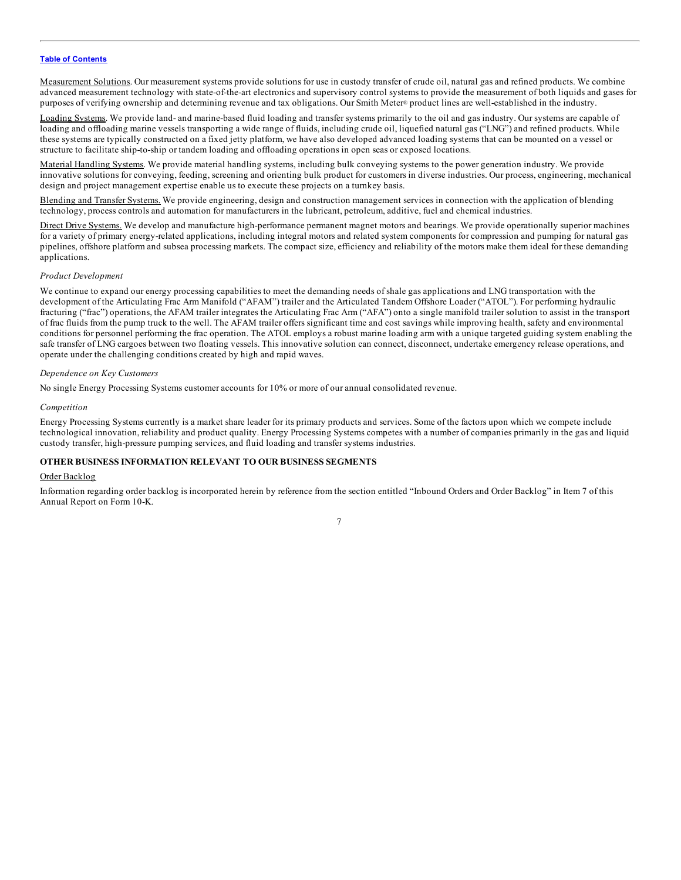Measurement Solutions. Our measurement systems provide solutions for use in custody transfer of crude oil, natural gas and refined products. We combine advanced measurement technology with state-of-the-art electronics and supervisory control systems to provide the measurement of both liquids and gases for purposes of verifying ownership and determining revenue and tax obligations. Our Smith Meter® product lines are well-established in the industry.

Loading Systems. We provide land- and marine-based fluid loading and transfer systems primarily to the oil and gas industry. Our systems are capable of loading and offloading marine vessels transporting a wide range of fluids, including crude oil, liquefied natural gas ("LNG") and refined products. While these systems are typically constructed on a fixed jetty platform, we have also developed advanced loading systems that can be mounted on a vessel or structure to facilitate ship-to-ship or tandem loading and offloading operations in open seas or exposed locations.

Material Handling Systems. We provide material handling systems, including bulk conveying systems to the power generation industry. We provide innovative solutions for conveying, feeding, screening and orienting bulk product for customers in diverse industries. Our process, engineering, mechanical design and project management expertise enable us to execute these projects on a turnkey basis.

Blending and Transfer Systems. We provide engineering, design and construction management services in connection with the application of blending technology, process controls and automation for manufacturers in the lubricant, petroleum, additive, fuel and chemical industries.

Direct Drive Systems. We develop and manufacture high-performance permanent magnet motors and bearings. We provide operationally superior machines for a variety of primary energy-related applications, including integral motors and related system components for compression and pumping for natural gas pipelines, offshore platform and subsea processing markets. The compact size, efficiency and reliability of the motors make them ideal for these demanding applications.

*Product Development*

We continue to expand our energy processing capabilities to meet the demanding needs of shale gas applications and LNG transportation with the development of the Articulating Frac Arm Manifold ("AFAM") trailer and the Articulated Tandem Offshore Loader ("ATOL"). For performing hydraulic fracturing ("frac") operations, the AFAM trailer integrates the Articulating Frac Arm ("AFA") onto a single manifold trailer solution to assist in the transport of frac fluids from the pump truck to the well. The AFAM trailer offers significant time and cost savings while improving health, safety and environmental conditions for personnel performing the frac operation. The ATOL employs a robust marine loading arm with a unique targeted guiding system enabling the safe transfer of LNG cargoes between two floating vessels. This innovative solution can connect, disconnect, undertake emergency release operations, and operate under the challenging conditions created by high and rapid waves.

*Dependence on Key Customers*

No single Energy Processing Systems customer accounts for 10% or more of our annual consolidated revenue.

*Competition*

Energy Processing Systems currently is a market share leader for its primary products and services. Some of the factors upon which we compete include technological innovation, reliability and product quality. Energy Processing Systems competes with a number of companies primarily in the gas and liquid custody transfer, high-pressure pumping services, and fluid loading and transfer systems industries.

## OTHER BUSINESS INFORMATION RELEVANT TO OUR BUSINESS SEGMENTS

Order Backlog

Information regarding order backlog is incorporated herein by reference from the section entitled "Inbound Orders and Order Backlog" in Item 7 of this Annual Report on Form 10-K.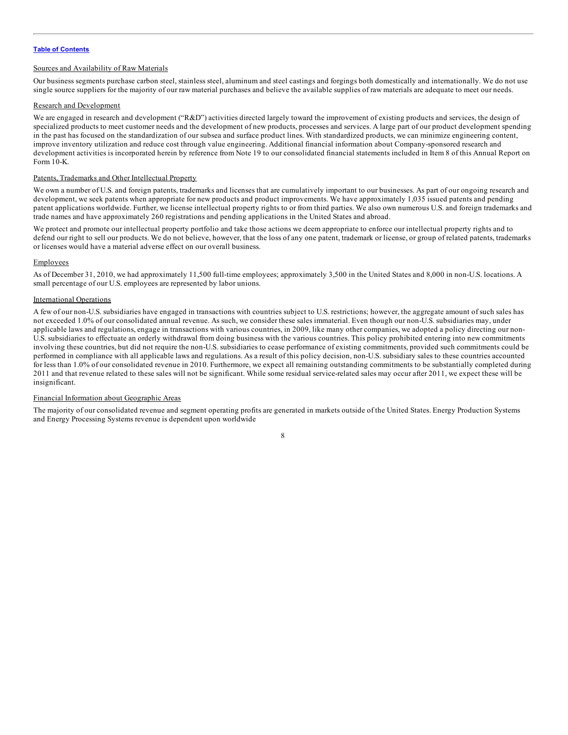### Sources and Availability of Raw Materials

Our business segments purchase carbon steel, stainless steel, aluminum and steel castings and forgings both domestically and internationally. We do not use single source suppliers for the majority of our raw material purchases and believe the available supplies of raw materials are adequate to meet our needs.

### Research and Development

We are engaged in research and development ("R&D") activities directed largely toward the improvement of existing products and services, the design of specialized products to meet customer needs and the development of new products, processes and services. A large part of our product development spending in the past has focused on the standardization of our subsea and surface product lines. With standardized products, we can minimize engineering content, improve inventory utilization and reduce cost through value engineering. Additional financial information about Company-sponsored research and development activities is incorporated herein by reference from Note 19 to our consolidated financial statements included in Item 8 of this Annual Report on Form 10-K.

### Patents, Trademarks and Other Intellectual Property

We own a number of U.S. and foreign patents, trademarks and licenses that are cumulatively important to our businesses. As part of our ongoing research and development, we seek patents when appropriate for new products and product improvements. We have approximately 1,035 issued patents and pending patent applications worldwide. Further, we license intellectual property rights to or from third parties. We also own numerous U.S. and foreign trademarks and trade names and have approximately 260 registrations and pending applications in the United States and abroad.

We protect and promote our intellectual property portfolio and take those actions we deem appropriate to enforce our intellectual property rights and to defend our right to sell our products. We do not believe, however, that the loss of any one patent, trademark or license, or group of related patents, trademarks or licenses would have a material adverse effect on our overall business.

### Employees

As of December 31, 2010, we had approximately 11,500 full-time employees; approximately 3,500 in the United States and 8,000 in non-U.S. locations. A small percentage of our U.S. employees are represented by labor unions.

### International Operations

A few of our non-U.S. subsidiaries have engaged in transactions with countries subject to U.S. restrictions; however, the aggregate amount of such sales has not exceeded 1.0% of our consolidated annual revenue. As such, we consider these sales immaterial. Even though our non-U.S. subsidiaries may, under applicable laws and regulations, engage in transactions with various countries, in 2009, like many other companies, we adopted a policy directing our non-U.S. subsidiaries to effectuate an orderly withdrawal from doing business with the various countries. This policy prohibited entering into new commitments involving these countries, but did not require the non-U.S. subsidiaries to cease performance of existing commitments, provided such commitments could be performed in compliance with all applicable laws and regulations. As a result of this policy decision, non-U.S. subsidiary sales to these countries accounted for less than 1.0% of our consolidated revenue in 2010. Furthermore, we expect all remaining outstanding commitments to be substantially completed during 2011 and that revenue related to these sales will not be significant. While some residual service-related sales may occur after 2011, we expect these will be insignificant.

### Financial Information about Geographic Areas

The majority of our consolidated revenue and segment operating profits are generated in markets outside of the United States. Energy Production Systems and Energy Processing Systems revenue is dependent upon worldwide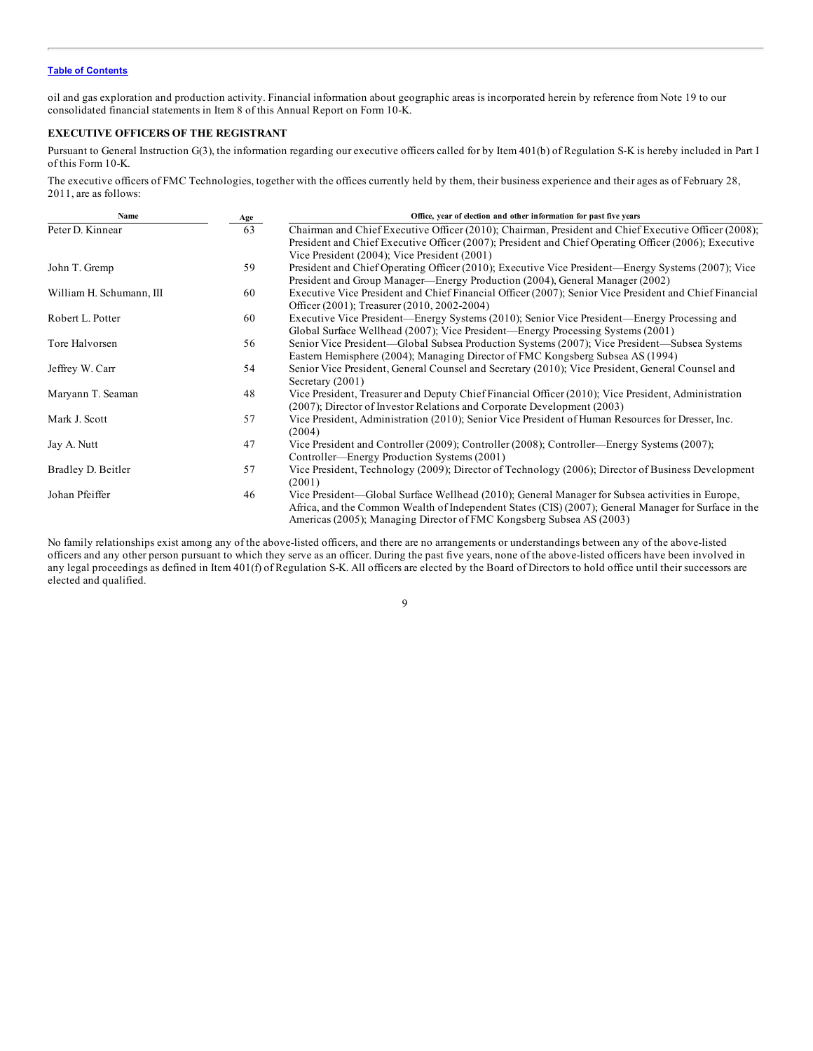oil and gas exploration and production activity. Financial information about geographic areas is incorporated herein by reference from Note 19 to our consolidated financial statements in Item 8 of this Annual Report on Form 10-K.

**EXECUTIVE OFFICERS OF THE REGISTRANT**

Pursuant to General Instruction G(3), the information regarding our executive officers called for by Item 401(b) of Regulation S-K is hereby included in Part I of this Form 10-K.

The executive officers of FMC Technologies, together with the offices currently held by them, their business experience and their ages as of February 28, 2011, are as follows:

| Name | Age | Office, year of election and other information for past five years |
|---|---|---|
| Peter D. Kinnear | 63 | Chairman and Chief Executive Officer (2010); Chairman, President and Chief Executive Officer (2008); President and Chief Executive Officer (2007); President and Chief Operating Officer (2006); Executive Vice President (2004); Vice President (2001) |
| John T. Gremp | 59 | President and Chief Operating Officer (2010); Executive Vice President—Energy Systems (2007); Vice President and Group Manager—Energy Production (2004), General Manager (2002) |
| William H. Schumann, III | 60 | Executive Vice President and Chief Financial Officer (2007); Senior Vice President and Chief Financial Officer (2001); Treasurer (2010, 2002-2004) |
| Robert L. Potter | 60 | Executive Vice President—Energy Systems (2010); Senior Vice President—Energy Processing and Global Surface Wellhead (2007); Vice President—Energy Processing Systems (2001) |
| Tore Halvorsen | 56 | Senior Vice President—Global Subsea Production Systems (2007); Vice President—Subsea Systems Eastern Hemisphere (2004); Managing Director of FMC Kongsberg Subsea AS (1994) |
| Jeffrey W. Carr | 54 | Senior Vice President, General Counsel and Secretary (2010); Vice President, General Counsel and Secretary (2001) |
| Maryann T. Seaman | 48 | Vice President, Treasurer and Deputy Chief Financial Officer (2010); Vice President, Administration (2007); Director of Investor Relations and Corporate Development (2003) |
| Mark J. Scott | 57 | Vice President, Administration (2010); Senior Vice President of Human Resources for Dresser, Inc. (2004) |
| Jay A. Nutt | 47 | Vice President and Controller (2009); Controller (2008); Controller—Energy Systems (2007); Controller—Energy Production Systems (2001) |
| Bradley D. Beitler | 57 | Vice President, Technology (2009); Director of Technology (2006); Director of Business Development (2001) |
| Johan Pfeiffer | 46 | Vice President—Global Surface Wellhead (2010); General Manager for Subsea activities in Europe, Africa, and the Common Wealth of Independent States (CIS) (2007); General Manager for Surface in the Americas (2005); Managing Director of FMC Kongsberg Subsea AS (2003) |

No family relationships exist among any of the above-listed officers, and there are no arrangements or understandings between any of the above-listed officers and any other person pursuant to which they serve as an officer. During the past five years, none of the above-listed officers have been involved in any legal proceedings as defined in Item 401(f) of Regulation S-K. All officers are elected by the Board of Directors to hold office until their successors are elected and qualified.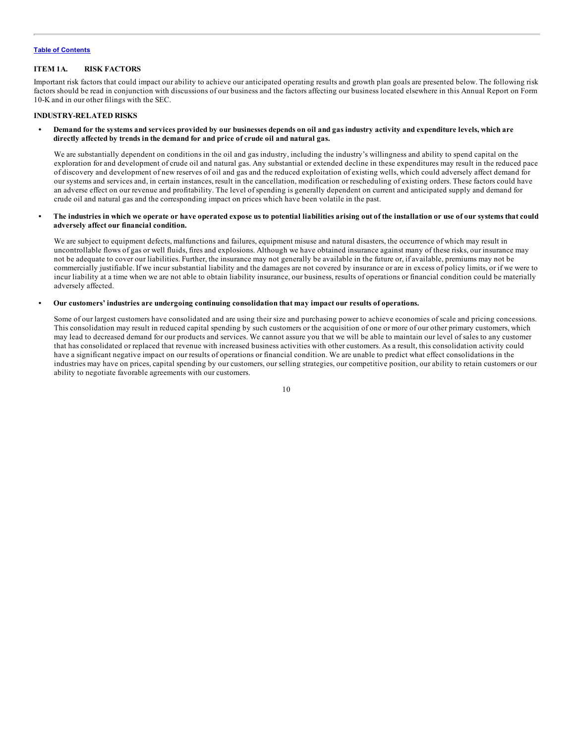## ITEM 1A. RISK FACTORS

Important risk factors that could impact our ability to achieve our anticipated operating results and growth plan goals are presented below. The following risk factors should be read in conjunction with discussions of our business and the factors affecting our business located elsewhere in this Annual Report on Form 10-K and in our other filings with the SEC.

### INDUSTRY-RELATED RISKS

- **Demand for the systems and services provided by our businesses depends on oil and gas industry activity and expenditure levels, which are directly affected by trends in the demand for and price of crude oil and natural gas.**

  We are substantially dependent on conditions in the oil and gas industry, including the industry's willingness and ability to spend capital on the exploration for and development of crude oil and natural gas. Any substantial or extended decline in these expenditures may result in the reduced pace of discovery and development of new reserves of oil and gas and the reduced exploitation of existing wells, which could adversely affect demand for our systems and services and, in certain instances, result in the cancellation, modification or rescheduling of existing orders. These factors could have an adverse effect on our revenue and profitability. The level of spending is generally dependent on current and anticipated supply and demand for crude oil and natural gas and the corresponding impact on prices which have been volatile in the past.

- **The industries in which we operate or have operated expose us to potential liabilities arising out of the installation or use of our systems that could adversely affect our financial condition.**

  We are subject to equipment defects, malfunctions and failures, equipment misuse and natural disasters, the occurrence of which may result in uncontrollable flows of gas or well fluids, fires and explosions. Although we have obtained insurance against many of these risks, our insurance may not be adequate to cover our liabilities. Further, the insurance may not generally be available in the future or, if available, premiums may not be commercially justifiable. If we incur substantial liability and the damages are not covered by insurance or are in excess of policy limits, or if we were to incur liability at a time when we are not able to obtain liability insurance, our business, results of operations or financial condition could be materially adversely affected.

- **Our customers' industries are undergoing continuing consolidation that may impact our results of operations.**

  Some of our largest customers have consolidated and are using their size and purchasing power to achieve economies of scale and pricing concessions. This consolidation may result in reduced capital spending by such customers or the acquisition of one or more of our other primary customers, which may lead to decreased demand for our products and services. We cannot assure you that we will be able to maintain our level of sales to any customer that has consolidated or replaced that revenue with increased business activities with other customers. As a result, this consolidation activity could have a significant negative impact on our results of operations or financial condition. We are unable to predict what effect consolidations in the industries may have on prices, capital spending by our customers, our selling strategies, our competitive position, our ability to retain customers or our ability to negotiate favorable agreements with our customers.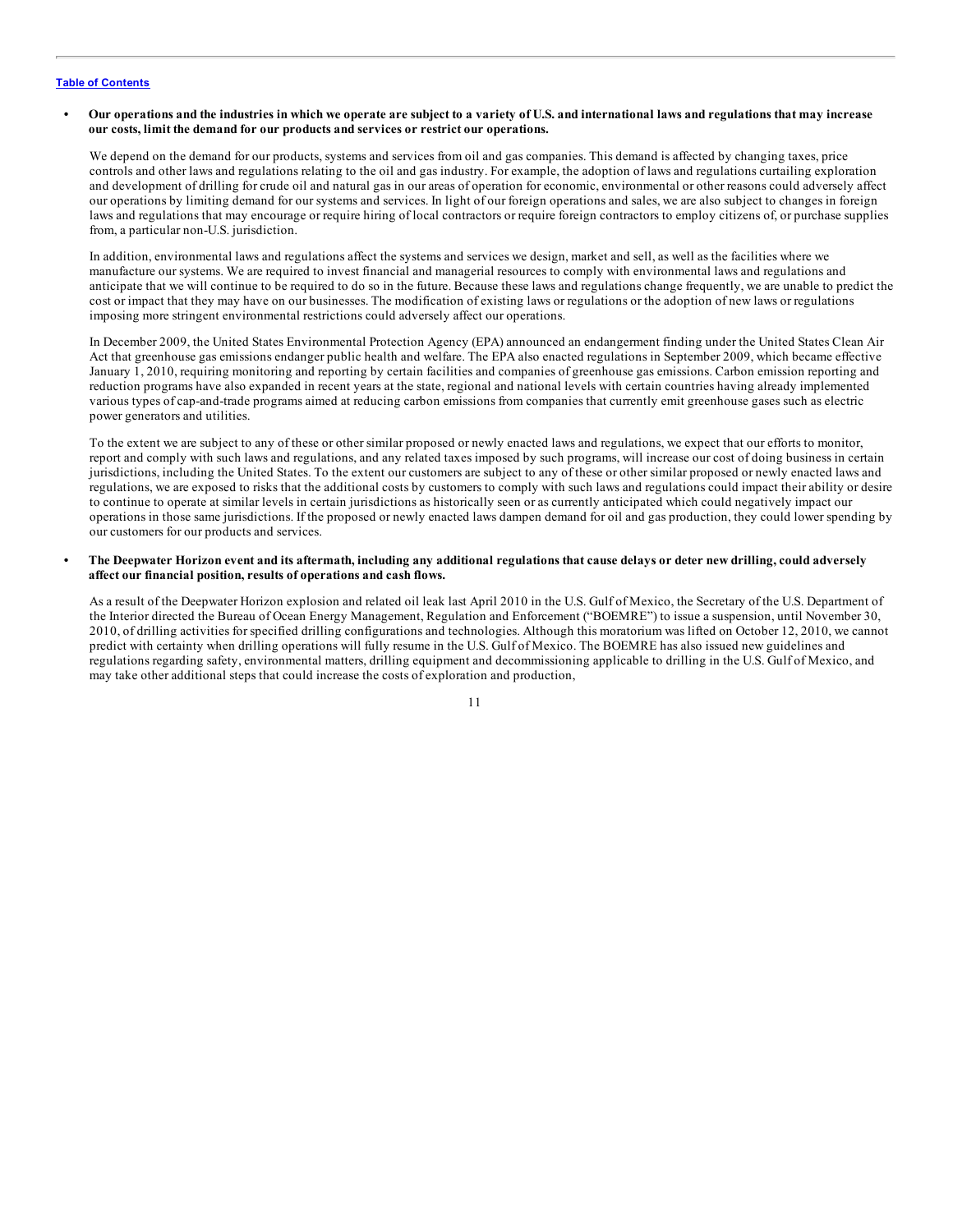- **Our operations and the industries in which we operate are subject to a variety of U.S. and international laws and regulations that may increase our costs, limit the demand for our products and services or restrict our operations.**

  We depend on the demand for our products, systems and services from oil and gas companies. This demand is affected by changing taxes, price controls and other laws and regulations relating to the oil and gas industry. For example, the adoption of laws and regulations curtailing exploration and development of drilling for crude oil and natural gas in our areas of operation for economic, environmental or other reasons could adversely affect our operations by limiting demand for our systems and services. In light of our foreign operations and sales, we are also subject to changes in foreign laws and regulations that may encourage or require hiring of local contractors or require foreign contractors to employ citizens of, or purchase supplies from, a particular non-U.S. jurisdiction.

  In addition, environmental laws and regulations affect the systems and services we design, market and sell, as well as the facilities where we manufacture our systems. We are required to invest financial and managerial resources to comply with environmental laws and regulations and anticipate that we will continue to be required to do so in the future. Because these laws and regulations change frequently, we are unable to predict the cost or impact that they may have on our businesses. The modification of existing laws or regulations or the adoption of new laws or regulations imposing more stringent environmental restrictions could adversely affect our operations.

  In December 2009, the United States Environmental Protection Agency (EPA) announced an endangerment finding under the United States Clean Air Act that greenhouse gas emissions endanger public health and welfare. The EPA also enacted regulations in September 2009, which became effective January 1, 2010, requiring monitoring and reporting by certain facilities and companies of greenhouse gas emissions. Carbon emission reporting and reduction programs have also expanded in recent years at the state, regional and national levels with certain countries having already implemented various types of cap-and-trade programs aimed at reducing carbon emissions from companies that currently emit greenhouse gases such as electric power generators and utilities.

  To the extent we are subject to any of these or other similar proposed or newly enacted laws and regulations, we expect that our efforts to monitor, report and comply with such laws and regulations, and any related taxes imposed by such programs, will increase our cost of doing business in certain jurisdictions, including the United States. To the extent our customers are subject to any of these or other similar proposed or newly enacted laws and regulations, we are exposed to risks that the additional costs by customers to comply with such laws and regulations could impact their ability or desire to continue to operate at similar levels in certain jurisdictions as historically seen or as currently anticipated which could negatively impact our operations in those same jurisdictions. If the proposed or newly enacted laws dampen demand for oil and gas production, they could lower spending by our customers for our products and services.

- **The Deepwater Horizon event and its aftermath, including any additional regulations that cause delays or deter new drilling, could adversely affect our financial position, results of operations and cash flows.**

  As a result of the Deepwater Horizon explosion and related oil leak last April 2010 in the U.S. Gulf of Mexico, the Secretary of the U.S. Department of the Interior directed the Bureau of Ocean Energy Management, Regulation and Enforcement ("BOEMRE") to issue a suspension, until November 30, 2010, of drilling activities for specified drilling configurations and technologies. Although this moratorium was lifted on October 12, 2010, we cannot predict with certainty when drilling operations will fully resume in the U.S. Gulf of Mexico. The BOEMRE has also issued new guidelines and regulations regarding safety, environmental matters, drilling equipment and decommissioning applicable to drilling in the U.S. Gulf of Mexico, and may take other additional steps that could increase the costs of exploration and production,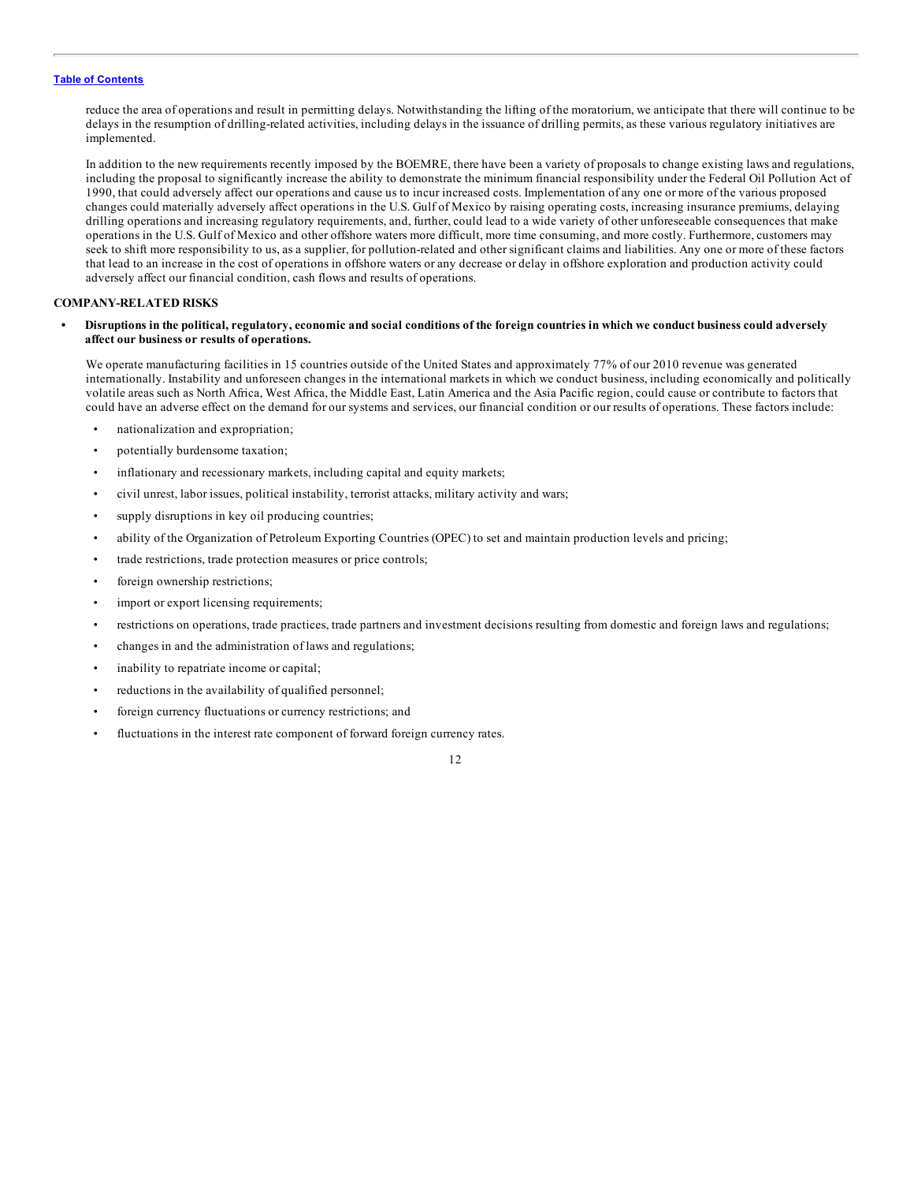reduce the area of operations and result in permitting delays. Notwithstanding the lifting of the moratorium, we anticipate that there will continue to be delays in the resumption of drilling-related activities, including delays in the issuance of drilling permits, as these various regulatory initiatives are implemented.

In addition to the new requirements recently imposed by the BOEMRE, there have been a variety of proposals to change existing laws and regulations, including the proposal to significantly increase the ability to demonstrate the minimum financial responsibility under the Federal Oil Pollution Act of 1990, that could adversely affect our operations and cause us to incur increased costs. Implementation of any one or more of the various proposed changes could materially adversely affect operations in the U.S. Gulf of Mexico by raising operating costs, increasing insurance premiums, delaying drilling operations and increasing regulatory requirements, and, further, could lead to a wide variety of other unforeseeable consequences that make operations in the U.S. Gulf of Mexico and other offshore waters more difficult, more time consuming, and more costly. Furthermore, customers may seek to shift more responsibility to us, as a supplier, for pollution-related and other significant claims and liabilities. Any one or more of these factors that lead to an increase in the cost of operations in offshore waters or any decrease or delay in offshore exploration and production activity could adversely affect our financial condition, cash flows and results of operations.

**COMPANY-RELATED RISKS**

- **Disruptions in the political, regulatory, economic and social conditions of the foreign countries in which we conduct business could adversely affect our business or results of operations.**

  We operate manufacturing facilities in 15 countries outside of the United States and approximately 77% of our 2010 revenue was generated internationally. Instability and unforeseen changes in the international markets in which we conduct business, including economically and politically volatile areas such as North Africa, West Africa, the Middle East, Latin America and the Asia Pacific region, could cause or contribute to factors that could have an adverse effect on the demand for our systems and services, our financial condition or our results of operations. These factors include:

  - nationalization and expropriation;
  - potentially burdensome taxation;
  - inflationary and recessionary markets, including capital and equity markets;
  - civil unrest, labor issues, political instability, terrorist attacks, military activity and wars;
  - supply disruptions in key oil producing countries;
  - ability of the Organization of Petroleum Exporting Countries (OPEC) to set and maintain production levels and pricing;
  - trade restrictions, trade protection measures or price controls;
  - foreign ownership restrictions;
  - import or export licensing requirements;
  - restrictions on operations, trade practices, trade partners and investment decisions resulting from domestic and foreign laws and regulations;
  - changes in and the administration of laws and regulations;
  - inability to repatriate income or capital;
  - reductions in the availability of qualified personnel;
  - foreign currency fluctuations or currency restrictions; and
  - fluctuations in the interest rate component of forward foreign currency rates.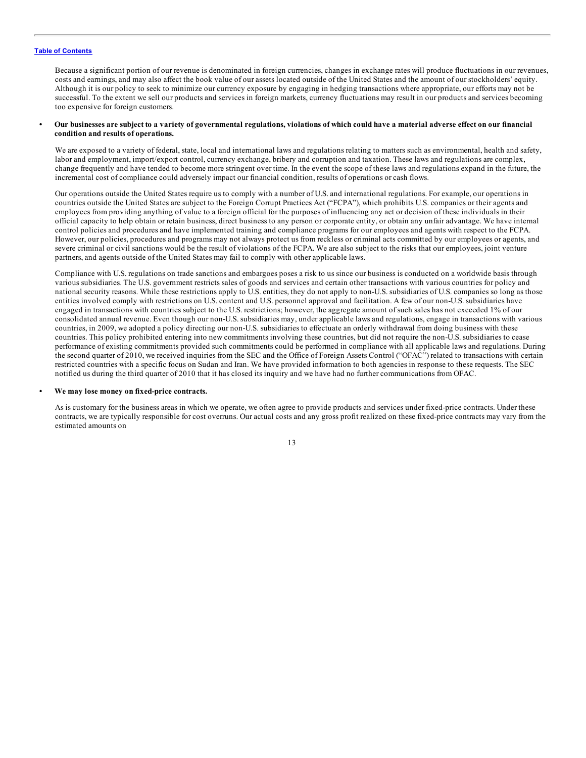Because a significant portion of our revenue is denominated in foreign currencies, changes in exchange rates will produce fluctuations in our revenues, costs and earnings, and may also affect the book value of our assets located outside of the United States and the amount of our stockholders' equity. Although it is our policy to seek to minimize our currency exposure by engaging in hedging transactions where appropriate, our efforts may not be successful. To the extent we sell our products and services in foreign markets, currency fluctuations may result in our products and services becoming too expensive for foreign customers.

- **Our businesses are subject to a variety of governmental regulations, violations of which could have a material adverse effect on our financial condition and results of operations.**

  We are exposed to a variety of federal, state, local and international laws and regulations relating to matters such as environmental, health and safety, labor and employment, import/export control, currency exchange, bribery and corruption and taxation. These laws and regulations are complex, change frequently and have tended to become more stringent over time. In the event the scope of these laws and regulations expand in the future, the incremental cost of compliance could adversely impact our financial condition, results of operations or cash flows.

  Our operations outside the United States require us to comply with a number of U.S. and international regulations. For example, our operations in countries outside the United States are subject to the Foreign Corrupt Practices Act ("FCPA"), which prohibits U.S. companies or their agents and employees from providing anything of value to a foreign official for the purposes of influencing any act or decision of these individuals in their official capacity to help obtain or retain business, direct business to any person or corporate entity, or obtain any unfair advantage. We have internal control policies and procedures and have implemented training and compliance programs for our employees and agents with respect to the FCPA. However, our policies, procedures and programs may not always protect us from reckless or criminal acts committed by our employees or agents, and severe criminal or civil sanctions would be the result of violations of the FCPA. We are also subject to the risks that our employees, joint venture partners, and agents outside of the United States may fail to comply with other applicable laws.

  Compliance with U.S. regulations on trade sanctions and embargoes poses a risk to us since our business is conducted on a worldwide basis through various subsidiaries. The U.S. government restricts sales of goods and services and certain other transactions with various countries for policy and national security reasons. While these restrictions apply to U.S. entities, they do not apply to non-U.S. subsidiaries of U.S. companies so long as those entities involved comply with restrictions on U.S. content and U.S. personnel approval and facilitation. A few of our non-U.S. subsidiaries have engaged in transactions with countries subject to the U.S. restrictions; however, the aggregate amount of such sales has not exceeded 1% of our consolidated annual revenue. Even though our non-U.S. subsidiaries may, under applicable laws and regulations, engage in transactions with various countries, in 2009, we adopted a policy directing our non-U.S. subsidiaries to effectuate an orderly withdrawal from doing business with these countries. This policy prohibited entering into new commitments involving these countries, but did not require the non-U.S. subsidiaries to cease performance of existing commitments provided such commitments could be performed in compliance with all applicable laws and regulations. During the second quarter of 2010, we received inquiries from the SEC and the Office of Foreign Assets Control ("OFAC") related to transactions with certain restricted countries with a specific focus on Sudan and Iran. We have provided information to both agencies in response to these requests. The SEC notified us during the third quarter of 2010 that it has closed its inquiry and we have had no further communications from OFAC.

- **We may lose money on fixed-price contracts.**

  As is customary for the business areas in which we operate, we often agree to provide products and services under fixed-price contracts. Under these contracts, we are typically responsible for cost overruns. Our actual costs and any gross profit realized on these fixed-price contracts may vary from the estimated amounts on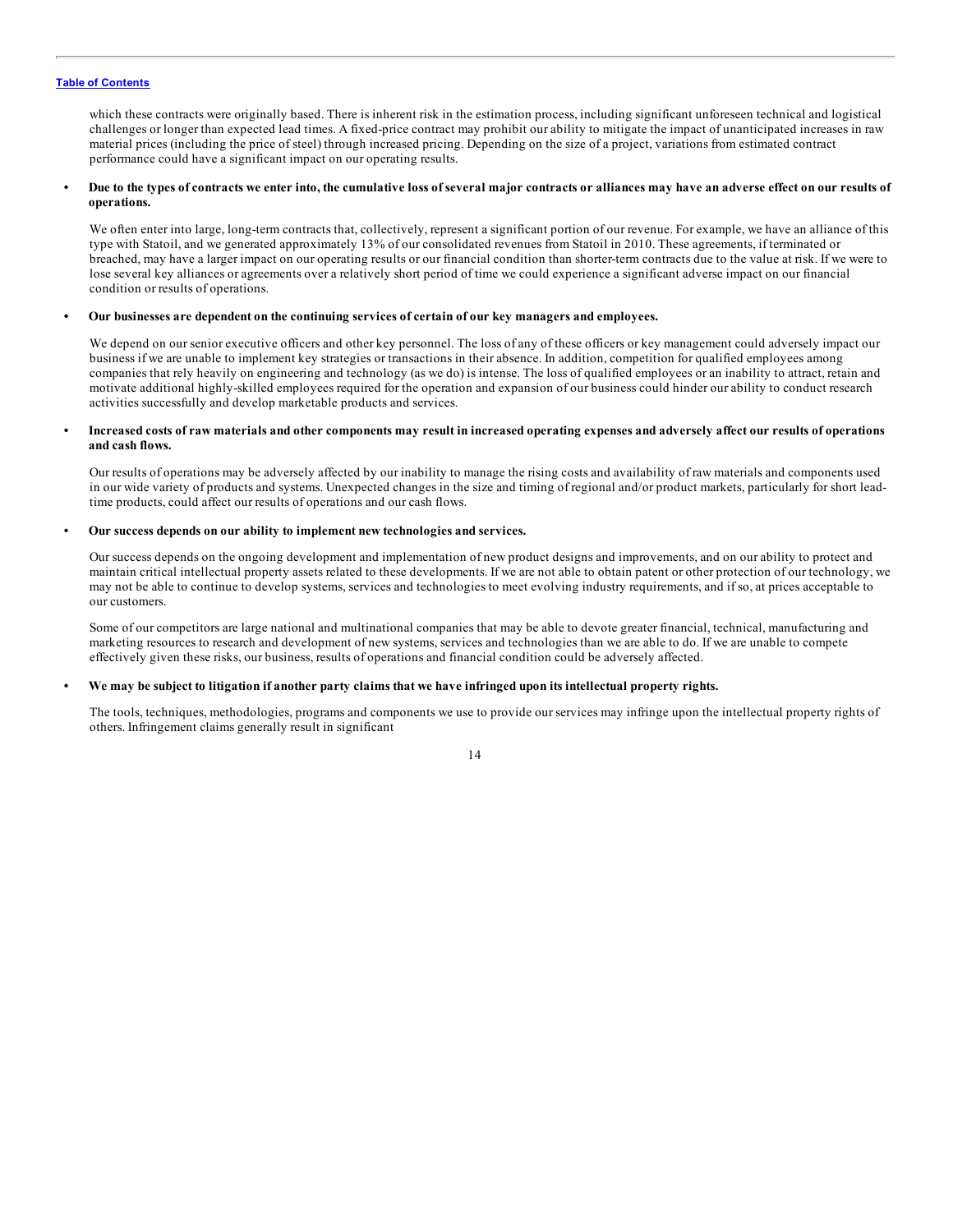which these contracts were originally based. There is inherent risk in the estimation process, including significant unforeseen technical and logistical challenges or longer than expected lead times. A fixed-price contract may prohibit our ability to mitigate the impact of unanticipated increases in raw material prices (including the price of steel) through increased pricing. Depending on the size of a project, variations from estimated contract performance could have a significant impact on our operating results.

- **Due to the types of contracts we enter into, the cumulative loss of several major contracts or alliances may have an adverse effect on our results of operations.**

  We often enter into large, long-term contracts that, collectively, represent a significant portion of our revenue. For example, we have an alliance of this type with Statoil, and we generated approximately 13% of our consolidated revenues from Statoil in 2010. These agreements, if terminated or breached, may have a larger impact on our operating results or our financial condition than shorter-term contracts due to the value at risk. If we were to lose several key alliances or agreements over a relatively short period of time we could experience a significant adverse impact on our financial condition or results of operations.

- **Our businesses are dependent on the continuing services of certain of our key managers and employees.**

  We depend on our senior executive officers and other key personnel. The loss of any of these officers or key management could adversely impact our business if we are unable to implement key strategies or transactions in their absence. In addition, competition for qualified employees among companies that rely heavily on engineering and technology (as we do) is intense. The loss of qualified employees or an inability to attract, retain and motivate additional highly-skilled employees required for the operation and expansion of our business could hinder our ability to conduct research activities successfully and develop marketable products and services.

- **Increased costs of raw materials and other components may result in increased operating expenses and adversely affect our results of operations and cash flows.**

  Our results of operations may be adversely affected by our inability to manage the rising costs and availability of raw materials and components used in our wide variety of products and systems. Unexpected changes in the size and timing of regional and/or product markets, particularly for short lead-time products, could affect our results of operations and our cash flows.

- **Our success depends on our ability to implement new technologies and services.**

  Our success depends on the ongoing development and implementation of new product designs and improvements, and on our ability to protect and maintain critical intellectual property assets related to these developments. If we are not able to obtain patent or other protection of our technology, we may not be able to continue to develop systems, services and technologies to meet evolving industry requirements, and if so, at prices acceptable to our customers.

  Some of our competitors are large national and multinational companies that may be able to devote greater financial, technical, manufacturing and marketing resources to research and development of new systems, services and technologies than we are able to do. If we are unable to compete effectively given these risks, our business, results of operations and financial condition could be adversely affected.

- **We may be subject to litigation if another party claims that we have infringed upon its intellectual property rights.**

  The tools, techniques, methodologies, programs and components we use to provide our services may infringe upon the intellectual property rights of others. Infringement claims generally result in significant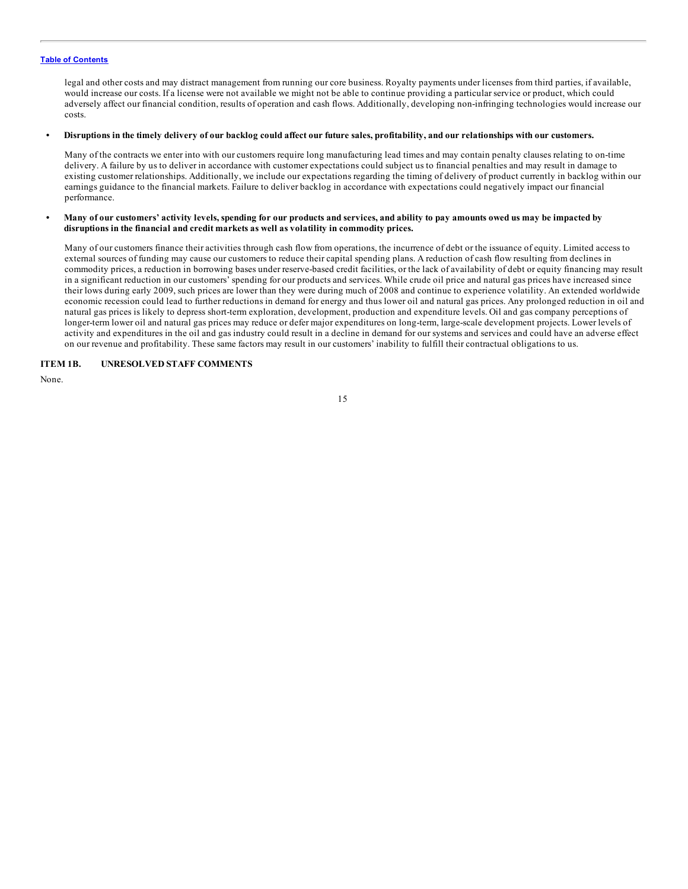legal and other costs and may distract management from running our core business. Royalty payments under licenses from third parties, if available, would increase our costs. If a license were not available we might not be able to continue providing a particular service or product, which could adversely affect our financial condition, results of operation and cash flows. Additionally, developing non-infringing technologies would increase our costs.

- **Disruptions in the timely delivery of our backlog could affect our future sales, profitability, and our relationships with our customers.**

  Many of the contracts we enter into with our customers require long manufacturing lead times and may contain penalty clauses relating to on-time delivery. A failure by us to deliver in accordance with customer expectations could subject us to financial penalties and may result in damage to existing customer relationships. Additionally, we include our expectations regarding the timing of delivery of product currently in backlog within our earnings guidance to the financial markets. Failure to deliver backlog in accordance with expectations could negatively impact our financial performance.

- **Many of our customers' activity levels, spending for our products and services, and ability to pay amounts owed us may be impacted by disruptions in the financial and credit markets as well as volatility in commodity prices.**

  Many of our customers finance their activities through cash flow from operations, the incurrence of debt or the issuance of equity. Limited access to external sources of funding may cause our customers to reduce their capital spending plans. A reduction of cash flow resulting from declines in commodity prices, a reduction in borrowing bases under reserve-based credit facilities, or the lack of availability of debt or equity financing may result in a significant reduction in our customers' spending for our products and services. While crude oil price and natural gas prices have increased since their lows during early 2009, such prices are lower than they were during much of 2008 and continue to experience volatility. An extended worldwide economic recession could lead to further reductions in demand for energy and thus lower oil and natural gas prices. Any prolonged reduction in oil and natural gas prices is likely to depress short-term exploration, development, production and expenditure levels. Oil and gas company perceptions of longer-term lower oil and natural gas prices may reduce or defer major expenditures on long-term, large-scale development projects. Lower levels of activity and expenditures in the oil and gas industry could result in a decline in demand for our systems and services and could have an adverse effect on our revenue and profitability. These same factors may result in our customers' inability to fulfill their contractual obligations to us.

## ITEM 1B. UNRESOLVED STAFF COMMENTS

None.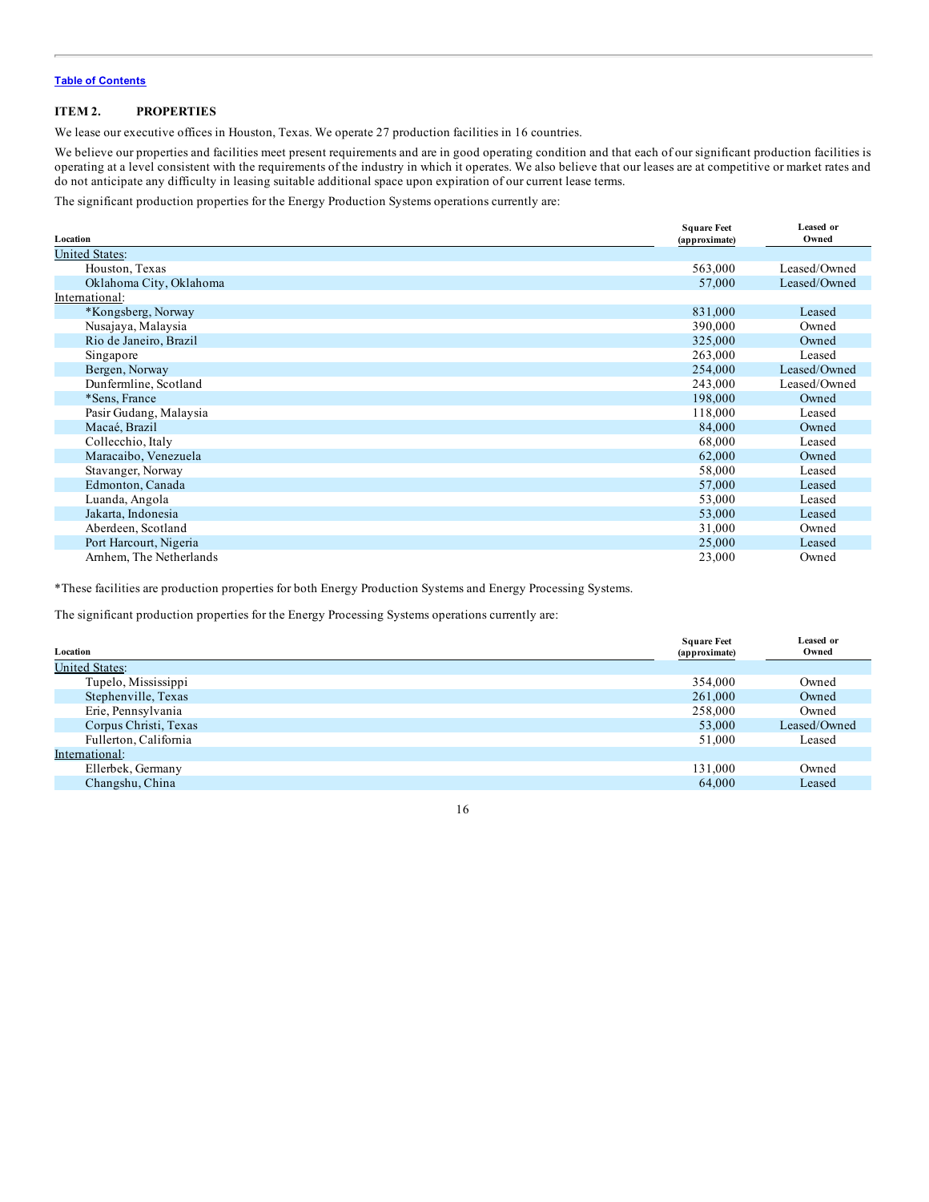Table of Contents

## ITEM 2. PROPERTIES

We lease our executive offices in Houston, Texas. We operate 27 production facilities in 16 countries.

We believe our properties and facilities meet present requirements and are in good operating condition and that each of our significant production facilities is operating at a level consistent with the requirements of the industry in which it operates. We also believe that our leases are at competitive or market rates and do not anticipate any difficulty in leasing suitable additional space upon expiration of our current lease terms.

The significant production properties for the Energy Production Systems operations currently are:

| Location | Square Feet (approximate) | Leased or Owned |
|---|---|---|
| United States: | | |
| Houston, Texas | 563,000 | Leased/Owned |
| Oklahoma City, Oklahoma | 57,000 | Leased/Owned |
| International: | | |
| *Kongsberg, Norway | 831,000 | Leased |
| Nusajaya, Malaysia | 390,000 | Owned |
| Rio de Janeiro, Brazil | 325,000 | Owned |
| Singapore | 263,000 | Leased |
| Bergen, Norway | 254,000 | Leased/Owned |
| Dunfermline, Scotland | 243,000 | Leased/Owned |
| *Sens, France | 198,000 | Owned |
| Pasir Gudang, Malaysia | 118,000 | Leased |
| Macaé, Brazil | 84,000 | Owned |
| Collecchio, Italy | 68,000 | Leased |
| Maracaibo, Venezuela | 62,000 | Owned |
| Stavanger, Norway | 58,000 | Leased |
| Edmonton, Canada | 57,000 | Leased |
| Luanda, Angola | 53,000 | Leased |
| Jakarta, Indonesia | 53,000 | Leased |
| Aberdeen, Scotland | 31,000 | Owned |
| Port Harcourt, Nigeria | 25,000 | Leased |
| Arnhem, The Netherlands | 23,000 | Owned |

*These facilities are production properties for both Energy Production Systems and Energy Processing Systems.

The significant production properties for the Energy Processing Systems operations currently are:

| Location | Square Feet (approximate) | Leased or Owned |
|---|---|---|
| United States: | | |
| Tupelo, Mississippi | 354,000 | Owned |
| Stephenville, Texas | 261,000 | Owned |
| Erie, Pennsylvania | 258,000 | Owned |
| Corpus Christi, Texas | 53,000 | Leased/Owned |
| Fullerton, California | 51,000 | Leased |
| International: | | |
| Ellerbek, Germany | 131,000 | Owned |
| Changshu, China | 64,000 | Leased |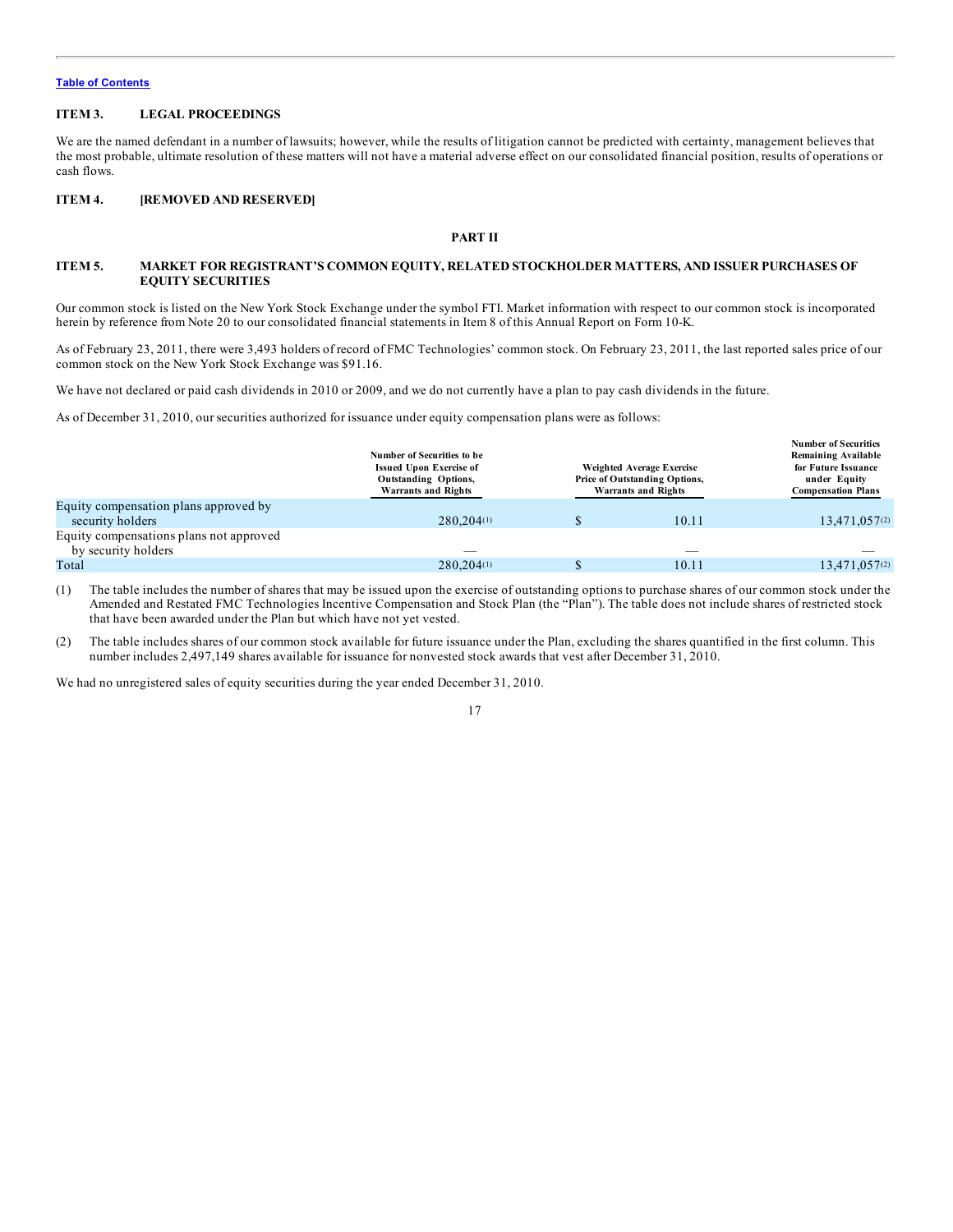Table of Contents

## ITEM 3. LEGAL PROCEEDINGS

We are the named defendant in a number of lawsuits; however, while the results of litigation cannot be predicted with certainty, management believes that the most probable, ultimate resolution of these matters will not have a material adverse effect on our consolidated financial position, results of operations or cash flows.

## ITEM 4. [REMOVED AND RESERVED]

# PART II

## ITEM 5. MARKET FOR REGISTRANT'S COMMON EQUITY, RELATED STOCKHOLDER MATTERS, AND ISSUER PURCHASES OF EQUITY SECURITIES

Our common stock is listed on the New York Stock Exchange under the symbol FTI. Market information with respect to our common stock is incorporated herein by reference from Note 20 to our consolidated financial statements in Item 8 of this Annual Report on Form 10-K.

As of February 23, 2011, there were 3,493 holders of record of FMC Technologies' common stock. On February 23, 2011, the last reported sales price of our common stock on the New York Stock Exchange was $91.16.

We have not declared or paid cash dividends in 2010 or 2009, and we do not currently have a plan to pay cash dividends in the future.

As of December 31, 2010, our securities authorized for issuance under equity compensation plans were as follows:

| | Number of Securities to be Issued Upon Exercise of Outstanding Options, Warrants and Rights | Weighted Average Exercise Price of Outstanding Options, Warrants and Rights | Number of Securities Remaining Available for Future Issuance under Equity Compensation Plans |
|---|---|---|---|
| Equity compensation plans approved by security holders | 280,204(1) | $ 10.11 | 13,471,057(2) |
| Equity compensations plans not approved by security holders | — | — | — |
| Total | 280,204(1) | $ 10.11 | 13,471,057(2) |

(1) The table includes the number of shares that may be issued upon the exercise of outstanding options to purchase shares of our common stock under the Amended and Restated FMC Technologies Incentive Compensation and Stock Plan (the "Plan"). The table does not include shares of restricted stock that have been awarded under the Plan but which have not yet vested.

(2) The table includes shares of our common stock available for future issuance under the Plan, excluding the shares quantified in the first column. This number includes 2,497,149 shares available for issuance for nonvested stock awards that vest after December 31, 2010.

We had no unregistered sales of equity securities during the year ended December 31, 2010.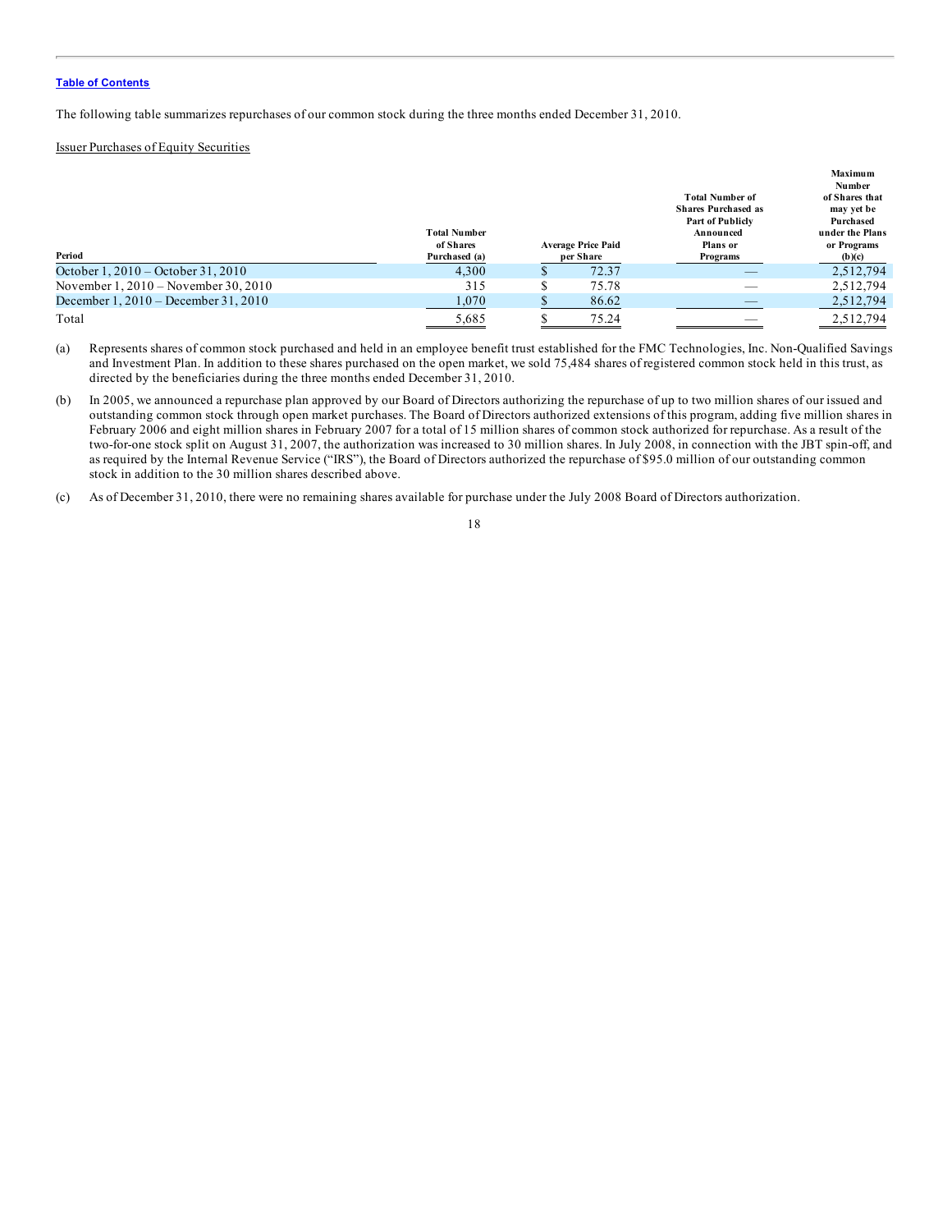The following table summarizes repurchases of our common stock during the three months ended December 31, 2010.

Issuer Purchases of Equity Securities

| Period | Total Number of Shares Purchased (a) | Average Price Paid per Share | Total Number of Shares Purchased as Part of Publicly Announced Plans or Programs | Maximum Number of Shares that may yet be Purchased under the Plans or Programs (b)(c) |
|---|---|---|---|---|
| October 1, 2010 – October 31, 2010 | 4,300 | $ 72.37 | — | 2,512,794 |
| November 1, 2010 – November 30, 2010 | 315 | $ 75.78 | — | 2,512,794 |
| December 1, 2010 – December 31, 2010 | 1,070 | $ 86.62 | — | 2,512,794 |
| Total | 5,685 | $ 75.24 | — | 2,512,794 |

(a) Represents shares of common stock purchased and held in an employee benefit trust established for the FMC Technologies, Inc. Non-Qualified Savings and Investment Plan. In addition to these shares purchased on the open market, we sold 75,484 shares of registered common stock held in this trust, as directed by the beneficiaries during the three months ended December 31, 2010.

(b) In 2005, we announced a repurchase plan approved by our Board of Directors authorizing the repurchase of up to two million shares of our issued and outstanding common stock through open market purchases. The Board of Directors authorized extensions of this program, adding five million shares in February 2006 and eight million shares in February 2007 for a total of 15 million shares of common stock authorized for repurchase. As a result of the two-for-one stock split on August 31, 2007, the authorization was increased to 30 million shares. In July 2008, in connection with the JBT spin-off, and as required by the Internal Revenue Service ("IRS"), the Board of Directors authorized the repurchase of $95.0 million of our outstanding common stock in addition to the 30 million shares described above.

(c) As of December 31, 2010, there were no remaining shares available for purchase under the July 2008 Board of Directors authorization.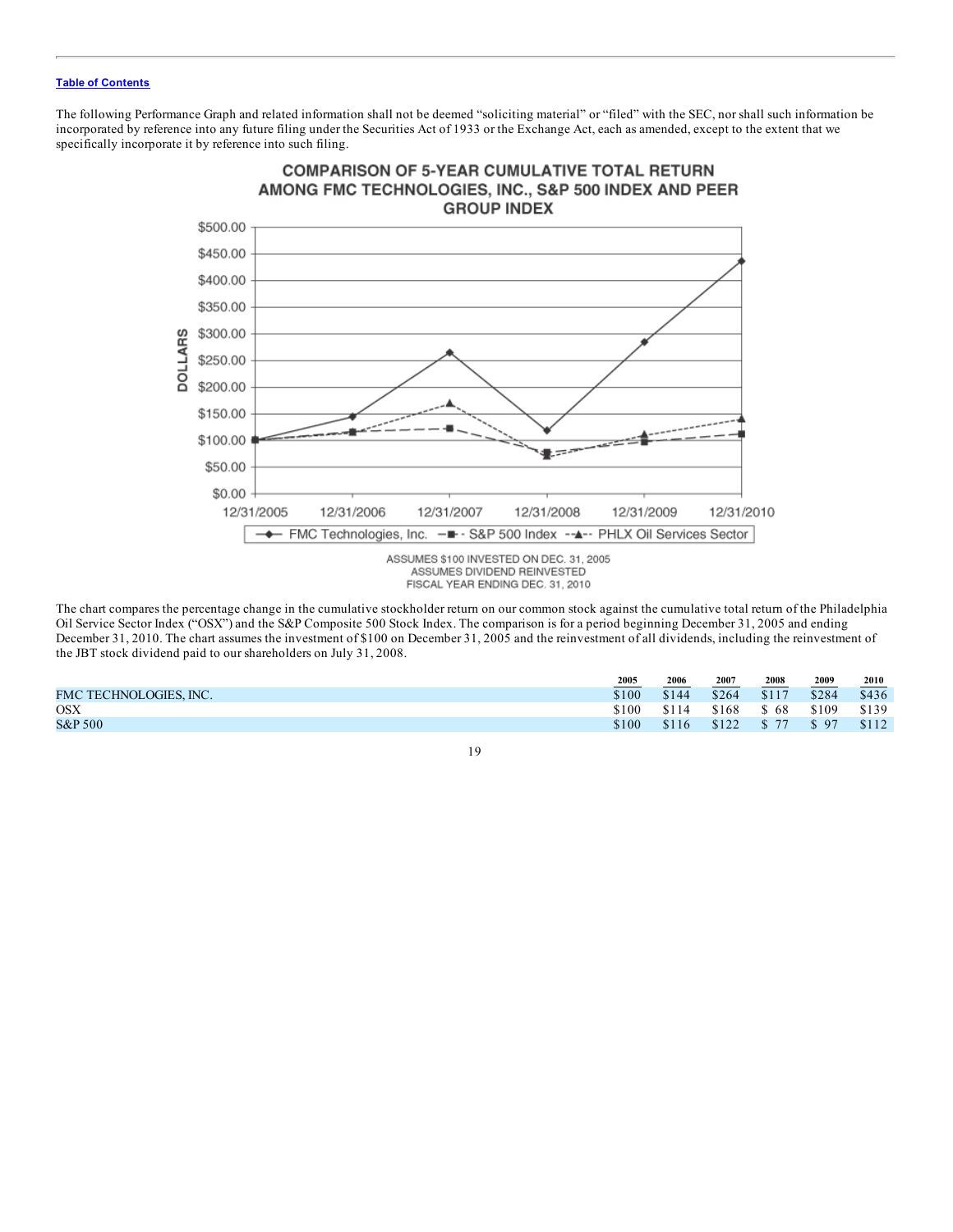[Table of Contents](#)

The following Performance Graph and related information shall not be deemed "soliciting material" or "filed" with the SEC, nor shall such information be incorporated by reference into any future filing under the Securities Act of 1933 or the Exchange Act, each as amended, except to the extent that we specifically incorporate it by reference into such filing.

**COMPARISON OF 5-YEAR CUMULATIVE TOTAL RETURN AMONG FMC TECHNOLOGIES, INC., S&P 500 INDEX AND PEER GROUP INDEX**

ASSUMES $100 INVESTED ON DEC. 31, 2005
ASSUMES DIVIDEND REINVESTED
FISCAL YEAR ENDING DEC. 31, 2010

The chart compares the percentage change in the cumulative stockholder return on our common stock against the cumulative total return of the Philadelphia Oil Service Sector Index ("OSX") and the S&P Composite 500 Stock Index. The comparison is for a period beginning December 31, 2005 and ending December 31, 2010. The chart assumes the investment of $100 on December 31, 2005 and the reinvestment of all dividends, including the reinvestment of the JBT stock dividend paid to our shareholders on July 31, 2008.

| | 2005 | 2006 | 2007 | 2008 | 2009 | 2010 |
|---|---|---|---|---|---|---|
| FMC TECHNOLOGIES, INC. | $100 | $144 | $264 | $117 | $284 | $436 |
| OSX | $100 | $114 | $168 | $ 68 | $109 | $139 |
| S&P 500 | $100 | $116 | $122 | $ 77 | $ 97 | $112 |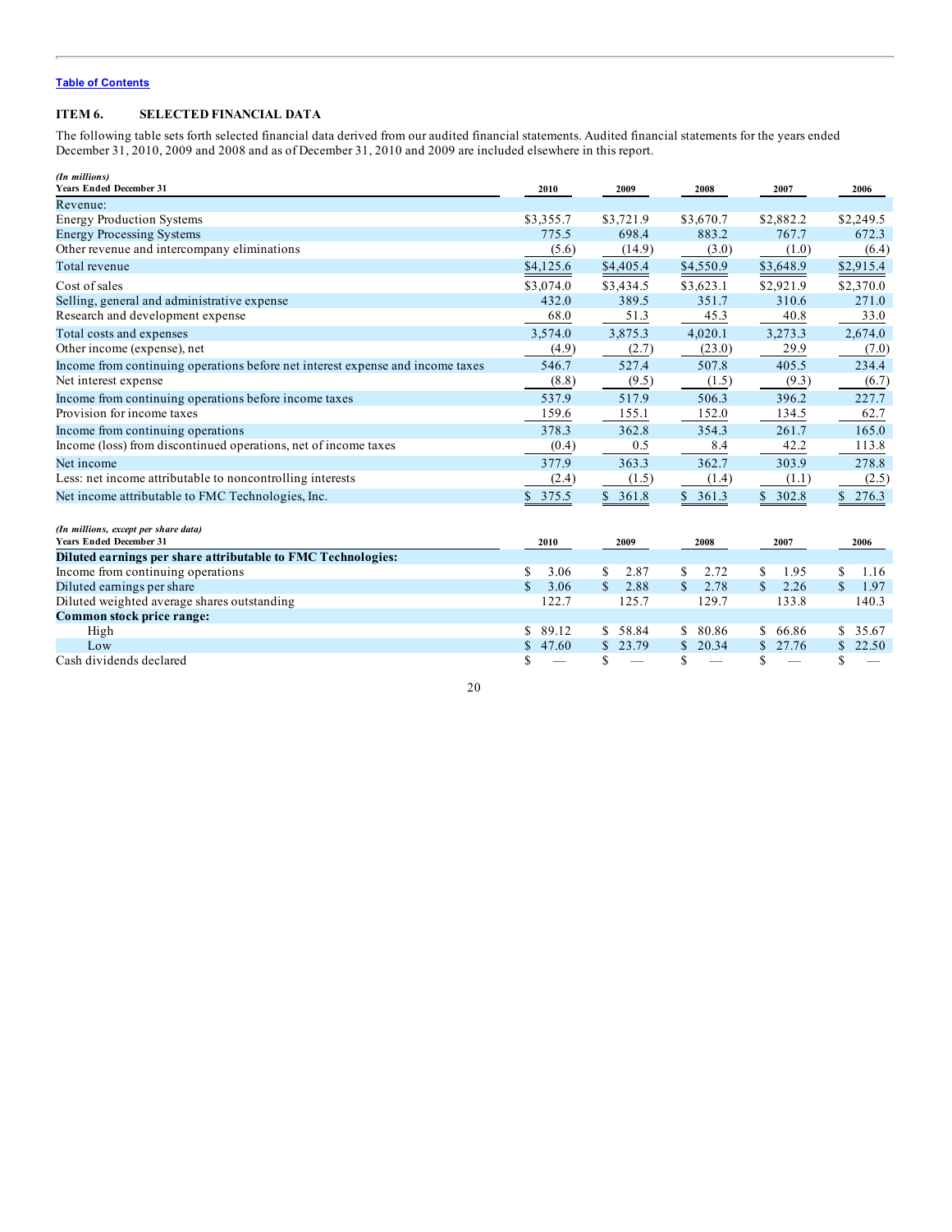[Table of Contents](#)

## ITEM 6. SELECTED FINANCIAL DATA

The following table sets forth selected financial data derived from our audited financial statements. Audited financial statements for the years ended December 31, 2010, 2009 and 2008 and as of December 31, 2010 and 2009 are included elsewhere in this report.

| *(In millions)* **Years Ended December 31** | 2010 | 2009 | 2008 | 2007 | 2006 |
|---|---|---|---|---|---|
| Revenue: | | | | | |
| Energy Production Systems | $3,355.7 | $3,721.9 | $3,670.7 | $2,882.2 | $2,249.5 |
| Energy Processing Systems | 775.5 | 698.4 | 883.2 | 767.7 | 672.3 |
| Other revenue and intercompany eliminations | (5.6) | (14.9) | (3.0) | (1.0) | (6.4) |
| Total revenue | $4,125.6 | $4,405.4 | $4,550.9 | $3,648.9 | $2,915.4 |
| Cost of sales | $3,074.0 | $3,434.5 | $3,623.1 | $2,921.9 | $2,370.0 |
| Selling, general and administrative expense | 432.0 | 389.5 | 351.7 | 310.6 | 271.0 |
| Research and development expense | 68.0 | 51.3 | 45.3 | 40.8 | 33.0 |
| Total costs and expenses | 3,574.0 | 3,875.3 | 4,020.1 | 3,273.3 | 2,674.0 |
| Other income (expense), net | (4.9) | (2.7) | (23.0) | 29.9 | (7.0) |
| Income from continuing operations before net interest expense and income taxes | 546.7 | 527.4 | 507.8 | 405.5 | 234.4 |
| Net interest expense | (8.8) | (9.5) | (1.5) | (9.3) | (6.7) |
| Income from continuing operations before income taxes | 537.9 | 517.9 | 506.3 | 396.2 | 227.7 |
| Provision for income taxes | 159.6 | 155.1 | 152.0 | 134.5 | 62.7 |
| Income from continuing operations | 378.3 | 362.8 | 354.3 | 261.7 | 165.0 |
| Income (loss) from discontinued operations, net of income taxes | (0.4) | 0.5 | 8.4 | 42.2 | 113.8 |
| Net income | 377.9 | 363.3 | 362.7 | 303.9 | 278.8 |
| Less: net income attributable to noncontrolling interests | (2.4) | (1.5) | (1.4) | (1.1) | (2.5) |
| Net income attributable to FMC Technologies, Inc. | $ 375.5 | $ 361.8 | $ 361.3 | $ 302.8 | $ 276.3 |

| *(In millions, except per share data)* **Years Ended December 31** | 2010 | 2009 | 2008 | 2007 | 2006 |
|---|---|---|---|---|---|
| **Diluted earnings per share attributable to FMC Technologies:** | | | | | |
| Income from continuing operations | $ 3.06 | $ 2.87 | $ 2.72 | $ 1.95 | $ 1.16 |
| Diluted earnings per share | $ 3.06 | $ 2.88 | $ 2.78 | $ 2.26 | $ 1.97 |
| Diluted weighted average shares outstanding | 122.7 | 125.7 | 129.7 | 133.8 | 140.3 |
| **Common stock price range:** | | | | | |
| High | $ 89.12 | $ 58.84 | $ 80.86 | $ 66.86 | $ 35.67 |
| Low | $ 47.60 | $ 23.79 | $ 20.34 | $ 27.76 | $ 22.50 |
| Cash dividends declared | $ — | $ — | $ — | $ — | $ — |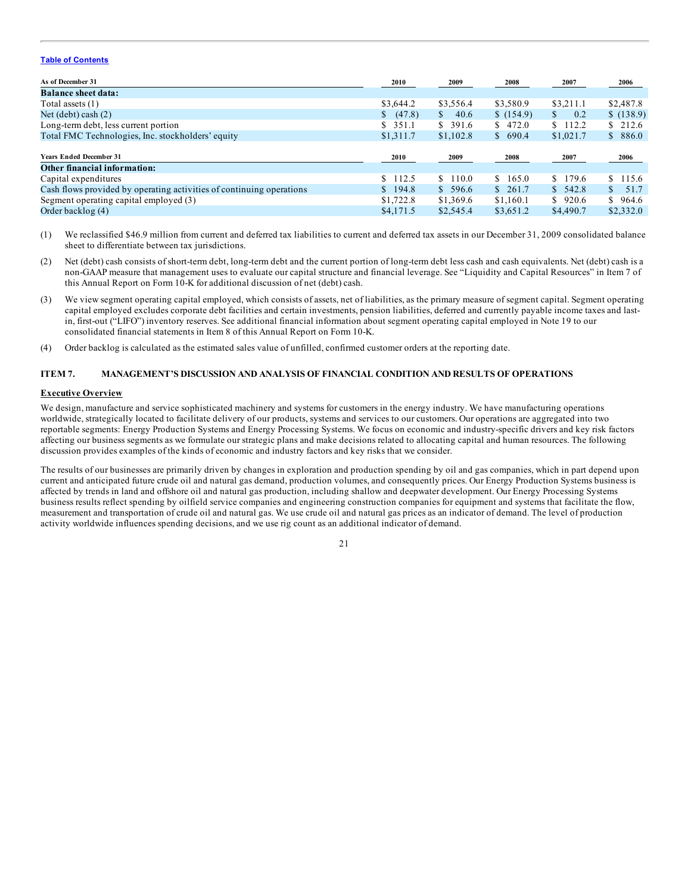[Table of Contents](#)

| As of December 31 | 2010 | 2009 | 2008 | 2007 | 2006 |
|---|---|---|---|---|---|
| **Balance sheet data:** | | | | | |
| Total assets (1) | $3,644.2 | $3,556.4 | $3,580.9 | $3,211.1 | $2,487.8 |
| Net (debt) cash (2) | $ (47.8) | $ 40.6 | $ (154.9) | $ 0.2 | $ (138.9) |
| Long-term debt, less current portion | $ 351.1 | $ 391.6 | $ 472.0 | $ 112.2 | $ 212.6 |
| Total FMC Technologies, Inc. stockholders' equity | $1,311.7 | $1,102.8 | $ 690.4 | $1,021.7 | $ 886.0 |

| Years Ended December 31 | 2010 | 2009 | 2008 | 2007 | 2006 |
|---|---|---|---|---|---|
| **Other financial information:** | | | | | |
| Capital expenditures | $ 112.5 | $ 110.0 | $ 165.0 | $ 179.6 | $ 115.6 |
| Cash flows provided by operating activities of continuing operations | $ 194.8 | $ 596.6 | $ 261.7 | $ 542.8 | $ 51.7 |
| Segment operating capital employed (3) | $1,722.8 | $1,369.6 | $1,160.1 | $ 920.6 | $ 964.6 |
| Order backlog (4) | $4,171.5 | $2,545.4 | $3,651.2 | $4,490.7 | $2,332.0 |

(1) We reclassified $46.9 million from current and deferred tax liabilities to current and deferred tax assets in our December 31, 2009 consolidated balance sheet to differentiate between tax jurisdictions.

(2) Net (debt) cash consists of short-term debt, long-term debt and the current portion of long-term debt less cash and cash equivalents. Net (debt) cash is a non-GAAP measure that management uses to evaluate our capital structure and financial leverage. See "Liquidity and Capital Resources" in Item 7 of this Annual Report on Form 10-K for additional discussion of net (debt) cash.

(3) We view segment operating capital employed, which consists of assets, net of liabilities, as the primary measure of segment capital. Segment operating capital employed excludes corporate debt facilities and certain investments, pension liabilities, deferred and currently payable income taxes and last-in, first-out ("LIFO") inventory reserves. See additional financial information about segment operating capital employed in Note 19 to our consolidated financial statements in Item 8 of this Annual Report on Form 10-K.

(4) Order backlog is calculated as the estimated sales value of unfilled, confirmed customer orders at the reporting date.

## ITEM 7. MANAGEMENT'S DISCUSSION AND ANALYSIS OF FINANCIAL CONDITION AND RESULTS OF OPERATIONS

### Executive Overview

We design, manufacture and service sophisticated machinery and systems for customers in the energy industry. We have manufacturing operations worldwide, strategically located to facilitate delivery of our products, systems and services to our customers. Our operations are aggregated into two reportable segments: Energy Production Systems and Energy Processing Systems. We focus on economic and industry-specific drivers and key risk factors affecting our business segments as we formulate our strategic plans and make decisions related to allocating capital and human resources. The following discussion provides examples of the kinds of economic and industry factors and key risks that we consider.

The results of our businesses are primarily driven by changes in exploration and production spending by oil and gas companies, which in part depend upon current and anticipated future crude oil and natural gas demand, production volumes, and consequently prices. Our Energy Production Systems business is affected by trends in land and offshore oil and natural gas production, including shallow and deepwater development. Our Energy Processing Systems business results reflect spending by oilfield service companies and engineering construction companies for equipment and systems that facilitate the flow, measurement and transportation of crude oil and natural gas. We use crude oil and natural gas prices as an indicator of demand. The level of production activity worldwide influences spending decisions, and we use rig count as an additional indicator of demand.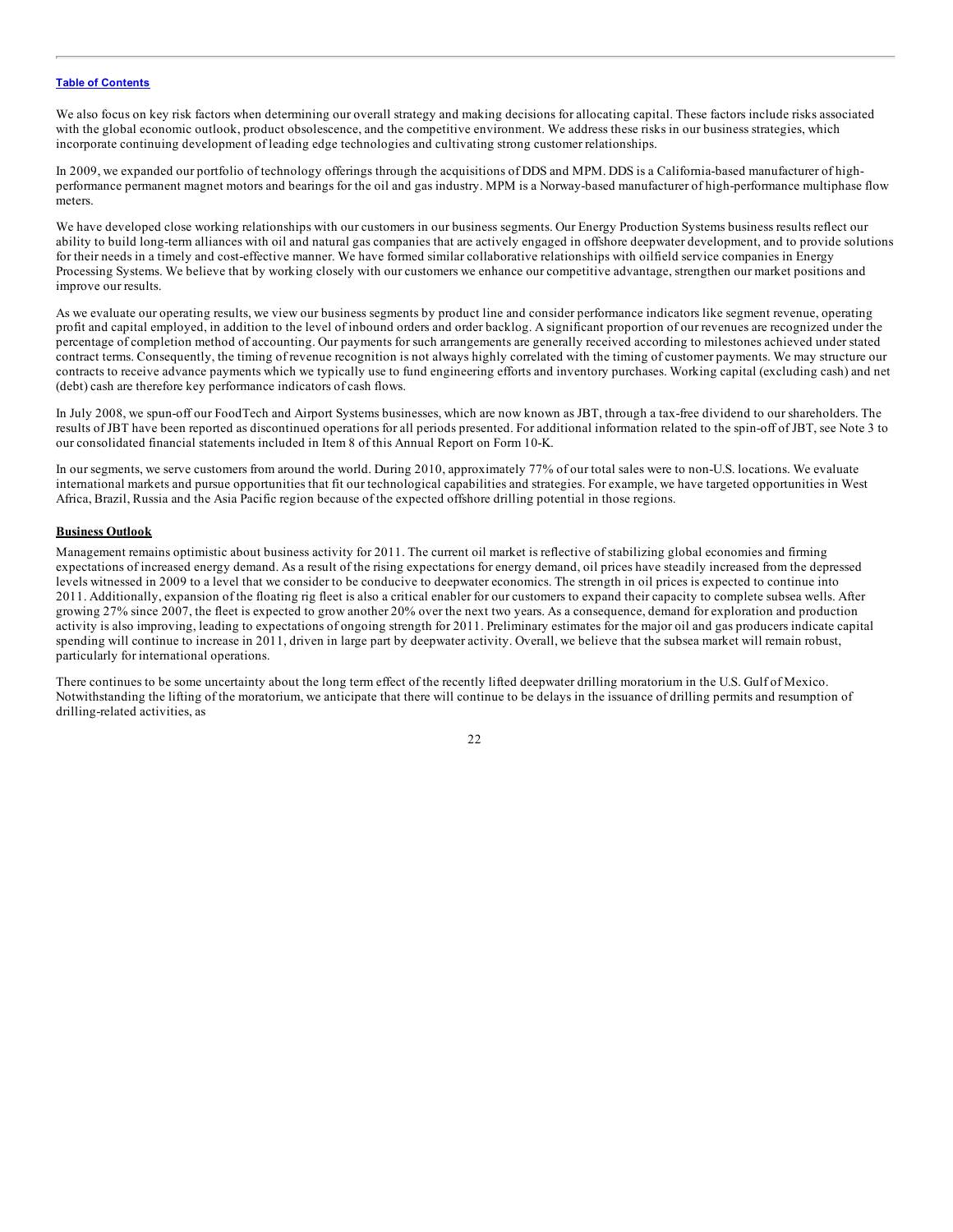We also focus on key risk factors when determining our overall strategy and making decisions for allocating capital. These factors include risks associated with the global economic outlook, product obsolescence, and the competitive environment. We address these risks in our business strategies, which incorporate continuing development of leading edge technologies and cultivating strong customer relationships.

In 2009, we expanded our portfolio of technology offerings through the acquisitions of DDS and MPM. DDS is a California-based manufacturer of high-performance permanent magnet motors and bearings for the oil and gas industry. MPM is a Norway-based manufacturer of high-performance multiphase flow meters.

We have developed close working relationships with our customers in our business segments. Our Energy Production Systems business results reflect our ability to build long-term alliances with oil and natural gas companies that are actively engaged in offshore deepwater development, and to provide solutions for their needs in a timely and cost-effective manner. We have formed similar collaborative relationships with oilfield service companies in Energy Processing Systems. We believe that by working closely with our customers we enhance our competitive advantage, strengthen our market positions and improve our results.

As we evaluate our operating results, we view our business segments by product line and consider performance indicators like segment revenue, operating profit and capital employed, in addition to the level of inbound orders and order backlog. A significant proportion of our revenues are recognized under the percentage of completion method of accounting. Our payments for such arrangements are generally received according to milestones achieved under stated contract terms. Consequently, the timing of revenue recognition is not always highly correlated with the timing of customer payments. We may structure our contracts to receive advance payments which we typically use to fund engineering efforts and inventory purchases. Working capital (excluding cash) and net (debt) cash are therefore key performance indicators of cash flows.

In July 2008, we spun-off our FoodTech and Airport Systems businesses, which are now known as JBT, through a tax-free dividend to our shareholders. The results of JBT have been reported as discontinued operations for all periods presented. For additional information related to the spin-off of JBT, see Note 3 to our consolidated financial statements included in Item 8 of this Annual Report on Form 10-K.

In our segments, we serve customers from around the world. During 2010, approximately 77% of our total sales were to non-U.S. locations. We evaluate international markets and pursue opportunities that fit our technological capabilities and strategies. For example, we have targeted opportunities in West Africa, Brazil, Russia and the Asia Pacific region because of the expected offshore drilling potential in those regions.

**Business Outlook**

Management remains optimistic about business activity for 2011. The current oil market is reflective of stabilizing global economies and firming expectations of increased energy demand. As a result of the rising expectations for energy demand, oil prices have steadily increased from the depressed levels witnessed in 2009 to a level that we consider to be conducive to deepwater economics. The strength in oil prices is expected to continue into 2011. Additionally, expansion of the floating rig fleet is also a critical enabler for our customers to expand their capacity to complete subsea wells. After growing 27% since 2007, the fleet is expected to grow another 20% over the next two years. As a consequence, demand for exploration and production activity is also improving, leading to expectations of ongoing strength for 2011. Preliminary estimates for the major oil and gas producers indicate capital spending will continue to increase in 2011, driven in large part by deepwater activity. Overall, we believe that the subsea market will remain robust, particularly for international operations.

There continues to be some uncertainty about the long term effect of the recently lifted deepwater drilling moratorium in the U.S. Gulf of Mexico. Notwithstanding the lifting of the moratorium, we anticipate that there will continue to be delays in the issuance of drilling permits and resumption of drilling-related activities, as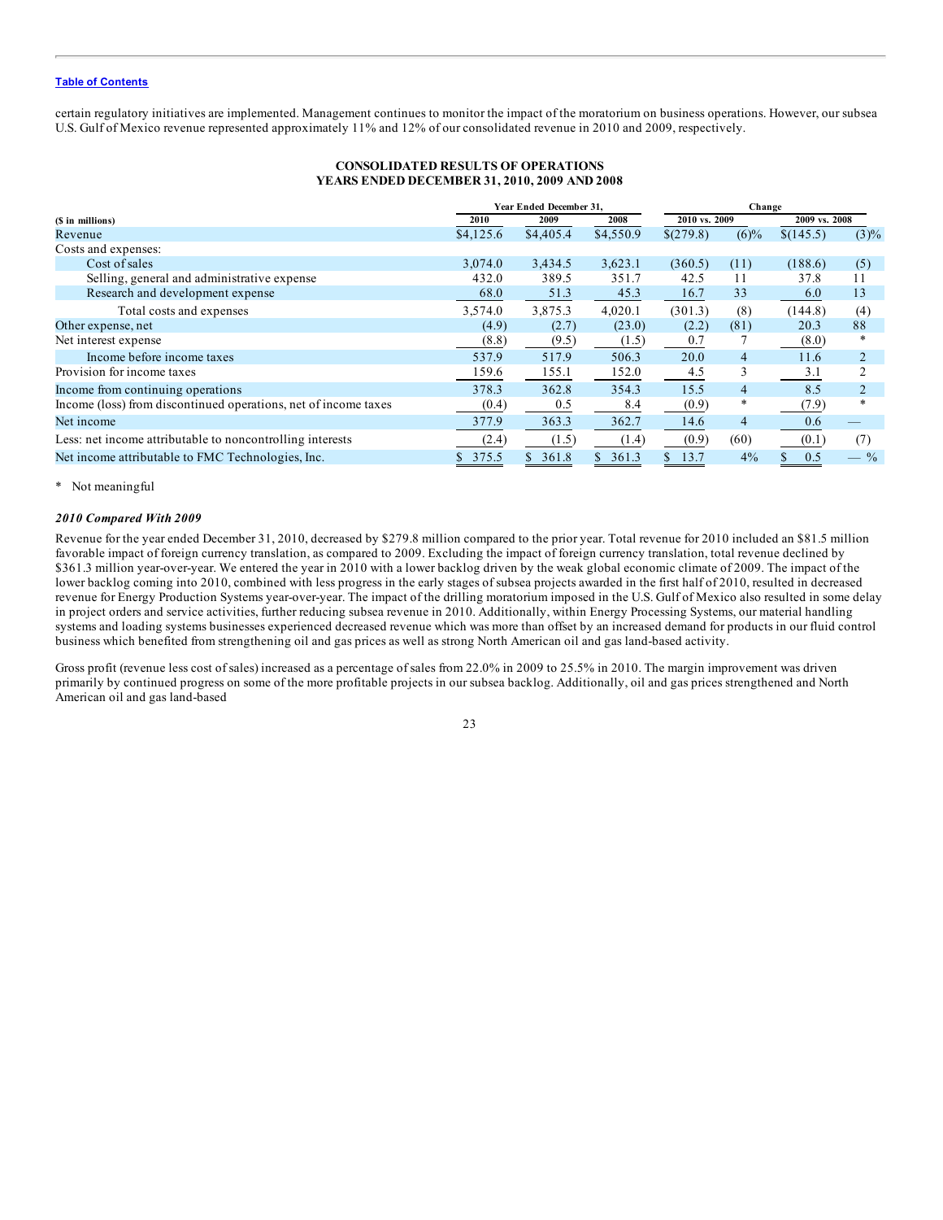certain regulatory initiatives are implemented. Management continues to monitor the impact of the moratorium on business operations. However, our subsea U.S. Gulf of Mexico revenue represented approximately 11% and 12% of our consolidated revenue in 2010 and 2009, respectively.

**CONSOLIDATED RESULTS OF OPERATIONS**
**YEARS ENDED DECEMBER 31, 2010, 2009 AND 2008**

| | Year Ended December 31, | | | Change | | | |
|---|---|---|---|---|---|---|---|
| ($ in millions) | 2010 | 2009 | 2008 | 2010 vs. 2009 | | 2009 vs. 2008 | |
| Revenue | $4,125.6 | $4,405.4 | $4,550.9 | $(279.8) | (6)% | $(145.5) | (3)% |
| Costs and expenses: | | | | | | | |
| Cost of sales | 3,074.0 | 3,434.5 | 3,623.1 | (360.5) | (11) | (188.6) | (5) |
| Selling, general and administrative expense | 432.0 | 389.5 | 351.7 | 42.5 | 11 | 37.8 | 11 |
| Research and development expense | 68.0 | 51.3 | 45.3 | 16.7 | 33 | 6.0 | 13 |
| Total costs and expenses | 3,574.0 | 3,875.3 | 4,020.1 | (301.3) | (8) | (144.8) | (4) |
| Other expense, net | (4.9) | (2.7) | (23.0) | (2.2) | (81) | 20.3 | 88 |
| Net interest expense | (8.8) | (9.5) | (1.5) | 0.7 | 7 | (8.0) | * |
| Income before income taxes | 537.9 | 517.9 | 506.3 | 20.0 | 4 | 11.6 | 2 |
| Provision for income taxes | 159.6 | 155.1 | 152.0 | 4.5 | 3 | 3.1 | 2 |
| Income from continuing operations | 378.3 | 362.8 | 354.3 | 15.5 | 4 | 8.5 | 2 |
| Income (loss) from discontinued operations, net of income taxes | (0.4) | 0.5 | 8.4 | (0.9) | * | (7.9) | * |
| Net income | 377.9 | 363.3 | 362.7 | 14.6 | 4 | 0.6 | — |
| Less: net income attributable to noncontrolling interests | (2.4) | (1.5) | (1.4) | (0.9) | (60) | (0.1) | (7) |
| Net income attributable to FMC Technologies, Inc. | $ 375.5 | $ 361.8 | $ 361.3 | $ 13.7 | 4% | $ 0.5 | — % |

\* Not meaningful

***2010 Compared With 2009***

Revenue for the year ended December 31, 2010, decreased by $279.8 million compared to the prior year. Total revenue for 2010 included an $81.5 million favorable impact of foreign currency translation, as compared to 2009. Excluding the impact of foreign currency translation, total revenue declined by $361.3 million year-over-year. We entered the year in 2010 with a lower backlog driven by the weak global economic climate of 2009. The impact of the lower backlog coming into 2010, combined with less progress in the early stages of subsea projects awarded in the first half of 2010, resulted in decreased revenue for Energy Production Systems year-over-year. The impact of the drilling moratorium imposed in the U.S. Gulf of Mexico also resulted in some delay in project orders and service activities, further reducing subsea revenue in 2010. Additionally, within Energy Processing Systems, our material handling systems and loading systems businesses experienced decreased revenue which was more than offset by an increased demand for products in our fluid control business which benefited from strengthening oil and gas prices as well as strong North American oil and gas land-based activity.

Gross profit (revenue less cost of sales) increased as a percentage of sales from 22.0% in 2009 to 25.5% in 2010. The margin improvement was driven primarily by continued progress on some of the more profitable projects in our subsea backlog. Additionally, oil and gas prices strengthened and North American oil and gas land-based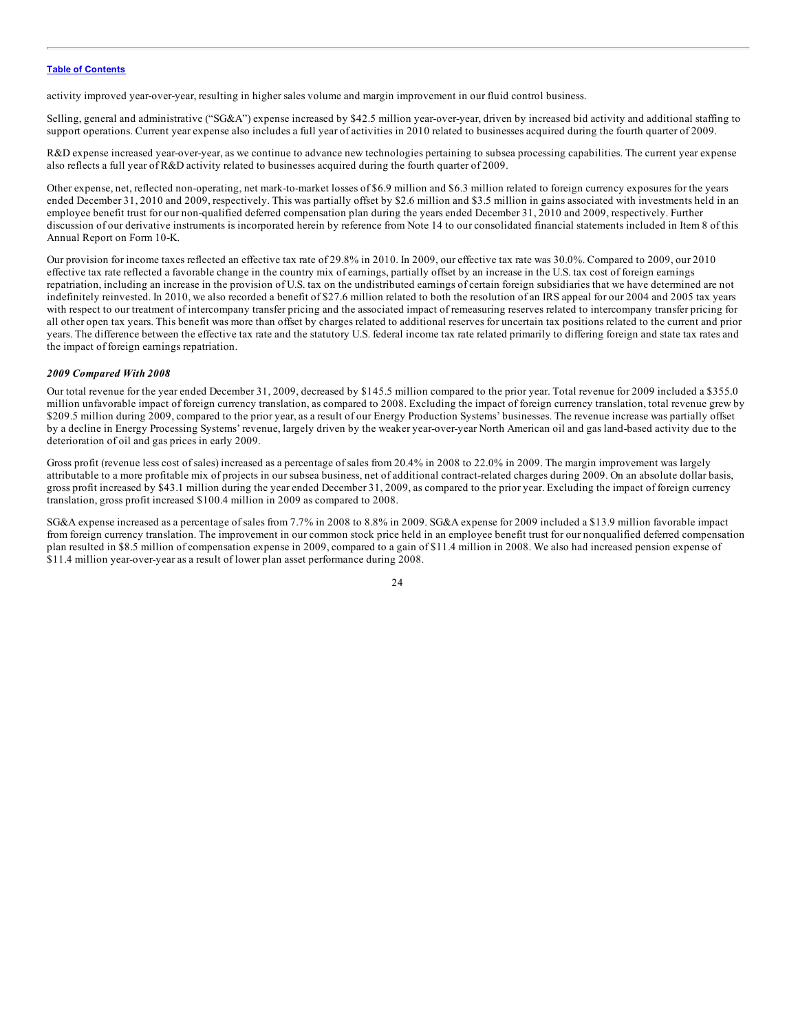activity improved year-over-year, resulting in higher sales volume and margin improvement in our fluid control business.

Selling, general and administrative ("SG&A") expense increased by $42.5 million year-over-year, driven by increased bid activity and additional staffing to support operations. Current year expense also includes a full year of activities in 2010 related to businesses acquired during the fourth quarter of 2009.

R&D expense increased year-over-year, as we continue to advance new technologies pertaining to subsea processing capabilities. The current year expense also reflects a full year of R&D activity related to businesses acquired during the fourth quarter of 2009.

Other expense, net, reflected non-operating, net mark-to-market losses of $6.9 million and $6.3 million related to foreign currency exposures for the years ended December 31, 2010 and 2009, respectively. This was partially offset by $2.6 million and $3.5 million in gains associated with investments held in an employee benefit trust for our non-qualified deferred compensation plan during the years ended December 31, 2010 and 2009, respectively. Further discussion of our derivative instruments is incorporated herein by reference from Note 14 to our consolidated financial statements included in Item 8 of this Annual Report on Form 10-K.

Our provision for income taxes reflected an effective tax rate of 29.8% in 2010. In 2009, our effective tax rate was 30.0%. Compared to 2009, our 2010 effective tax rate reflected a favorable change in the country mix of earnings, partially offset by an increase in the U.S. tax cost of foreign earnings repatriation, including an increase in the provision of U.S. tax on the undistributed earnings of certain foreign subsidiaries that we have determined are not indefinitely reinvested. In 2010, we also recorded a benefit of $27.6 million related to both the resolution of an IRS appeal for our 2004 and 2005 tax years with respect to our treatment of intercompany transfer pricing and the associated impact of remeasuring reserves related to intercompany transfer pricing for all other open tax years. This benefit was more than offset by charges related to additional reserves for uncertain tax positions related to the current and prior years. The difference between the effective tax rate and the statutory U.S. federal income tax rate related primarily to differing foreign and state tax rates and the impact of foreign earnings repatriation.

### *2009 Compared With 2008*

Our total revenue for the year ended December 31, 2009, decreased by $145.5 million compared to the prior year. Total revenue for 2009 included a $355.0 million unfavorable impact of foreign currency translation, as compared to 2008. Excluding the impact of foreign currency translation, total revenue grew by $209.5 million during 2009, compared to the prior year, as a result of our Energy Production Systems' businesses. The revenue increase was partially offset by a decline in Energy Processing Systems' revenue, largely driven by the weaker year-over-year North American oil and gas land-based activity due to the deterioration of oil and gas prices in early 2009.

Gross profit (revenue less cost of sales) increased as a percentage of sales from 20.4% in 2008 to 22.0% in 2009. The margin improvement was largely attributable to a more profitable mix of projects in our subsea business, net of additional contract-related charges during 2009. On an absolute dollar basis, gross profit increased by $43.1 million during the year ended December 31, 2009, as compared to the prior year. Excluding the impact of foreign currency translation, gross profit increased $100.4 million in 2009 as compared to 2008.

SG&A expense increased as a percentage of sales from 7.7% in 2008 to 8.8% in 2009. SG&A expense for 2009 included a $13.9 million favorable impact from foreign currency translation. The improvement in our common stock price held in an employee benefit trust for our nonqualified deferred compensation plan resulted in $8.5 million of compensation expense in 2009, compared to a gain of $11.4 million in 2008. We also had increased pension expense of $11.4 million year-over-year as a result of lower plan asset performance during 2008.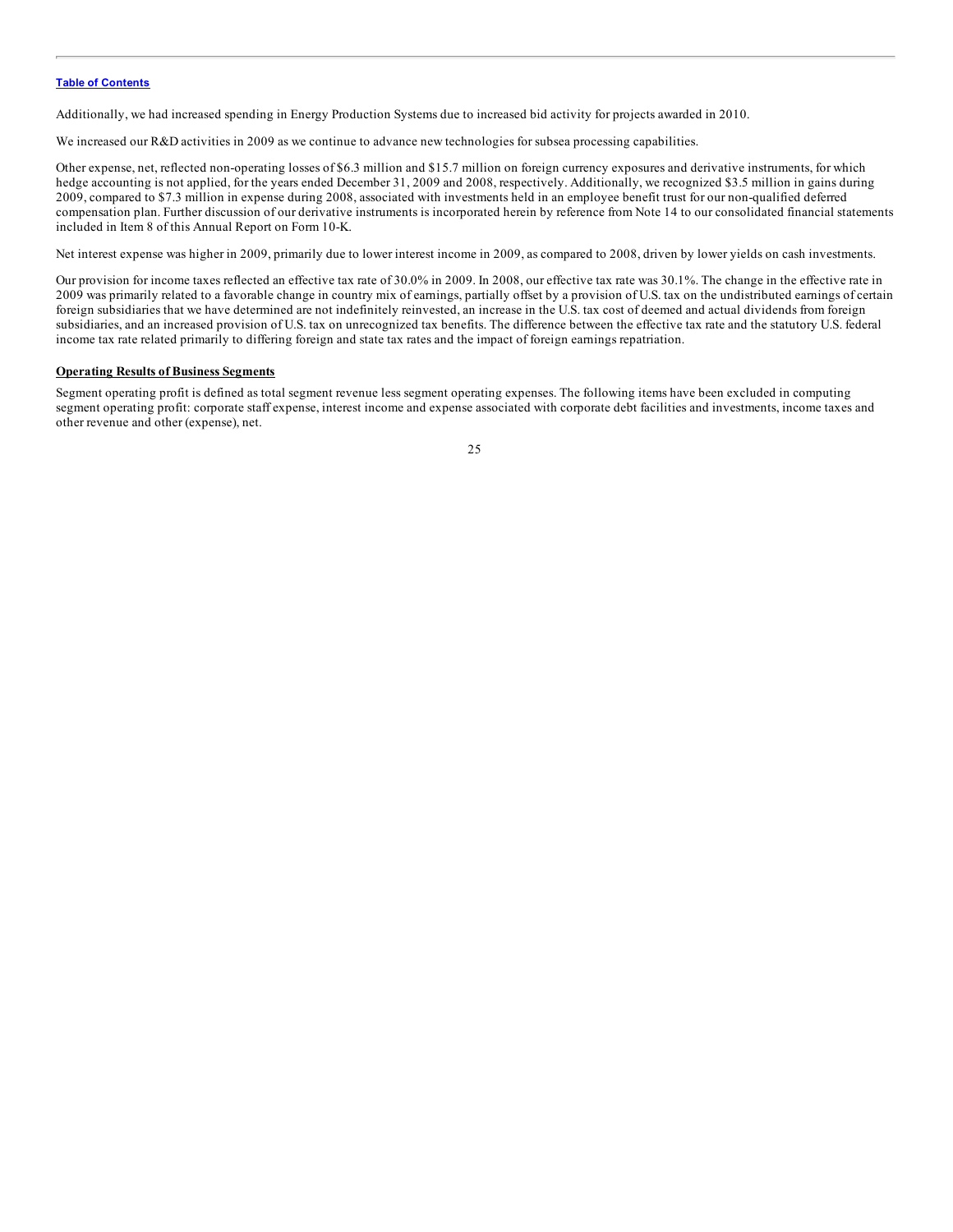Additionally, we had increased spending in Energy Production Systems due to increased bid activity for projects awarded in 2010.

We increased our R&D activities in 2009 as we continue to advance new technologies for subsea processing capabilities.

Other expense, net, reflected non-operating losses of $6.3 million and $15.7 million on foreign currency exposures and derivative instruments, for which hedge accounting is not applied, for the years ended December 31, 2009 and 2008, respectively. Additionally, we recognized $3.5 million in gains during 2009, compared to $7.3 million in expense during 2008, associated with investments held in an employee benefit trust for our non-qualified deferred compensation plan. Further discussion of our derivative instruments is incorporated herein by reference from Note 14 to our consolidated financial statements included in Item 8 of this Annual Report on Form 10-K.

Net interest expense was higher in 2009, primarily due to lower interest income in 2009, as compared to 2008, driven by lower yields on cash investments.

Our provision for income taxes reflected an effective tax rate of 30.0% in 2009. In 2008, our effective tax rate was 30.1%. The change in the effective rate in 2009 was primarily related to a favorable change in country mix of earnings, partially offset by a provision of U.S. tax on the undistributed earnings of certain foreign subsidiaries that we have determined are not indefinitely reinvested, an increase in the U.S. tax cost of deemed and actual dividends from foreign subsidiaries, and an increased provision of U.S. tax on unrecognized tax benefits. The difference between the effective tax rate and the statutory U.S. federal income tax rate related primarily to differing foreign and state tax rates and the impact of foreign earnings repatriation.

**Operating Results of Business Segments**

Segment operating profit is defined as total segment revenue less segment operating expenses. The following items have been excluded in computing segment operating profit: corporate staff expense, interest income and expense associated with corporate debt facilities and investments, income taxes and other revenue and other (expense), net.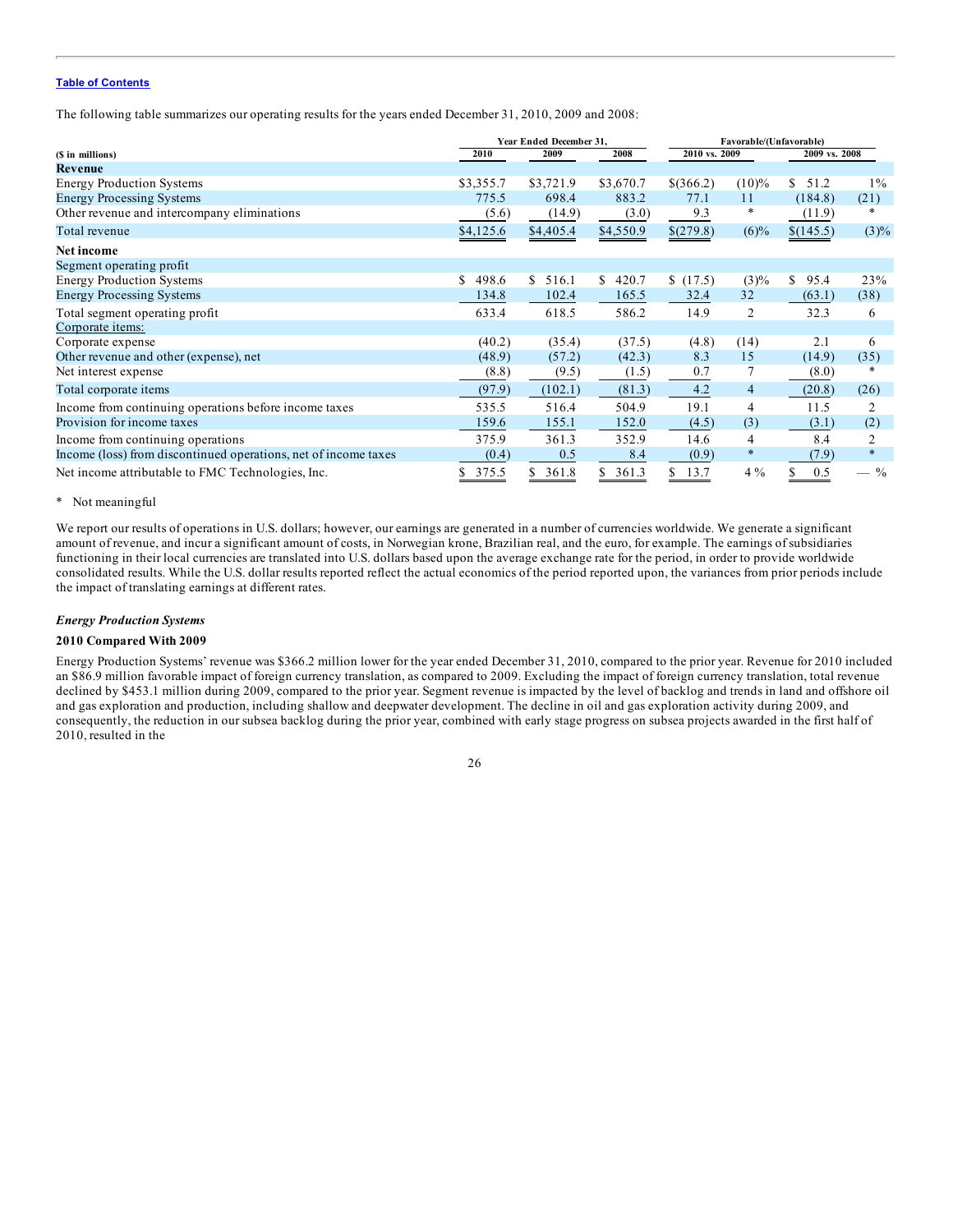[Table of Contents](#)

The following table summarizes our operating results for the years ended December 31, 2010, 2009 and 2008:

| ($ in millions) | Year Ended December 31, 2010 | 2009 | 2008 | Favorable/(Unfavorable) 2010 vs. 2009 | | 2009 vs. 2008 | |
|---|---|---|---|---|---|---|---|
| **Revenue** | | | | | | | |
| Energy Production Systems | $3,355.7 | $3,721.9 | $3,670.7 | $(366.2) | (10)% | $ 51.2 | 1% |
| Energy Processing Systems | 775.5 | 698.4 | 883.2 | 77.1 | 11 | (184.8) | (21) |
| Other revenue and intercompany eliminations | (5.6) | (14.9) | (3.0) | 9.3 | * | (11.9) | * |
| Total revenue | $4,125.6 | $4,405.4 | $4,550.9 | $(279.8) | (6)% | $(145.5) | (3)% |
| **Net income** | | | | | | | |
| Segment operating profit | | | | | | | |
| Energy Production Systems | $ 498.6 | $ 516.1 | $ 420.7 | $ (17.5) | (3)% | $ 95.4 | 23% |
| Energy Processing Systems | 134.8 | 102.4 | 165.5 | 32.4 | 32 | (63.1) | (38) |
| Total segment operating profit | 633.4 | 618.5 | 586.2 | 14.9 | 2 | 32.3 | 6 |
| Corporate items: | | | | | | | |
| Corporate expense | (40.2) | (35.4) | (37.5) | (4.8) | (14) | 2.1 | 6 |
| Other revenue and other (expense), net | (48.9) | (57.2) | (42.3) | 8.3 | 15 | (14.9) | (35) |
| Net interest expense | (8.8) | (9.5) | (1.5) | 0.7 | 7 | (8.0) | * |
| Total corporate items | (97.9) | (102.1) | (81.3) | 4.2 | 4 | (20.8) | (26) |
| Income from continuing operations before income taxes | 535.5 | 516.4 | 504.9 | 19.1 | 4 | 11.5 | 2 |
| Provision for income taxes | 159.6 | 155.1 | 152.0 | (4.5) | (3) | (3.1) | (2) |
| Income from continuing operations | 375.9 | 361.3 | 352.9 | 14.6 | 4 | 8.4 | 2 |
| Income (loss) from discontinued operations, net of income taxes | (0.4) | 0.5 | 8.4 | (0.9) | * | (7.9) | * |
| Net income attributable to FMC Technologies, Inc. | $ 375.5 | $ 361.8 | $ 361.3 | $ 13.7 | 4 % | $ 0.5 | — % |

\* Not meaningful

We report our results of operations in U.S. dollars; however, our earnings are generated in a number of currencies worldwide. We generate a significant amount of revenue, and incur a significant amount of costs, in Norwegian krone, Brazilian real, and the euro, for example. The earnings of subsidiaries functioning in their local currencies are translated into U.S. dollars based upon the average exchange rate for the period, in order to provide worldwide consolidated results. While the U.S. dollar results reported reflect the actual economics of the period reported upon, the variances from prior periods include the impact of translating earnings at different rates.

### *Energy Production Systems*

#### 2010 Compared With 2009

Energy Production Systems' revenue was $366.2 million lower for the year ended December 31, 2010, compared to the prior year. Revenue for 2010 included an $86.9 million favorable impact of foreign currency translation, as compared to 2009. Excluding the impact of foreign currency translation, total revenue declined by $453.1 million during 2009, compared to the prior year. Segment revenue is impacted by the level of backlog and trends in land and offshore oil and gas exploration and production, including shallow and deepwater development. The decline in oil and gas exploration activity during 2009, and consequently, the reduction in our subsea backlog during the prior year, combined with early stage progress on subsea projects awarded in the first half of 2010, resulted in the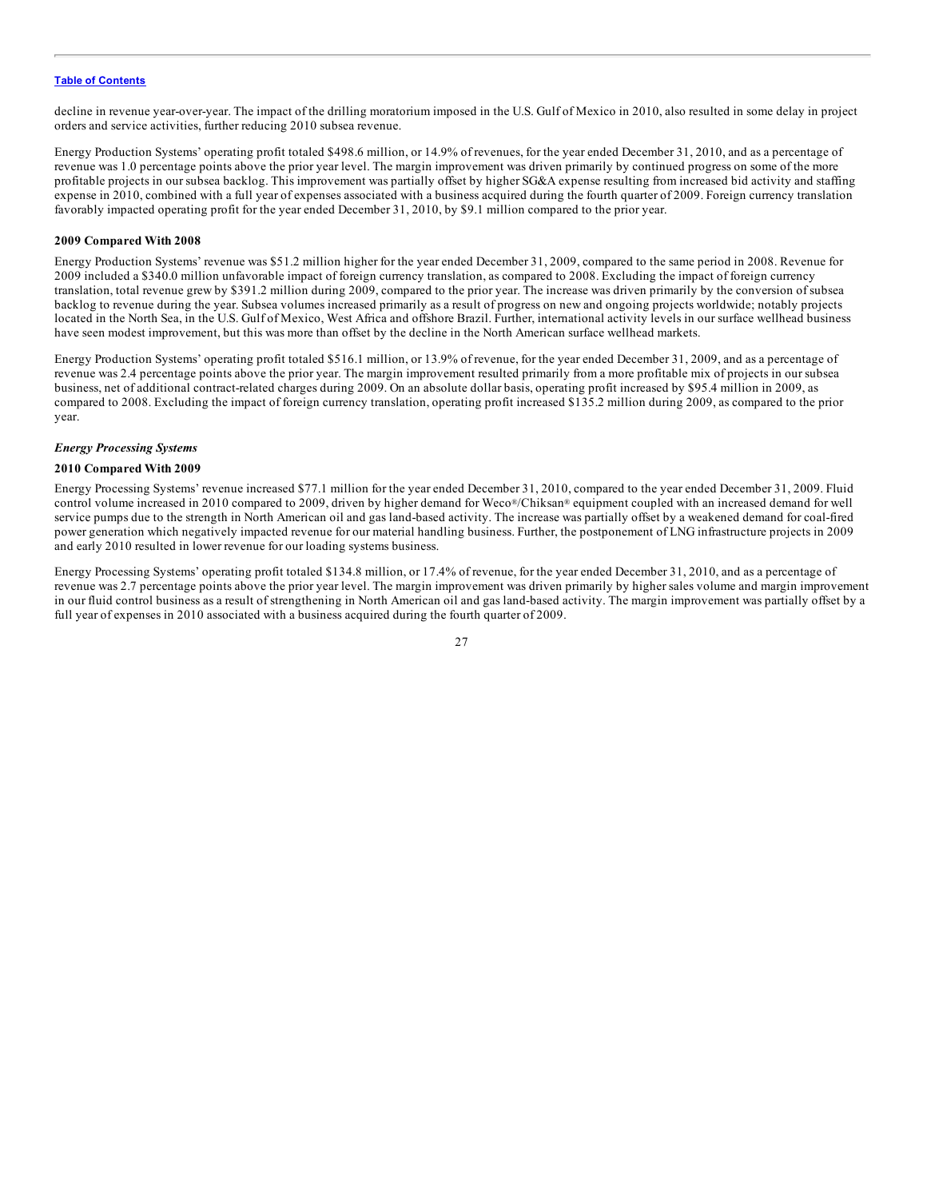decline in revenue year-over-year. The impact of the drilling moratorium imposed in the U.S. Gulf of Mexico in 2010, also resulted in some delay in project orders and service activities, further reducing 2010 subsea revenue.

Energy Production Systems' operating profit totaled $498.6 million, or 14.9% of revenues, for the year ended December 31, 2010, and as a percentage of revenue was 1.0 percentage points above the prior year level. The margin improvement was driven primarily by continued progress on some of the more profitable projects in our subsea backlog. This improvement was partially offset by higher SG&A expense resulting from increased bid activity and staffing expense in 2010, combined with a full year of expenses associated with a business acquired during the fourth quarter of 2009. Foreign currency translation favorably impacted operating profit for the year ended December 31, 2010, by $9.1 million compared to the prior year.

**2009 Compared With 2008**

Energy Production Systems' revenue was $51.2 million higher for the year ended December 31, 2009, compared to the same period in 2008. Revenue for 2009 included a $340.0 million unfavorable impact of foreign currency translation, as compared to 2008. Excluding the impact of foreign currency translation, total revenue grew by $391.2 million during 2009, compared to the prior year. The increase was driven primarily by the conversion of subsea backlog to revenue during the year. Subsea volumes increased primarily as a result of progress on new and ongoing projects worldwide; notably projects located in the North Sea, in the U.S. Gulf of Mexico, West Africa and offshore Brazil. Further, international activity levels in our surface wellhead business have seen modest improvement, but this was more than offset by the decline in the North American surface wellhead markets.

Energy Production Systems' operating profit totaled $516.1 million, or 13.9% of revenue, for the year ended December 31, 2009, and as a percentage of revenue was 2.4 percentage points above the prior year. The margin improvement resulted primarily from a more profitable mix of projects in our subsea business, net of additional contract-related charges during 2009. On an absolute dollar basis, operating profit increased by $95.4 million in 2009, as compared to 2008. Excluding the impact of foreign currency translation, operating profit increased $135.2 million during 2009, as compared to the prior year.

***Energy Processing Systems***

**2010 Compared With 2009**

Energy Processing Systems' revenue increased $77.1 million for the year ended December 31, 2010, compared to the year ended December 31, 2009. Fluid control volume increased in 2010 compared to 2009, driven by higher demand for Weco®/Chiksan® equipment coupled with an increased demand for well service pumps due to the strength in North American oil and gas land-based activity. The increase was partially offset by a weakened demand for coal-fired power generation which negatively impacted revenue for our material handling business. Further, the postponement of LNG infrastructure projects in 2009 and early 2010 resulted in lower revenue for our loading systems business.

Energy Processing Systems' operating profit totaled $134.8 million, or 17.4% of revenue, for the year ended December 31, 2010, and as a percentage of revenue was 2.7 percentage points above the prior year level. The margin improvement was driven primarily by higher sales volume and margin improvement in our fluid control business as a result of strengthening in North American oil and gas land-based activity. The margin improvement was partially offset by a full year of expenses in 2010 associated with a business acquired during the fourth quarter of 2009.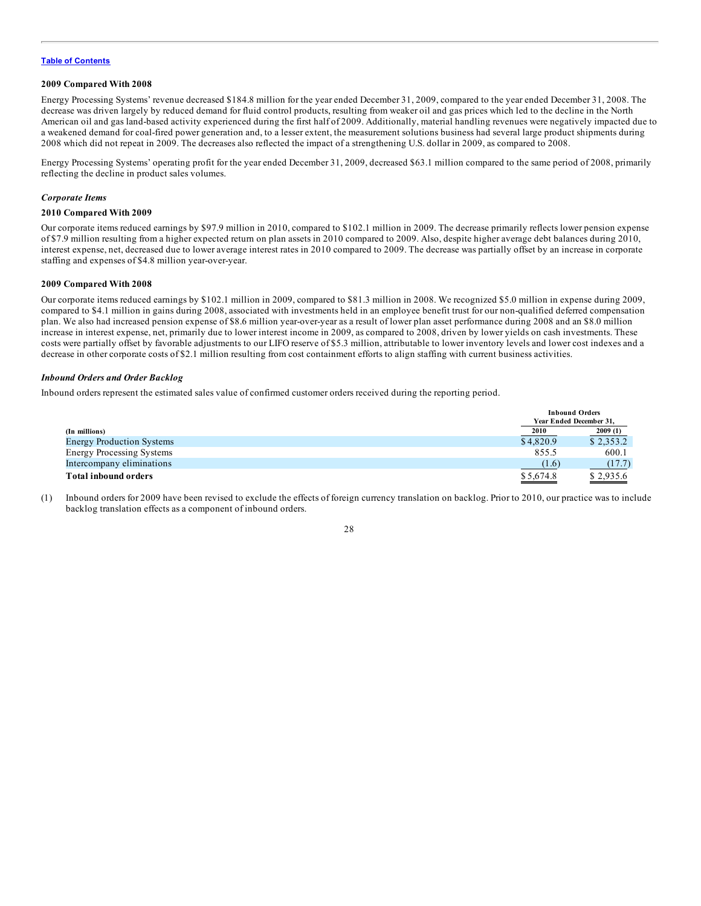[Table of Contents](#)

**2009 Compared With 2008**

Energy Processing Systems' revenue decreased $184.8 million for the year ended December 31, 2009, compared to the year ended December 31, 2008. The decrease was driven largely by reduced demand for fluid control products, resulting from weaker oil and gas prices which led to the decline in the North American oil and gas land-based activity experienced during the first half of 2009. Additionally, material handling revenues were negatively impacted due to a weakened demand for coal-fired power generation and, to a lesser extent, the measurement solutions business had several large product shipments during 2008 which did not repeat in 2009. The decreases also reflected the impact of a strengthening U.S. dollar in 2009, as compared to 2008.

Energy Processing Systems' operating profit for the year ended December 31, 2009, decreased $63.1 million compared to the same period of 2008, primarily reflecting the decline in product sales volumes.

### *Corporate Items*

**2010 Compared With 2009**

Our corporate items reduced earnings by $97.9 million in 2010, compared to $102.1 million in 2009. The decrease primarily reflects lower pension expense of $7.9 million resulting from a higher expected return on plan assets in 2010 compared to 2009. Also, despite higher average debt balances during 2010, interest expense, net, decreased due to lower average interest rates in 2010 compared to 2009. The decrease was partially offset by an increase in corporate staffing and expenses of $4.8 million year-over-year.

**2009 Compared With 2008**

Our corporate items reduced earnings by $102.1 million in 2009, compared to $81.3 million in 2008. We recognized $5.0 million in expense during 2009, compared to $4.1 million in gains during 2008, associated with investments held in an employee benefit trust for our non-qualified deferred compensation plan. We also had increased pension expense of $8.6 million year-over-year as a result of lower plan asset performance during 2008 and an $8.0 million increase in interest expense, net, primarily due to lower interest income in 2009, as compared to 2008, driven by lower yields on cash investments. These costs were partially offset by favorable adjustments to our LIFO reserve of $5.3 million, attributable to lower inventory levels and lower cost indexes and a decrease in other corporate costs of $2.1 million resulting from cost containment efforts to align staffing with current business activities.

### *Inbound Orders and Order Backlog*

Inbound orders represent the estimated sales value of confirmed customer orders received during the reporting period.

| | Inbound Orders Year Ended December 31, | |
|---|---|---|
| **(In millions)** | **2010** | **2009 (1)** |
| Energy Production Systems | $ 4,820.9 | $ 2,353.2 |
| Energy Processing Systems | 855.5 | 600.1 |
| Intercompany eliminations | (1.6) | (17.7) |
| **Total inbound orders** | $ 5,674.8 | $ 2,935.6 |

(1) Inbound orders for 2009 have been revised to exclude the effects of foreign currency translation on backlog. Prior to 2010, our practice was to include backlog translation effects as a component of inbound orders.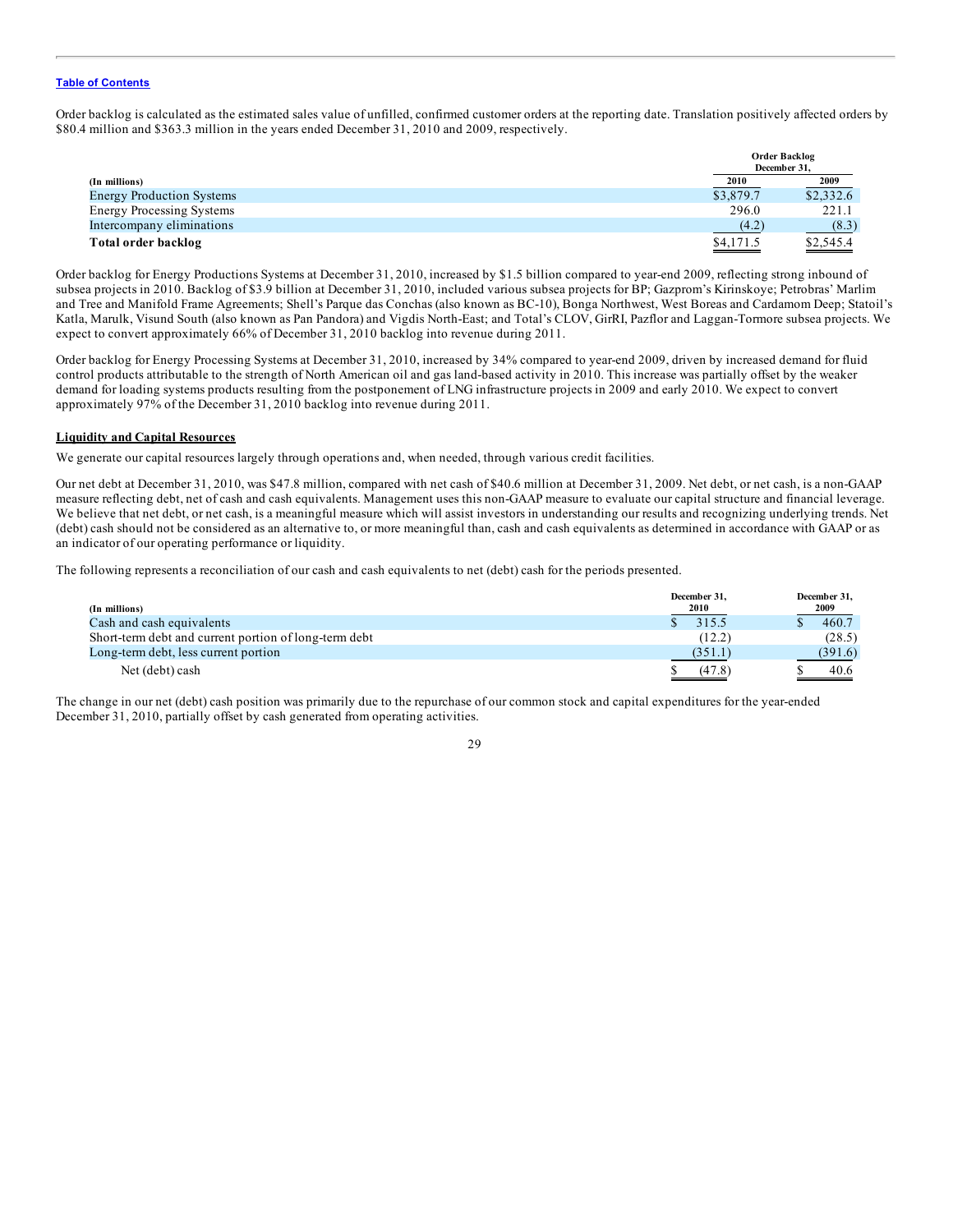Order backlog is calculated as the estimated sales value of unfilled, confirmed customer orders at the reporting date. Translation positively affected orders by $80.4 million and $363.3 million in the years ended December 31, 2010 and 2009, respectively.

| (In millions) | Order Backlog December 31, 2010 | 2009 |
|---|---|---|
| Energy Production Systems | $3,879.7 | $2,332.6 |
| Energy Processing Systems | 296.0 | 221.1 |
| Intercompany eliminations | (4.2) | (8.3) |
| **Total order backlog** | $4,171.5 | $2,545.4 |

Order backlog for Energy Productions Systems at December 31, 2010, increased by $1.5 billion compared to year-end 2009, reflecting strong inbound of subsea projects in 2010. Backlog of $3.9 billion at December 31, 2010, included various subsea projects for BP; Gazprom's Kirinskoye; Petrobras' Marlim and Tree and Manifold Frame Agreements; Shell's Parque das Conchas (also known as BC-10), Bonga Northwest, West Boreas and Cardamom Deep; Statoil's Katla, Marulk, Visund South (also known as Pan Pandora) and Vigdis North-East; and Total's CLOV, GirRI, Pazflor and Laggan-Tormore subsea projects. We expect to convert approximately 66% of December 31, 2010 backlog into revenue during 2011.

Order backlog for Energy Processing Systems at December 31, 2010, increased by 34% compared to year-end 2009, driven by increased demand for fluid control products attributable to the strength of North American oil and gas land-based activity in 2010. This increase was partially offset by the weaker demand for loading systems products resulting from the postponement of LNG infrastructure projects in 2009 and early 2010. We expect to convert approximately 97% of the December 31, 2010 backlog into revenue during 2011.

## Liquidity and Capital Resources

We generate our capital resources largely through operations and, when needed, through various credit facilities.

Our net debt at December 31, 2010, was $47.8 million, compared with net cash of $40.6 million at December 31, 2009. Net debt, or net cash, is a non-GAAP measure reflecting debt, net of cash and cash equivalents. Management uses this non-GAAP measure to evaluate our capital structure and financial leverage. We believe that net debt, or net cash, is a meaningful measure which will assist investors in understanding our results and recognizing underlying trends. Net (debt) cash should not be considered as an alternative to, or more meaningful than, cash and cash equivalents as determined in accordance with GAAP or as an indicator of our operating performance or liquidity.

The following represents a reconciliation of our cash and cash equivalents to net (debt) cash for the periods presented.

| (In millions) | December 31, 2010 | December 31, 2009 |
|---|---|---|
| Cash and cash equivalents | $ 315.5 | $ 460.7 |
| Short-term debt and current portion of long-term debt | (12.2) | (28.5) |
| Long-term debt, less current portion | (351.1) | (391.6) |
| Net (debt) cash | $ (47.8) | $ 40.6 |

The change in our net (debt) cash position was primarily due to the repurchase of our common stock and capital expenditures for the year-ended December 31, 2010, partially offset by cash generated from operating activities.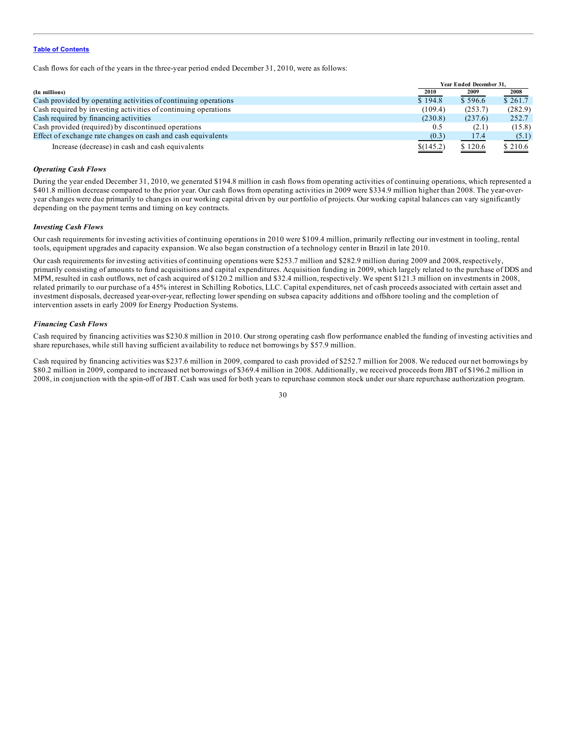[Table of Contents]

Cash flows for each of the years in the three-year period ended December 31, 2010, were as follows:

| (In millions) | Year Ended December 31, 2010 | 2009 | 2008 |
|---|---|---|---|
| Cash provided by operating activities of continuing operations | $ 194.8 | $ 596.6 | $ 261.7 |
| Cash required by investing activities of continuing operations | (109.4) | (253.7) | (282.9) |
| Cash required by financing activities | (230.8) | (237.6) | 252.7 |
| Cash provided (required) by discontinued operations | 0.5 | (2.1) | (15.8) |
| Effect of exchange rate changes on cash and cash equivalents | (0.3) | 17.4 | (5.1) |
| Increase (decrease) in cash and cash equivalents | $(145.2) | $ 120.6 | $ 210.6 |

### *Operating Cash Flows*

During the year ended December 31, 2010, we generated $194.8 million in cash flows from operating activities of continuing operations, which represented a $401.8 million decrease compared to the prior year. Our cash flows from operating activities in 2009 were $334.9 million higher than 2008. The year-over-year changes were due primarily to changes in our working capital driven by our portfolio of projects. Our working capital balances can vary significantly depending on the payment terms and timing on key contracts.

### *Investing Cash Flows*

Our cash requirements for investing activities of continuing operations in 2010 were $109.4 million, primarily reflecting our investment in tooling, rental tools, equipment upgrades and capacity expansion. We also began construction of a technology center in Brazil in late 2010.

Our cash requirements for investing activities of continuing operations were $253.7 million and $282.9 million during 2009 and 2008, respectively, primarily consisting of amounts to fund acquisitions and capital expenditures. Acquisition funding in 2009, which largely related to the purchase of DDS and MPM, resulted in cash outflows, net of cash acquired of $120.2 million and $32.4 million, respectively. We spent $121.3 million on investments in 2008, related primarily to our purchase of a 45% interest in Schilling Robotics, LLC. Capital expenditures, net of cash proceeds associated with certain asset and investment disposals, decreased year-over-year, reflecting lower spending on subsea capacity additions and offshore tooling and the completion of intervention assets in early 2009 for Energy Production Systems.

### *Financing Cash Flows*

Cash required by financing activities was $230.8 million in 2010. Our strong operating cash flow performance enabled the funding of investing activities and share repurchases, while still having sufficient availability to reduce net borrowings by $57.9 million.

Cash required by financing activities was $237.6 million in 2009, compared to cash provided of $252.7 million for 2008. We reduced our net borrowings by $80.2 million in 2009, compared to increased net borrowings of $369.4 million in 2008. Additionally, we received proceeds from JBT of $196.2 million in 2008, in conjunction with the spin-off of JBT. Cash was used for both years to repurchase common stock under our share repurchase authorization program.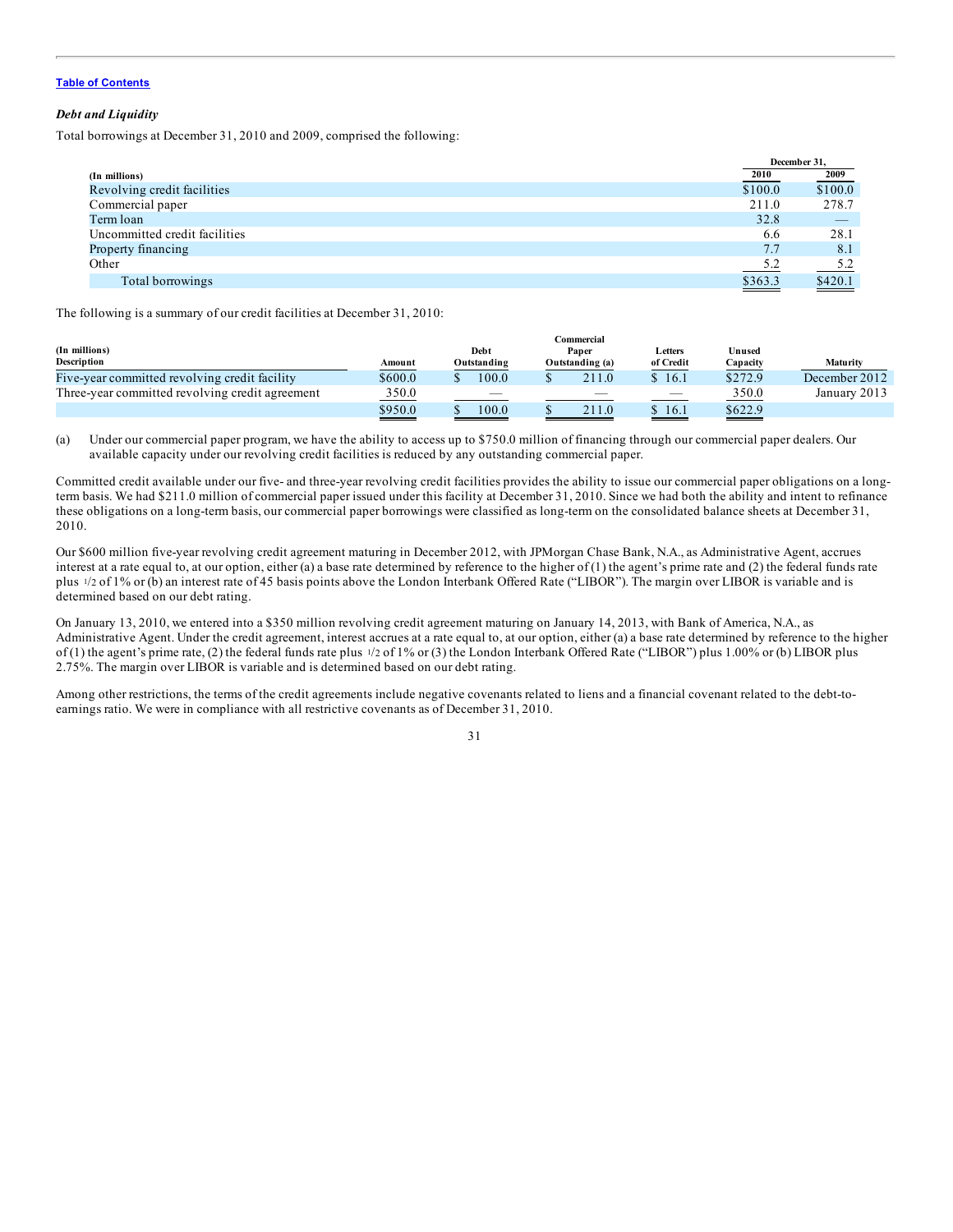[Table of Contents](#)

***Debt and Liquidity***

Total borrowings at December 31, 2010 and 2009, comprised the following:

| (In millions) | December 31, 2010 | 2009 |
|---|---|---|
| Revolving credit facilities | $100.0 | $100.0 |
| Commercial paper | 211.0 | 278.7 |
| Term loan | 32.8 | — |
| Uncommitted credit facilities | 6.6 | 28.1 |
| Property financing | 7.7 | 8.1 |
| Other | 5.2 | 5.2 |
| Total borrowings | $363.3 | $420.1 |

The following is a summary of our credit facilities at December 31, 2010:

| (In millions) Description | Amount | Debt Outstanding | Commercial Paper Outstanding (a) | Letters of Credit | Unused Capacity | Maturity |
|---|---|---|---|---|---|---|
| Five-year committed revolving credit facility | $600.0 | $ 100.0 | $ 211.0 | $ 16.1 | $272.9 | December 2012 |
| Three-year committed revolving credit agreement | 350.0 | — | — | — | 350.0 | January 2013 |
| | $950.0 | $ 100.0 | $ 211.0 | $ 16.1 | $622.9 | |

(a) Under our commercial paper program, we have the ability to access up to $750.0 million of financing through our commercial paper dealers. Our available capacity under our revolving credit facilities is reduced by any outstanding commercial paper.

Committed credit available under our five- and three-year revolving credit facilities provides the ability to issue our commercial paper obligations on a long-term basis. We had $211.0 million of commercial paper issued under this facility at December 31, 2010. Since we had both the ability and intent to refinance these obligations on a long-term basis, our commercial paper borrowings were classified as long-term on the consolidated balance sheets at December 31, 2010.

Our $600 million five-year revolving credit agreement maturing in December 2012, with JPMorgan Chase Bank, N.A., as Administrative Agent, accrues interest at a rate equal to, at our option, either (a) a base rate determined by reference to the higher of (1) the agent's prime rate and (2) the federal funds rate plus 1/2 of 1% or (b) an interest rate of 45 basis points above the London Interbank Offered Rate ("LIBOR"). The margin over LIBOR is variable and is determined based on our debt rating.

On January 13, 2010, we entered into a $350 million revolving credit agreement maturing on January 14, 2013, with Bank of America, N.A., as Administrative Agent. Under the credit agreement, interest accrues at a rate equal to, at our option, either (a) a base rate determined by reference to the higher of (1) the agent's prime rate, (2) the federal funds rate plus 1/2 of 1% or (3) the London Interbank Offered Rate ("LIBOR") plus 1.00% or (b) LIBOR plus 2.75%. The margin over LIBOR is variable and is determined based on our debt rating.

Among other restrictions, the terms of the credit agreements include negative covenants related to liens and a financial covenant related to the debt-to-earnings ratio. We were in compliance with all restrictive covenants as of December 31, 2010.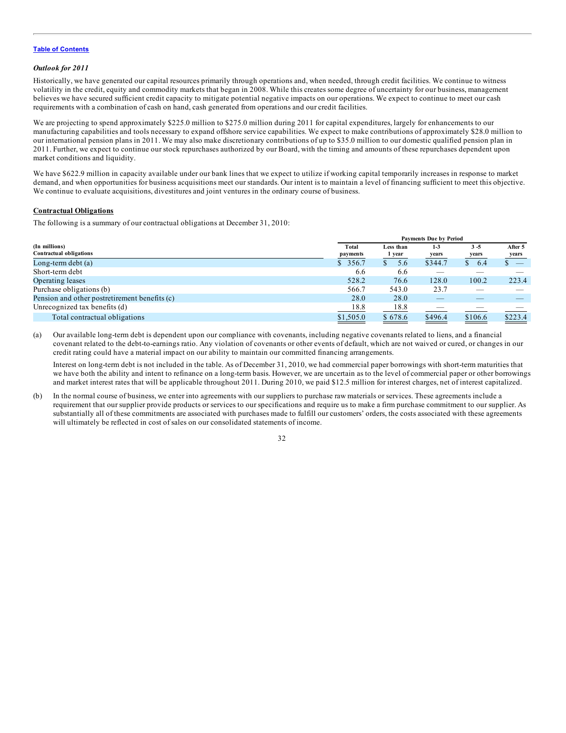[Table of Contents](#)

*Outlook for 2011*

Historically, we have generated our capital resources primarily through operations and, when needed, through credit facilities. We continue to witness volatility in the credit, equity and commodity markets that began in 2008. While this creates some degree of uncertainty for our business, management believes we have secured sufficient credit capacity to mitigate potential negative impacts on our operations. We expect to continue to meet our cash requirements with a combination of cash on hand, cash generated from operations and our credit facilities.

We are projecting to spend approximately $225.0 million to $275.0 million during 2011 for capital expenditures, largely for enhancements to our manufacturing capabilities and tools necessary to expand offshore service capabilities. We expect to make contributions of approximately $28.0 million to our international pension plans in 2011. We may also make discretionary contributions of up to $35.0 million to our domestic qualified pension plan in 2011. Further, we expect to continue our stock repurchases authorized by our Board, with the timing and amounts of these repurchases dependent upon market conditions and liquidity.

We have $622.9 million in capacity available under our bank lines that we expect to utilize if working capital temporarily increases in response to market demand, and when opportunities for business acquisitions meet our standards. Our intent is to maintain a level of financing sufficient to meet this objective. We continue to evaluate acquisitions, divestitures and joint ventures in the ordinary course of business.

**Contractual Obligations**

The following is a summary of our contractual obligations at December 31, 2010:

| (In millions) | Payments Due by Period | | | | |
|---|---|---|---|---|---|
| Contractual obligations | Total payments | Less than 1 year | 1-3 years | 3 -5 years | After 5 years |
| Long-term debt (a) | $ 356.7 | $ 5.6 | $344.7 | $ 6.4 | $ — |
| Short-term debt | 6.6 | 6.6 | — | — | — |
| Operating leases | 528.2 | 76.6 | 128.0 | 100.2 | 223.4 |
| Purchase obligations (b) | 566.7 | 543.0 | 23.7 | — | — |
| Pension and other postretirement benefits (c) | 28.0 | 28.0 | — | — | — |
| Unrecognized tax benefits (d) | 18.8 | 18.8 | — | — | — |
| Total contractual obligations | $1,505.0 | $ 678.6 | $496.4 | $106.6 | $223.4 |

(a) Our available long-term debt is dependent upon our compliance with covenants, including negative covenants related to liens, and a financial covenant related to the debt-to-earnings ratio. Any violation of covenants or other events of default, which are not waived or cured, or changes in our credit rating could have a material impact on our ability to maintain our committed financing arrangements.

Interest on long-term debt is not included in the table. As of December 31, 2010, we had commercial paper borrowings with short-term maturities that we have both the ability and intent to refinance on a long-term basis. However, we are uncertain as to the level of commercial paper or other borrowings and market interest rates that will be applicable throughout 2011. During 2010, we paid $12.5 million for interest charges, net of interest capitalized.

(b) In the normal course of business, we enter into agreements with our suppliers to purchase raw materials or services. These agreements include a requirement that our supplier provide products or services to our specifications and require us to make a firm purchase commitment to our supplier. As substantially all of these commitments are associated with purchases made to fulfill our customers' orders, the costs associated with these agreements will ultimately be reflected in cost of sales on our consolidated statements of income.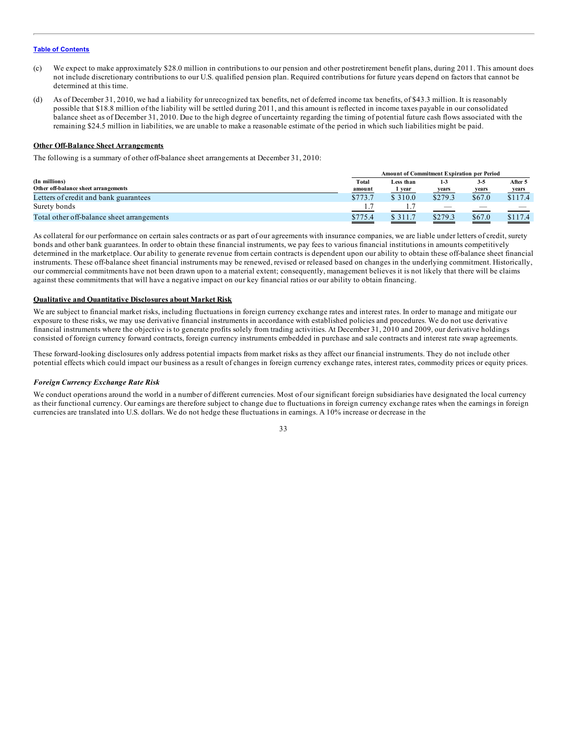(c) We expect to make approximately $28.0 million in contributions to our pension and other postretirement benefit plans, during 2011. This amount does not include discretionary contributions to our U.S. qualified pension plan. Required contributions for future years depend on factors that cannot be determined at this time.

(d) As of December 31, 2010, we had a liability for unrecognized tax benefits, net of deferred income tax benefits, of $43.3 million. It is reasonably possible that $18.8 million of the liability will be settled during 2011, and this amount is reflected in income taxes payable in our consolidated balance sheet as of December 31, 2010. Due to the high degree of uncertainty regarding the timing of potential future cash flows associated with the remaining $24.5 million in liabilities, we are unable to make a reasonable estimate of the period in which such liabilities might be paid.

**Other Off-Balance Sheet Arrangements**

The following is a summary of other off-balance sheet arrangements at December 31, 2010:

| (In millions) | Amount of Commitment Expiration per Period | | | | |
|---|---|---|---|---|---|
| Other off-balance sheet arrangements | Total amount | Less than 1 year | 1-3 years | 3-5 years | After 5 years |
| Letters of credit and bank guarantees | $773.7 | $ 310.0 | $279.3 | $67.0 | $117.4 |
| Surety bonds | 1.7 | 1.7 | — | — | — |
| Total other off-balance sheet arrangements | $775.4 | $ 311.7 | $279.3 | $67.0 | $117.4 |

As collateral for our performance on certain sales contracts or as part of our agreements with insurance companies, we are liable under letters of credit, surety bonds and other bank guarantees. In order to obtain these financial instruments, we pay fees to various financial institutions in amounts competitively determined in the marketplace. Our ability to generate revenue from certain contracts is dependent upon our ability to obtain these off-balance sheet financial instruments. These off-balance sheet financial instruments may be renewed, revised or released based on changes in the underlying commitment. Historically, our commercial commitments have not been drawn upon to a material extent; consequently, management believes it is not likely that there will be claims against these commitments that will have a negative impact on our key financial ratios or our ability to obtain financing.

**Qualitative and Quantitative Disclosures about Market Risk**

We are subject to financial market risks, including fluctuations in foreign currency exchange rates and interest rates. In order to manage and mitigate our exposure to these risks, we may use derivative financial instruments in accordance with established policies and procedures. We do not use derivative financial instruments where the objective is to generate profits solely from trading activities. At December 31, 2010 and 2009, our derivative holdings consisted of foreign currency forward contracts, foreign currency instruments embedded in purchase and sale contracts and interest rate swap agreements.

These forward-looking disclosures only address potential impacts from market risks as they affect our financial instruments. They do not include other potential effects which could impact our business as a result of changes in foreign currency exchange rates, interest rates, commodity prices or equity prices.

***Foreign Currency Exchange Rate Risk***

We conduct operations around the world in a number of different currencies. Most of our significant foreign subsidiaries have designated the local currency as their functional currency. Our earnings are therefore subject to change due to fluctuations in foreign currency exchange rates when the earnings in foreign currencies are translated into U.S. dollars. We do not hedge these fluctuations in earnings. A 10% increase or decrease in the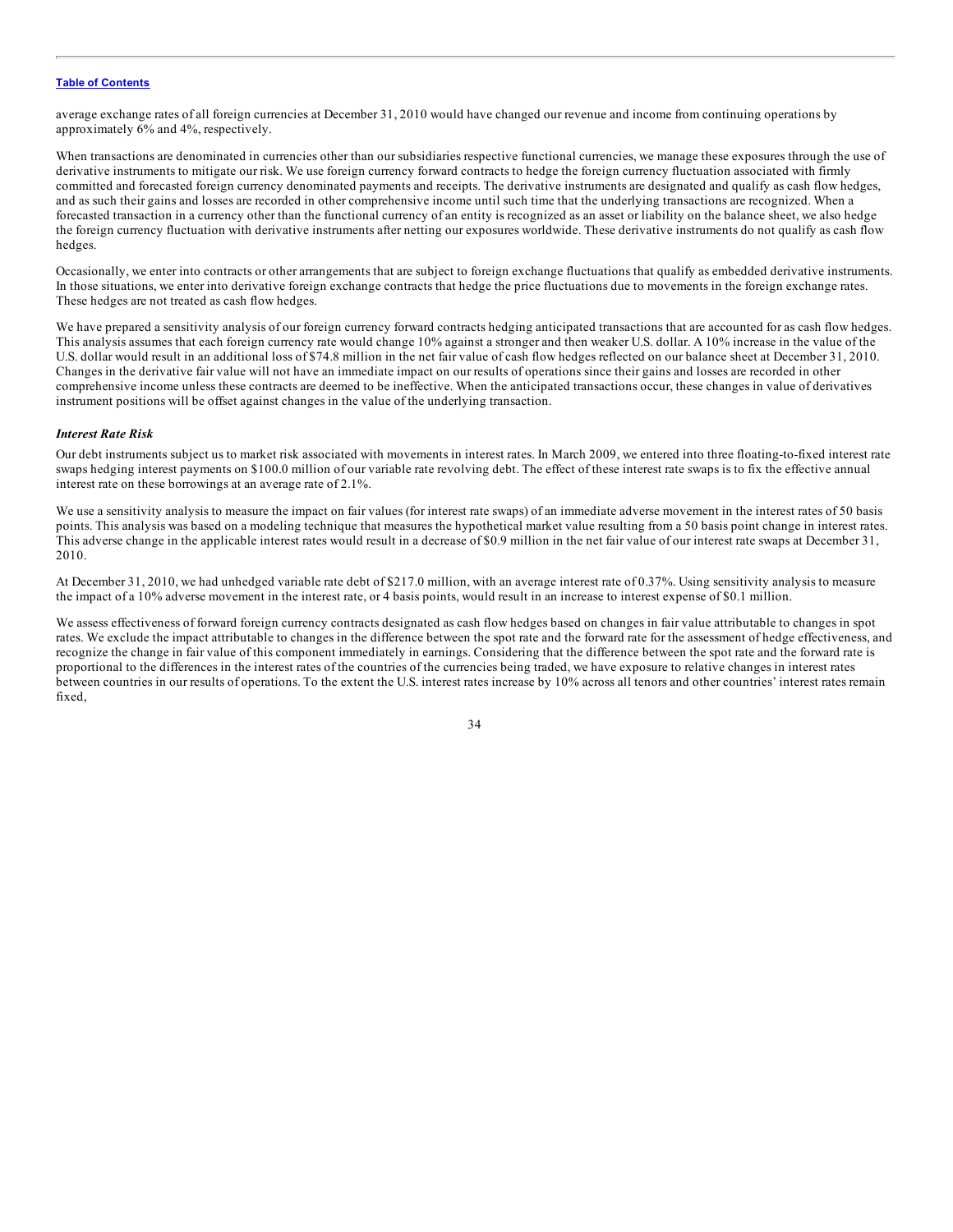average exchange rates of all foreign currencies at December 31, 2010 would have changed our revenue and income from continuing operations by approximately 6% and 4%, respectively.

When transactions are denominated in currencies other than our subsidiaries respective functional currencies, we manage these exposures through the use of derivative instruments to mitigate our risk. We use foreign currency forward contracts to hedge the foreign currency fluctuation associated with firmly committed and forecasted foreign currency denominated payments and receipts. The derivative instruments are designated and qualify as cash flow hedges, and as such their gains and losses are recorded in other comprehensive income until such time that the underlying transactions are recognized. When a forecasted transaction in a currency other than the functional currency of an entity is recognized as an asset or liability on the balance sheet, we also hedge the foreign currency fluctuation with derivative instruments after netting our exposures worldwide. These derivative instruments do not qualify as cash flow hedges.

Occasionally, we enter into contracts or other arrangements that are subject to foreign exchange fluctuations that qualify as embedded derivative instruments. In those situations, we enter into derivative foreign exchange contracts that hedge the price fluctuations due to movements in the foreign exchange rates. These hedges are not treated as cash flow hedges.

We have prepared a sensitivity analysis of our foreign currency forward contracts hedging anticipated transactions that are accounted for as cash flow hedges. This analysis assumes that each foreign currency rate would change 10% against a stronger and then weaker U.S. dollar. A 10% increase in the value of the U.S. dollar would result in an additional loss of $74.8 million in the net fair value of cash flow hedges reflected on our balance sheet at December 31, 2010. Changes in the derivative fair value will not have an immediate impact on our results of operations since their gains and losses are recorded in other comprehensive income unless these contracts are deemed to be ineffective. When the anticipated transactions occur, these changes in value of derivatives instrument positions will be offset against changes in the value of the underlying transaction.

***Interest Rate Risk***

Our debt instruments subject us to market risk associated with movements in interest rates. In March 2009, we entered into three floating-to-fixed interest rate swaps hedging interest payments on $100.0 million of our variable rate revolving debt. The effect of these interest rate swaps is to fix the effective annual interest rate on these borrowings at an average rate of 2.1%.

We use a sensitivity analysis to measure the impact on fair values (for interest rate swaps) of an immediate adverse movement in the interest rates of 50 basis points. This analysis was based on a modeling technique that measures the hypothetical market value resulting from a 50 basis point change in interest rates. This adverse change in the applicable interest rates would result in a decrease of $0.9 million in the net fair value of our interest rate swaps at December 31, 2010.

At December 31, 2010, we had unhedged variable rate debt of $217.0 million, with an average interest rate of 0.37%. Using sensitivity analysis to measure the impact of a 10% adverse movement in the interest rate, or 4 basis points, would result in an increase to interest expense of $0.1 million.

We assess effectiveness of forward foreign currency contracts designated as cash flow hedges based on changes in fair value attributable to changes in spot rates. We exclude the impact attributable to changes in the difference between the spot rate and the forward rate for the assessment of hedge effectiveness, and recognize the change in fair value of this component immediately in earnings. Considering that the difference between the spot rate and the forward rate is proportional to the differences in the interest rates of the countries of the currencies being traded, we have exposure to relative changes in interest rates between countries in our results of operations. To the extent the U.S. interest rates increase by 10% across all tenors and other countries' interest rates remain fixed,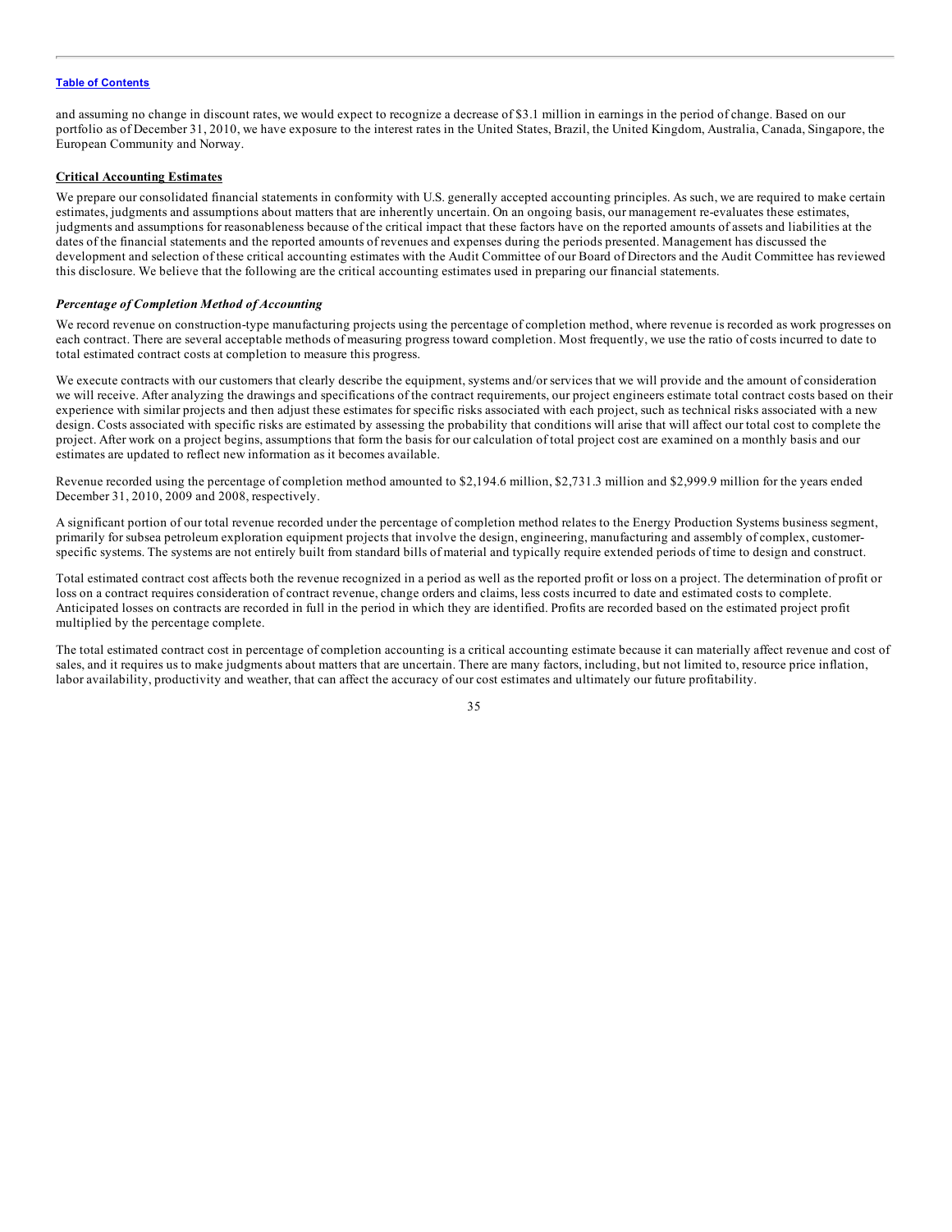and assuming no change in discount rates, we would expect to recognize a decrease of $3.1 million in earnings in the period of change. Based on our portfolio as of December 31, 2010, we have exposure to the interest rates in the United States, Brazil, the United Kingdom, Australia, Canada, Singapore, the European Community and Norway.

## Critical Accounting Estimates

We prepare our consolidated financial statements in conformity with U.S. generally accepted accounting principles. As such, we are required to make certain estimates, judgments and assumptions about matters that are inherently uncertain. On an ongoing basis, our management re-evaluates these estimates, judgments and assumptions for reasonableness because of the critical impact that these factors have on the reported amounts of assets and liabilities at the dates of the financial statements and the reported amounts of revenues and expenses during the periods presented. Management has discussed the development and selection of these critical accounting estimates with the Audit Committee of our Board of Directors and the Audit Committee has reviewed this disclosure. We believe that the following are the critical accounting estimates used in preparing our financial statements.

### *Percentage of Completion Method of Accounting*

We record revenue on construction-type manufacturing projects using the percentage of completion method, where revenue is recorded as work progresses on each contract. There are several acceptable methods of measuring progress toward completion. Most frequently, we use the ratio of costs incurred to date to total estimated contract costs at completion to measure this progress.

We execute contracts with our customers that clearly describe the equipment, systems and/or services that we will provide and the amount of consideration we will receive. After analyzing the drawings and specifications of the contract requirements, our project engineers estimate total contract costs based on their experience with similar projects and then adjust these estimates for specific risks associated with each project, such as technical risks associated with a new design. Costs associated with specific risks are estimated by assessing the probability that conditions will arise that will affect our total cost to complete the project. After work on a project begins, assumptions that form the basis for our calculation of total project cost are examined on a monthly basis and our estimates are updated to reflect new information as it becomes available.

Revenue recorded using the percentage of completion method amounted to $2,194.6 million, $2,731.3 million and $2,999.9 million for the years ended December 31, 2010, 2009 and 2008, respectively.

A significant portion of our total revenue recorded under the percentage of completion method relates to the Energy Production Systems business segment, primarily for subsea petroleum exploration equipment projects that involve the design, engineering, manufacturing and assembly of complex, customer-specific systems. The systems are not entirely built from standard bills of material and typically require extended periods of time to design and construct.

Total estimated contract cost affects both the revenue recognized in a period as well as the reported profit or loss on a project. The determination of profit or loss on a contract requires consideration of contract revenue, change orders and claims, less costs incurred to date and estimated costs to complete. Anticipated losses on contracts are recorded in full in the period in which they are identified. Profits are recorded based on the estimated project profit multiplied by the percentage complete.

The total estimated contract cost in percentage of completion accounting is a critical accounting estimate because it can materially affect revenue and cost of sales, and it requires us to make judgments about matters that are uncertain. There are many factors, including, but not limited to, resource price inflation, labor availability, productivity and weather, that can affect the accuracy of our cost estimates and ultimately our future profitability.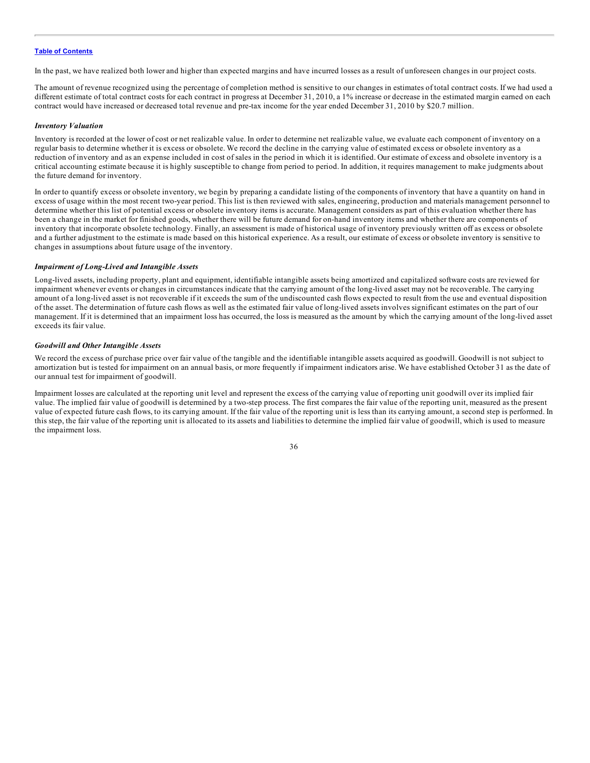In the past, we have realized both lower and higher than expected margins and have incurred losses as a result of unforeseen changes in our project costs.

The amount of revenue recognized using the percentage of completion method is sensitive to our changes in estimates of total contract costs. If we had used a different estimate of total contract costs for each contract in progress at December 31, 2010, a 1% increase or decrease in the estimated margin earned on each contract would have increased or decreased total revenue and pre-tax income for the year ended December 31, 2010 by $20.7 million.

### *Inventory Valuation*

Inventory is recorded at the lower of cost or net realizable value. In order to determine net realizable value, we evaluate each component of inventory on a regular basis to determine whether it is excess or obsolete. We record the decline in the carrying value of estimated excess or obsolete inventory as a reduction of inventory and as an expense included in cost of sales in the period in which it is identified. Our estimate of excess and obsolete inventory is a critical accounting estimate because it is highly susceptible to change from period to period. In addition, it requires management to make judgments about the future demand for inventory.

In order to quantify excess or obsolete inventory, we begin by preparing a candidate listing of the components of inventory that have a quantity on hand in excess of usage within the most recent two-year period. This list is then reviewed with sales, engineering, production and materials management personnel to determine whether this list of potential excess or obsolete inventory items is accurate. Management considers as part of this evaluation whether there has been a change in the market for finished goods, whether there will be future demand for on-hand inventory items and whether there are components of inventory that incorporate obsolete technology. Finally, an assessment is made of historical usage of inventory previously written off as excess or obsolete and a further adjustment to the estimate is made based on this historical experience. As a result, our estimate of excess or obsolete inventory is sensitive to changes in assumptions about future usage of the inventory.

### *Impairment of Long-Lived and Intangible Assets*

Long-lived assets, including property, plant and equipment, identifiable intangible assets being amortized and capitalized software costs are reviewed for impairment whenever events or changes in circumstances indicate that the carrying amount of the long-lived asset may not be recoverable. The carrying amount of a long-lived asset is not recoverable if it exceeds the sum of the undiscounted cash flows expected to result from the use and eventual disposition of the asset. The determination of future cash flows as well as the estimated fair value of long-lived assets involves significant estimates on the part of our management. If it is determined that an impairment loss has occurred, the loss is measured as the amount by which the carrying amount of the long-lived asset exceeds its fair value.

### *Goodwill and Other Intangible Assets*

We record the excess of purchase price over fair value of the tangible and the identifiable intangible assets acquired as goodwill. Goodwill is not subject to amortization but is tested for impairment on an annual basis, or more frequently if impairment indicators arise. We have established October 31 as the date of our annual test for impairment of goodwill.

Impairment losses are calculated at the reporting unit level and represent the excess of the carrying value of reporting unit goodwill over its implied fair value. The implied fair value of goodwill is determined by a two-step process. The first compares the fair value of the reporting unit, measured as the present value of expected future cash flows, to its carrying amount. If the fair value of the reporting unit is less than its carrying amount, a second step is performed. In this step, the fair value of the reporting unit is allocated to its assets and liabilities to determine the implied fair value of goodwill, which is used to measure the impairment loss.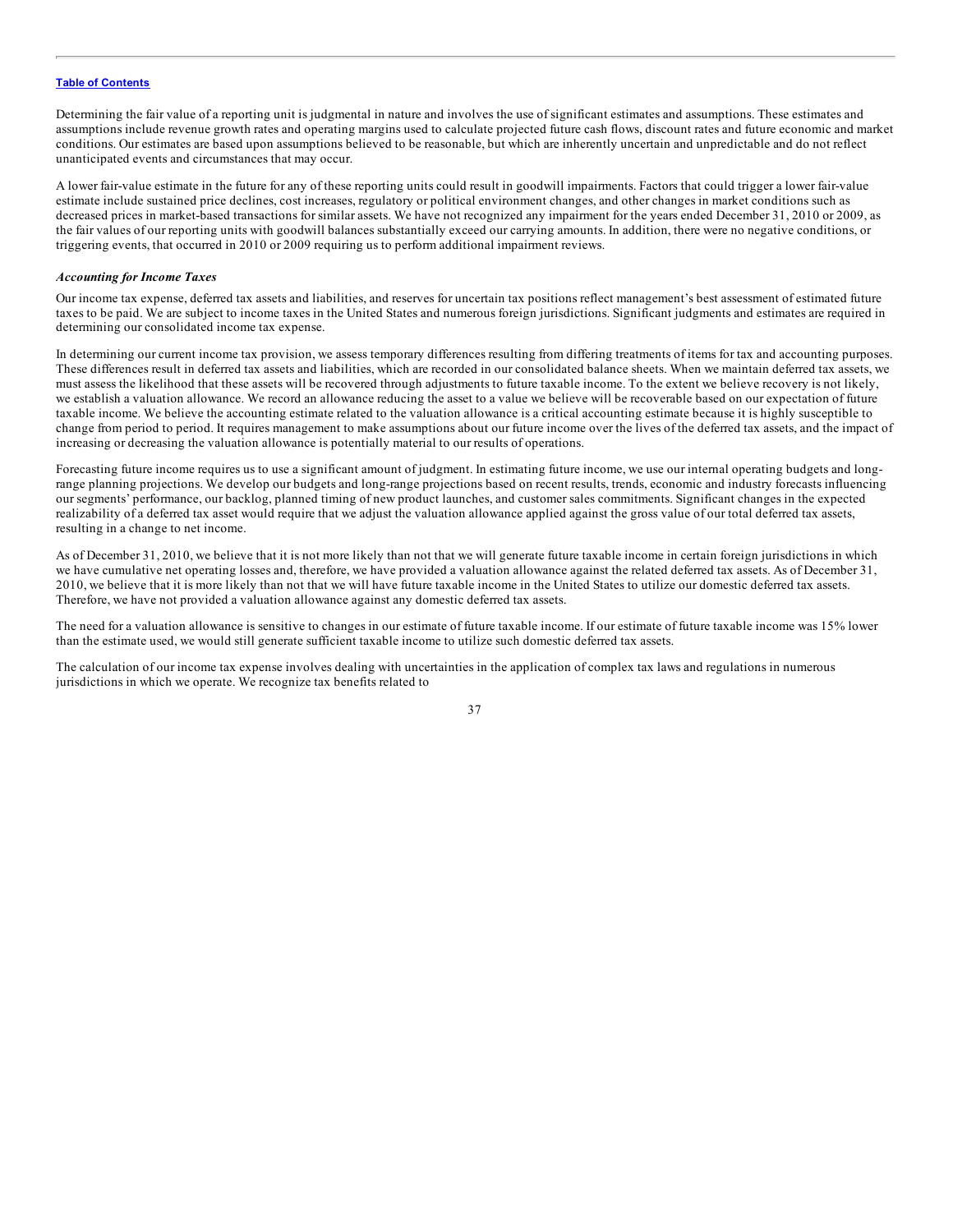Determining the fair value of a reporting unit is judgmental in nature and involves the use of significant estimates and assumptions. These estimates and assumptions include revenue growth rates and operating margins used to calculate projected future cash flows, discount rates and future economic and market conditions. Our estimates are based upon assumptions believed to be reasonable, but which are inherently uncertain and unpredictable and do not reflect unanticipated events and circumstances that may occur.

A lower fair-value estimate in the future for any of these reporting units could result in goodwill impairments. Factors that could trigger a lower fair-value estimate include sustained price declines, cost increases, regulatory or political environment changes, and other changes in market conditions such as decreased prices in market-based transactions for similar assets. We have not recognized any impairment for the years ended December 31, 2010 or 2009, as the fair values of our reporting units with goodwill balances substantially exceed our carrying amounts. In addition, there were no negative conditions, or triggering events, that occurred in 2010 or 2009 requiring us to perform additional impairment reviews.

***Accounting for Income Taxes***

Our income tax expense, deferred tax assets and liabilities, and reserves for uncertain tax positions reflect management's best assessment of estimated future taxes to be paid. We are subject to income taxes in the United States and numerous foreign jurisdictions. Significant judgments and estimates are required in determining our consolidated income tax expense.

In determining our current income tax provision, we assess temporary differences resulting from differing treatments of items for tax and accounting purposes. These differences result in deferred tax assets and liabilities, which are recorded in our consolidated balance sheets. When we maintain deferred tax assets, we must assess the likelihood that these assets will be recovered through adjustments to future taxable income. To the extent we believe recovery is not likely, we establish a valuation allowance. We record an allowance reducing the asset to a value we believe will be recoverable based on our expectation of future taxable income. We believe the accounting estimate related to the valuation allowance is a critical accounting estimate because it is highly susceptible to change from period to period. It requires management to make assumptions about our future income over the lives of the deferred tax assets, and the impact of increasing or decreasing the valuation allowance is potentially material to our results of operations.

Forecasting future income requires us to use a significant amount of judgment. In estimating future income, we use our internal operating budgets and long-range planning projections. We develop our budgets and long-range projections based on recent results, trends, economic and industry forecasts influencing our segments' performance, our backlog, planned timing of new product launches, and customer sales commitments. Significant changes in the expected realizability of a deferred tax asset would require that we adjust the valuation allowance applied against the gross value of our total deferred tax assets, resulting in a change to net income.

As of December 31, 2010, we believe that it is not more likely than not that we will generate future taxable income in certain foreign jurisdictions in which we have cumulative net operating losses and, therefore, we have provided a valuation allowance against the related deferred tax assets. As of December 31, 2010, we believe that it is more likely than not that we will have future taxable income in the United States to utilize our domestic deferred tax assets. Therefore, we have not provided a valuation allowance against any domestic deferred tax assets.

The need for a valuation allowance is sensitive to changes in our estimate of future taxable income. If our estimate of future taxable income was 15% lower than the estimate used, we would still generate sufficient taxable income to utilize such domestic deferred tax assets.

The calculation of our income tax expense involves dealing with uncertainties in the application of complex tax laws and regulations in numerous jurisdictions in which we operate. We recognize tax benefits related to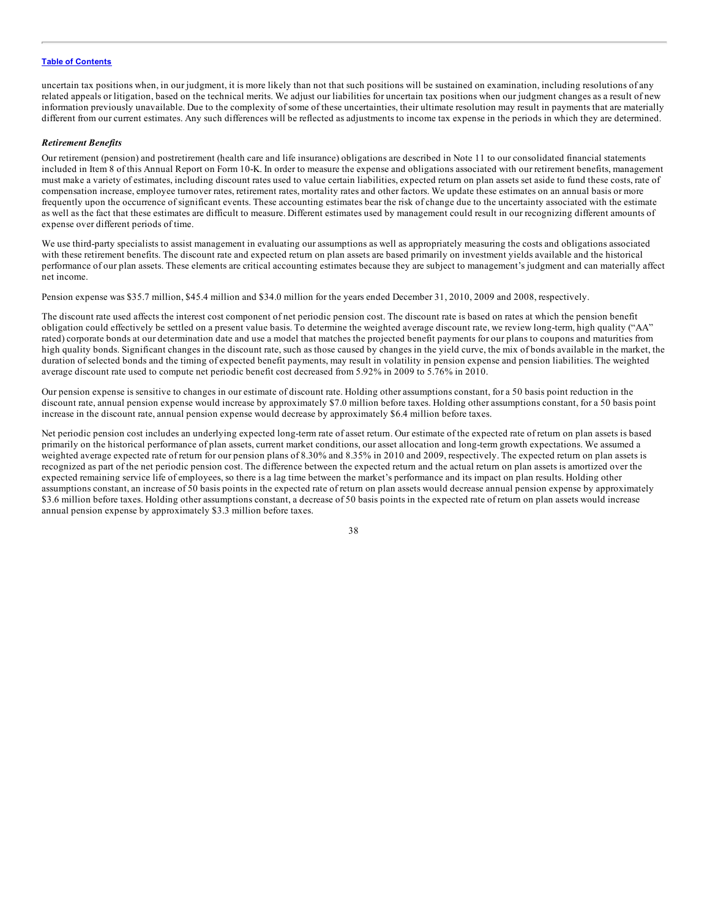uncertain tax positions when, in our judgment, it is more likely than not that such positions will be sustained on examination, including resolutions of any related appeals or litigation, based on the technical merits. We adjust our liabilities for uncertain tax positions when our judgment changes as a result of new information previously unavailable. Due to the complexity of some of these uncertainties, their ultimate resolution may result in payments that are materially different from our current estimates. Any such differences will be reflected as adjustments to income tax expense in the periods in which they are determined.

***Retirement Benefits***

Our retirement (pension) and postretirement (health care and life insurance) obligations are described in Note 11 to our consolidated financial statements included in Item 8 of this Annual Report on Form 10-K. In order to measure the expense and obligations associated with our retirement benefits, management must make a variety of estimates, including discount rates used to value certain liabilities, expected return on plan assets set aside to fund these costs, rate of compensation increase, employee turnover rates, retirement rates, mortality rates and other factors. We update these estimates on an annual basis or more frequently upon the occurrence of significant events. These accounting estimates bear the risk of change due to the uncertainty associated with the estimate as well as the fact that these estimates are difficult to measure. Different estimates used by management could result in our recognizing different amounts of expense over different periods of time.

We use third-party specialists to assist management in evaluating our assumptions as well as appropriately measuring the costs and obligations associated with these retirement benefits. The discount rate and expected return on plan assets are based primarily on investment yields available and the historical performance of our plan assets. These elements are critical accounting estimates because they are subject to management's judgment and can materially affect net income.

Pension expense was $35.7 million, $45.4 million and $34.0 million for the years ended December 31, 2010, 2009 and 2008, respectively.

The discount rate used affects the interest cost component of net periodic pension cost. The discount rate is based on rates at which the pension benefit obligation could effectively be settled on a present value basis. To determine the weighted average discount rate, we review long-term, high quality ("AA" rated) corporate bonds at our determination date and use a model that matches the projected benefit payments for our plans to coupons and maturities from high quality bonds. Significant changes in the discount rate, such as those caused by changes in the yield curve, the mix of bonds available in the market, the duration of selected bonds and the timing of expected benefit payments, may result in volatility in pension expense and pension liabilities. The weighted average discount rate used to compute net periodic benefit cost decreased from 5.92% in 2009 to 5.76% in 2010.

Our pension expense is sensitive to changes in our estimate of discount rate. Holding other assumptions constant, for a 50 basis point reduction in the discount rate, annual pension expense would increase by approximately $7.0 million before taxes. Holding other assumptions constant, for a 50 basis point increase in the discount rate, annual pension expense would decrease by approximately $6.4 million before taxes.

Net periodic pension cost includes an underlying expected long-term rate of asset return. Our estimate of the expected rate of return on plan assets is based primarily on the historical performance of plan assets, current market conditions, our asset allocation and long-term growth expectations. We assumed a weighted average expected rate of return for our pension plans of 8.30% and 8.35% in 2010 and 2009, respectively. The expected return on plan assets is recognized as part of the net periodic pension cost. The difference between the expected return and the actual return on plan assets is amortized over the expected remaining service life of employees, so there is a lag time between the market's performance and its impact on plan results. Holding other assumptions constant, an increase of 50 basis points in the expected rate of return on plan assets would decrease annual pension expense by approximately $3.6 million before taxes. Holding other assumptions constant, a decrease of 50 basis points in the expected rate of return on plan assets would increase annual pension expense by approximately $3.3 million before taxes.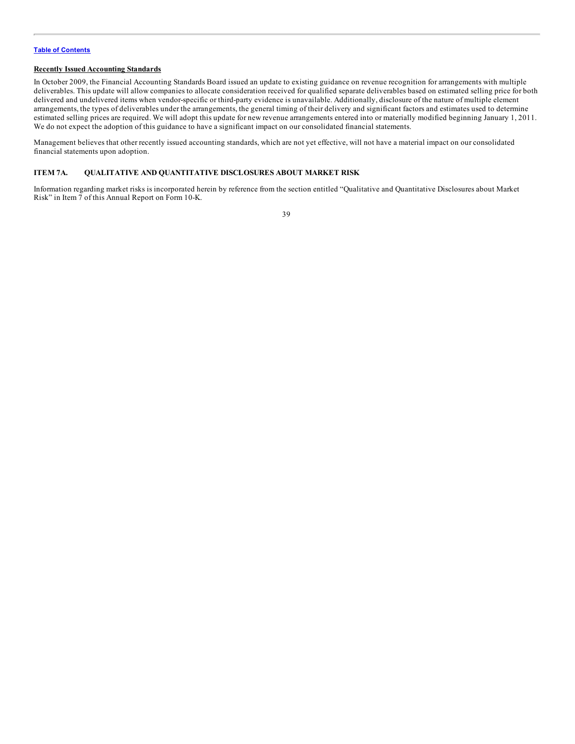**Recently Issued Accounting Standards**

In October 2009, the Financial Accounting Standards Board issued an update to existing guidance on revenue recognition for arrangements with multiple deliverables. This update will allow companies to allocate consideration received for qualified separate deliverables based on estimated selling price for both delivered and undelivered items when vendor-specific or third-party evidence is unavailable. Additionally, disclosure of the nature of multiple element arrangements, the types of deliverables under the arrangements, the general timing of their delivery and significant factors and estimates used to determine estimated selling prices are required. We will adopt this update for new revenue arrangements entered into or materially modified beginning January 1, 2011. We do not expect the adoption of this guidance to have a significant impact on our consolidated financial statements.

Management believes that other recently issued accounting standards, which are not yet effective, will not have a material impact on our consolidated financial statements upon adoption.

## ITEM 7A. QUALITATIVE AND QUANTITATIVE DISCLOSURES ABOUT MARKET RISK

Information regarding market risks is incorporated herein by reference from the section entitled "Qualitative and Quantitative Disclosures about Market Risk" in Item 7 of this Annual Report on Form 10-K.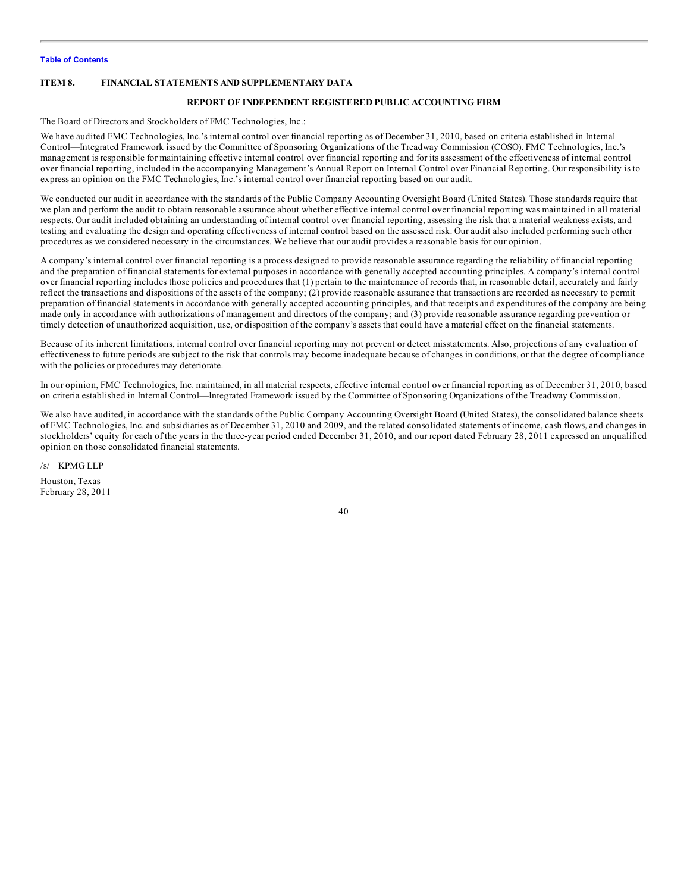## ITEM 8. FINANCIAL STATEMENTS AND SUPPLEMENTARY DATA

### REPORT OF INDEPENDENT REGISTERED PUBLIC ACCOUNTING FIRM

The Board of Directors and Stockholders of FMC Technologies, Inc.:

We have audited FMC Technologies, Inc.'s internal control over financial reporting as of December 31, 2010, based on criteria established in Internal Control—Integrated Framework issued by the Committee of Sponsoring Organizations of the Treadway Commission (COSO). FMC Technologies, Inc.'s management is responsible for maintaining effective internal control over financial reporting and for its assessment of the effectiveness of internal control over financial reporting, included in the accompanying Management's Annual Report on Internal Control over Financial Reporting. Our responsibility is to express an opinion on the FMC Technologies, Inc.'s internal control over financial reporting based on our audit.

We conducted our audit in accordance with the standards of the Public Company Accounting Oversight Board (United States). Those standards require that we plan and perform the audit to obtain reasonable assurance about whether effective internal control over financial reporting was maintained in all material respects. Our audit included obtaining an understanding of internal control over financial reporting, assessing the risk that a material weakness exists, and testing and evaluating the design and operating effectiveness of internal control based on the assessed risk. Our audit also included performing such other procedures as we considered necessary in the circumstances. We believe that our audit provides a reasonable basis for our opinion.

A company's internal control over financial reporting is a process designed to provide reasonable assurance regarding the reliability of financial reporting and the preparation of financial statements for external purposes in accordance with generally accepted accounting principles. A company's internal control over financial reporting includes those policies and procedures that (1) pertain to the maintenance of records that, in reasonable detail, accurately and fairly reflect the transactions and dispositions of the assets of the company; (2) provide reasonable assurance that transactions are recorded as necessary to permit preparation of financial statements in accordance with generally accepted accounting principles, and that receipts and expenditures of the company are being made only in accordance with authorizations of management and directors of the company; and (3) provide reasonable assurance regarding prevention or timely detection of unauthorized acquisition, use, or disposition of the company's assets that could have a material effect on the financial statements.

Because of its inherent limitations, internal control over financial reporting may not prevent or detect misstatements. Also, projections of any evaluation of effectiveness to future periods are subject to the risk that controls may become inadequate because of changes in conditions, or that the degree of compliance with the policies or procedures may deteriorate.

In our opinion, FMC Technologies, Inc. maintained, in all material respects, effective internal control over financial reporting as of December 31, 2010, based on criteria established in Internal Control—Integrated Framework issued by the Committee of Sponsoring Organizations of the Treadway Commission.

We also have audited, in accordance with the standards of the Public Company Accounting Oversight Board (United States), the consolidated balance sheets of FMC Technologies, Inc. and subsidiaries as of December 31, 2010 and 2009, and the related consolidated statements of income, cash flows, and changes in stockholders' equity for each of the years in the three-year period ended December 31, 2010, and our report dated February 28, 2011 expressed an unqualified opinion on those consolidated financial statements.

/s/ KPMG LLP

Houston, Texas
February 28, 2011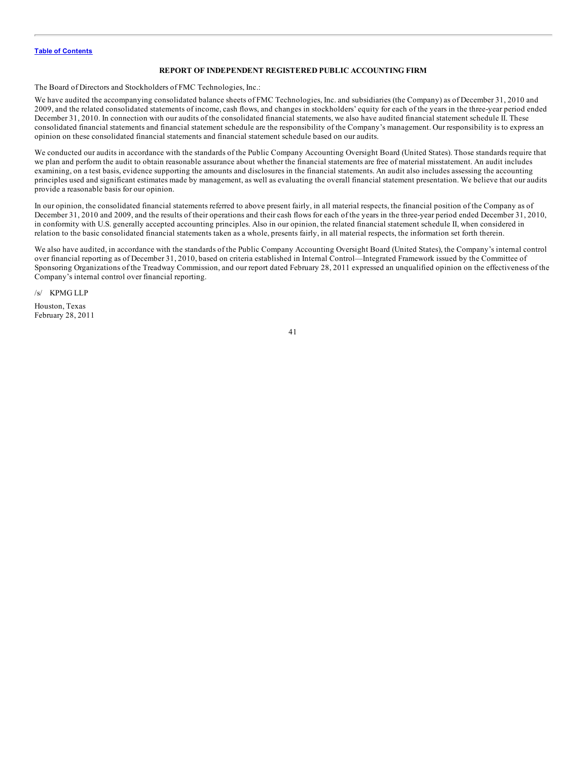## REPORT OF INDEPENDENT REGISTERED PUBLIC ACCOUNTING FIRM

The Board of Directors and Stockholders of FMC Technologies, Inc.:

We have audited the accompanying consolidated balance sheets of FMC Technologies, Inc. and subsidiaries (the Company) as of December 31, 2010 and 2009, and the related consolidated statements of income, cash flows, and changes in stockholders' equity for each of the years in the three-year period ended December 31, 2010. In connection with our audits of the consolidated financial statements, we also have audited financial statement schedule II. These consolidated financial statements and financial statement schedule are the responsibility of the Company's management. Our responsibility is to express an opinion on these consolidated financial statements and financial statement schedule based on our audits.

We conducted our audits in accordance with the standards of the Public Company Accounting Oversight Board (United States). Those standards require that we plan and perform the audit to obtain reasonable assurance about whether the financial statements are free of material misstatement. An audit includes examining, on a test basis, evidence supporting the amounts and disclosures in the financial statements. An audit also includes assessing the accounting principles used and significant estimates made by management, as well as evaluating the overall financial statement presentation. We believe that our audits provide a reasonable basis for our opinion.

In our opinion, the consolidated financial statements referred to above present fairly, in all material respects, the financial position of the Company as of December 31, 2010 and 2009, and the results of their operations and their cash flows for each of the years in the three-year period ended December 31, 2010, in conformity with U.S. generally accepted accounting principles. Also in our opinion, the related financial statement schedule II, when considered in relation to the basic consolidated financial statements taken as a whole, presents fairly, in all material respects, the information set forth therein.

We also have audited, in accordance with the standards of the Public Company Accounting Oversight Board (United States), the Company's internal control over financial reporting as of December 31, 2010, based on criteria established in Internal Control—Integrated Framework issued by the Committee of Sponsoring Organizations of the Treadway Commission, and our report dated February 28, 2011 expressed an unqualified opinion on the effectiveness of the Company's internal control over financial reporting.

/s/ KPMG LLP

Houston, Texas
February 28, 2011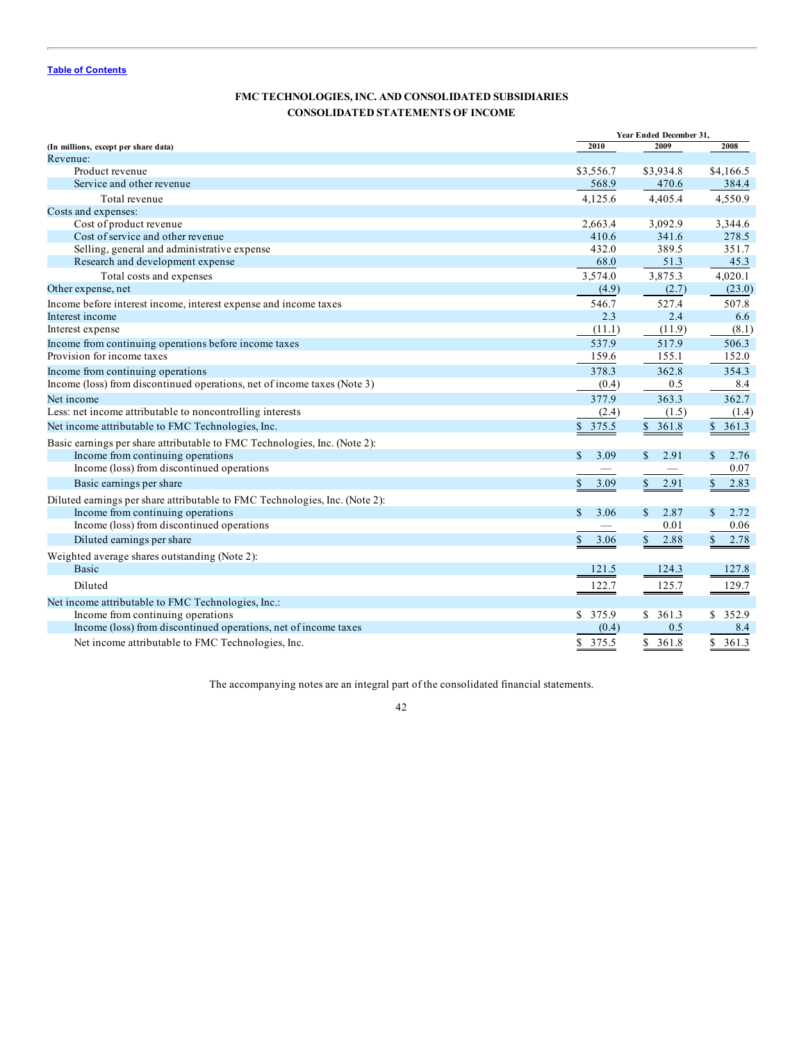[Table of Contents](#)

# FMC TECHNOLOGIES, INC. AND CONSOLIDATED SUBSIDIARIES
## CONSOLIDATED STATEMENTS OF INCOME

| (In millions, except per share data) | Year Ended December 31, 2010 | 2009 | 2008 |
|---|---|---|---|
| Revenue: | | | |
| Product revenue | $3,556.7 | $3,934.8 | $4,166.5 |
| Service and other revenue | 568.9 | 470.6 | 384.4 |
| Total revenue | 4,125.6 | 4,405.4 | 4,550.9 |
| Costs and expenses: | | | |
| Cost of product revenue | 2,663.4 | 3,092.9 | 3,344.6 |
| Cost of service and other revenue | 410.6 | 341.6 | 278.5 |
| Selling, general and administrative expense | 432.0 | 389.5 | 351.7 |
| Research and development expense | 68.0 | 51.3 | 45.3 |
| Total costs and expenses | 3,574.0 | 3,875.3 | 4,020.1 |
| Other expense, net | (4.9) | (2.7) | (23.0) |
| Income before interest income, interest expense and income taxes | 546.7 | 527.4 | 507.8 |
| Interest income | 2.3 | 2.4 | 6.6 |
| Interest expense | (11.1) | (11.9) | (8.1) |
| Income from continuing operations before income taxes | 537.9 | 517.9 | 506.3 |
| Provision for income taxes | 159.6 | 155.1 | 152.0 |
| Income from continuing operations | 378.3 | 362.8 | 354.3 |
| Income (loss) from discontinued operations, net of income taxes (Note 3) | (0.4) | 0.5 | 8.4 |
| Net income | 377.9 | 363.3 | 362.7 |
| Less: net income attributable to noncontrolling interests | (2.4) | (1.5) | (1.4) |
| Net income attributable to FMC Technologies, Inc. | $ 375.5 | $ 361.8 | $ 361.3 |
| Basic earnings per share attributable to FMC Technologies, Inc. (Note 2): | | | |
| Income from continuing operations | $ 3.09 | $ 2.91 | $ 2.76 |
| Income (loss) from discontinued operations | — | — | 0.07 |
| Basic earnings per share | $ 3.09 | $ 2.91 | $ 2.83 |
| Diluted earnings per share attributable to FMC Technologies, Inc. (Note 2): | | | |
| Income from continuing operations | $ 3.06 | $ 2.87 | $ 2.72 |
| Income (loss) from discontinued operations | — | 0.01 | 0.06 |
| Diluted earnings per share | $ 3.06 | $ 2.88 | $ 2.78 |
| Weighted average shares outstanding (Note 2): | | | |
| Basic | 121.5 | 124.3 | 127.8 |
| Diluted | 122.7 | 125.7 | 129.7 |
| Net income attributable to FMC Technologies, Inc.: | | | |
| Income from continuing operations | $ 375.9 | $ 361.3 | $ 352.9 |
| Income (loss) from discontinued operations, net of income taxes | (0.4) | 0.5 | 8.4 |
| Net income attributable to FMC Technologies, Inc. | $ 375.5 | $ 361.8 | $ 361.3 |

The accompanying notes are an integral part of the consolidated financial statements.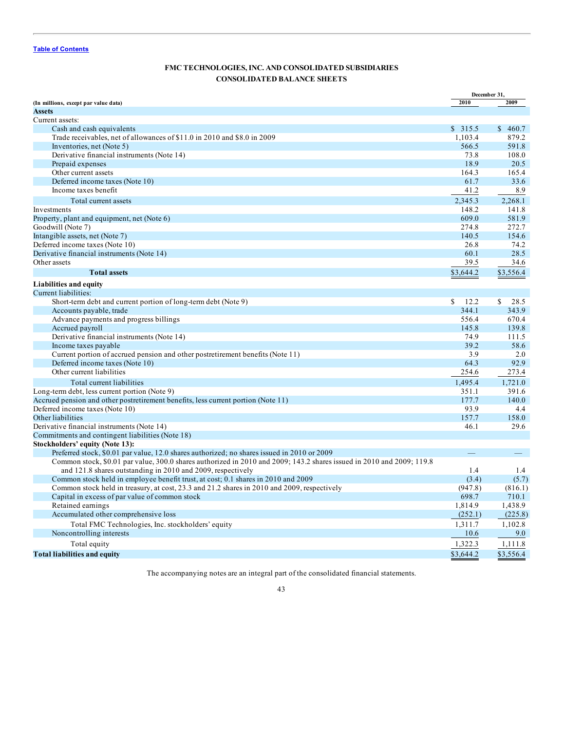[Table of Contents](#)

**FMC TECHNOLOGIES, INC. AND CONSOLIDATED SUBSIDIARIES**

**CONSOLIDATED BALANCE SHEETS**

| (In millions, except par value data) | December 31, 2010 | December 31, 2009 |
|---|---|---|
| **Assets** | | |
| Current assets: | | |
| Cash and cash equivalents | $ 315.5 | $ 460.7 |
| Trade receivables, net of allowances of $11.0 in 2010 and $8.0 in 2009 | 1,103.4 | 879.2 |
| Inventories, net (Note 5) | 566.5 | 591.8 |
| Derivative financial instruments (Note 14) | 73.8 | 108.0 |
| Prepaid expenses | 18.9 | 20.5 |
| Other current assets | 164.3 | 165.4 |
| Deferred income taxes (Note 10) | 61.7 | 33.6 |
| Income taxes benefit | 41.2 | 8.9 |
| Total current assets | 2,345.3 | 2,268.1 |
| Investments | 148.2 | 141.8 |
| Property, plant and equipment, net (Note 6) | 609.0 | 581.9 |
| Goodwill (Note 7) | 274.8 | 272.7 |
| Intangible assets, net (Note 7) | 140.5 | 154.6 |
| Deferred income taxes (Note 10) | 26.8 | 74.2 |
| Derivative financial instruments (Note 14) | 60.1 | 28.5 |
| Other assets | 39.5 | 34.6 |
| **Total assets** | $3,644.2 | $3,556.4 |
| **Liabilities and equity** | | |
| Current liabilities: | | |
| Short-term debt and current portion of long-term debt (Note 9) | $ 12.2 | $ 28.5 |
| Accounts payable, trade | 344.1 | 343.9 |
| Advance payments and progress billings | 556.4 | 670.4 |
| Accrued payroll | 145.8 | 139.8 |
| Derivative financial instruments (Note 14) | 74.9 | 111.5 |
| Income taxes payable | 39.2 | 58.6 |
| Current portion of accrued pension and other postretirement benefits (Note 11) | 3.9 | 2.0 |
| Deferred income taxes (Note 10) | 64.3 | 92.9 |
| Other current liabilities | 254.6 | 273.4 |
| Total current liabilities | 1,495.4 | 1,721.0 |
| Long-term debt, less current portion (Note 9) | 351.1 | 391.6 |
| Accrued pension and other postretirement benefits, less current portion (Note 11) | 177.7 | 140.0 |
| Deferred income taxes (Note 10) | 93.9 | 4.4 |
| Other liabilities | 157.7 | 158.0 |
| Derivative financial instruments (Note 14) | 46.1 | 29.6 |
| Commitments and contingent liabilities (Note 18) | | |
| **Stockholders' equity (Note 13):** | | |
| Preferred stock, $0.01 par value, 12.0 shares authorized; no shares issued in 2010 or 2009 | — | — |
| Common stock, $0.01 par value, 300.0 shares authorized in 2010 and 2009; 143.2 shares issued in 2010 and 2009; 119.8 and 121.8 shares outstanding in 2010 and 2009, respectively | 1.4 | 1.4 |
| Common stock held in employee benefit trust, at cost; 0.1 shares in 2010 and 2009 | (3.4) | (5.7) |
| Common stock held in treasury, at cost, 23.3 and 21.2 shares in 2010 and 2009, respectively | (947.8) | (816.1) |
| Capital in excess of par value of common stock | 698.7 | 710.1 |
| Retained earnings | 1,814.9 | 1,438.9 |
| Accumulated other comprehensive loss | (252.1) | (225.8) |
| Total FMC Technologies, Inc. stockholders' equity | 1,311.7 | 1,102.8 |
| Noncontrolling interests | 10.6 | 9.0 |
| Total equity | 1,322.3 | 1,111.8 |
| **Total liabilities and equity** | $3,644.2 | $3,556.4 |

The accompanying notes are an integral part of the consolidated financial statements.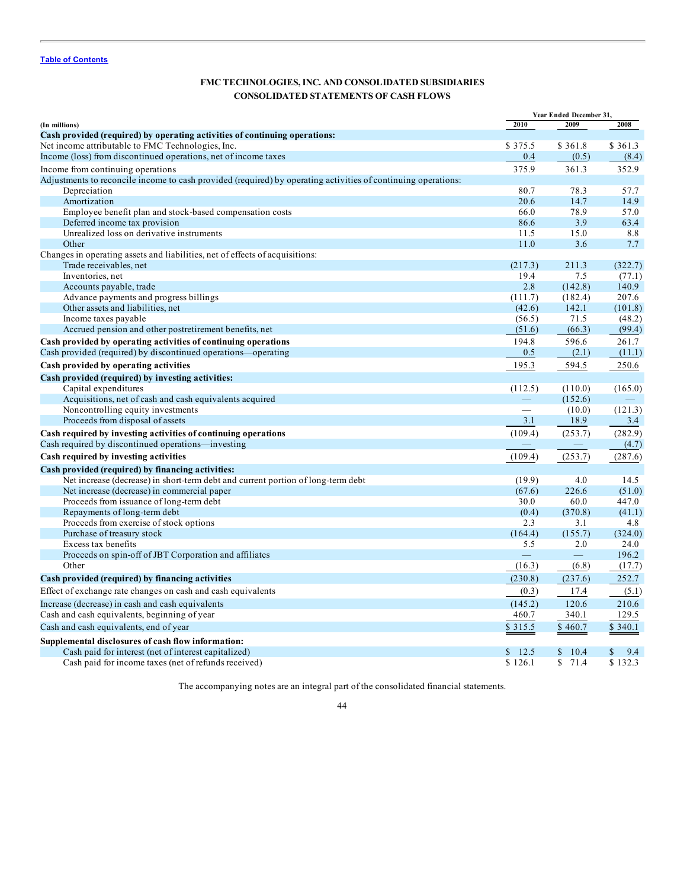[Table of Contents](#)

## FMC TECHNOLOGIES, INC. AND CONSOLIDATED SUBSIDIARIES
## CONSOLIDATED STATEMENTS OF CASH FLOWS

| (In millions) | Year Ended December 31, 2010 | 2009 | 2008 |
|---|---|---|---|
| **Cash provided (required) by operating activities of continuing operations:** | | | |
| Net income attributable to FMC Technologies, Inc. | $ 375.5 | $ 361.8 | $ 361.3 |
| Income (loss) from discontinued operations, net of income taxes | 0.4 | (0.5) | (8.4) |
| Income from continuing operations | 375.9 | 361.3 | 352.9 |
| Adjustments to reconcile income to cash provided (required) by operating activities of continuing operations: | | | |
| Depreciation | 80.7 | 78.3 | 57.7 |
| Amortization | 20.6 | 14.7 | 14.9 |
| Employee benefit plan and stock-based compensation costs | 66.0 | 78.9 | 57.0 |
| Deferred income tax provision | 86.6 | 3.9 | 63.4 |
| Unrealized loss on derivative instruments | 11.5 | 15.0 | 8.8 |
| Other | 11.0 | 3.6 | 7.7 |
| Changes in operating assets and liabilities, net of effects of acquisitions: | | | |
| Trade receivables, net | (217.3) | 211.3 | (322.7) |
| Inventories, net | 19.4 | 7.5 | (77.1) |
| Accounts payable, trade | 2.8 | (142.8) | 140.9 |
| Advance payments and progress billings | (111.7) | (182.4) | 207.6 |
| Other assets and liabilities, net | (42.6) | 142.1 | (101.8) |
| Income taxes payable | (56.5) | 71.5 | (48.2) |
| Accrued pension and other postretirement benefits, net | (51.6) | (66.3) | (99.4) |
| **Cash provided by operating activities of continuing operations** | 194.8 | 596.6 | 261.7 |
| Cash provided (required) by discontinued operations—operating | 0.5 | (2.1) | (11.1) |
| **Cash provided by operating activities** | 195.3 | 594.5 | 250.6 |
| **Cash provided (required) by investing activities:** | | | |
| Capital expenditures | (112.5) | (110.0) | (165.0) |
| Acquisitions, net of cash and cash equivalents acquired | — | (152.6) | — |
| Noncontrolling equity investments | — | (10.0) | (121.3) |
| Proceeds from disposal of assets | 3.1 | 18.9 | 3.4 |
| **Cash required by investing activities of continuing operations** | (109.4) | (253.7) | (282.9) |
| Cash required by discontinued operations—investing | — | — | (4.7) |
| **Cash required by investing activities** | (109.4) | (253.7) | (287.6) |
| **Cash provided (required) by financing activities:** | | | |
| Net increase (decrease) in short-term debt and current portion of long-term debt | (19.9) | 4.0 | 14.5 |
| Net increase (decrease) in commercial paper | (67.6) | 226.6 | (51.0) |
| Proceeds from issuance of long-term debt | 30.0 | 60.0 | 447.0 |
| Repayments of long-term debt | (0.4) | (370.8) | (41.1) |
| Proceeds from exercise of stock options | 2.3 | 3.1 | 4.8 |
| Purchase of treasury stock | (164.4) | (155.7) | (324.0) |
| Excess tax benefits | 5.5 | 2.0 | 24.0 |
| Proceeds on spin-off of JBT Corporation and affiliates | — | — | 196.2 |
| Other | (16.3) | (6.8) | (17.7) |
| **Cash provided (required) by financing activities** | (230.8) | (237.6) | 252.7 |
| Effect of exchange rate changes on cash and cash equivalents | (0.3) | 17.4 | (5.1) |
| Increase (decrease) in cash and cash equivalents | (145.2) | 120.6 | 210.6 |
| Cash and cash equivalents, beginning of year | 460.7 | 340.1 | 129.5 |
| Cash and cash equivalents, end of year | $ 315.5 | $ 460.7 | $ 340.1 |
| **Supplemental disclosures of cash flow information:** | | | |
| Cash paid for interest (net of interest capitalized) | $ 12.5 | $ 10.4 | $ 9.4 |
| Cash paid for income taxes (net of refunds received) | $ 126.1 | $ 71.4 | $ 132.3 |

The accompanying notes are an integral part of the consolidated financial statements.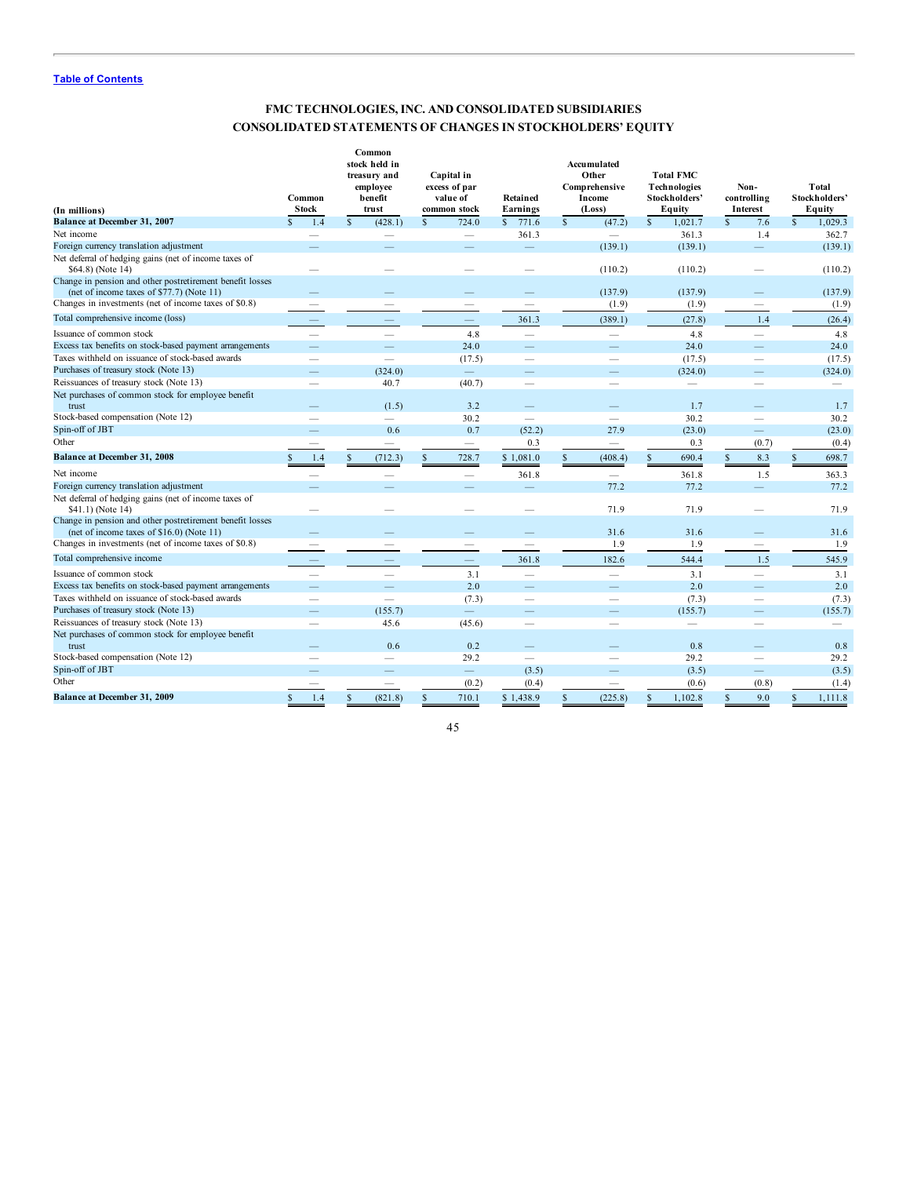[Table of Contents](#)

# FMC TECHNOLOGIES, INC. AND CONSOLIDATED SUBSIDIARIES
## CONSOLIDATED STATEMENTS OF CHANGES IN STOCKHOLDERS' EQUITY

| (In millions) | Common Stock | Common stock held in treasury and employee benefit trust | Capital in excess of par value of common stock | Retained Earnings | Accumulated Other Comprehensive Income (Loss) | Total FMC Technologies Stockholders' Equity | Non-controlling Interest | Total Stockholders' Equity |
|---|---|---|---|---|---|---|---|---|
| **Balance at December 31, 2007** | $ 1.4 | $ (428.1) | $ 724.0 | $ 771.6 | $ (47.2) | $ 1,021.7 | $ 7.6 | $ 1,029.3 |
| Net income | — | — | — | 361.3 | — | 361.3 | 1.4 | 362.7 |
| Foreign currency translation adjustment | — | — | — | — | (139.1) | (139.1) | — | (139.1) |
| Net deferral of hedging gains (net of income taxes of $64.8) (Note 14) | — | — | — | — | (110.2) | (110.2) | — | (110.2) |
| Change in pension and other postretirement benefit losses (net of income taxes of $77.7) (Note 11) | — | — | — | — | (137.9) | (137.9) | — | (137.9) |
| Changes in investments (net of income taxes of $0.8) | — | — | — | — | (1.9) | (1.9) | — | (1.9) |
| Total comprehensive income (loss) | — | — | — | 361.3 | (389.1) | (27.8) | 1.4 | (26.4) |
| Issuance of common stock | — | — | 4.8 | — | — | 4.8 | — | 4.8 |
| Excess tax benefits on stock-based payment arrangements | — | — | 24.0 | — | — | 24.0 | — | 24.0 |
| Taxes withheld on issuance of stock-based awards | — | — | (17.5) | — | — | (17.5) | — | (17.5) |
| Purchases of treasury stock (Note 13) | — | (324.0) | — | — | — | (324.0) | — | (324.0) |
| Reissuances of treasury stock (Note 13) | — | 40.7 | (40.7) | — | — | — | — | — |
| Net purchases of common stock for employee benefit trust | — | (1.5) | 3.2 | — | — | 1.7 | — | 1.7 |
| Stock-based compensation (Note 12) | — | — | 30.2 | — | — | 30.2 | — | 30.2 |
| Spin-off of JBT | — | 0.6 | 0.7 | (52.2) | 27.9 | (23.0) | — | (23.0) |
| Other | — | — | — | 0.3 | — | 0.3 | (0.7) | (0.4) |
| **Balance at December 31, 2008** | $ 1.4 | $ (712.3) | $ 728.7 | $ 1,081.0 | $ (408.4) | $ 690.4 | $ 8.3 | $ 698.7 |
| Net income | — | — | — | 361.8 | — | 361.8 | 1.5 | 363.3 |
| Foreign currency translation adjustment | — | — | — | — | 77.2 | 77.2 | — | 77.2 |
| Net deferral of hedging gains (net of income taxes of $41.1) (Note 14) | — | — | — | — | 71.9 | 71.9 | — | 71.9 |
| Change in pension and other postretirement benefit losses (net of income taxes of $16.0) (Note 11) | — | — | — | — | 31.6 | 31.6 | — | 31.6 |
| Changes in investments (net of income taxes of $0.8) | — | — | — | — | 1.9 | 1.9 | — | 1.9 |
| Total comprehensive income | — | — | — | 361.8 | 182.6 | 544.4 | 1.5 | 545.9 |
| Issuance of common stock | — | — | 3.1 | — | — | 3.1 | — | 3.1 |
| Excess tax benefits on stock-based payment arrangements | — | — | 2.0 | — | — | 2.0 | — | 2.0 |
| Taxes withheld on issuance of stock-based awards | — | — | (7.3) | — | — | (7.3) | — | (7.3) |
| Purchases of treasury stock (Note 13) | — | (155.7) | — | — | — | (155.7) | — | (155.7) |
| Reissuances of treasury stock (Note 13) | — | 45.6 | (45.6) | — | — | — | — | — |
| Net purchases of common stock for employee benefit trust | — | 0.6 | 0.2 | — | — | 0.8 | — | 0.8 |
| Stock-based compensation (Note 12) | — | — | 29.2 | — | — | 29.2 | — | 29.2 |
| Spin-off of JBT | — | — | — | (3.5) | — | (3.5) | — | (3.5) |
| Other | — | — | (0.2) | (0.4) | — | (0.6) | (0.8) | (1.4) |
| **Balance at December 31, 2009** | $ 1.4 | $ (821.8) | $ 710.1 | $ 1,438.9 | $ (225.8) | $ 1,102.8 | $ 9.0 | $ 1,111.8 |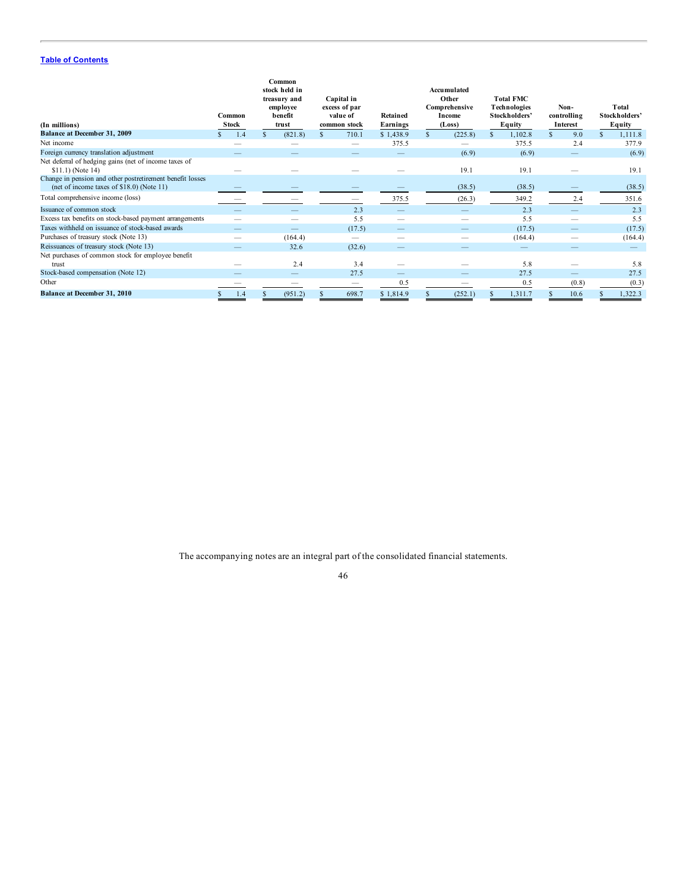[Table of Contents](#)

| (In millions) | Common Stock | Common stock held in treasury and employee benefit trust | Capital in excess of par value of common stock | Retained Earnings | Accumulated Other Comprehensive Income (Loss) | Total FMC Technologies Stockholders' Equity | Non-controlling Interest | Total Stockholders' Equity |
|---|---|---|---|---|---|---|---|---|
| **Balance at December 31, 2009** | $ 1.4 | $ (821.8) | $ 710.1 | $ 1,438.9 | $ (225.8) | $ 1,102.8 | $ 9.0 | $ 1,111.8 |
| Net income | — | — | — | 375.5 | — | 375.5 | 2.4 | 377.9 |
| Foreign currency translation adjustment | — | — | — | — | (6.9) | (6.9) | — | (6.9) |
| Net deferral of hedging gains (net of income taxes of $11.1) (Note 14) | — | — | — | — | 19.1 | 19.1 | — | 19.1 |
| Change in pension and other postretirement benefit losses (net of income taxes of $18.0) (Note 11) | — | — | — | — | (38.5) | (38.5) | — | (38.5) |
| Total comprehensive income (loss) | — | — | — | 375.5 | (26.3) | 349.2 | 2.4 | 351.6 |
| Issuance of common stock | — | — | 2.3 | — | — | 2.3 | — | 2.3 |
| Excess tax benefits on stock-based payment arrangements | — | — | 5.5 | — | — | 5.5 | — | 5.5 |
| Taxes withheld on issuance of stock-based awards | — | — | (17.5) | — | — | (17.5) | — | (17.5) |
| Purchases of treasury stock (Note 13) | — | (164.4) | — | — | — | (164.4) | — | (164.4) |
| Reissuances of treasury stock (Note 13) | — | 32.6 | (32.6) | — | — | — | — | — |
| Net purchases of common stock for employee benefit trust | — | 2.4 | 3.4 | — | — | 5.8 | — | 5.8 |
| Stock-based compensation (Note 12) | — | — | 27.5 | — | — | 27.5 | — | 27.5 |
| Other | — | — | — | 0.5 | — | 0.5 | (0.8) | (0.3) |
| **Balance at December 31, 2010** | $ 1.4 | $ (951.2) | $ 698.7 | $ 1,814.9 | $ (252.1) | $ 1,311.7 | $ 10.6 | $ 1,322.3 |

The accompanying notes are an integral part of the consolidated financial statements.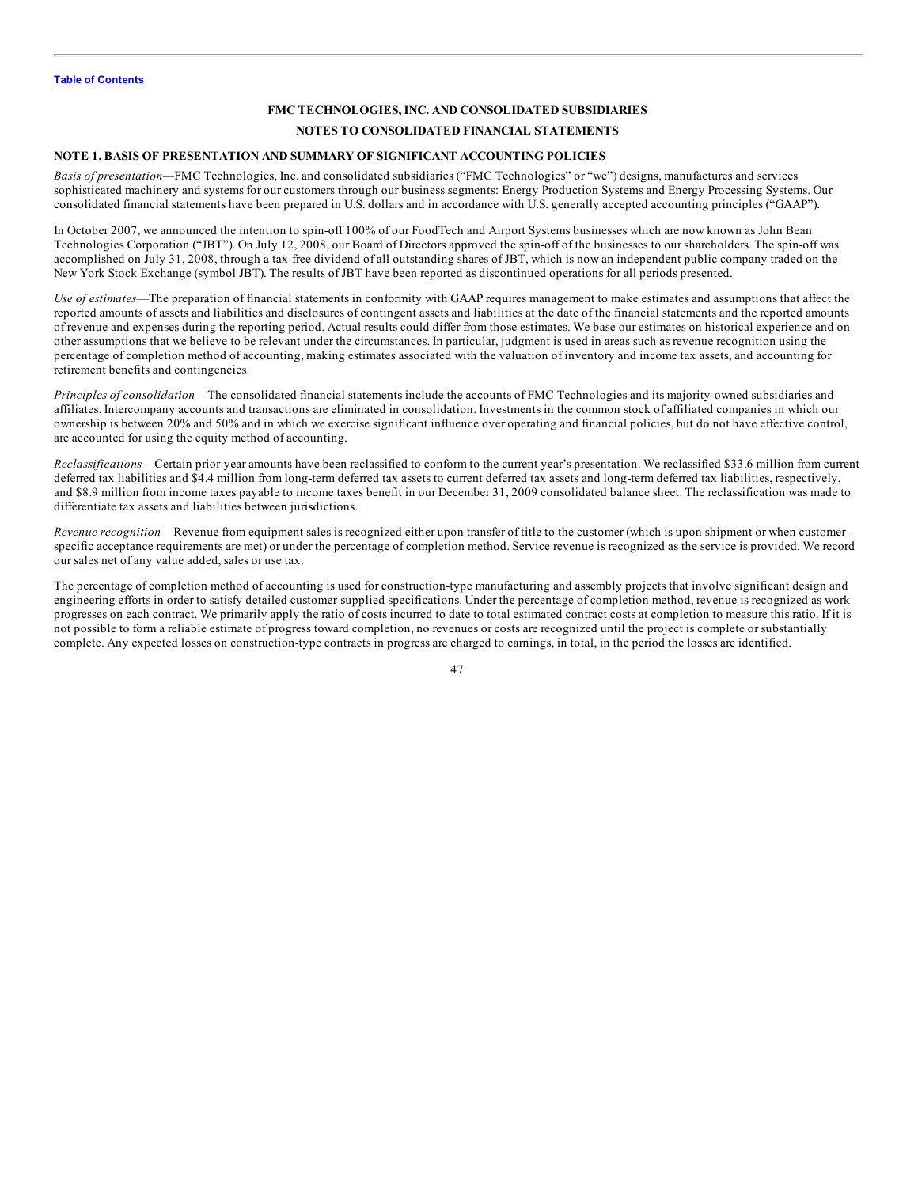# FMC TECHNOLOGIES, INC. AND CONSOLIDATED SUBSIDIARIES

## NOTES TO CONSOLIDATED FINANCIAL STATEMENTS

### NOTE 1. BASIS OF PRESENTATION AND SUMMARY OF SIGNIFICANT ACCOUNTING POLICIES

*Basis of presentation*—FMC Technologies, Inc. and consolidated subsidiaries ("FMC Technologies" or "we") designs, manufactures and services sophisticated machinery and systems for our customers through our business segments: Energy Production Systems and Energy Processing Systems. Our consolidated financial statements have been prepared in U.S. dollars and in accordance with U.S. generally accepted accounting principles ("GAAP").

In October 2007, we announced the intention to spin-off 100% of our FoodTech and Airport Systems businesses which are now known as John Bean Technologies Corporation ("JBT"). On July 12, 2008, our Board of Directors approved the spin-off of the businesses to our shareholders. The spin-off was accomplished on July 31, 2008, through a tax-free dividend of all outstanding shares of JBT, which is now an independent public company traded on the New York Stock Exchange (symbol JBT). The results of JBT have been reported as discontinued operations for all periods presented.

*Use of estimates*—The preparation of financial statements in conformity with GAAP requires management to make estimates and assumptions that affect the reported amounts of assets and liabilities and disclosures of contingent assets and liabilities at the date of the financial statements and the reported amounts of revenue and expenses during the reporting period. Actual results could differ from those estimates. We base our estimates on historical experience and on other assumptions that we believe to be relevant under the circumstances. In particular, judgment is used in areas such as revenue recognition using the percentage of completion method of accounting, making estimates associated with the valuation of inventory and income tax assets, and accounting for retirement benefits and contingencies.

*Principles of consolidation*—The consolidated financial statements include the accounts of FMC Technologies and its majority-owned subsidiaries and affiliates. Intercompany accounts and transactions are eliminated in consolidation. Investments in the common stock of affiliated companies in which our ownership is between 20% and 50% and in which we exercise significant influence over operating and financial policies, but do not have effective control, are accounted for using the equity method of accounting.

*Reclassifications*—Certain prior-year amounts have been reclassified to conform to the current year's presentation. We reclassified $33.6 million from current deferred tax liabilities and $4.4 million from long-term deferred tax assets to current deferred tax assets and long-term deferred tax liabilities, respectively, and $8.9 million from income taxes payable to income taxes benefit in our December 31, 2009 consolidated balance sheet. The reclassification was made to differentiate tax assets and liabilities between jurisdictions.

*Revenue recognition*—Revenue from equipment sales is recognized either upon transfer of title to the customer (which is upon shipment or when customer-specific acceptance requirements are met) or under the percentage of completion method. Service revenue is recognized as the service is provided. We record our sales net of any value added, sales or use tax.

The percentage of completion method of accounting is used for construction-type manufacturing and assembly projects that involve significant design and engineering efforts in order to satisfy detailed customer-supplied specifications. Under the percentage of completion method, revenue is recognized as work progresses on each contract. We primarily apply the ratio of costs incurred to date to total estimated contract costs at completion to measure this ratio. If it is not possible to form a reliable estimate of progress toward completion, no revenues or costs are recognized until the project is complete or substantially complete. Any expected losses on construction-type contracts in progress are charged to earnings, in total, in the period the losses are identified.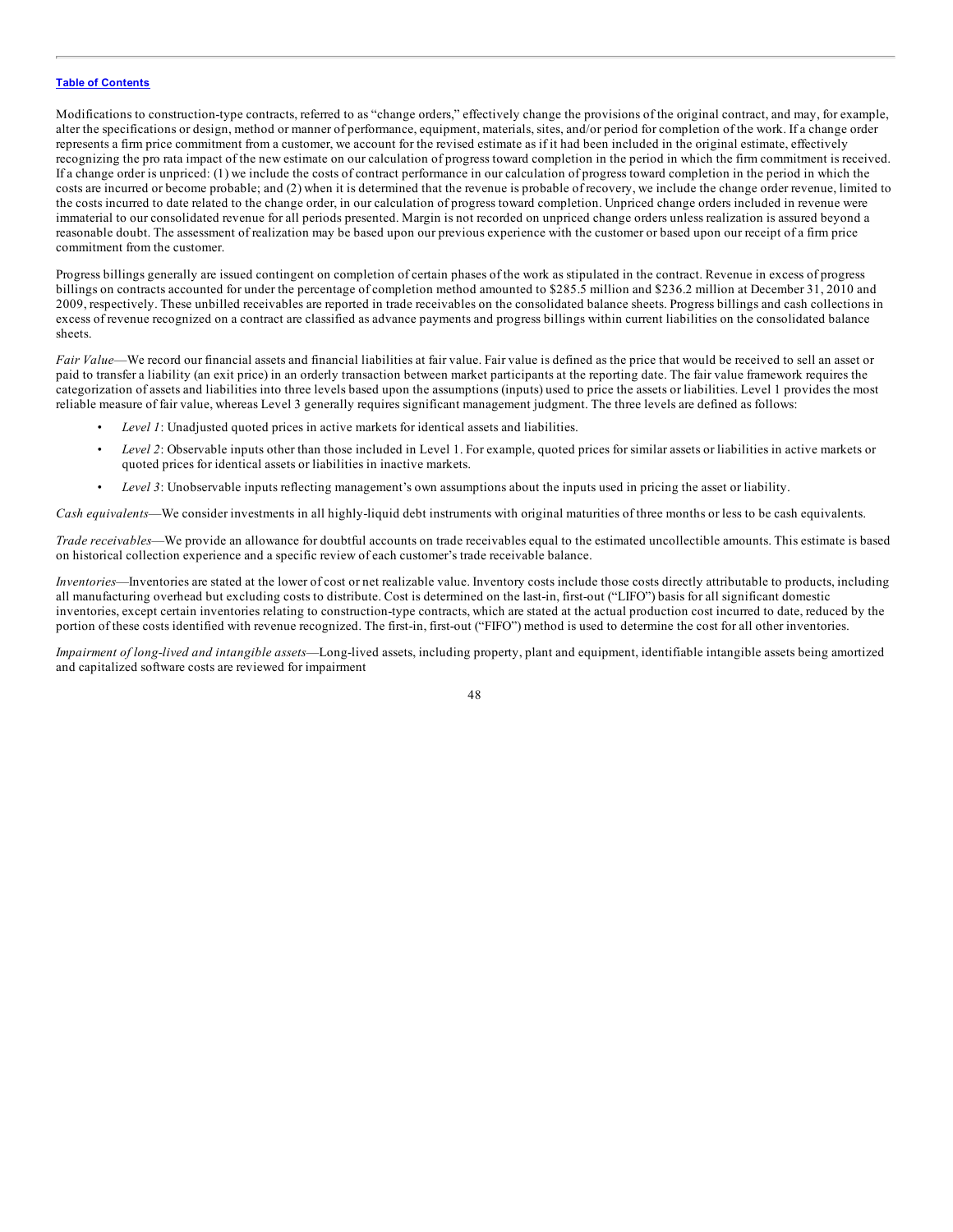Modifications to construction-type contracts, referred to as "change orders," effectively change the provisions of the original contract, and may, for example, alter the specifications or design, method or manner of performance, equipment, materials, sites, and/or period for completion of the work. If a change order represents a firm price commitment from a customer, we account for the revised estimate as if it had been included in the original estimate, effectively recognizing the pro rata impact of the new estimate on our calculation of progress toward completion in the period in which the firm commitment is received. If a change order is unpriced: (1) we include the costs of contract performance in our calculation of progress toward completion in the period in which the costs are incurred or become probable; and (2) when it is determined that the revenue is probable of recovery, we include the change order revenue, limited to the costs incurred to date related to the change order, in our calculation of progress toward completion. Unpriced change orders included in revenue were immaterial to our consolidated revenue for all periods presented. Margin is not recorded on unpriced change orders unless realization is assured beyond a reasonable doubt. The assessment of realization may be based upon our previous experience with the customer or based upon our receipt of a firm price commitment from the customer.

Progress billings generally are issued contingent on completion of certain phases of the work as stipulated in the contract. Revenue in excess of progress billings on contracts accounted for under the percentage of completion method amounted to $285.5 million and $236.2 million at December 31, 2010 and 2009, respectively. These unbilled receivables are reported in trade receivables on the consolidated balance sheets. Progress billings and cash collections in excess of revenue recognized on a contract are classified as advance payments and progress billings within current liabilities on the consolidated balance sheets.

*Fair Value*—We record our financial assets and financial liabilities at fair value. Fair value is defined as the price that would be received to sell an asset or paid to transfer a liability (an exit price) in an orderly transaction between market participants at the reporting date. The fair value framework requires the categorization of assets and liabilities into three levels based upon the assumptions (inputs) used to price the assets or liabilities. Level 1 provides the most reliable measure of fair value, whereas Level 3 generally requires significant management judgment. The three levels are defined as follows:

- *Level 1*: Unadjusted quoted prices in active markets for identical assets and liabilities.
- *Level 2*: Observable inputs other than those included in Level 1. For example, quoted prices for similar assets or liabilities in active markets or quoted prices for identical assets or liabilities in inactive markets.
- *Level 3*: Unobservable inputs reflecting management's own assumptions about the inputs used in pricing the asset or liability.

*Cash equivalents*—We consider investments in all highly-liquid debt instruments with original maturities of three months or less to be cash equivalents.

*Trade receivables*—We provide an allowance for doubtful accounts on trade receivables equal to the estimated uncollectible amounts. This estimate is based on historical collection experience and a specific review of each customer's trade receivable balance.

*Inventories*—Inventories are stated at the lower of cost or net realizable value. Inventory costs include those costs directly attributable to products, including all manufacturing overhead but excluding costs to distribute. Cost is determined on the last-in, first-out ("LIFO") basis for all significant domestic inventories, except certain inventories relating to construction-type contracts, which are stated at the actual production cost incurred to date, reduced by the portion of these costs identified with revenue recognized. The first-in, first-out ("FIFO") method is used to determine the cost for all other inventories.

*Impairment of long-lived and intangible assets*—Long-lived assets, including property, plant and equipment, identifiable intangible assets being amortized and capitalized software costs are reviewed for impairment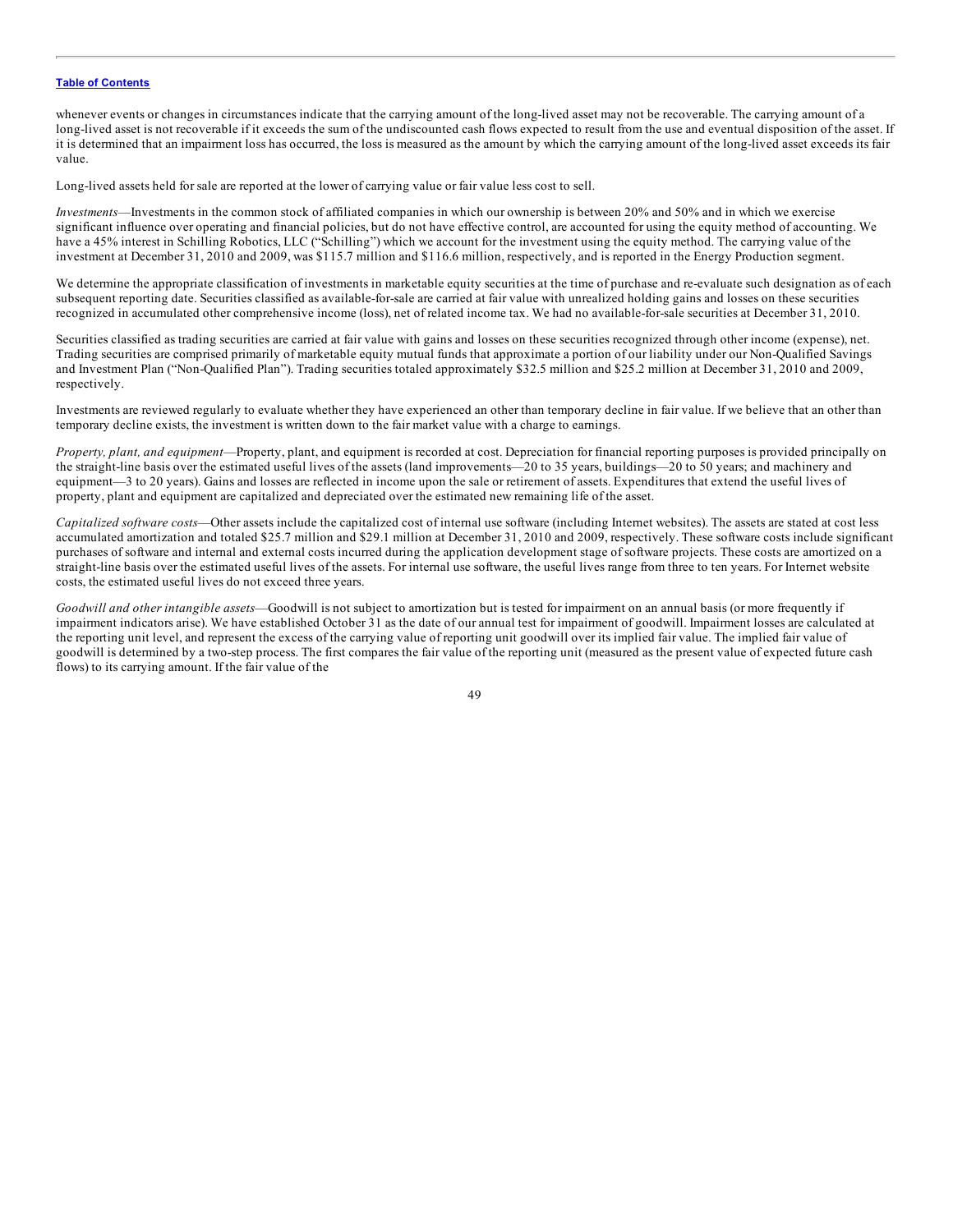whenever events or changes in circumstances indicate that the carrying amount of the long-lived asset may not be recoverable. The carrying amount of a long-lived asset is not recoverable if it exceeds the sum of the undiscounted cash flows expected to result from the use and eventual disposition of the asset. If it is determined that an impairment loss has occurred, the loss is measured as the amount by which the carrying amount of the long-lived asset exceeds its fair value.

Long-lived assets held for sale are reported at the lower of carrying value or fair value less cost to sell.

*Investments*—Investments in the common stock of affiliated companies in which our ownership is between 20% and 50% and in which we exercise significant influence over operating and financial policies, but do not have effective control, are accounted for using the equity method of accounting. We have a 45% interest in Schilling Robotics, LLC ("Schilling") which we account for the investment using the equity method. The carrying value of the investment at December 31, 2010 and 2009, was $115.7 million and $116.6 million, respectively, and is reported in the Energy Production segment.

We determine the appropriate classification of investments in marketable equity securities at the time of purchase and re-evaluate such designation as of each subsequent reporting date. Securities classified as available-for-sale are carried at fair value with unrealized holding gains and losses on these securities recognized in accumulated other comprehensive income (loss), net of related income tax. We had no available-for-sale securities at December 31, 2010.

Securities classified as trading securities are carried at fair value with gains and losses on these securities recognized through other income (expense), net. Trading securities are comprised primarily of marketable equity mutual funds that approximate a portion of our liability under our Non-Qualified Savings and Investment Plan ("Non-Qualified Plan"). Trading securities totaled approximately $32.5 million and $25.2 million at December 31, 2010 and 2009, respectively.

Investments are reviewed regularly to evaluate whether they have experienced an other than temporary decline in fair value. If we believe that an other than temporary decline exists, the investment is written down to the fair market value with a charge to earnings.

*Property, plant, and equipment*—Property, plant, and equipment is recorded at cost. Depreciation for financial reporting purposes is provided principally on the straight-line basis over the estimated useful lives of the assets (land improvements—20 to 35 years, buildings—20 to 50 years; and machinery and equipment—3 to 20 years). Gains and losses are reflected in income upon the sale or retirement of assets. Expenditures that extend the useful lives of property, plant and equipment are capitalized and depreciated over the estimated new remaining life of the asset.

*Capitalized software costs*—Other assets include the capitalized cost of internal use software (including Internet websites). The assets are stated at cost less accumulated amortization and totaled $25.7 million and $29.1 million at December 31, 2010 and 2009, respectively. These software costs include significant purchases of software and internal and external costs incurred during the application development stage of software projects. These costs are amortized on a straight-line basis over the estimated useful lives of the assets. For internal use software, the useful lives range from three to ten years. For Internet website costs, the estimated useful lives do not exceed three years.

*Goodwill and other intangible assets*—Goodwill is not subject to amortization but is tested for impairment on an annual basis (or more frequently if impairment indicators arise). We have established October 31 as the date of our annual test for impairment of goodwill. Impairment losses are calculated at the reporting unit level, and represent the excess of the carrying value of reporting unit goodwill over its implied fair value. The implied fair value of goodwill is determined by a two-step process. The first compares the fair value of the reporting unit (measured as the present value of expected future cash flows) to its carrying amount. If the fair value of the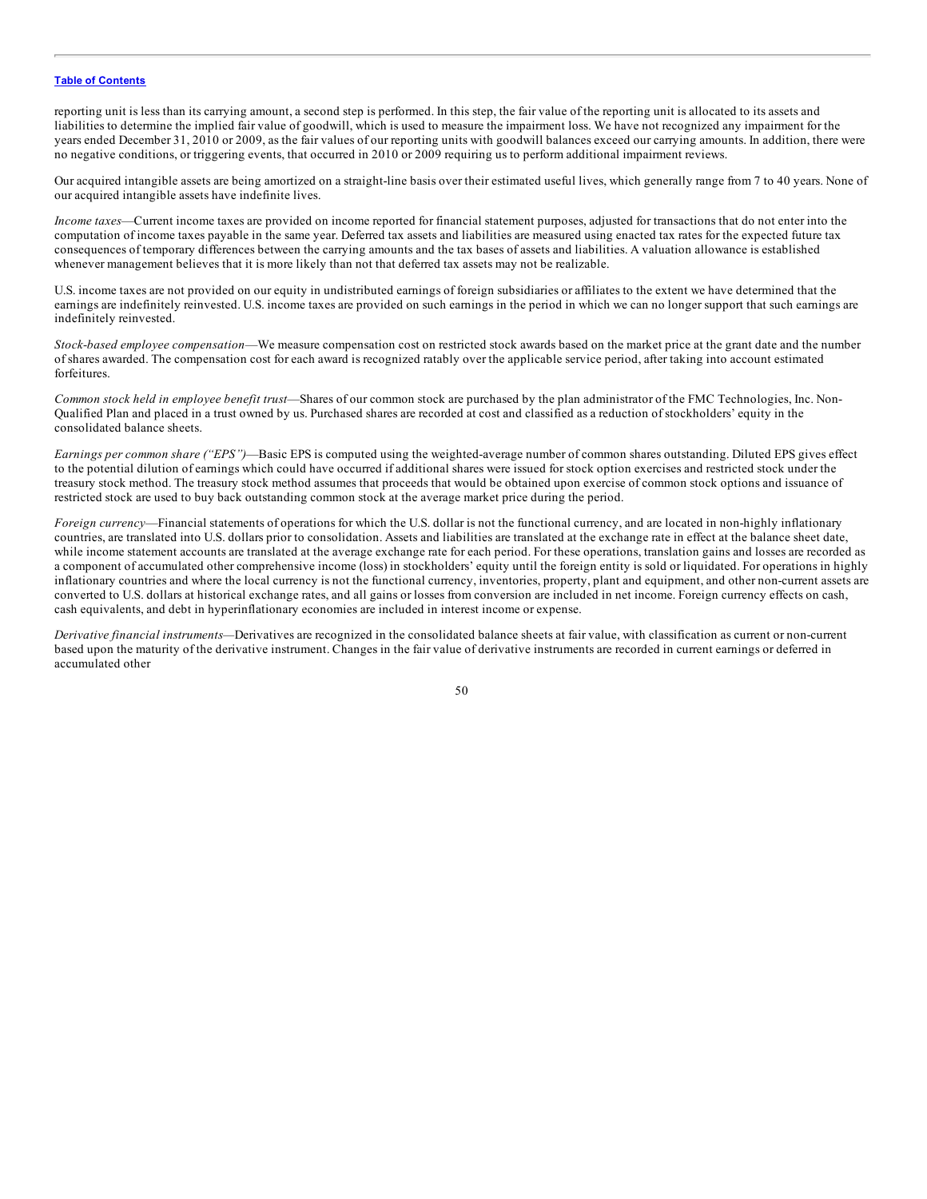reporting unit is less than its carrying amount, a second step is performed. In this step, the fair value of the reporting unit is allocated to its assets and liabilities to determine the implied fair value of goodwill, which is used to measure the impairment loss. We have not recognized any impairment for the years ended December 31, 2010 or 2009, as the fair values of our reporting units with goodwill balances exceed our carrying amounts. In addition, there were no negative conditions, or triggering events, that occurred in 2010 or 2009 requiring us to perform additional impairment reviews.

Our acquired intangible assets are being amortized on a straight-line basis over their estimated useful lives, which generally range from 7 to 40 years. None of our acquired intangible assets have indefinite lives.

*Income taxes*—Current income taxes are provided on income reported for financial statement purposes, adjusted for transactions that do not enter into the computation of income taxes payable in the same year. Deferred tax assets and liabilities are measured using enacted tax rates for the expected future tax consequences of temporary differences between the carrying amounts and the tax bases of assets and liabilities. A valuation allowance is established whenever management believes that it is more likely than not that deferred tax assets may not be realizable.

U.S. income taxes are not provided on our equity in undistributed earnings of foreign subsidiaries or affiliates to the extent we have determined that the earnings are indefinitely reinvested. U.S. income taxes are provided on such earnings in the period in which we can no longer support that such earnings are indefinitely reinvested.

*Stock-based employee compensation*—We measure compensation cost on restricted stock awards based on the market price at the grant date and the number of shares awarded. The compensation cost for each award is recognized ratably over the applicable service period, after taking into account estimated forfeitures.

*Common stock held in employee benefit trust*—Shares of our common stock are purchased by the plan administrator of the FMC Technologies, Inc. Non-Qualified Plan and placed in a trust owned by us. Purchased shares are recorded at cost and classified as a reduction of stockholders' equity in the consolidated balance sheets.

*Earnings per common share ("EPS")*—Basic EPS is computed using the weighted-average number of common shares outstanding. Diluted EPS gives effect to the potential dilution of earnings which could have occurred if additional shares were issued for stock option exercises and restricted stock under the treasury stock method. The treasury stock method assumes that proceeds that would be obtained upon exercise of common stock options and issuance of restricted stock are used to buy back outstanding common stock at the average market price during the period.

*Foreign currency*—Financial statements of operations for which the U.S. dollar is not the functional currency, and are located in non-highly inflationary countries, are translated into U.S. dollars prior to consolidation. Assets and liabilities are translated at the exchange rate in effect at the balance sheet date, while income statement accounts are translated at the average exchange rate for each period. For these operations, translation gains and losses are recorded as a component of accumulated other comprehensive income (loss) in stockholders' equity until the foreign entity is sold or liquidated. For operations in highly inflationary countries and where the local currency is not the functional currency, inventories, property, plant and equipment, and other non-current assets are converted to U.S. dollars at historical exchange rates, and all gains or losses from conversion are included in net income. Foreign currency effects on cash, cash equivalents, and debt in hyperinflationary economies are included in interest income or expense.

*Derivative financial instruments*—Derivatives are recognized in the consolidated balance sheets at fair value, with classification as current or non-current based upon the maturity of the derivative instrument. Changes in the fair value of derivative instruments are recorded in current earnings or deferred in accumulated other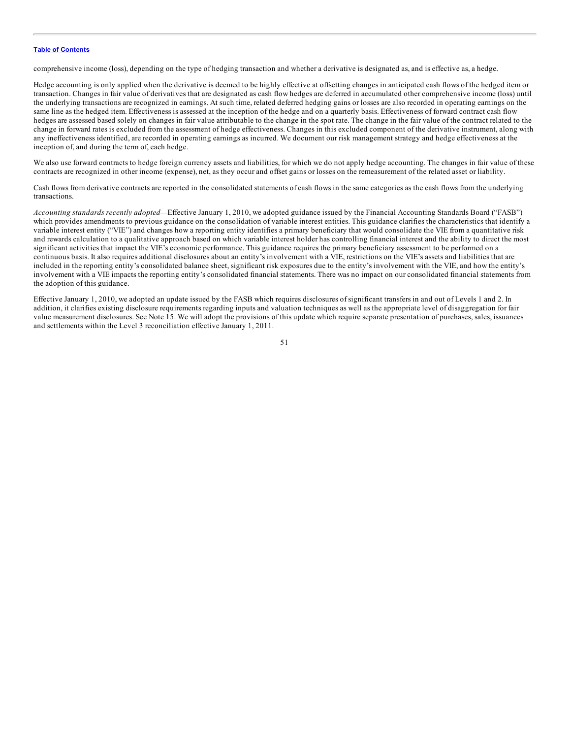comprehensive income (loss), depending on the type of hedging transaction and whether a derivative is designated as, and is effective as, a hedge.

Hedge accounting is only applied when the derivative is deemed to be highly effective at offsetting changes in anticipated cash flows of the hedged item or transaction. Changes in fair value of derivatives that are designated as cash flow hedges are deferred in accumulated other comprehensive income (loss) until the underlying transactions are recognized in earnings. At such time, related deferred hedging gains or losses are also recorded in operating earnings on the same line as the hedged item. Effectiveness is assessed at the inception of the hedge and on a quarterly basis. Effectiveness of forward contract cash flow hedges are assessed based solely on changes in fair value attributable to the change in the spot rate. The change in the fair value of the contract related to the change in forward rates is excluded from the assessment of hedge effectiveness. Changes in this excluded component of the derivative instrument, along with any ineffectiveness identified, are recorded in operating earnings as incurred. We document our risk management strategy and hedge effectiveness at the inception of, and during the term of, each hedge.

We also use forward contracts to hedge foreign currency assets and liabilities, for which we do not apply hedge accounting. The changes in fair value of these contracts are recognized in other income (expense), net, as they occur and offset gains or losses on the remeasurement of the related asset or liability.

Cash flows from derivative contracts are reported in the consolidated statements of cash flows in the same categories as the cash flows from the underlying transactions.

*Accounting standards recently adopted*—Effective January 1, 2010, we adopted guidance issued by the Financial Accounting Standards Board ("FASB") which provides amendments to previous guidance on the consolidation of variable interest entities. This guidance clarifies the characteristics that identify a variable interest entity ("VIE") and changes how a reporting entity identifies a primary beneficiary that would consolidate the VIE from a quantitative risk and rewards calculation to a qualitative approach based on which variable interest holder has controlling financial interest and the ability to direct the most significant activities that impact the VIE's economic performance. This guidance requires the primary beneficiary assessment to be performed on a continuous basis. It also requires additional disclosures about an entity's involvement with a VIE, restrictions on the VIE's assets and liabilities that are included in the reporting entity's consolidated balance sheet, significant risk exposures due to the entity's involvement with the VIE, and how the entity's involvement with a VIE impacts the reporting entity's consolidated financial statements. There was no impact on our consolidated financial statements from the adoption of this guidance.

Effective January 1, 2010, we adopted an update issued by the FASB which requires disclosures of significant transfers in and out of Levels 1 and 2. In addition, it clarifies existing disclosure requirements regarding inputs and valuation techniques as well as the appropriate level of disaggregation for fair value measurement disclosures. See Note 15. We will adopt the provisions of this update which require separate presentation of purchases, sales, issuances and settlements within the Level 3 reconciliation effective January 1, 2011.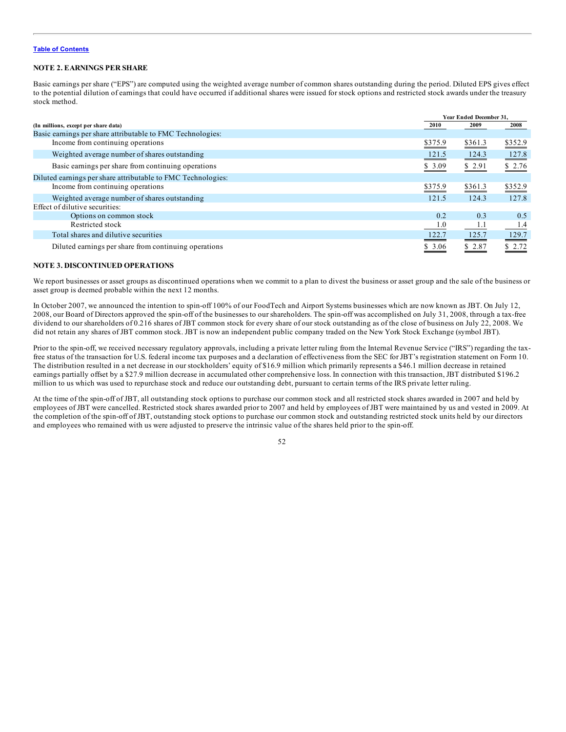Table of Contents

## NOTE 2. EARNINGS PER SHARE

Basic earnings per share ("EPS") are computed using the weighted average number of common shares outstanding during the period. Diluted EPS gives effect to the potential dilution of earnings that could have occurred if additional shares were issued for stock options and restricted stock awards under the treasury stock method.

| (In millions, except per share data) | Year Ended December 31, 2010 | 2009 | 2008 |
|---|---|---|---|
| Basic earnings per share attributable to FMC Technologies: | | | |
| Income from continuing operations | $375.9 | $361.3 | $352.9 |
| Weighted average number of shares outstanding | 121.5 | 124.3 | 127.8 |
| Basic earnings per share from continuing operations | $ 3.09 | $ 2.91 | $ 2.76 |
| Diluted earnings per share attributable to FMC Technologies: | | | |
| Income from continuing operations | $375.9 | $361.3 | $352.9 |
| Weighted average number of shares outstanding | 121.5 | 124.3 | 127.8 |
| Effect of dilutive securities: | | | |
| Options on common stock | 0.2 | 0.3 | 0.5 |
| Restricted stock | 1.0 | 1.1 | 1.4 |
| Total shares and dilutive securities | 122.7 | 125.7 | 129.7 |
| Diluted earnings per share from continuing operations | $ 3.06 | $ 2.87 | $ 2.72 |

## NOTE 3. DISCONTINUED OPERATIONS

We report businesses or asset groups as discontinued operations when we commit to a plan to divest the business or asset group and the sale of the business or asset group is deemed probable within the next 12 months.

In October 2007, we announced the intention to spin-off 100% of our FoodTech and Airport Systems businesses which are now known as JBT. On July 12, 2008, our Board of Directors approved the spin-off of the businesses to our shareholders. The spin-off was accomplished on July 31, 2008, through a tax-free dividend to our shareholders of 0.216 shares of JBT common stock for every share of our stock outstanding as of the close of business on July 22, 2008. We did not retain any shares of JBT common stock. JBT is now an independent public company traded on the New York Stock Exchange (symbol JBT).

Prior to the spin-off, we received necessary regulatory approvals, including a private letter ruling from the Internal Revenue Service ("IRS") regarding the tax-free status of the transaction for U.S. federal income tax purposes and a declaration of effectiveness from the SEC for JBT's registration statement on Form 10. The distribution resulted in a net decrease in our stockholders' equity of $16.9 million which primarily represents a $46.1 million decrease in retained earnings partially offset by a $27.9 million decrease in accumulated other comprehensive loss. In connection with this transaction, JBT distributed $196.2 million to us which was used to repurchase stock and reduce our outstanding debt, pursuant to certain terms of the IRS private letter ruling.

At the time of the spin-off of JBT, all outstanding stock options to purchase our common stock and all restricted stock shares awarded in 2007 and held by employees of JBT were cancelled. Restricted stock shares awarded prior to 2007 and held by employees of JBT were maintained by us and vested in 2009. At the completion of the spin-off of JBT, outstanding stock options to purchase our common stock and outstanding restricted stock units held by our directors and employees who remained with us were adjusted to preserve the intrinsic value of the shares held prior to the spin-off.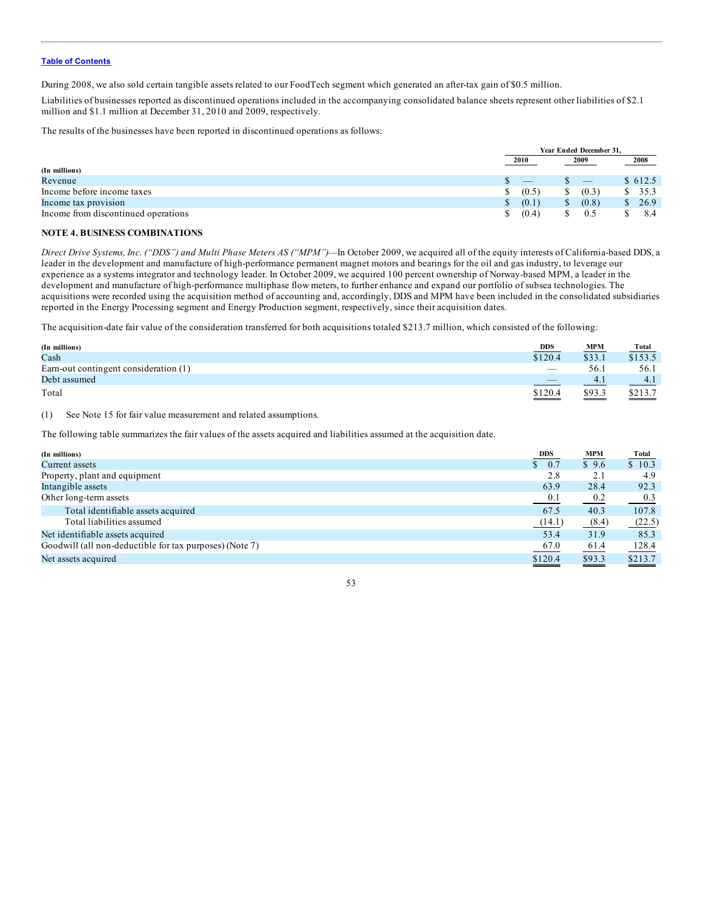During 2008, we also sold certain tangible assets related to our FoodTech segment which generated an after-tax gain of $0.5 million.

Liabilities of businesses reported as discontinued operations included in the accompanying consolidated balance sheets represent other liabilities of $2.1 million and $1.1 million at December 31, 2010 and 2009, respectively.

The results of the businesses have been reported in discontinued operations as follows:

| (In millions) | Year Ended December 31, 2010 | 2009 | 2008 |
|---|---|---|---|
| Revenue | $ — | $ — | $ 612.5 |
| Income before income taxes | $ (0.5) | $ (0.3) | $ 35.3 |
| Income tax provision | $ (0.1) | $ (0.8) | $ 26.9 |
| Income from discontinued operations | $ (0.4) | $ 0.5 | $ 8.4 |

## NOTE 4. BUSINESS COMBINATIONS

*Direct Drive Systems, Inc. ("DDS") and Multi Phase Meters AS ("MPM")*—In October 2009, we acquired all of the equity interests of California-based DDS, a leader in the development and manufacture of high-performance permanent magnet motors and bearings for the oil and gas industry, to leverage our experience as a systems integrator and technology leader. In October 2009, we acquired 100 percent ownership of Norway-based MPM, a leader in the development and manufacture of high-performance multiphase flow meters, to further enhance and expand our portfolio of subsea technologies. The acquisitions were recorded using the acquisition method of accounting and, accordingly, DDS and MPM have been included in the consolidated subsidiaries reported in the Energy Processing segment and Energy Production segment, respectively, since their acquisition dates.

The acquisition-date fair value of the consideration transferred for both acquisitions totaled $213.7 million, which consisted of the following:

| (In millions) | DDS | MPM | Total |
|---|---|---|---|
| Cash | $120.4 | $33.1 | $153.5 |
| Earn-out contingent consideration (1) | — | 56.1 | 56.1 |
| Debt assumed | — | 4.1 | 4.1 |
| Total | $120.4 | $93.3 | $213.7 |

(1) See Note 15 for fair value measurement and related assumptions.

The following table summarizes the fair values of the assets acquired and liabilities assumed at the acquisition date.

| (In millions) | DDS | MPM | Total |
|---|---|---|---|
| Current assets | $ 0.7 | $ 9.6 | $ 10.3 |
| Property, plant and equipment | 2.8 | 2.1 | 4.9 |
| Intangible assets | 63.9 | 28.4 | 92.3 |
| Other long-term assets | 0.1 | 0.2 | 0.3 |
| Total identifiable assets acquired | 67.5 | 40.3 | 107.8 |
| Total liabilities assumed | (14.1) | (8.4) | (22.5) |
| Net identifiable assets acquired | 53.4 | 31.9 | 85.3 |
| Goodwill (all non-deductible for tax purposes) (Note 7) | 67.0 | 61.4 | 128.4 |
| Net assets acquired | $120.4 | $93.3 | $213.7 |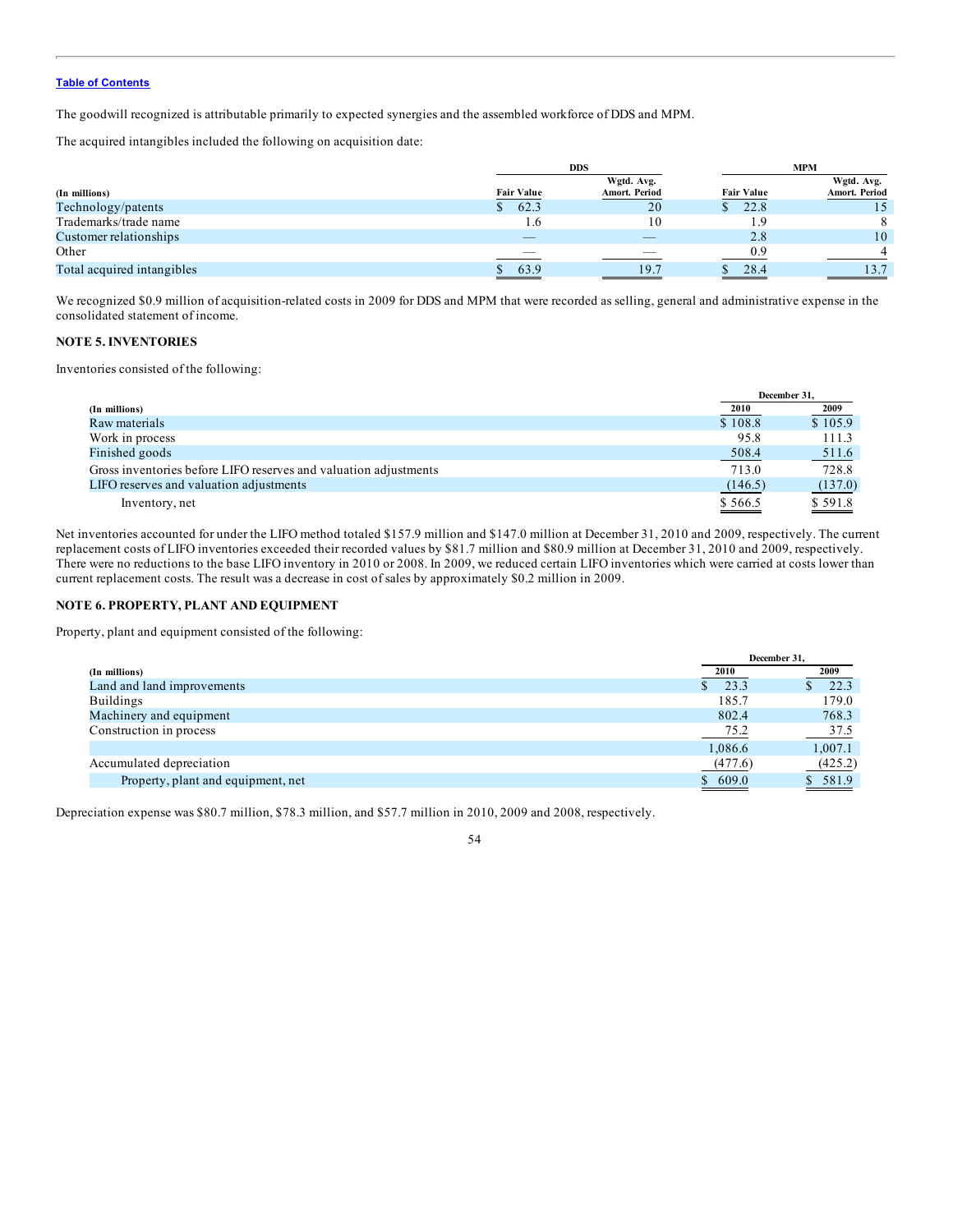The goodwill recognized is attributable primarily to expected synergies and the assembled workforce of DDS and MPM.

The acquired intangibles included the following on acquisition date:

| | DDS | | MPM | |
|---|---|---|---|---|
| (In millions) | Fair Value | Wgtd. Avg. Amort. Period | Fair Value | Wgtd. Avg. Amort. Period |
| Technology/patents | $ 62.3 | 20 | $ 22.8 | 15 |
| Trademarks/trade name | 1.6 | 10 | 1.9 | 8 |
| Customer relationships | — | — | 2.8 | 10 |
| Other | — | — | 0.9 | 4 |
| Total acquired intangibles | $ 63.9 | 19.7 | $ 28.4 | 13.7 |

We recognized $0.9 million of acquisition-related costs in 2009 for DDS and MPM that were recorded as selling, general and administrative expense in the consolidated statement of income.

## NOTE 5. INVENTORIES

Inventories consisted of the following:

| | December 31, | |
|---|---|---|
| (In millions) | 2010 | 2009 |
| Raw materials | $ 108.8 | $ 105.9 |
| Work in process | 95.8 | 111.3 |
| Finished goods | 508.4 | 511.6 |
| Gross inventories before LIFO reserves and valuation adjustments | 713.0 | 728.8 |
| LIFO reserves and valuation adjustments | (146.5) | (137.0) |
| Inventory, net | $ 566.5 | $ 591.8 |

Net inventories accounted for under the LIFO method totaled $157.9 million and $147.0 million at December 31, 2010 and 2009, respectively. The current replacement costs of LIFO inventories exceeded their recorded values by $81.7 million and $80.9 million at December 31, 2010 and 2009, respectively. There were no reductions to the base LIFO inventory in 2010 or 2008. In 2009, we reduced certain LIFO inventories which were carried at costs lower than current replacement costs. The result was a decrease in cost of sales by approximately $0.2 million in 2009.

## NOTE 6. PROPERTY, PLANT AND EQUIPMENT

Property, plant and equipment consisted of the following:

| | December 31, | |
|---|---|---|
| (In millions) | 2010 | 2009 |
| Land and land improvements | $ 23.3 | $ 22.3 |
| Buildings | 185.7 | 179.0 |
| Machinery and equipment | 802.4 | 768.3 |
| Construction in process | 75.2 | 37.5 |
| | 1,086.6 | 1,007.1 |
| Accumulated depreciation | (477.6) | (425.2) |
| Property, plant and equipment, net | $ 609.0 | $ 581.9 |

Depreciation expense was $80.7 million, $78.3 million, and $57.7 million in 2010, 2009 and 2008, respectively.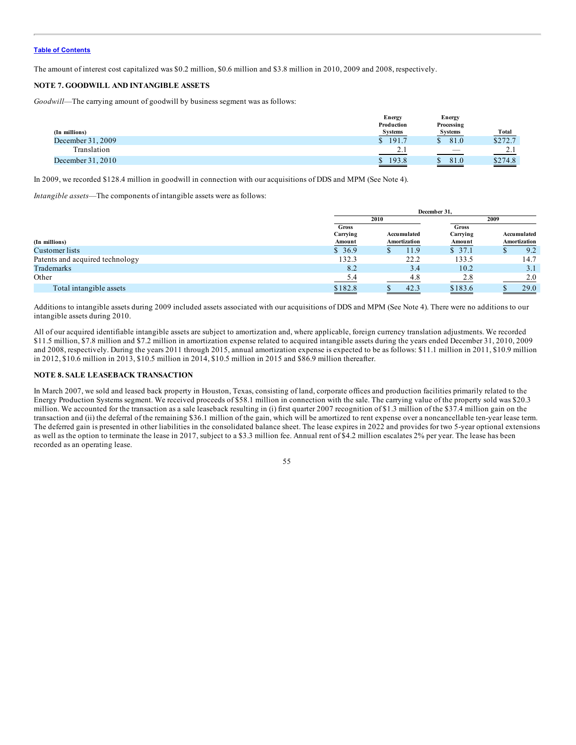The amount of interest cost capitalized was $0.2 million, $0.6 million and $3.8 million in 2010, 2009 and 2008, respectively.

### NOTE 7. GOODWILL AND INTANGIBLE ASSETS

*Goodwill*—The carrying amount of goodwill by business segment was as follows:

| (In millions) | Energy Production Systems | Energy Processing Systems | Total |
|---|---|---|---|
| December 31, 2009 | $ 191.7 | $ 81.0 | $272.7 |
| Translation | 2.1 | — | 2.1 |
| December 31, 2010 | $ 193.8 | $ 81.0 | $274.8 |

In 2009, we recorded $128.4 million in goodwill in connection with our acquisitions of DDS and MPM (See Note 4).

*Intangible assets*—The components of intangible assets were as follows:

| | December 31, | | | |
|---|---|---|---|---|
| | 2010 | | 2009 | |
| (In millions) | Gross Carrying Amount | Accumulated Amortization | Gross Carrying Amount | Accumulated Amortization |
| Customer lists | $ 36.9 | $ 11.9 | $ 37.1 | $ 9.2 |
| Patents and acquired technology | 132.3 | 22.2 | 133.5 | 14.7 |
| Trademarks | 8.2 | 3.4 | 10.2 | 3.1 |
| Other | 5.4 | 4.8 | 2.8 | 2.0 |
| Total intangible assets | $182.8 | $ 42.3 | $183.6 | $ 29.0 |

Additions to intangible assets during 2009 included assets associated with our acquisitions of DDS and MPM (See Note 4). There were no additions to our intangible assets during 2010.

All of our acquired identifiable intangible assets are subject to amortization and, where applicable, foreign currency translation adjustments. We recorded $11.5 million, $7.8 million and $7.2 million in amortization expense related to acquired intangible assets during the years ended December 31, 2010, 2009 and 2008, respectively. During the years 2011 through 2015, annual amortization expense is expected to be as follows: $11.1 million in 2011, $10.9 million in 2012, $10.6 million in 2013, $10.5 million in 2014, $10.5 million in 2015 and $86.9 million thereafter.

### NOTE 8. SALE LEASEBACK TRANSACTION

In March 2007, we sold and leased back property in Houston, Texas, consisting of land, corporate offices and production facilities primarily related to the Energy Production Systems segment. We received proceeds of $58.1 million in connection with the sale. The carrying value of the property sold was $20.3 million. We accounted for the transaction as a sale leaseback resulting in (i) first quarter 2007 recognition of $1.3 million of the $37.4 million gain on the transaction and (ii) the deferral of the remaining $36.1 million of the gain, which will be amortized to rent expense over a noncancellable ten-year lease term. The deferred gain is presented in other liabilities in the consolidated balance sheet. The lease expires in 2022 and provides for two 5-year optional extensions as well as the option to terminate the lease in 2017, subject to a $3.3 million fee. Annual rent of $4.2 million escalates 2% per year. The lease has been recorded as an operating lease.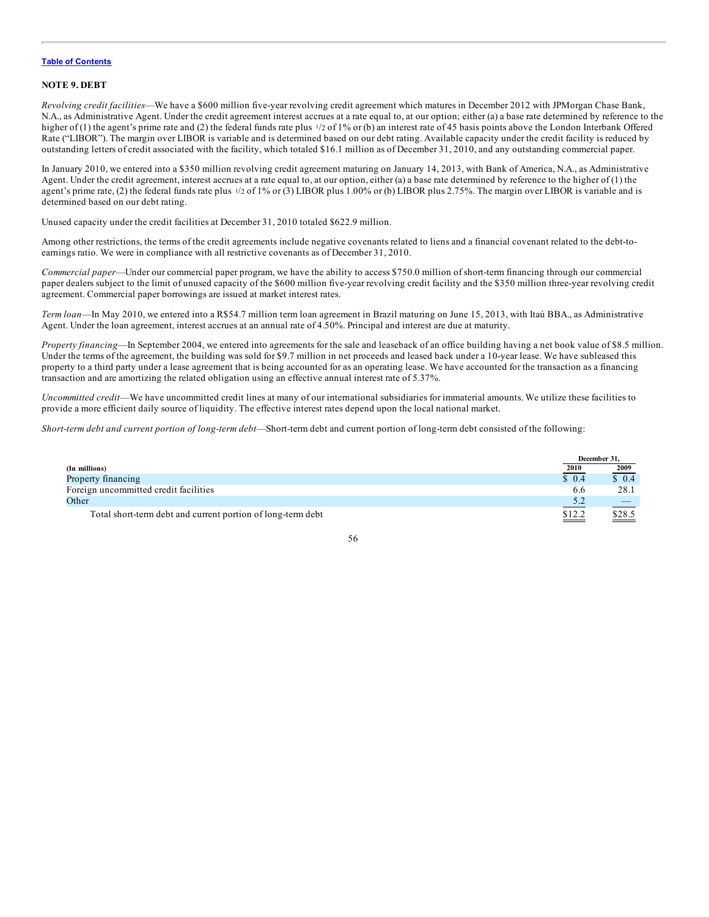[Table of Contents](#)

## NOTE 9. DEBT

*Revolving credit facilities*—We have a $600 million five-year revolving credit agreement which matures in December 2012 with JPMorgan Chase Bank, N.A., as Administrative Agent. Under the credit agreement interest accrues at a rate equal to, at our option; either (a) a base rate determined by reference to the higher of (1) the agent's prime rate and (2) the federal funds rate plus 1/2 of 1% or (b) an interest rate of 45 basis points above the London Interbank Offered Rate ("LIBOR"). The margin over LIBOR is variable and is determined based on our debt rating. Available capacity under the credit facility is reduced by outstanding letters of credit associated with the facility, which totaled $16.1 million as of December 31, 2010, and any outstanding commercial paper.

In January 2010, we entered into a $350 million revolving credit agreement maturing on January 14, 2013, with Bank of America, N.A., as Administrative Agent. Under the credit agreement, interest accrues at a rate equal to, at our option, either (a) a base rate determined by reference to the higher of (1) the agent's prime rate, (2) the federal funds rate plus 1/2 of 1% or (3) LIBOR plus 1.00% or (b) LIBOR plus 2.75%. The margin over LIBOR is variable and is determined based on our debt rating.

Unused capacity under the credit facilities at December 31, 2010 totaled $622.9 million.

Among other restrictions, the terms of the credit agreements include negative covenants related to liens and a financial covenant related to the debt-to-earnings ratio. We were in compliance with all restrictive covenants as of December 31, 2010.

*Commercial paper*—Under our commercial paper program, we have the ability to access $750.0 million of short-term financing through our commercial paper dealers subject to the limit of unused capacity of the $600 million five-year revolving credit facility and the $350 million three-year revolving credit agreement. Commercial paper borrowings are issued at market interest rates.

*Term loan*—In May 2010, we entered into a R$54.7 million term loan agreement in Brazil maturing on June 15, 2013, with Itaú BBA., as Administrative Agent. Under the loan agreement, interest accrues at an annual rate of 4.50%. Principal and interest are due at maturity.

*Property financing*—In September 2004, we entered into agreements for the sale and leaseback of an office building having a net book value of $8.5 million. Under the terms of the agreement, the building was sold for $9.7 million in net proceeds and leased back under a 10-year lease. We have subleased this property to a third party under a lease agreement that is being accounted for as an operating lease. We have accounted for the transaction as a financing transaction and are amortizing the related obligation using an effective annual interest rate of 5.37%.

*Uncommitted credit*—We have uncommitted credit lines at many of our international subsidiaries for immaterial amounts. We utilize these facilities to provide a more efficient daily source of liquidity. The effective interest rates depend upon the local national market.

*Short-term debt and current portion of long-term debt*—Short-term debt and current portion of long-term debt consisted of the following:

| (In millions) | December 31, 2010 | December 31, 2009 |
|---|---|---|
| Property financing | $ 0.4 | $ 0.4 |
| Foreign uncommitted credit facilities | 6.6 | 28.1 |
| Other | 5.2 | — |
| Total short-term debt and current portion of long-term debt | $12.2 | $28.5 |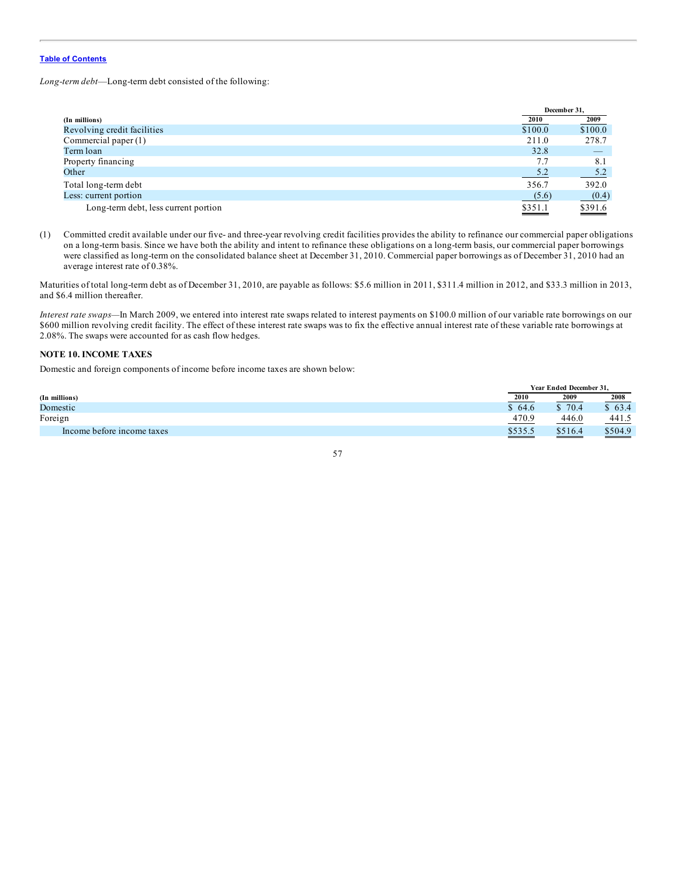[Table of Contents](#)

*Long-term debt*—Long-term debt consisted of the following:

| (In millions) | December 31, 2010 | December 31, 2009 |
|---|---|---|
| Revolving credit facilities | $100.0 | $100.0 |
| Commercial paper (1) | 211.0 | 278.7 |
| Term loan | 32.8 | — |
| Property financing | 7.7 | 8.1 |
| Other | 5.2 | 5.2 |
| Total long-term debt | 356.7 | 392.0 |
| Less: current portion | (5.6) | (0.4) |
| Long-term debt, less current portion | $351.1 | $391.6 |

(1) Committed credit available under our five- and three-year revolving credit facilities provides the ability to refinance our commercial paper obligations on a long-term basis. Since we have both the ability and intent to refinance these obligations on a long-term basis, our commercial paper borrowings were classified as long-term on the consolidated balance sheet at December 31, 2010. Commercial paper borrowings as of December 31, 2010 had an average interest rate of 0.38%.

Maturities of total long-term debt as of December 31, 2010, are payable as follows: $5.6 million in 2011, $311.4 million in 2012, and $33.3 million in 2013, and $6.4 million thereafter.

*Interest rate swaps*—In March 2009, we entered into interest rate swaps related to interest payments on $100.0 million of our variable rate borrowings on our $600 million revolving credit facility. The effect of these interest rate swaps was to fix the effective annual interest rate of these variable rate borrowings at 2.08%. The swaps were accounted for as cash flow hedges.

**NOTE 10. INCOME TAXES**

Domestic and foreign components of income before income taxes are shown below:

| (In millions) | Year Ended December 31, 2010 | 2009 | 2008 |
|---|---|---|---|
| Domestic | $ 64.6 | $ 70.4 | $ 63.4 |
| Foreign | 470.9 | 446.0 | 441.5 |
| Income before income taxes | $535.5 | $516.4 | $504.9 |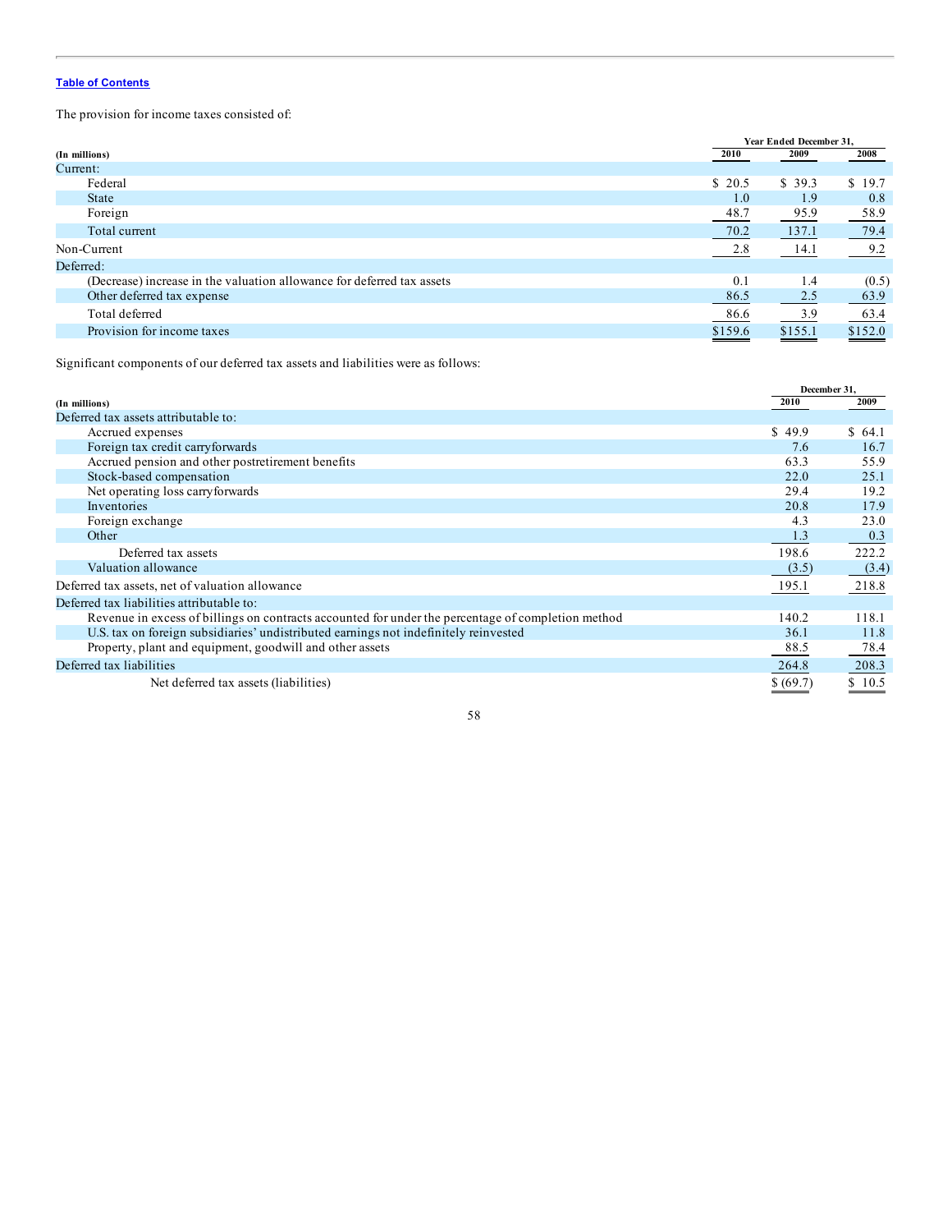[Table of Contents](#)

The provision for income taxes consisted of:

| (In millions) | Year Ended December 31, 2010 | 2009 | 2008 |
|---|---|---|---|
| Current: | | | |
| Federal | $ 20.5 | $ 39.3 | $ 19.7 |
| State | 1.0 | 1.9 | 0.8 |
| Foreign | 48.7 | 95.9 | 58.9 |
| Total current | 70.2 | 137.1 | 79.4 |
| Non-Current | 2.8 | 14.1 | 9.2 |
| Deferred: | | | |
| (Decrease) increase in the valuation allowance for deferred tax assets | 0.1 | 1.4 | (0.5) |
| Other deferred tax expense | 86.5 | 2.5 | 63.9 |
| Total deferred | 86.6 | 3.9 | 63.4 |
| Provision for income taxes | $159.6 | $155.1 | $152.0 |

Significant components of our deferred tax assets and liabilities were as follows:

| (In millions) | December 31, 2010 | 2009 |
|---|---|---|
| Deferred tax assets attributable to: | | |
| Accrued expenses | $ 49.9 | $ 64.1 |
| Foreign tax credit carryforwards | 7.6 | 16.7 |
| Accrued pension and other postretirement benefits | 63.3 | 55.9 |
| Stock-based compensation | 22.0 | 25.1 |
| Net operating loss carryforwards | 29.4 | 19.2 |
| Inventories | 20.8 | 17.9 |
| Foreign exchange | 4.3 | 23.0 |
| Other | 1.3 | 0.3 |
| Deferred tax assets | 198.6 | 222.2 |
| Valuation allowance | (3.5) | (3.4) |
| Deferred tax assets, net of valuation allowance | 195.1 | 218.8 |
| Deferred tax liabilities attributable to: | | |
| Revenue in excess of billings on contracts accounted for under the percentage of completion method | 140.2 | 118.1 |
| U.S. tax on foreign subsidiaries' undistributed earnings not indefinitely reinvested | 36.1 | 11.8 |
| Property, plant and equipment, goodwill and other assets | 88.5 | 78.4 |
| Deferred tax liabilities | 264.8 | 208.3 |
| Net deferred tax assets (liabilities) | $ (69.7) | $ 10.5 |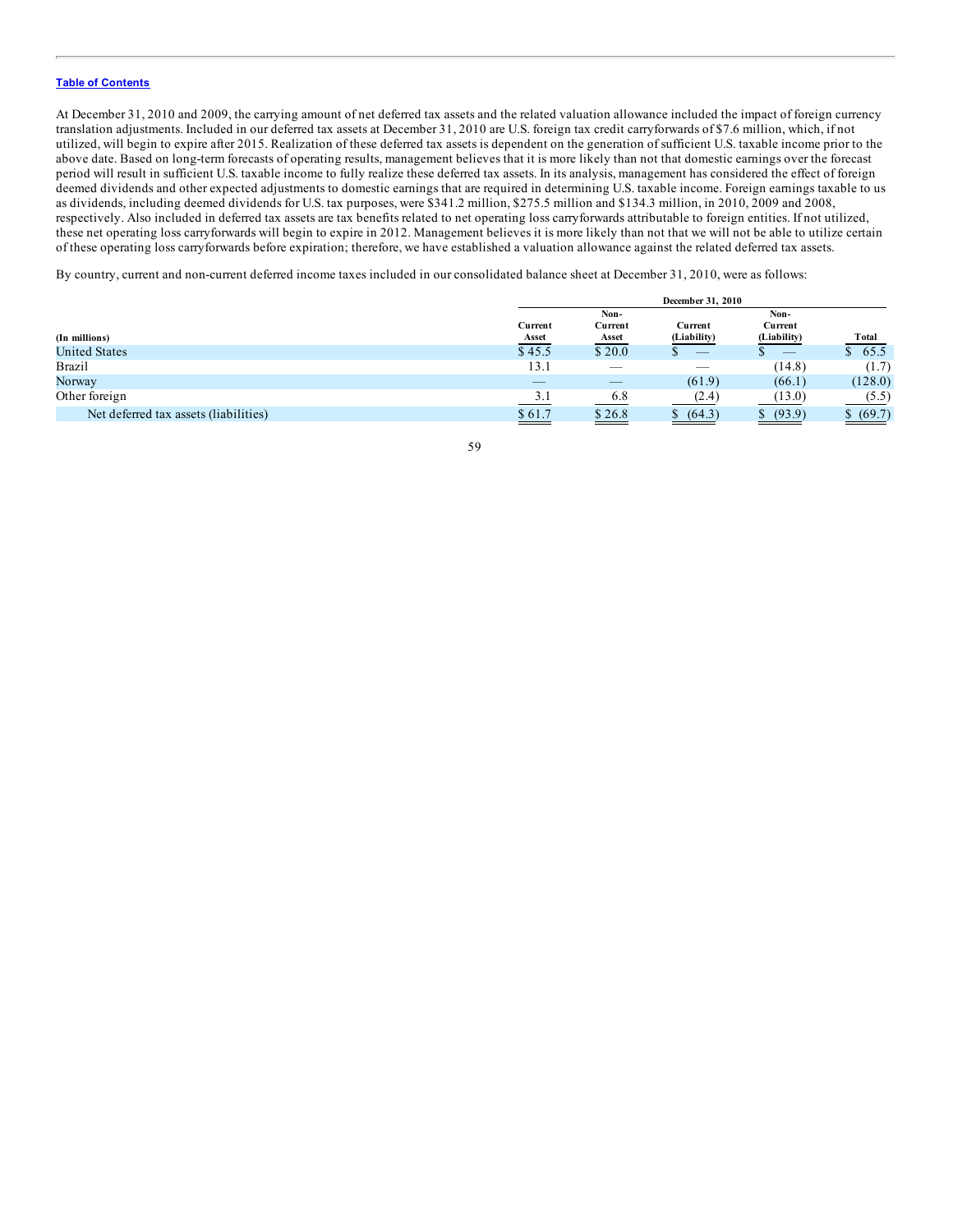[Table of Contents](#)

At December 31, 2010 and 2009, the carrying amount of net deferred tax assets and the related valuation allowance included the impact of foreign currency translation adjustments. Included in our deferred tax assets at December 31, 2010 are U.S. foreign tax credit carryforwards of $7.6 million, which, if not utilized, will begin to expire after 2015. Realization of these deferred tax assets is dependent on the generation of sufficient U.S. taxable income prior to the above date. Based on long-term forecasts of operating results, management believes that it is more likely than not that domestic earnings over the forecast period will result in sufficient U.S. taxable income to fully realize these deferred tax assets. In its analysis, management has considered the effect of foreign deemed dividends and other expected adjustments to domestic earnings that are required in determining U.S. taxable income. Foreign earnings taxable to us as dividends, including deemed dividends for U.S. tax purposes, were $341.2 million, $275.5 million and $134.3 million, in 2010, 2009 and 2008, respectively. Also included in deferred tax assets are tax benefits related to net operating loss carryforwards attributable to foreign entities. If not utilized, these net operating loss carryforwards will begin to expire in 2012. Management believes it is more likely than not that we will not be able to utilize certain of these operating loss carryforwards before expiration; therefore, we have established a valuation allowance against the related deferred tax assets.

By country, current and non-current deferred income taxes included in our consolidated balance sheet at December 31, 2010, were as follows:

| | December 31, 2010 | | | | |
|---|---|---|---|---|---|
| (In millions) | Current Asset | Non-Current Asset | Current (Liability) | Non-Current (Liability) | Total |
| United States | $ 45.5 | $ 20.0 | $ — | $ — | $ 65.5 |
| Brazil | 13.1 | — | — | (14.8) | (1.7) |
| Norway | — | — | (61.9) | (66.1) | (128.0) |
| Other foreign | 3.1 | 6.8 | (2.4) | (13.0) | (5.5) |
| Net deferred tax assets (liabilities) | $ 61.7 | $ 26.8 | $ (64.3) | $ (93.9) | $ (69.7) |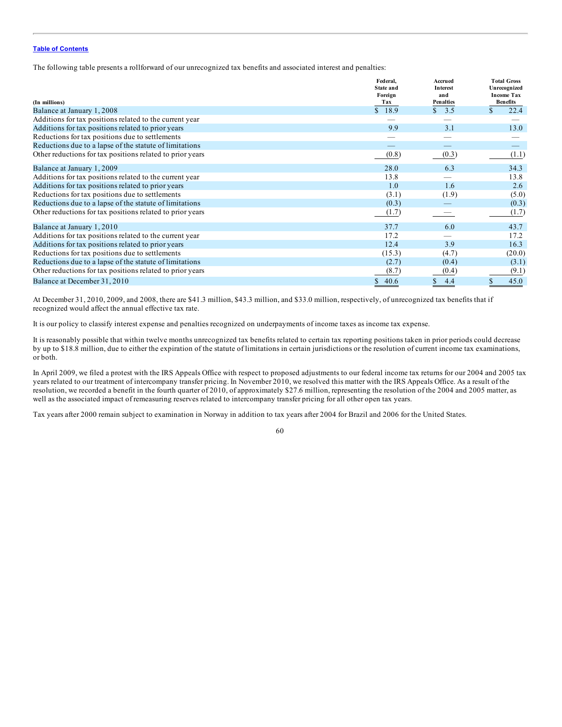The following table presents a rollforward of our unrecognized tax benefits and associated interest and penalties:

| (In millions) | Federal, State and Foreign Tax | Accrued Interest and Penalties | Total Gross Unrecognized Income Tax Benefits |
|---|---|---|---|
| Balance at January 1, 2008 | $ 18.9 | $ 3.5 | $ 22.4 |
| Additions for tax positions related to the current year | — | — | — |
| Additions for tax positions related to prior years | 9.9 | 3.1 | 13.0 |
| Reductions for tax positions due to settlements | — | — | — |
| Reductions due to a lapse of the statute of limitations | — | — | — |
| Other reductions for tax positions related to prior years | (0.8) | (0.3) | (1.1) |
| Balance at January 1, 2009 | 28.0 | 6.3 | 34.3 |
| Additions for tax positions related to the current year | 13.8 | — | 13.8 |
| Additions for tax positions related to prior years | 1.0 | 1.6 | 2.6 |
| Reductions for tax positions due to settlements | (3.1) | (1.9) | (5.0) |
| Reductions due to a lapse of the statute of limitations | (0.3) | — | (0.3) |
| Other reductions for tax positions related to prior years | (1.7) | — | (1.7) |
| Balance at January 1, 2010 | 37.7 | 6.0 | 43.7 |
| Additions for tax positions related to the current year | 17.2 | — | 17.2 |
| Additions for tax positions related to prior years | 12.4 | 3.9 | 16.3 |
| Reductions for tax positions due to settlements | (15.3) | (4.7) | (20.0) |
| Reductions due to a lapse of the statute of limitations | (2.7) | (0.4) | (3.1) |
| Other reductions for tax positions related to prior years | (8.7) | (0.4) | (9.1) |
| Balance at December 31, 2010 | $ 40.6 | $ 4.4 | $ 45.0 |

At December 31, 2010, 2009, and 2008, there are $41.3 million, $43.3 million, and $33.0 million, respectively, of unrecognized tax benefits that if recognized would affect the annual effective tax rate.

It is our policy to classify interest expense and penalties recognized on underpayments of income taxes as income tax expense.

It is reasonably possible that within twelve months unrecognized tax benefits related to certain tax reporting positions taken in prior periods could decrease by up to $18.8 million, due to either the expiration of the statute of limitations in certain jurisdictions or the resolution of current income tax examinations, or both.

In April 2009, we filed a protest with the IRS Appeals Office with respect to proposed adjustments to our federal income tax returns for our 2004 and 2005 tax years related to our treatment of intercompany transfer pricing. In November 2010, we resolved this matter with the IRS Appeals Office. As a result of the resolution, we recorded a benefit in the fourth quarter of 2010, of approximately $27.6 million, representing the resolution of the 2004 and 2005 matter, as well as the associated impact of remeasuring reserves related to intercompany transfer pricing for all other open tax years.

Tax years after 2000 remain subject to examination in Norway in addition to tax years after 2004 for Brazil and 2006 for the United States.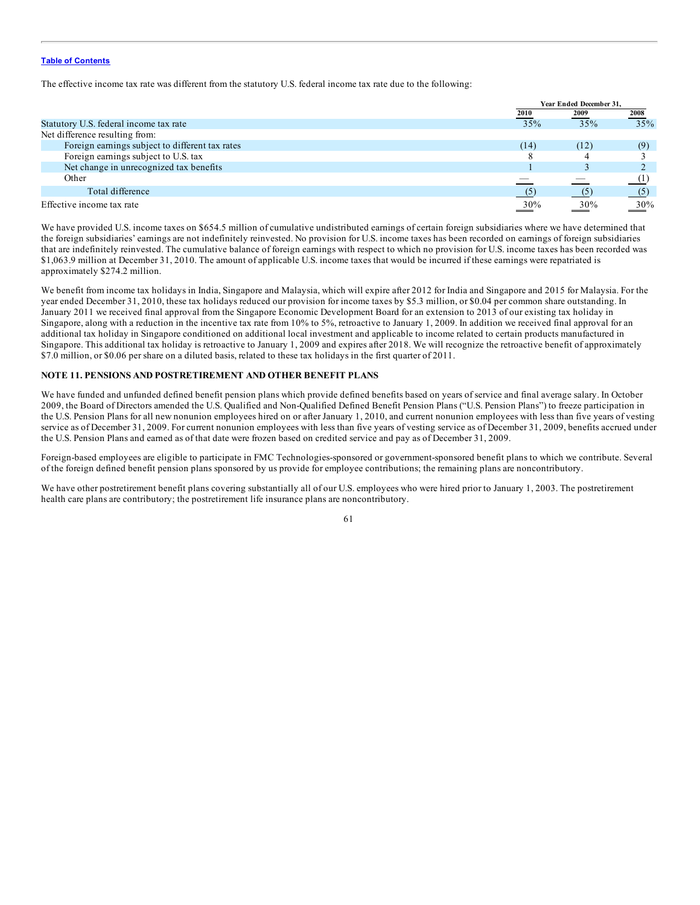[Table of Contents](#)

The effective income tax rate was different from the statutory U.S. federal income tax rate due to the following:

| | Year Ended December 31, | | |
|---|---|---|---|
| | 2010 | 2009 | 2008 |
| Statutory U.S. federal income tax rate | 35% | 35% | 35% |
| Net difference resulting from: | | | |
| Foreign earnings subject to different tax rates | (14) | (12) | (9) |
| Foreign earnings subject to U.S. tax | 8 | 4 | 3 |
| Net change in unrecognized tax benefits | 1 | 3 | 2 |
| Other | — | — | (1) |
| Total difference | (5) | (5) | (5) |
| Effective income tax rate | 30% | 30% | 30% |

We have provided U.S. income taxes on $654.5 million of cumulative undistributed earnings of certain foreign subsidiaries where we have determined that the foreign subsidiaries' earnings are not indefinitely reinvested. No provision for U.S. income taxes has been recorded on earnings of foreign subsidiaries that are indefinitely reinvested. The cumulative balance of foreign earnings with respect to which no provision for U.S. income taxes has been recorded was $1,063.9 million at December 31, 2010. The amount of applicable U.S. income taxes that would be incurred if these earnings were repatriated is approximately $274.2 million.

We benefit from income tax holidays in India, Singapore and Malaysia, which will expire after 2012 for India and Singapore and 2015 for Malaysia. For the year ended December 31, 2010, these tax holidays reduced our provision for income taxes by $5.3 million, or $0.04 per common share outstanding. In January 2011 we received final approval from the Singapore Economic Development Board for an extension to 2013 of our existing tax holiday in Singapore, along with a reduction in the incentive tax rate from 10% to 5%, retroactive to January 1, 2009. In addition we received final approval for an additional tax holiday in Singapore conditioned on additional local investment and applicable to income related to certain products manufactured in Singapore. This additional tax holiday is retroactive to January 1, 2009 and expires after 2018. We will recognize the retroactive benefit of approximately $7.0 million, or $0.06 per share on a diluted basis, related to these tax holidays in the first quarter of 2011.

## NOTE 11. PENSIONS AND POSTRETIREMENT AND OTHER BENEFIT PLANS

We have funded and unfunded defined benefit pension plans which provide defined benefits based on years of service and final average salary. In October 2009, the Board of Directors amended the U.S. Qualified and Non-Qualified Defined Benefit Pension Plans ("U.S. Pension Plans") to freeze participation in the U.S. Pension Plans for all new nonunion employees hired on or after January 1, 2010, and current nonunion employees with less than five years of vesting service as of December 31, 2009. For current nonunion employees with less than five years of vesting service as of December 31, 2009, benefits accrued under the U.S. Pension Plans and earned as of that date were frozen based on credited service and pay as of December 31, 2009.

Foreign-based employees are eligible to participate in FMC Technologies-sponsored or government-sponsored benefit plans to which we contribute. Several of the foreign defined benefit pension plans sponsored by us provide for employee contributions; the remaining plans are noncontributory.

We have other postretirement benefit plans covering substantially all of our U.S. employees who were hired prior to January 1, 2003. The postretirement health care plans are contributory; the postretirement life insurance plans are noncontributory.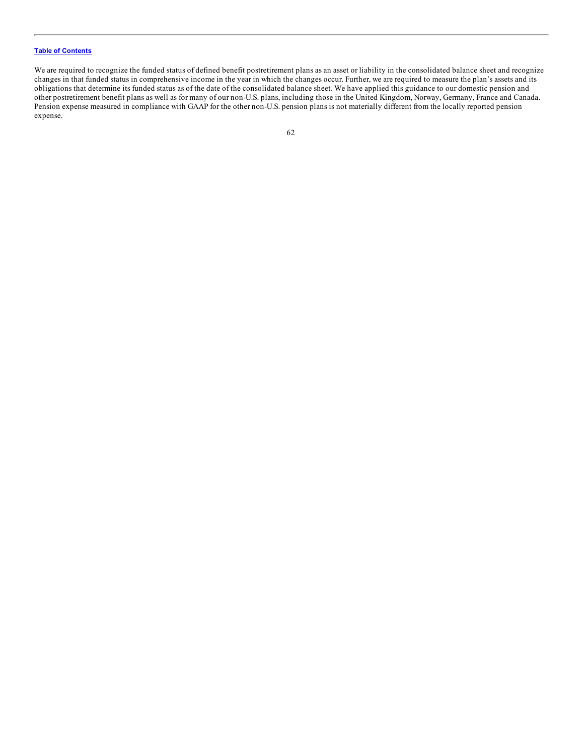We are required to recognize the funded status of defined benefit postretirement plans as an asset or liability in the consolidated balance sheet and recognize changes in that funded status in comprehensive income in the year in which the changes occur. Further, we are required to measure the plan's assets and its obligations that determine its funded status as of the date of the consolidated balance sheet. We have applied this guidance to our domestic pension and other postretirement benefit plans as well as for many of our non-U.S. plans, including those in the United Kingdom, Norway, Germany, France and Canada. Pension expense measured in compliance with GAAP for the other non-U.S. pension plans is not materially different from the locally reported pension expense.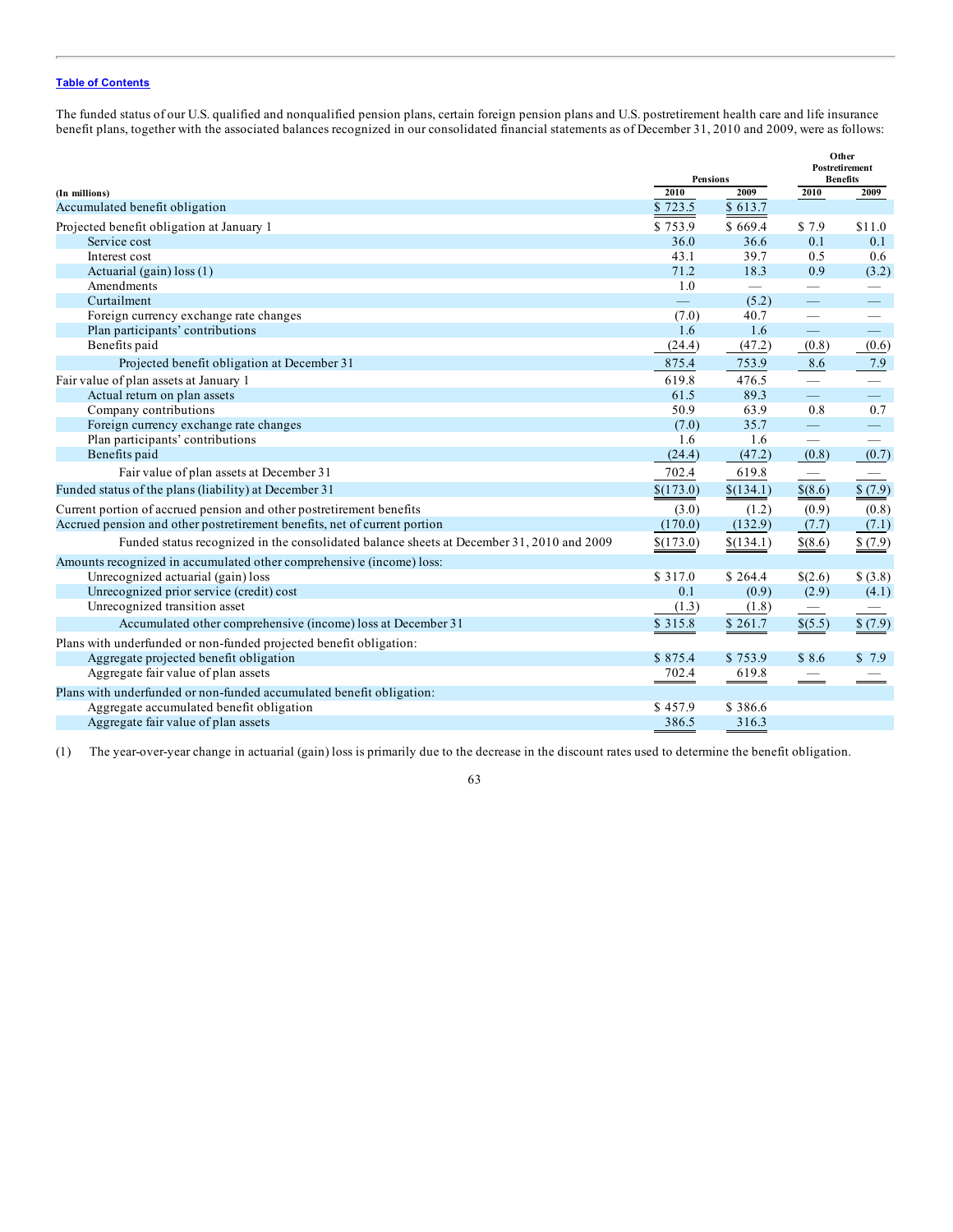Table of Contents

The funded status of our U.S. qualified and nonqualified pension plans, certain foreign pension plans and U.S. postretirement health care and life insurance benefit plans, together with the associated balances recognized in our consolidated financial statements as of December 31, 2010 and 2009, were as follows:

| (In millions) | Pensions | | Other Postretirement Benefits | |
|---|---|---|---|---|
| | 2010 | 2009 | 2010 | 2009 |
| Accumulated benefit obligation | $ 723.5 | $ 613.7 | | |
| Projected benefit obligation at January 1 | $ 753.9 | $ 669.4 | $ 7.9 | $11.0 |
| Service cost | 36.0 | 36.6 | 0.1 | 0.1 |
| Interest cost | 43.1 | 39.7 | 0.5 | 0.6 |
| Actuarial (gain) loss (1) | 71.2 | 18.3 | 0.9 | (3.2) |
| Amendments | 1.0 | — | — | — |
| Curtailment | — | (5.2) | — | — |
| Foreign currency exchange rate changes | (7.0) | 40.7 | — | — |
| Plan participants' contributions | 1.6 | 1.6 | — | — |
| Benefits paid | (24.4) | (47.2) | (0.8) | (0.6) |
| Projected benefit obligation at December 31 | 875.4 | 753.9 | 8.6 | 7.9 |
| Fair value of plan assets at January 1 | 619.8 | 476.5 | — | — |
| Actual return on plan assets | 61.5 | 89.3 | — | — |
| Company contributions | 50.9 | 63.9 | 0.8 | 0.7 |
| Foreign currency exchange rate changes | (7.0) | 35.7 | — | — |
| Plan participants' contributions | 1.6 | 1.6 | — | — |
| Benefits paid | (24.4) | (47.2) | (0.8) | (0.7) |
| Fair value of plan assets at December 31 | 702.4 | 619.8 | — | — |
| Funded status of the plans (liability) at December 31 | $(173.0) | $(134.1) | $(8.6) | $ (7.9) |
| Current portion of accrued pension and other postretirement benefits | (3.0) | (1.2) | (0.9) | (0.8) |
| Accrued pension and other postretirement benefits, net of current portion | (170.0) | (132.9) | (7.7) | (7.1) |
| Funded status recognized in the consolidated balance sheets at December 31, 2010 and 2009 | $(173.0) | $(134.1) | $(8.6) | $ (7.9) |
| Amounts recognized in accumulated other comprehensive (income) loss: | | | | |
| Unrecognized actuarial (gain) loss | $ 317.0 | $ 264.4 | $(2.6) | $ (3.8) |
| Unrecognized prior service (credit) cost | 0.1 | (0.9) | (2.9) | (4.1) |
| Unrecognized transition asset | (1.3) | (1.8) | — | — |
| Accumulated other comprehensive (income) loss at December 31 | $ 315.8 | $ 261.7 | $(5.5) | $ (7.9) |
| Plans with underfunded or non-funded projected benefit obligation: | | | | |
| Aggregate projected benefit obligation | $ 875.4 | $ 753.9 | $ 8.6 | $ 7.9 |
| Aggregate fair value of plan assets | 702.4 | 619.8 | — | — |
| Plans with underfunded or non-funded accumulated benefit obligation: | | | | |
| Aggregate accumulated benefit obligation | $ 457.9 | $ 386.6 | | |
| Aggregate fair value of plan assets | 386.5 | 316.3 | | |

(1) The year-over-year change in actuarial (gain) loss is primarily due to the decrease in the discount rates used to determine the benefit obligation.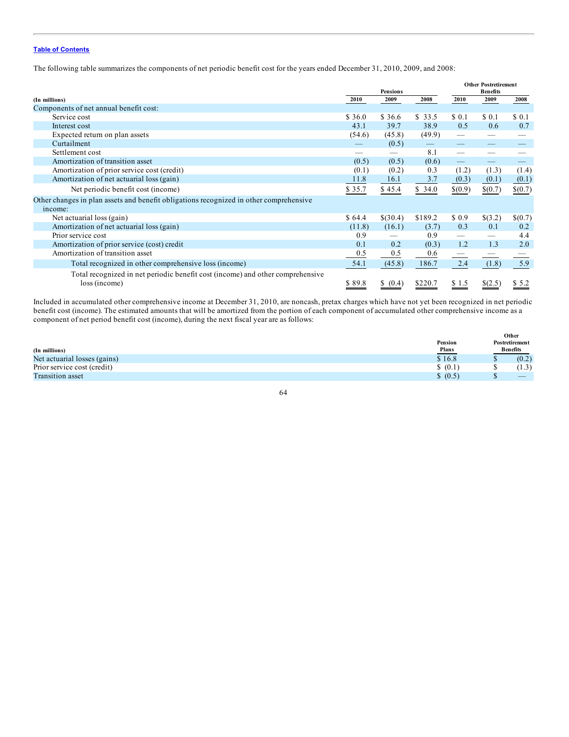Table of Contents

The following table summarizes the components of net periodic benefit cost for the years ended December 31, 2010, 2009, and 2008:

| (In millions) | Pensions | | | Other Postretirement Benefits | | |
|---|---|---|---|---|---|---|
| | 2010 | 2009 | 2008 | 2010 | 2009 | 2008 |
| Components of net annual benefit cost: | | | | | | |
| Service cost | $ 36.0 | $ 36.6 | $ 33.5 | $ 0.1 | $ 0.1 | $ 0.1 |
| Interest cost | 43.1 | 39.7 | 38.9 | 0.5 | 0.6 | 0.7 |
| Expected return on plan assets | (54.6) | (45.8) | (49.9) | — | — | — |
| Curtailment | — | (0.5) | — | — | — | — |
| Settlement cost | — | — | 8.1 | — | — | — |
| Amortization of transition asset | (0.5) | (0.5) | (0.6) | — | — | — |
| Amortization of prior service cost (credit) | (0.1) | (0.2) | 0.3 | (1.2) | (1.3) | (1.4) |
| Amortization of net actuarial loss (gain) | 11.8 | 16.1 | 3.7 | (0.3) | (0.1) | (0.1) |
| Net periodic benefit cost (income) | $ 35.7 | $ 45.4 | $ 34.0 | $(0.9) | $(0.7) | $(0.7) |
| Other changes in plan assets and benefit obligations recognized in other comprehensive income: | | | | | | |
| Net actuarial loss (gain) | $ 64.4 | $(30.4) | $189.2 | $ 0.9 | $(3.2) | $(0.7) |
| Amortization of net actuarial loss (gain) | (11.8) | (16.1) | (3.7) | 0.3 | 0.1 | 0.2 |
| Prior service cost | 0.9 | — | 0.9 | — | — | 4.4 |
| Amortization of prior service (cost) credit | 0.1 | 0.2 | (0.3) | 1.2 | 1.3 | 2.0 |
| Amortization of transition asset | 0.5 | 0.5 | 0.6 | — | — | — |
| Total recognized in other comprehensive loss (income) | 54.1 | (45.8) | 186.7 | 2.4 | (1.8) | 5.9 |
| Total recognized in net periodic benefit cost (income) and other comprehensive loss (income) | $ 89.8 | $ (0.4) | $220.7 | $ 1.5 | $(2.5) | $ 5.2 |

Included in accumulated other comprehensive income at December 31, 2010, are noncash, pretax charges which have not yet been recognized in net periodic benefit cost (income). The estimated amounts that will be amortized from the portion of each component of accumulated other comprehensive income as a component of net period benefit cost (income), during the next fiscal year are as follows:

| (In millions) | Pension Plans | Other Postretirement Benefits |
|---|---|---|
| Net actuarial losses (gains) | $ 16.8 | $ (0.2) |
| Prior service cost (credit) | $ (0.1) | $ (1.3) |
| Transition asset | $ (0.5) | $ — |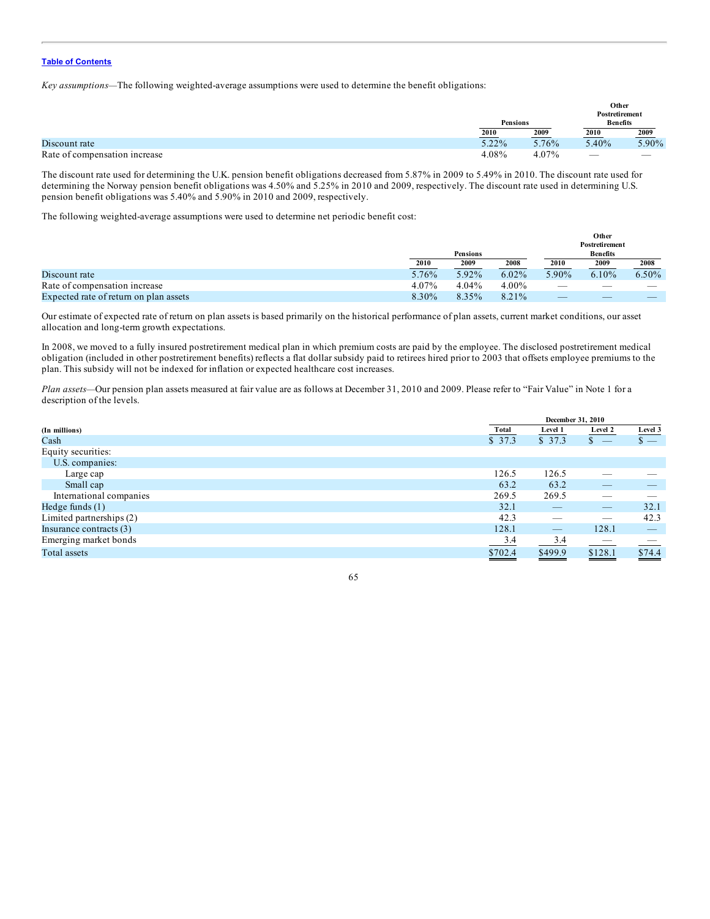*Key assumptions*—The following weighted-average assumptions were used to determine the benefit obligations:

| | Pensions | | Other Postretirement Benefits | |
|---|---|---|---|---|
| | 2010 | 2009 | 2010 | 2009 |
| Discount rate | 5.22% | 5.76% | 5.40% | 5.90% |
| Rate of compensation increase | 4.08% | 4.07% | — | — |

The discount rate used for determining the U.K. pension benefit obligations decreased from 5.87% in 2009 to 5.49% in 2010. The discount rate used for determining the Norway pension benefit obligations was 4.50% and 5.25% in 2010 and 2009, respectively. The discount rate used in determining U.S. pension benefit obligations was 5.40% and 5.90% in 2010 and 2009, respectively.

The following weighted-average assumptions were used to determine net periodic benefit cost:

| | Pensions | | | Other Postretirement Benefits | | |
|---|---|---|---|---|---|---|
| | 2010 | 2009 | 2008 | 2010 | 2009 | 2008 |
| Discount rate | 5.76% | 5.92% | 6.02% | 5.90% | 6.10% | 6.50% |
| Rate of compensation increase | 4.07% | 4.04% | 4.00% | — | — | — |
| Expected rate of return on plan assets | 8.30% | 8.35% | 8.21% | — | — | — |

Our estimate of expected rate of return on plan assets is based primarily on the historical performance of plan assets, current market conditions, our asset allocation and long-term growth expectations.

In 2008, we moved to a fully insured postretirement medical plan in which premium costs are paid by the employee. The disclosed postretirement medical obligation (included in other postretirement benefits) reflects a flat dollar subsidy paid to retirees hired prior to 2003 that offsets employee premiums to the plan. This subsidy will not be indexed for inflation or expected healthcare cost increases.

*Plan assets*—Our pension plan assets measured at fair value are as follows at December 31, 2010 and 2009. Please refer to "Fair Value" in Note 1 for a description of the levels.

| | December 31, 2010 | | | |
|---|---|---|---|---|
| (In millions) | Total | Level 1 | Level 2 | Level 3 |
| Cash | $ 37.3 | $ 37.3 | $ — | $ — |
| Equity securities: | | | | |
| U.S. companies: | | | | |
| Large cap | 126.5 | 126.5 | — | — |
| Small cap | 63.2 | 63.2 | — | — |
| International companies | 269.5 | 269.5 | — | — |
| Hedge funds (1) | 32.1 | — | — | 32.1 |
| Limited partnerships (2) | 42.3 | — | — | 42.3 |
| Insurance contracts (3) | 128.1 | — | 128.1 | — |
| Emerging market bonds | 3.4 | 3.4 | — | — |
| Total assets | $702.4 | $499.9 | $128.1 | $74.4 |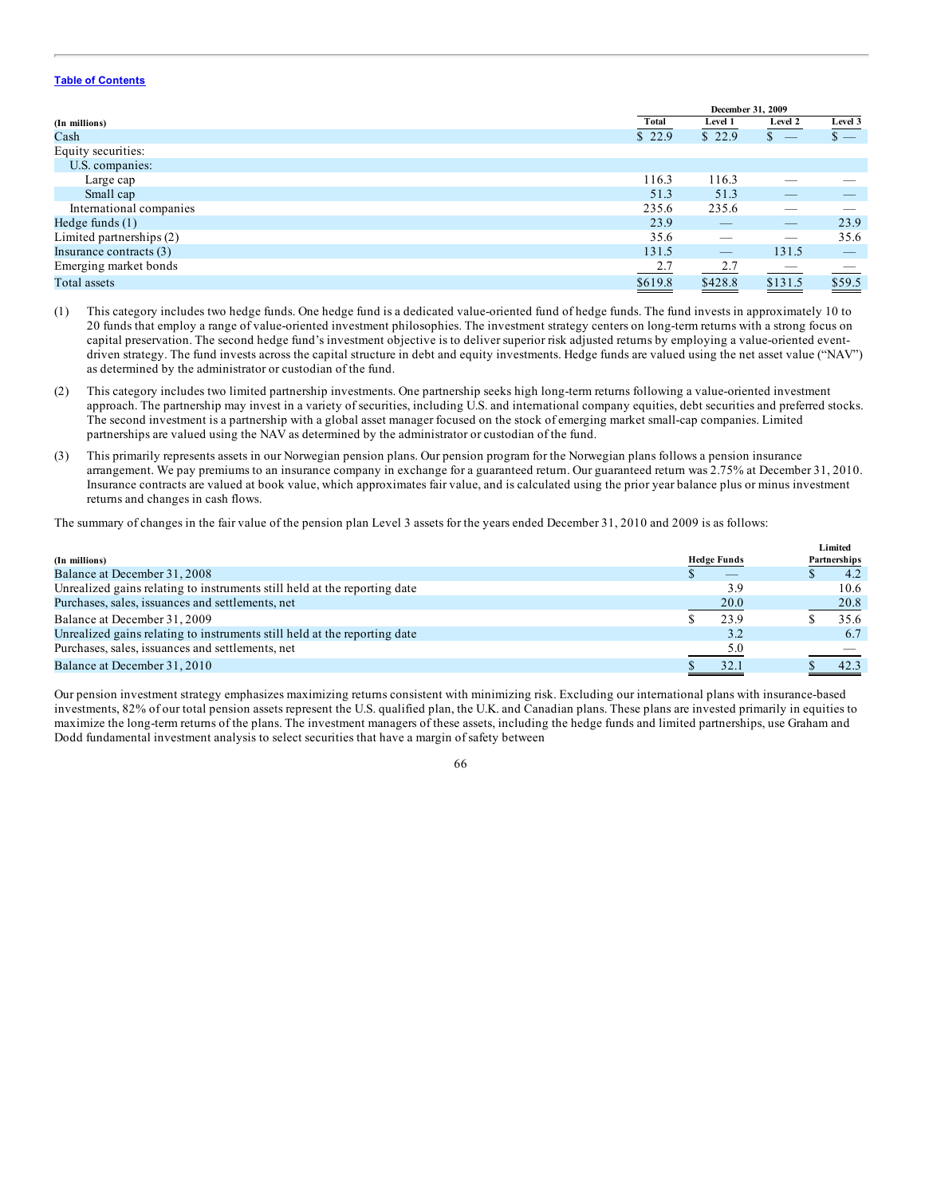[Table of Contents](#)

| (In millions) | December 31, 2009 | | | |
|---|---|---|---|---|
| | Total | Level 1 | Level 2 | Level 3 |
| Cash | $ 22.9 | $ 22.9 | $ — | $ — |
| Equity securities: | | | | |
| U.S. companies: | | | | |
| Large cap | 116.3 | 116.3 | — | — |
| Small cap | 51.3 | 51.3 | — | — |
| International companies | 235.6 | 235.6 | — | — |
| Hedge funds (1) | 23.9 | — | — | 23.9 |
| Limited partnerships (2) | 35.6 | — | — | 35.6 |
| Insurance contracts (3) | 131.5 | — | 131.5 | — |
| Emerging market bonds | 2.7 | 2.7 | — | — |
| Total assets | $619.8 | $428.8 | $131.5 | $59.5 |

(1) This category includes two hedge funds. One hedge fund is a dedicated value-oriented fund of hedge funds. The fund invests in approximately 10 to 20 funds that employ a range of value-oriented investment philosophies. The investment strategy centers on long-term returns with a strong focus on capital preservation. The second hedge fund's investment objective is to deliver superior risk adjusted returns by employing a value-oriented event-driven strategy. The fund invests across the capital structure in debt and equity investments. Hedge funds are valued using the net asset value ("NAV") as determined by the administrator or custodian of the fund.

(2) This category includes two limited partnership investments. One partnership seeks high long-term returns following a value-oriented investment approach. The partnership may invest in a variety of securities, including U.S. and international company equities, debt securities and preferred stocks. The second investment is a partnership with a global asset manager focused on the stock of emerging market small-cap companies. Limited partnerships are valued using the NAV as determined by the administrator or custodian of the fund.

(3) This primarily represents assets in our Norwegian pension plans. Our pension program for the Norwegian plans follows a pension insurance arrangement. We pay premiums to an insurance company in exchange for a guaranteed return. Our guaranteed return was 2.75% at December 31, 2010. Insurance contracts are valued at book value, which approximates fair value, and is calculated using the prior year balance plus or minus investment returns and changes in cash flows.

The summary of changes in the fair value of the pension plan Level 3 assets for the years ended December 31, 2010 and 2009 is as follows:

| (In millions) | Hedge Funds | Limited Partnerships |
|---|---|---|
| Balance at December 31, 2008 | $ — | $ 4.2 |
| Unrealized gains relating to instruments still held at the reporting date | 3.9 | 10.6 |
| Purchases, sales, issuances and settlements, net | 20.0 | 20.8 |
| Balance at December 31, 2009 | $ 23.9 | $ 35.6 |
| Unrealized gains relating to instruments still held at the reporting date | 3.2 | 6.7 |
| Purchases, sales, issuances and settlements, net | 5.0 | — |
| Balance at December 31, 2010 | $ 32.1 | $ 42.3 |

Our pension investment strategy emphasizes maximizing returns consistent with minimizing risk. Excluding our international plans with insurance-based investments, 82% of our total pension assets represent the U.S. qualified plan, the U.K. and Canadian plans. These plans are invested primarily in equities to maximize the long-term returns of the plans. The investment managers of these assets, including the hedge funds and limited partnerships, use Graham and Dodd fundamental investment analysis to select securities that have a margin of safety between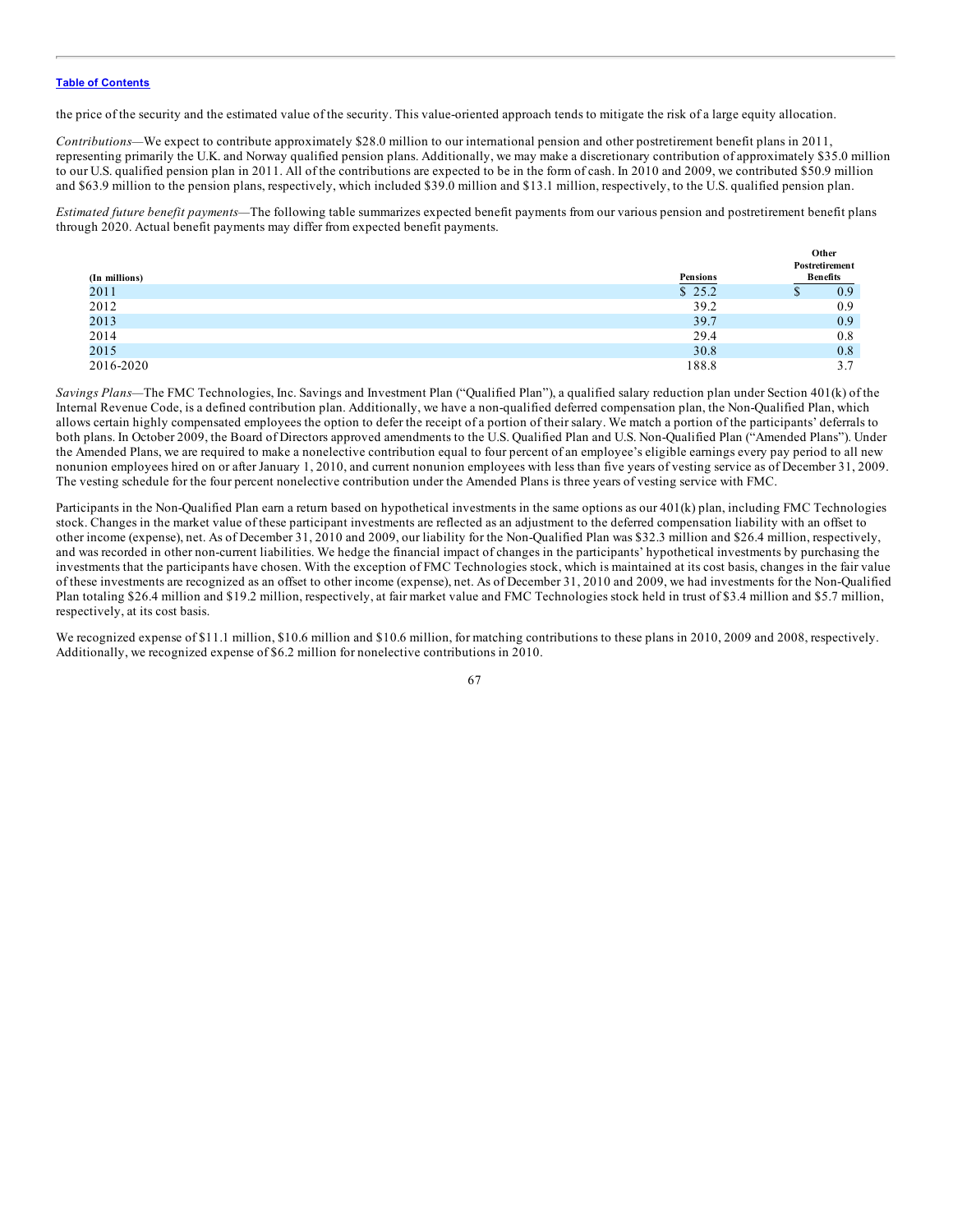the price of the security and the estimated value of the security. This value-oriented approach tends to mitigate the risk of a large equity allocation.

*Contributions*—We expect to contribute approximately $28.0 million to our international pension and other postretirement benefit plans in 2011, representing primarily the U.K. and Norway qualified pension plans. Additionally, we may make a discretionary contribution of approximately $35.0 million to our U.S. qualified pension plan in 2011. All of the contributions are expected to be in the form of cash. In 2010 and 2009, we contributed $50.9 million and $63.9 million to the pension plans, respectively, which included $39.0 million and $13.1 million, respectively, to the U.S. qualified pension plan.

*Estimated future benefit payments*—The following table summarizes expected benefit payments from our various pension and postretirement benefit plans through 2020. Actual benefit payments may differ from expected benefit payments.

| (In millions) | Pensions | Other Postretirement Benefits |
|---|---|---|
| 2011 | $ 25.2 | $ 0.9 |
| 2012 | 39.2 | 0.9 |
| 2013 | 39.7 | 0.9 |
| 2014 | 29.4 | 0.8 |
| 2015 | 30.8 | 0.8 |
| 2016-2020 | 188.8 | 3.7 |

*Savings Plans*—The FMC Technologies, Inc. Savings and Investment Plan ("Qualified Plan"), a qualified salary reduction plan under Section 401(k) of the Internal Revenue Code, is a defined contribution plan. Additionally, we have a non-qualified deferred compensation plan, the Non-Qualified Plan, which allows certain highly compensated employees the option to defer the receipt of a portion of their salary. We match a portion of the participants' deferrals to both plans. In October 2009, the Board of Directors approved amendments to the U.S. Qualified Plan and U.S. Non-Qualified Plan ("Amended Plans"). Under the Amended Plans, we are required to make a nonelective contribution equal to four percent of an employee's eligible earnings every pay period to all new nonunion employees hired on or after January 1, 2010, and current nonunion employees with less than five years of vesting service as of December 31, 2009. The vesting schedule for the four percent nonelective contribution under the Amended Plans is three years of vesting service with FMC.

Participants in the Non-Qualified Plan earn a return based on hypothetical investments in the same options as our 401(k) plan, including FMC Technologies stock. Changes in the market value of these participant investments are reflected as an adjustment to the deferred compensation liability with an offset to other income (expense), net. As of December 31, 2010 and 2009, our liability for the Non-Qualified Plan was $32.3 million and $26.4 million, respectively, and was recorded in other non-current liabilities. We hedge the financial impact of changes in the participants' hypothetical investments by purchasing the investments that the participants have chosen. With the exception of FMC Technologies stock, which is maintained at its cost basis, changes in the fair value of these investments are recognized as an offset to other income (expense), net. As of December 31, 2010 and 2009, we had investments for the Non-Qualified Plan totaling $26.4 million and $19.2 million, respectively, at fair market value and FMC Technologies stock held in trust of $3.4 million and $5.7 million, respectively, at its cost basis.

We recognized expense of $11.1 million, $10.6 million and $10.6 million, for matching contributions to these plans in 2010, 2009 and 2008, respectively. Additionally, we recognized expense of $6.2 million for nonelective contributions in 2010.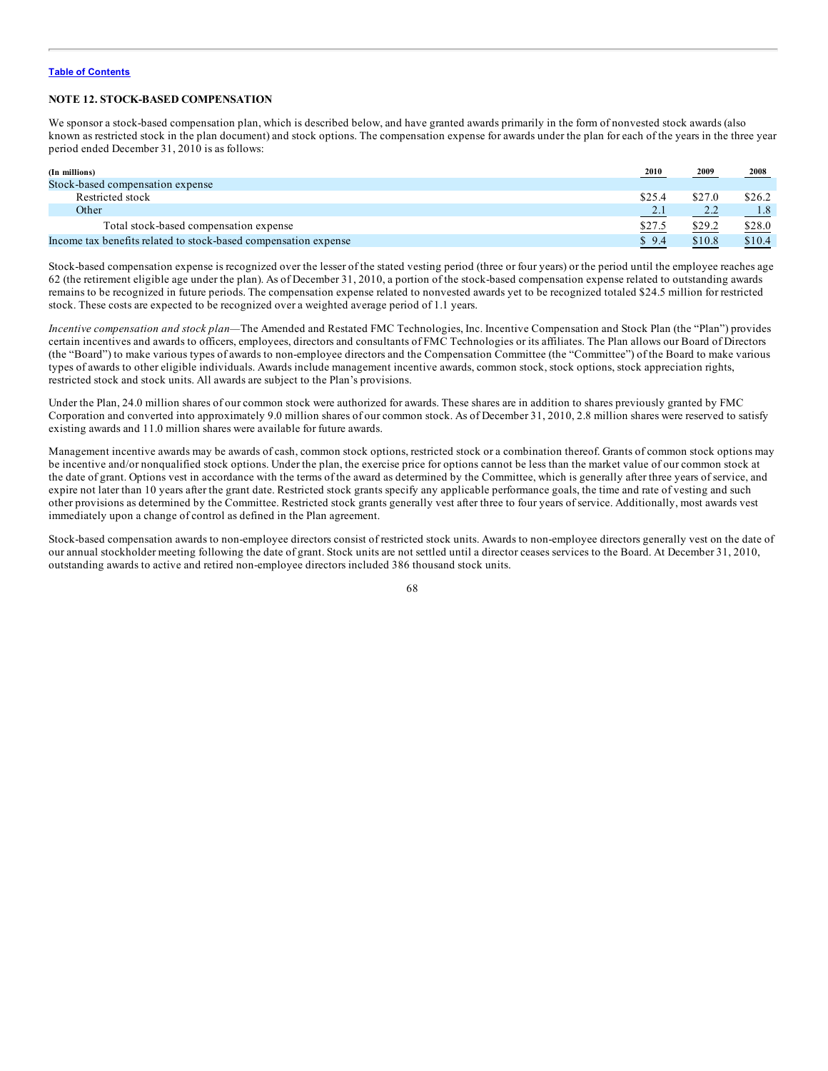## NOTE 12. STOCK-BASED COMPENSATION

We sponsor a stock-based compensation plan, which is described below, and have granted awards primarily in the form of nonvested stock awards (also known as restricted stock in the plan document) and stock options. The compensation expense for awards under the plan for each of the years in the three year period ended December 31, 2010 is as follows:

| (In millions) | 2010 | 2009 | 2008 |
|---|---|---|---|
| Stock-based compensation expense | | | |
| Restricted stock | $25.4 | $27.0 | $26.2 |
| Other | 2.1 | 2.2 | 1.8 |
| Total stock-based compensation expense | $27.5 | $29.2 | $28.0 |
| Income tax benefits related to stock-based compensation expense | $ 9.4 | $10.8 | $10.4 |

Stock-based compensation expense is recognized over the lesser of the stated vesting period (three or four years) or the period until the employee reaches age 62 (the retirement eligible age under the plan). As of December 31, 2010, a portion of the stock-based compensation expense related to outstanding awards remains to be recognized in future periods. The compensation expense related to nonvested awards yet to be recognized totaled $24.5 million for restricted stock. These costs are expected to be recognized over a weighted average period of 1.1 years.

*Incentive compensation and stock plan*—The Amended and Restated FMC Technologies, Inc. Incentive Compensation and Stock Plan (the "Plan") provides certain incentives and awards to officers, employees, directors and consultants of FMC Technologies or its affiliates. The Plan allows our Board of Directors (the "Board") to make various types of awards to non-employee directors and the Compensation Committee (the "Committee") of the Board to make various types of awards to other eligible individuals. Awards include management incentive awards, common stock, stock options, stock appreciation rights, restricted stock and stock units. All awards are subject to the Plan's provisions.

Under the Plan, 24.0 million shares of our common stock were authorized for awards. These shares are in addition to shares previously granted by FMC Corporation and converted into approximately 9.0 million shares of our common stock. As of December 31, 2010, 2.8 million shares were reserved to satisfy existing awards and 11.0 million shares were available for future awards.

Management incentive awards may be awards of cash, common stock options, restricted stock or a combination thereof. Grants of common stock options may be incentive and/or nonqualified stock options. Under the plan, the exercise price for options cannot be less than the market value of our common stock at the date of grant. Options vest in accordance with the terms of the award as determined by the Committee, which is generally after three years of service, and expire not later than 10 years after the grant date. Restricted stock grants specify any applicable performance goals, the time and rate of vesting and such other provisions as determined by the Committee. Restricted stock grants generally vest after three to four years of service. Additionally, most awards vest immediately upon a change of control as defined in the Plan agreement.

Stock-based compensation awards to non-employee directors consist of restricted stock units. Awards to non-employee directors generally vest on the date of our annual stockholder meeting following the date of grant. Stock units are not settled until a director ceases services to the Board. At December 31, 2010, outstanding awards to active and retired non-employee directors included 386 thousand stock units.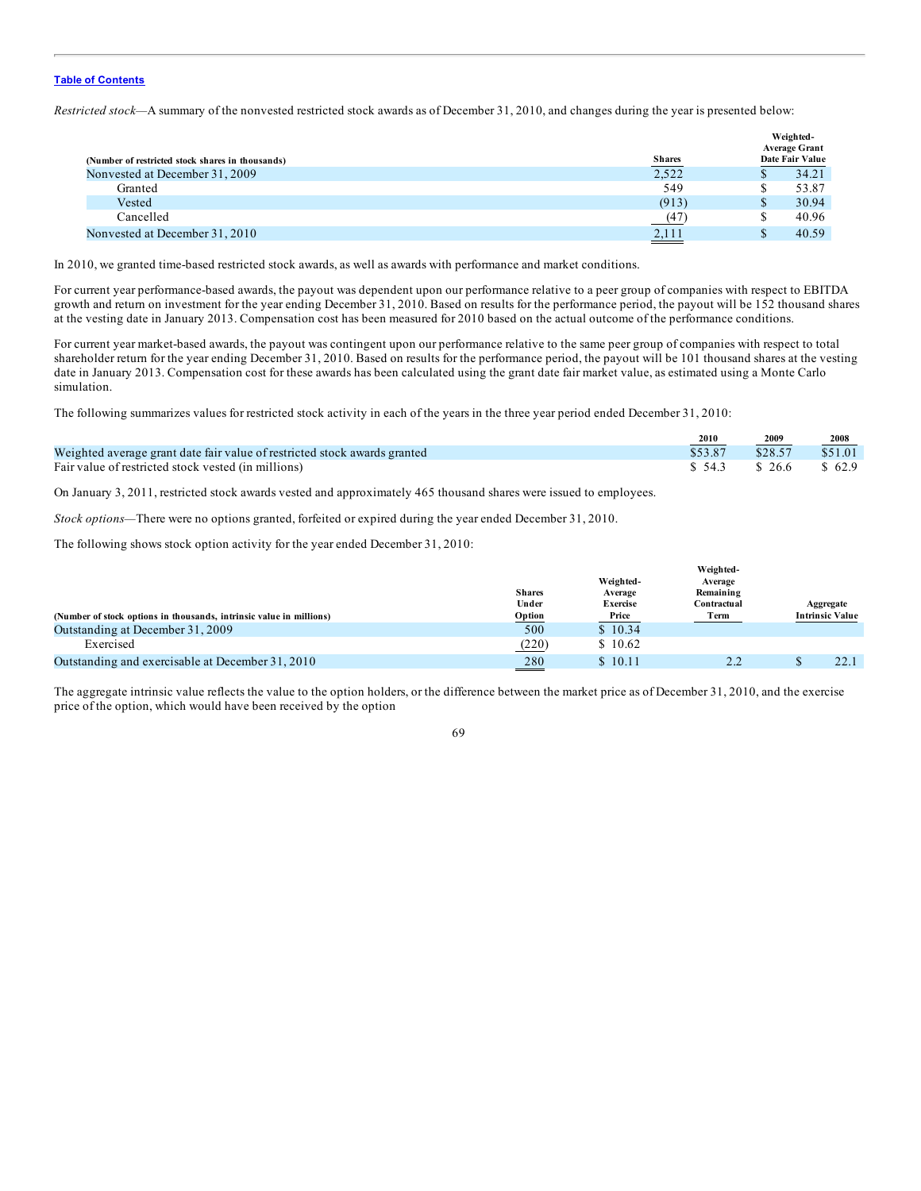*Restricted stock*—A summary of the nonvested restricted stock awards as of December 31, 2010, and changes during the year is presented below:

| (Number of restricted stock shares in thousands) | Shares | Weighted-Average Grant Date Fair Value |
|---|---|---|
| Nonvested at December 31, 2009 | 2,522 | $ 34.21 |
| Granted | 549 | $ 53.87 |
| Vested | (913) | $ 30.94 |
| Cancelled | (47) | $ 40.96 |
| Nonvested at December 31, 2010 | 2,111 | $ 40.59 |

In 2010, we granted time-based restricted stock awards, as well as awards with performance and market conditions.

For current year performance-based awards, the payout was dependent upon our performance relative to a peer group of companies with respect to EBITDA growth and return on investment for the year ending December 31, 2010. Based on results for the performance period, the payout will be 152 thousand shares at the vesting date in January 2013. Compensation cost has been measured for 2010 based on the actual outcome of the performance conditions.

For current year market-based awards, the payout was contingent upon our performance relative to the same peer group of companies with respect to total shareholder return for the year ending December 31, 2010. Based on results for the performance period, the payout will be 101 thousand shares at the vesting date in January 2013. Compensation cost for these awards has been calculated using the grant date fair market value, as estimated using a Monte Carlo simulation.

The following summarizes values for restricted stock activity in each of the years in the three year period ended December 31, 2010:

| | 2010 | 2009 | 2008 |
|---|---|---|---|
| Weighted average grant date fair value of restricted stock awards granted | $53.87 | $28.57 | $51.01 |
| Fair value of restricted stock vested (in millions) | $ 54.3 | $ 26.6 | $ 62.9 |

On January 3, 2011, restricted stock awards vested and approximately 465 thousand shares were issued to employees.

*Stock options*—There were no options granted, forfeited or expired during the year ended December 31, 2010.

The following shows stock option activity for the year ended December 31, 2010:

| (Number of stock options in thousands, intrinsic value in millions) | Shares Under Option | Weighted-Average Exercise Price | Weighted-Average Remaining Contractual Term | Aggregate Intrinsic Value |
|---|---|---|---|---|
| Outstanding at December 31, 2009 | 500 | $ 10.34 | | |
| Exercised | (220) | $ 10.62 | | |
| Outstanding and exercisable at December 31, 2010 | 280 | $ 10.11 | 2.2 | $ 22.1 |

The aggregate intrinsic value reflects the value to the option holders, or the difference between the market price as of December 31, 2010, and the exercise price of the option, which would have been received by the option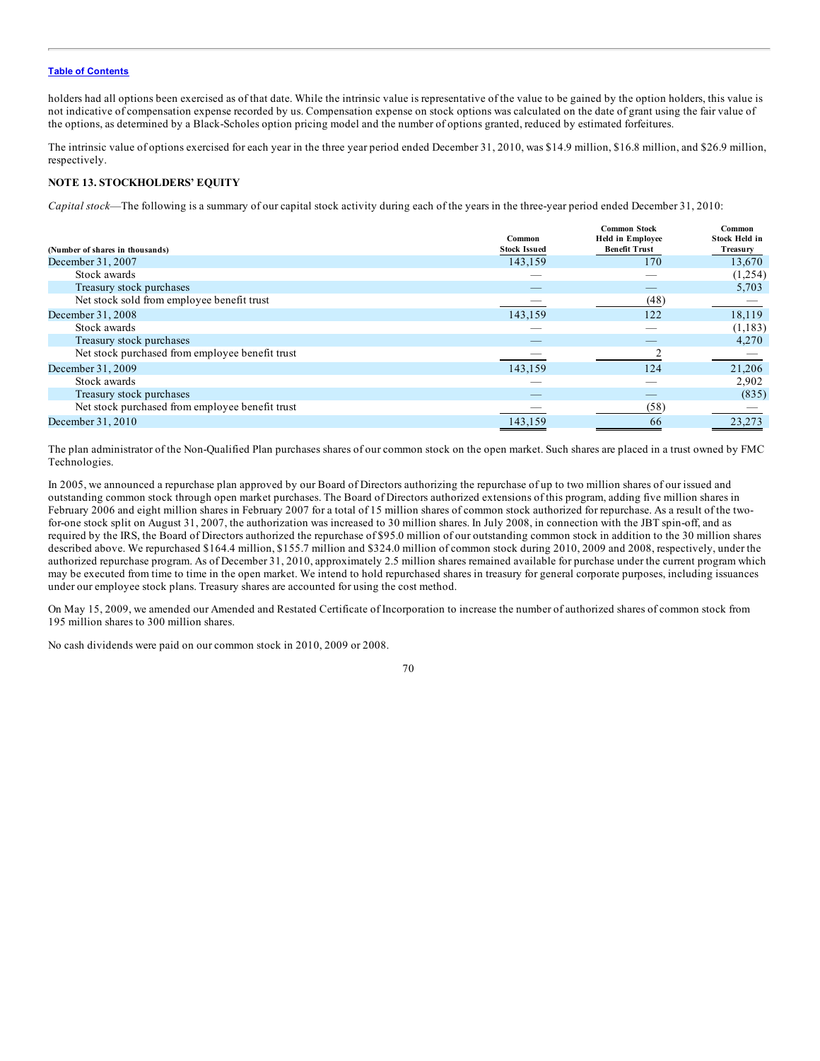holders had all options been exercised as of that date. While the intrinsic value is representative of the value to be gained by the option holders, this value is not indicative of compensation expense recorded by us. Compensation expense on stock options was calculated on the date of grant using the fair value of the options, as determined by a Black-Scholes option pricing model and the number of options granted, reduced by estimated forfeitures.

The intrinsic value of options exercised for each year in the three year period ended December 31, 2010, was $14.9 million, $16.8 million, and $26.9 million, respectively.

### NOTE 13. STOCKHOLDERS' EQUITY

*Capital stock*—The following is a summary of our capital stock activity during each of the years in the three-year period ended December 31, 2010:

| (Number of shares in thousands) | Common Stock Issued | Common Stock Held in Employee Benefit Trust | Common Stock Held in Treasury |
|---|---|---|---|
| December 31, 2007 | 143,159 | 170 | 13,670 |
| Stock awards | — | — | (1,254) |
| Treasury stock purchases | — | — | 5,703 |
| Net stock sold from employee benefit trust | — | (48) | — |
| December 31, 2008 | 143,159 | 122 | 18,119 |
| Stock awards | — | — | (1,183) |
| Treasury stock purchases | — | — | 4,270 |
| Net stock purchased from employee benefit trust | — | 2 | — |
| December 31, 2009 | 143,159 | 124 | 21,206 |
| Stock awards | — | — | 2,902 |
| Treasury stock purchases | — | — | (835) |
| Net stock purchased from employee benefit trust | — | (58) | — |
| December 31, 2010 | 143,159 | 66 | 23,273 |

The plan administrator of the Non-Qualified Plan purchases shares of our common stock on the open market. Such shares are placed in a trust owned by FMC Technologies.

In 2005, we announced a repurchase plan approved by our Board of Directors authorizing the repurchase of up to two million shares of our issued and outstanding common stock through open market purchases. The Board of Directors authorized extensions of this program, adding five million shares in February 2006 and eight million shares in February 2007 for a total of 15 million shares of common stock authorized for repurchase. As a result of the two-for-one stock split on August 31, 2007, the authorization was increased to 30 million shares. In July 2008, in connection with the JBT spin-off, and as required by the IRS, the Board of Directors authorized the repurchase of $95.0 million of our outstanding common stock in addition to the 30 million shares described above. We repurchased $164.4 million, $155.7 million and $324.0 million of common stock during 2010, 2009 and 2008, respectively, under the authorized repurchase program. As of December 31, 2010, approximately 2.5 million shares remained available for purchase under the current program which may be executed from time to time in the open market. We intend to hold repurchased shares in treasury for general corporate purposes, including issuances under our employee stock plans. Treasury shares are accounted for using the cost method.

On May 15, 2009, we amended our Amended and Restated Certificate of Incorporation to increase the number of authorized shares of common stock from 195 million shares to 300 million shares.

No cash dividends were paid on our common stock in 2010, 2009 or 2008.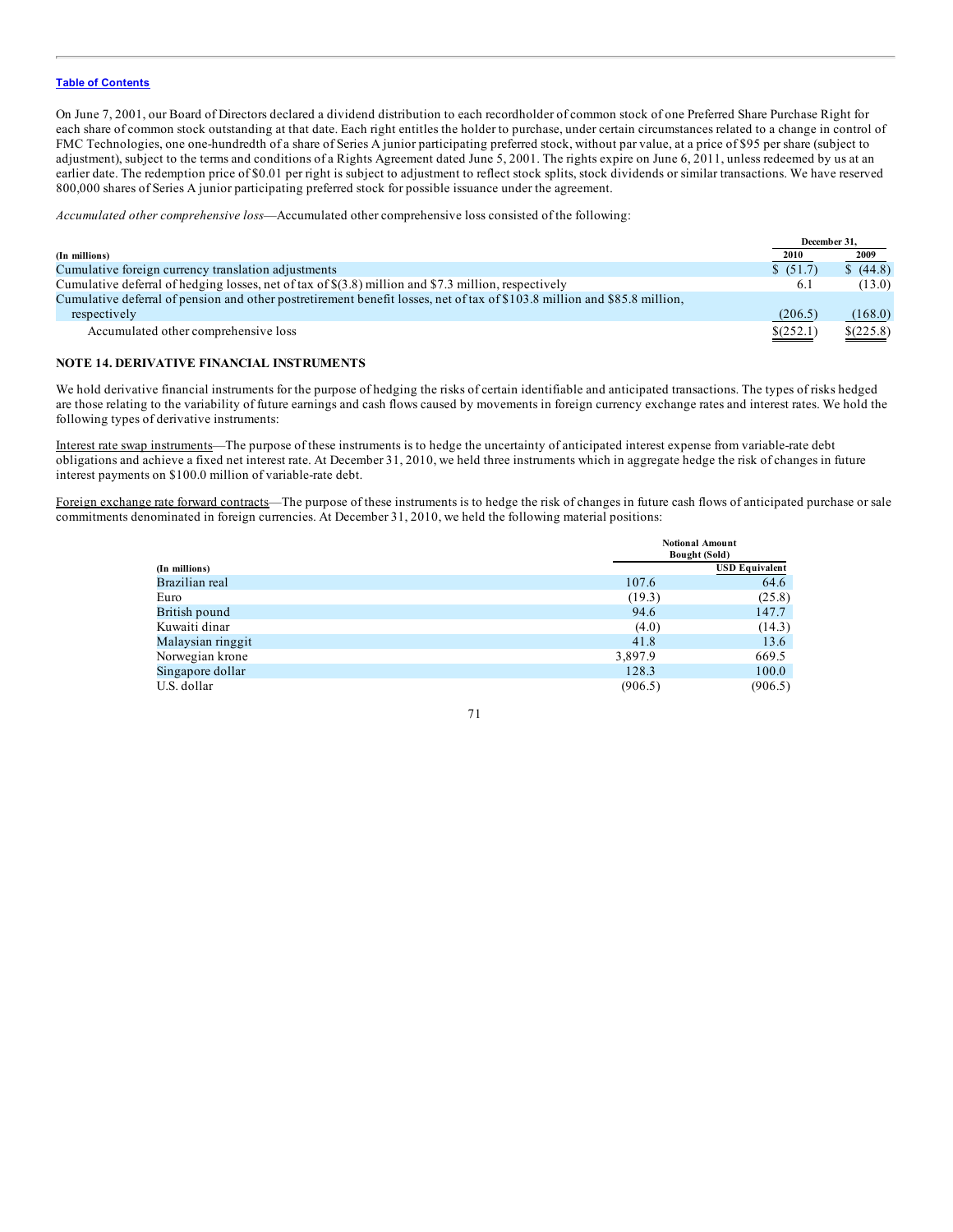[Table of Contents]()

On June 7, 2001, our Board of Directors declared a dividend distribution to each recordholder of common stock of one Preferred Share Purchase Right for each share of common stock outstanding at that date. Each right entitles the holder to purchase, under certain circumstances related to a change in control of FMC Technologies, one one-hundredth of a share of Series A junior participating preferred stock, without par value, at a price of $95 per share (subject to adjustment), subject to the terms and conditions of a Rights Agreement dated June 5, 2001. The rights expire on June 6, 2011, unless redeemed by us at an earlier date. The redemption price of $0.01 per right is subject to adjustment to reflect stock splits, stock dividends or similar transactions. We have reserved 800,000 shares of Series A junior participating preferred stock for possible issuance under the agreement.

*Accumulated other comprehensive loss*—Accumulated other comprehensive loss consisted of the following:

| (In millions) | December 31, 2010 | December 31, 2009 |
|---|---|---|
| Cumulative foreign currency translation adjustments | $ (51.7) | $ (44.8) |
| Cumulative deferral of hedging losses, net of tax of $(3.8) million and $7.3 million, respectively | 6.1 | (13.0) |
| Cumulative deferral of pension and other postretirement benefit losses, net of tax of $103.8 million and $85.8 million, respectively | (206.5) | (168.0) |
| Accumulated other comprehensive loss | $(252.1) | $(225.8) |

## NOTE 14. DERIVATIVE FINANCIAL INSTRUMENTS

We hold derivative financial instruments for the purpose of hedging the risks of certain identifiable and anticipated transactions. The types of risks hedged are those relating to the variability of future earnings and cash flows caused by movements in foreign currency exchange rates and interest rates. We hold the following types of derivative instruments:

Interest rate swap instruments—The purpose of these instruments is to hedge the uncertainty of anticipated interest expense from variable-rate debt obligations and achieve a fixed net interest rate. At December 31, 2010, we held three instruments which in aggregate hedge the risk of changes in future interest payments on $100.0 million of variable-rate debt.

Foreign exchange rate forward contracts—The purpose of these instruments is to hedge the risk of changes in future cash flows of anticipated purchase or sale commitments denominated in foreign currencies. At December 31, 2010, we held the following material positions:

| (In millions) | Notional Amount Bought (Sold) | USD Equivalent |
|---|---|---|
| Brazilian real | 107.6 | 64.6 |
| Euro | (19.3) | (25.8) |
| British pound | 94.6 | 147.7 |
| Kuwaiti dinar | (4.0) | (14.3) |
| Malaysian ringgit | 41.8 | 13.6 |
| Norwegian krone | 3,897.9 | 669.5 |
| Singapore dollar | 128.3 | 100.0 |
| U.S. dollar | (906.5) | (906.5) |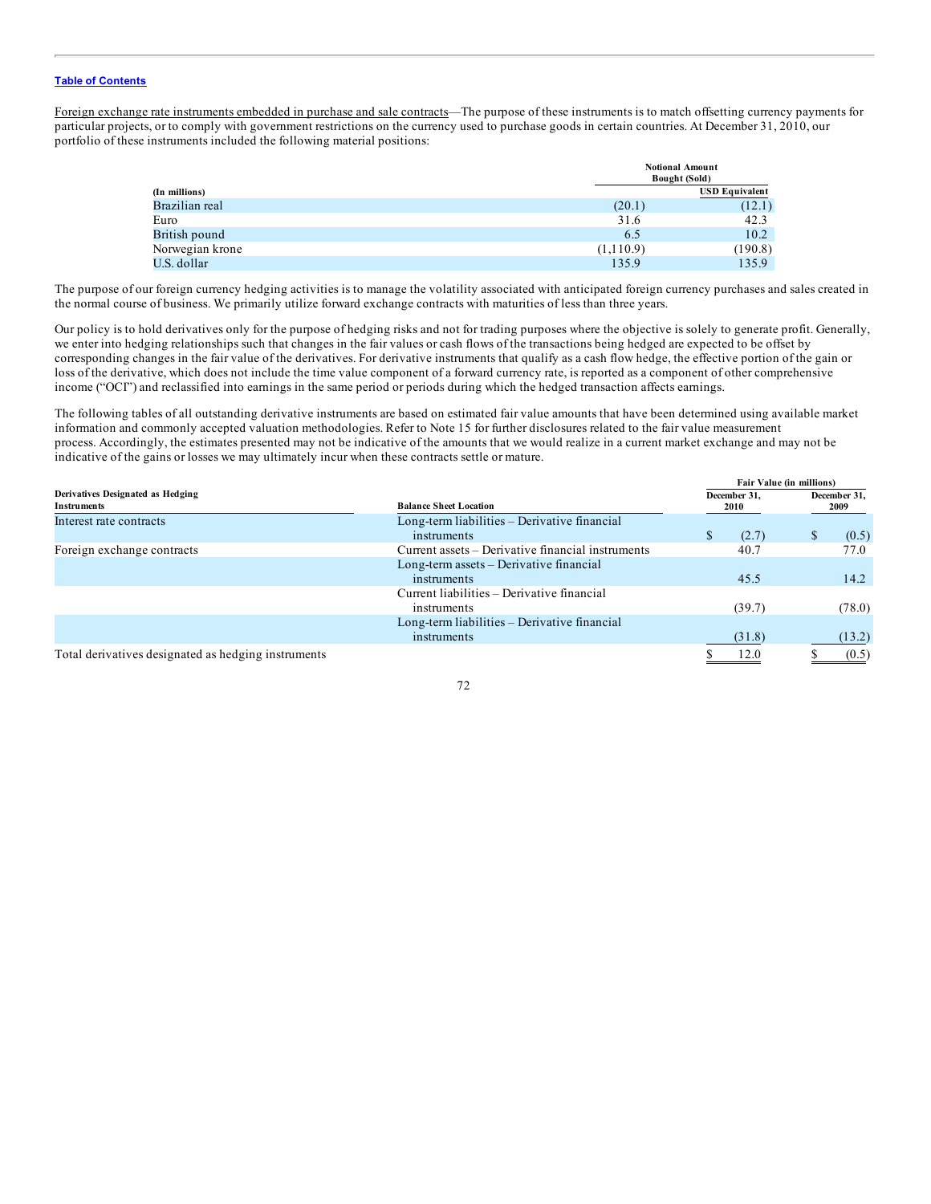[Table of Contents](#)

Foreign exchange rate instruments embedded in purchase and sale contracts—The purpose of these instruments is to match offsetting currency payments for particular projects, or to comply with government restrictions on the currency used to purchase goods in certain countries. At December 31, 2010, our portfolio of these instruments included the following material positions:

| (In millions) | Notional Amount Bought (Sold) | |
|---|---|---|
| | | USD Equivalent |
| Brazilian real | (20.1) | (12.1) |
| Euro | 31.6 | 42.3 |
| British pound | 6.5 | 10.2 |
| Norwegian krone | (1,110.9) | (190.8) |
| U.S. dollar | 135.9 | 135.9 |

The purpose of our foreign currency hedging activities is to manage the volatility associated with anticipated foreign currency purchases and sales created in the normal course of business. We primarily utilize forward exchange contracts with maturities of less than three years.

Our policy is to hold derivatives only for the purpose of hedging risks and not for trading purposes where the objective is solely to generate profit. Generally, we enter into hedging relationships such that changes in the fair values or cash flows of the transactions being hedged are expected to be offset by corresponding changes in the fair value of the derivatives. For derivative instruments that qualify as a cash flow hedge, the effective portion of the gain or loss of the derivative, which does not include the time value component of a forward currency rate, is reported as a component of other comprehensive income ("OCI") and reclassified into earnings in the same period or periods during which the hedged transaction affects earnings.

The following tables of all outstanding derivative instruments are based on estimated fair value amounts that have been determined using available market information and commonly accepted valuation methodologies. Refer to Note 15 for further disclosures related to the fair value measurement process. Accordingly, the estimates presented may not be indicative of the amounts that we would realize in a current market exchange and may not be indicative of the gains or losses we may ultimately incur when these contracts settle or mature.

| Derivatives Designated as Hedging Instruments | Balance Sheet Location | Fair Value (in millions) | |
|---|---|---|---|
| | | December 31, 2010 | December 31, 2009 |
| Interest rate contracts | Long-term liabilities – Derivative financial instruments | $ (2.7) | $ (0.5) |
| Foreign exchange contracts | Current assets – Derivative financial instruments | 40.7 | 77.0 |
| | Long-term assets – Derivative financial instruments | 45.5 | 14.2 |
| | Current liabilities – Derivative financial instruments | (39.7) | (78.0) |
| | Long-term liabilities – Derivative financial instruments | (31.8) | (13.2) |
| Total derivatives designated as hedging instruments | | $ 12.0 | $ (0.5) |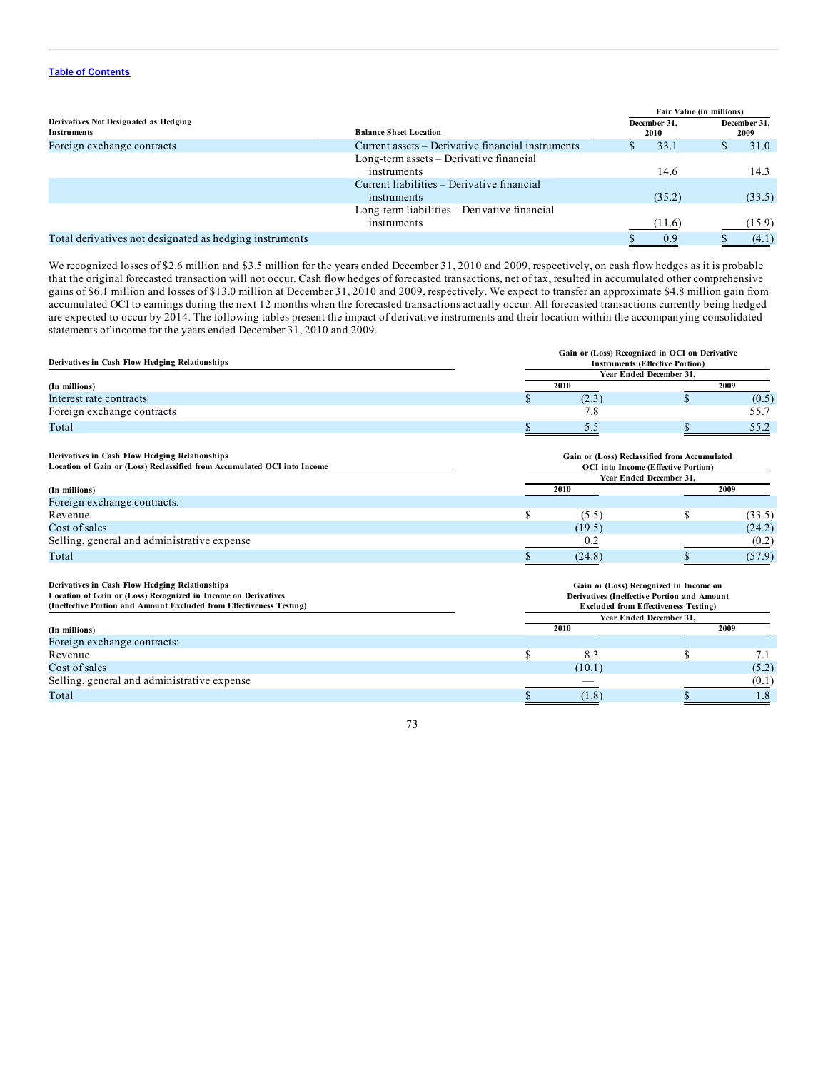Table of Contents

| Derivatives Not Designated as Hedging Instruments | Balance Sheet Location | Fair Value (in millions) December 31, 2010 | Fair Value (in millions) December 31, 2009 |
|---|---|---|---|
| Foreign exchange contracts | Current assets – Derivative financial instruments | $ 33.1 | $ 31.0 |
| | Long-term assets – Derivative financial instruments | 14.6 | 14.3 |
| | Current liabilities – Derivative financial instruments | (35.2) | (33.5) |
| | Long-term liabilities – Derivative financial instruments | (11.6) | (15.9) |
| Total derivatives not designated as hedging instruments | | $ 0.9 | $ (4.1) |

We recognized losses of $2.6 million and $3.5 million for the years ended December 31, 2010 and 2009, respectively, on cash flow hedges as it is probable that the original forecasted transaction will not occur. Cash flow hedges of forecasted transactions, net of tax, resulted in accumulated other comprehensive gains of $6.1 million and losses of $13.0 million at December 31, 2010 and 2009, respectively. We expect to transfer an approximate $4.8 million gain from accumulated OCI to earnings during the next 12 months when the forecasted transactions actually occur. All forecasted transactions currently being hedged are expected to occur by 2014. The following tables present the impact of derivative instruments and their location within the accompanying consolidated statements of income for the years ended December 31, 2010 and 2009.

| Derivatives in Cash Flow Hedging Relationships | Gain or (Loss) Recognized in OCI on Derivative Instruments (Effective Portion) | |
|---|---|---|
| | Year Ended December 31, | |
| (In millions) | 2010 | 2009 |
| Interest rate contracts | $ (2.3) | $ (0.5) |
| Foreign exchange contracts | 7.8 | 55.7 |
| Total | $ 5.5 | $ 55.2 |

| Derivatives in Cash Flow Hedging Relationships Location of Gain or (Loss) Reclassified from Accumulated OCI into Income | Gain or (Loss) Reclassified from Accumulated OCI into Income (Effective Portion) | |
|---|---|---|
| | Year Ended December 31, | |
| (In millions) | 2010 | 2009 |
| Foreign exchange contracts: | | |
| Revenue | $ (5.5) | $ (33.5) |
| Cost of sales | (19.5) | (24.2) |
| Selling, general and administrative expense | 0.2 | (0.2) |
| Total | $ (24.8) | $ (57.9) |

| Derivatives in Cash Flow Hedging Relationships Location of Gain or (Loss) Recognized in Income on Derivatives (Ineffective Portion and Amount Excluded from Effectiveness Testing) | Gain or (Loss) Recognized in Income on Derivatives (Ineffective Portion and Amount Excluded from Effectiveness Testing) | |
|---|---|---|
| | Year Ended December 31, | |
| (In millions) | 2010 | 2009 |
| Foreign exchange contracts: | | |
| Revenue | $ 8.3 | $ 7.1 |
| Cost of sales | (10.1) | (5.2) |
| Selling, general and administrative expense | — | (0.1) |
| Total | $ (1.8) | $ 1.8 |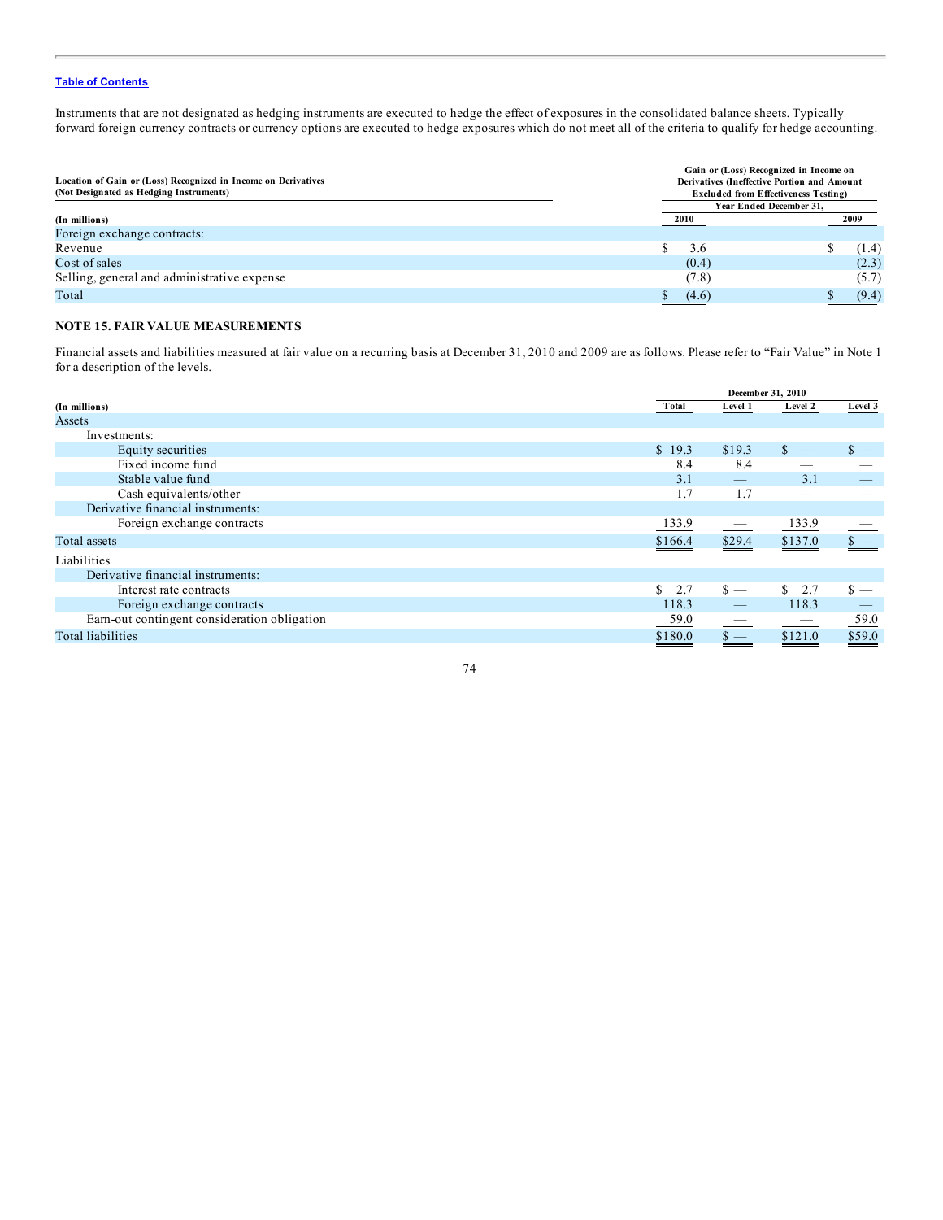Instruments that are not designated as hedging instruments are executed to hedge the effect of exposures in the consolidated balance sheets. Typically forward foreign currency contracts or currency options are executed to hedge exposures which do not meet all of the criteria to qualify for hedge accounting.

| Location of Gain or (Loss) Recognized in Income on Derivatives (Not Designated as Hedging Instruments) | Gain or (Loss) Recognized in Income on Derivatives (Ineffective Portion and Amount Excluded from Effectiveness Testing) | |
|---|---|---|
| | Year Ended December 31, | |
| (In millions) | 2010 | 2009 |
| Foreign exchange contracts: | | |
| Revenue | $ 3.6 | $ (1.4) |
| Cost of sales | (0.4) | (2.3) |
| Selling, general and administrative expense | (7.8) | (5.7) |
| Total | $ (4.6) | $ (9.4) |

## NOTE 15. FAIR VALUE MEASUREMENTS

Financial assets and liabilities measured at fair value on a recurring basis at December 31, 2010 and 2009 are as follows. Please refer to "Fair Value" in Note 1 for a description of the levels.

| | December 31, 2010 | | | |
|---|---|---|---|---|
| (In millions) | Total | Level 1 | Level 2 | Level 3 |
| Assets | | | | |
| Investments: | | | | |
| Equity securities | $ 19.3 | $19.3 | $ — | $ — |
| Fixed income fund | 8.4 | 8.4 | — | — |
| Stable value fund | 3.1 | — | 3.1 | — |
| Cash equivalents/other | 1.7 | 1.7 | — | — |
| Derivative financial instruments: | | | | |
| Foreign exchange contracts | 133.9 | — | 133.9 | — |
| Total assets | $166.4 | $29.4 | $137.0 | $ — |
| Liabilities | | | | |
| Derivative financial instruments: | | | | |
| Interest rate contracts | $ 2.7 | $ — | $ 2.7 | $ — |
| Foreign exchange contracts | 118.3 | — | 118.3 | — |
| Earn-out contingent consideration obligation | 59.0 | — | — | 59.0 |
| Total liabilities | $180.0 | $ — | $121.0 | $59.0 |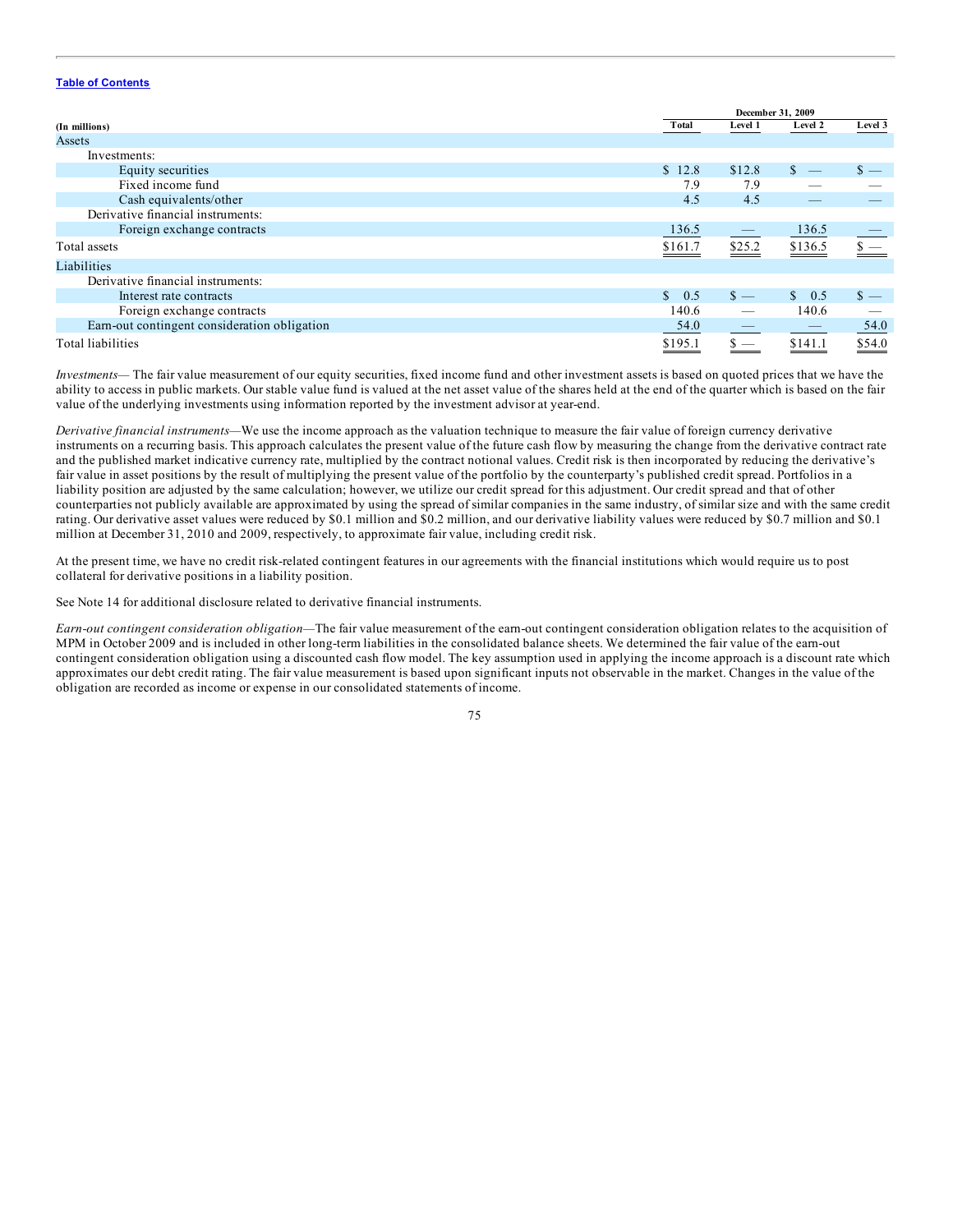[Table of Contents](#)

| (In millions) | December 31, 2009 | | | |
|---|---|---|---|---|
| | Total | Level 1 | Level 2 | Level 3 |
| Assets | | | | |
| Investments: | | | | |
| Equity securities | $ 12.8 | $12.8 | $ — | $ — |
| Fixed income fund | 7.9 | 7.9 | — | — |
| Cash equivalents/other | 4.5 | 4.5 | — | — |
| Derivative financial instruments: | | | | |
| Foreign exchange contracts | 136.5 | — | 136.5 | — |
| Total assets | $161.7 | $25.2 | $136.5 | $ — |
| Liabilities | | | | |
| Derivative financial instruments: | | | | |
| Interest rate contracts | $ 0.5 | $ — | $ 0.5 | $ — |
| Foreign exchange contracts | 140.6 | — | 140.6 | — |
| Earn-out contingent consideration obligation | 54.0 | — | — | 54.0 |
| Total liabilities | $195.1 | $ — | $141.1 | $54.0 |

*Investments*— The fair value measurement of our equity securities, fixed income fund and other investment assets is based on quoted prices that we have the ability to access in public markets. Our stable value fund is valued at the net asset value of the shares held at the end of the quarter which is based on the fair value of the underlying investments using information reported by the investment advisor at year-end.

*Derivative financial instruments*—We use the income approach as the valuation technique to measure the fair value of foreign currency derivative instruments on a recurring basis. This approach calculates the present value of the future cash flow by measuring the change from the derivative contract rate and the published market indicative currency rate, multiplied by the contract notional values. Credit risk is then incorporated by reducing the derivative's fair value in asset positions by the result of multiplying the present value of the portfolio by the counterparty's published credit spread. Portfolios in a liability position are adjusted by the same calculation; however, we utilize our credit spread for this adjustment. Our credit spread and that of other counterparties not publicly available are approximated by using the spread of similar companies in the same industry, of similar size and with the same credit rating. Our derivative asset values were reduced by $0.1 million and $0.2 million, and our derivative liability values were reduced by $0.7 million and $0.1 million at December 31, 2010 and 2009, respectively, to approximate fair value, including credit risk.

At the present time, we have no credit risk-related contingent features in our agreements with the financial institutions which would require us to post collateral for derivative positions in a liability position.

See Note 14 for additional disclosure related to derivative financial instruments.

*Earn-out contingent consideration obligation*—The fair value measurement of the earn-out contingent consideration obligation relates to the acquisition of MPM in October 2009 and is included in other long-term liabilities in the consolidated balance sheets. We determined the fair value of the earn-out contingent consideration obligation using a discounted cash flow model. The key assumption used in applying the income approach is a discount rate which approximates our debt credit rating. The fair value measurement is based upon significant inputs not observable in the market. Changes in the value of the obligation are recorded as income or expense in our consolidated statements of income.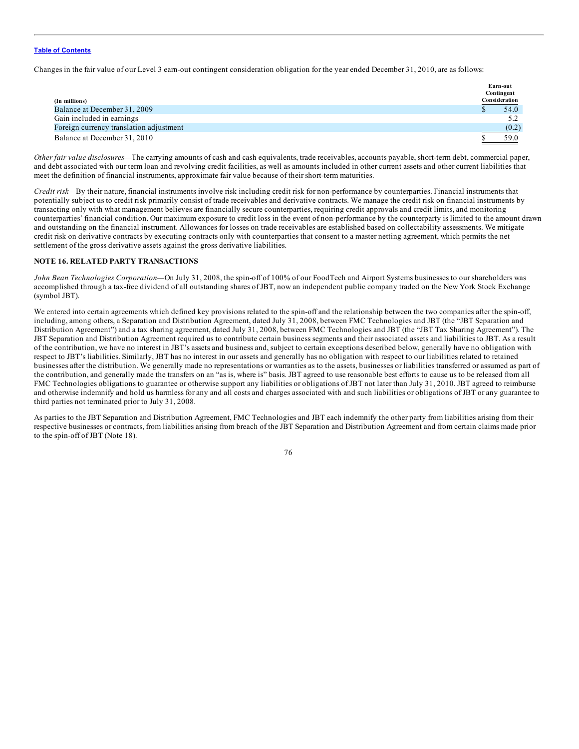Changes in the fair value of our Level 3 earn-out contingent consideration obligation for the year ended December 31, 2010, are as follows:

| (In millions) | Earn-out Contingent Consideration |
| --- | --- |
| Balance at December 31, 2009 | $ 54.0 |
| Gain included in earnings | 5.2 |
| Foreign currency translation adjustment | (0.2) |
| Balance at December 31, 2010 | $ 59.0 |

*Other fair value disclosures*—The carrying amounts of cash and cash equivalents, trade receivables, accounts payable, short-term debt, commercial paper, and debt associated with our term loan and revolving credit facilities, as well as amounts included in other current assets and other current liabilities that meet the definition of financial instruments, approximate fair value because of their short-term maturities.

*Credit risk*—By their nature, financial instruments involve risk including credit risk for non-performance by counterparties. Financial instruments that potentially subject us to credit risk primarily consist of trade receivables and derivative contracts. We manage the credit risk on financial instruments by transacting only with what management believes are financially secure counterparties, requiring credit approvals and credit limits, and monitoring counterparties' financial condition. Our maximum exposure to credit loss in the event of non-performance by the counterparty is limited to the amount drawn and outstanding on the financial instrument. Allowances for losses on trade receivables are established based on collectability assessments. We mitigate credit risk on derivative contracts by executing contracts only with counterparties that consent to a master netting agreement, which permits the net settlement of the gross derivative assets against the gross derivative liabilities.

## NOTE 16. RELATED PARTY TRANSACTIONS

*John Bean Technologies Corporation*—On July 31, 2008, the spin-off of 100% of our FoodTech and Airport Systems businesses to our shareholders was accomplished through a tax-free dividend of all outstanding shares of JBT, now an independent public company traded on the New York Stock Exchange (symbol JBT).

We entered into certain agreements which defined key provisions related to the spin-off and the relationship between the two companies after the spin-off, including, among others, a Separation and Distribution Agreement, dated July 31, 2008, between FMC Technologies and JBT (the "JBT Separation and Distribution Agreement") and a tax sharing agreement, dated July 31, 2008, between FMC Technologies and JBT (the "JBT Tax Sharing Agreement"). The JBT Separation and Distribution Agreement required us to contribute certain business segments and their associated assets and liabilities to JBT. As a result of the contribution, we have no interest in JBT's assets and business and, subject to certain exceptions described below, generally have no obligation with respect to JBT's liabilities. Similarly, JBT has no interest in our assets and generally has no obligation with respect to our liabilities related to retained businesses after the distribution. We generally made no representations or warranties as to the assets, businesses or liabilities transferred or assumed as part of the contribution, and generally made the transfers on an "as is, where is" basis. JBT agreed to use reasonable best efforts to cause us to be released from all FMC Technologies obligations to guarantee or otherwise support any liabilities or obligations of JBT not later than July 31, 2010. JBT agreed to reimburse and otherwise indemnify and hold us harmless for any and all costs and charges associated with and such liabilities or obligations of JBT or any guarantee to third parties not terminated prior to July 31, 2008.

As parties to the JBT Separation and Distribution Agreement, FMC Technologies and JBT each indemnify the other party from liabilities arising from their respective businesses or contracts, from liabilities arising from breach of the JBT Separation and Distribution Agreement and from certain claims made prior to the spin-off of JBT (Note 18).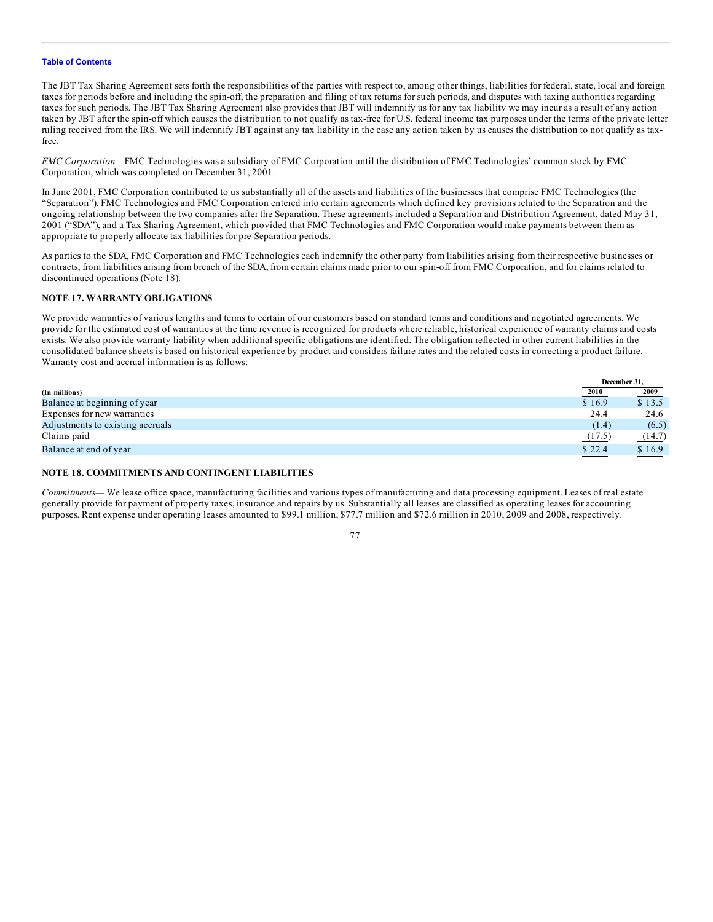The JBT Tax Sharing Agreement sets forth the responsibilities of the parties with respect to, among other things, liabilities for federal, state, local and foreign taxes for periods before and including the spin-off, the preparation and filing of tax returns for such periods, and disputes with taxing authorities regarding taxes for such periods. The JBT Tax Sharing Agreement also provides that JBT will indemnify us for any tax liability we may incur as a result of any action taken by JBT after the spin-off which causes the distribution to not qualify as tax-free for U.S. federal income tax purposes under the terms of the private letter ruling received from the IRS. We will indemnify JBT against any tax liability in the case any action taken by us causes the distribution to not qualify as tax-free.

*FMC Corporation*—FMC Technologies was a subsidiary of FMC Corporation until the distribution of FMC Technologies' common stock by FMC Corporation, which was completed on December 31, 2001.

In June 2001, FMC Corporation contributed to us substantially all of the assets and liabilities of the businesses that comprise FMC Technologies (the "Separation"). FMC Technologies and FMC Corporation entered into certain agreements which defined key provisions related to the Separation and the ongoing relationship between the two companies after the Separation. These agreements included a Separation and Distribution Agreement, dated May 31, 2001 ("SDA"), and a Tax Sharing Agreement, which provided that FMC Technologies and FMC Corporation would make payments between them as appropriate to properly allocate tax liabilities for pre-Separation periods.

As parties to the SDA, FMC Corporation and FMC Technologies each indemnify the other party from liabilities arising from their respective businesses or contracts, from liabilities arising from breach of the SDA, from certain claims made prior to our spin-off from FMC Corporation, and for claims related to discontinued operations (Note 18).

## NOTE 17. WARRANTY OBLIGATIONS

We provide warranties of various lengths and terms to certain of our customers based on standard terms and conditions and negotiated agreements. We provide for the estimated cost of warranties at the time revenue is recognized for products where reliable, historical experience of warranty claims and costs exists. We also provide warranty liability when additional specific obligations are identified. The obligation reflected in other current liabilities in the consolidated balance sheets is based on historical experience by product and considers failure rates and the related costs in correcting a product failure. Warranty cost and accrual information is as follows:

| | December 31, | |
|---|---|---|
| (In millions) | 2010 | 2009 |
| Balance at beginning of year | $ 16.9 | $ 13.5 |
| Expenses for new warranties | 24.4 | 24.6 |
| Adjustments to existing accruals | (1.4) | (6.5) |
| Claims paid | (17.5) | (14.7) |
| Balance at end of year | $ 22.4 | $ 16.9 |

## NOTE 18. COMMITMENTS AND CONTINGENT LIABILITIES

*Commitments*— We lease office space, manufacturing facilities and various types of manufacturing and data processing equipment. Leases of real estate generally provide for payment of property taxes, insurance and repairs by us. Substantially all leases are classified as operating leases for accounting purposes. Rent expense under operating leases amounted to $99.1 million, $77.7 million and $72.6 million in 2010, 2009 and 2008, respectively.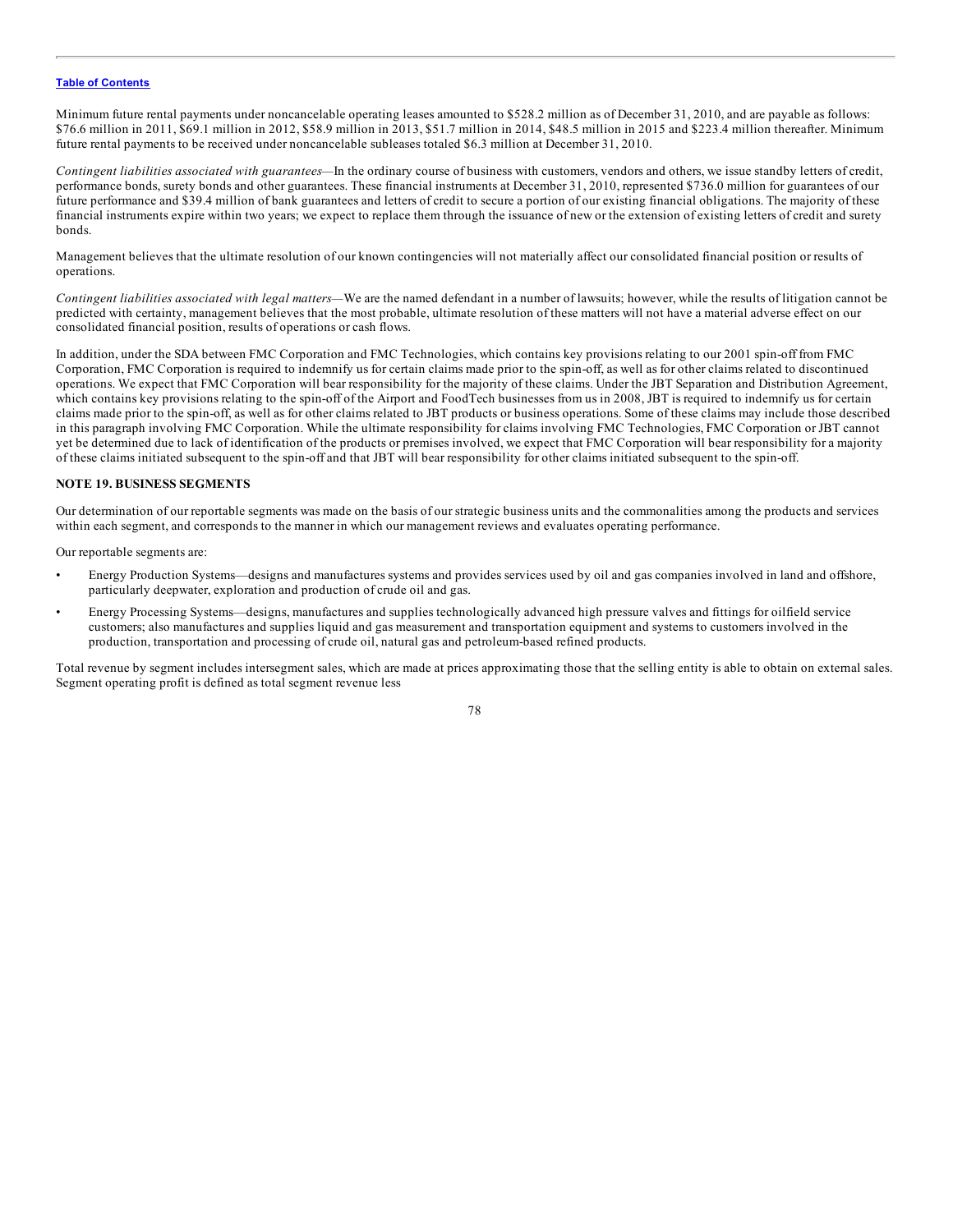Minimum future rental payments under noncancelable operating leases amounted to $528.2 million as of December 31, 2010, and are payable as follows: $76.6 million in 2011, $69.1 million in 2012, $58.9 million in 2013, $51.7 million in 2014, $48.5 million in 2015 and $223.4 million thereafter. Minimum future rental payments to be received under noncancelable subleases totaled $6.3 million at December 31, 2010.

*Contingent liabilities associated with guarantees*—In the ordinary course of business with customers, vendors and others, we issue standby letters of credit, performance bonds, surety bonds and other guarantees. These financial instruments at December 31, 2010, represented $736.0 million for guarantees of our future performance and $39.4 million of bank guarantees and letters of credit to secure a portion of our existing financial obligations. The majority of these financial instruments expire within two years; we expect to replace them through the issuance of new or the extension of existing letters of credit and surety bonds.

Management believes that the ultimate resolution of our known contingencies will not materially affect our consolidated financial position or results of operations.

*Contingent liabilities associated with legal matters*—We are the named defendant in a number of lawsuits; however, while the results of litigation cannot be predicted with certainty, management believes that the most probable, ultimate resolution of these matters will not have a material adverse effect on our consolidated financial position, results of operations or cash flows.

In addition, under the SDA between FMC Corporation and FMC Technologies, which contains key provisions relating to our 2001 spin-off from FMC Corporation, FMC Corporation is required to indemnify us for certain claims made prior to the spin-off, as well as for other claims related to discontinued operations. We expect that FMC Corporation will bear responsibility for the majority of these claims. Under the JBT Separation and Distribution Agreement, which contains key provisions relating to the spin-off of the Airport and FoodTech businesses from us in 2008, JBT is required to indemnify us for certain claims made prior to the spin-off, as well as for other claims related to JBT products or business operations. Some of these claims may include those described in this paragraph involving FMC Corporation. While the ultimate responsibility for claims involving FMC Technologies, FMC Corporation or JBT cannot yet be determined due to lack of identification of the products or premises involved, we expect that FMC Corporation will bear responsibility for a majority of these claims initiated subsequent to the spin-off and that JBT will bear responsibility for other claims initiated subsequent to the spin-off.

**NOTE 19. BUSINESS SEGMENTS**

Our determination of our reportable segments was made on the basis of our strategic business units and the commonalities among the products and services within each segment, and corresponds to the manner in which our management reviews and evaluates operating performance.

Our reportable segments are:

- Energy Production Systems—designs and manufactures systems and provides services used by oil and gas companies involved in land and offshore, particularly deepwater, exploration and production of crude oil and gas.
- Energy Processing Systems—designs, manufactures and supplies technologically advanced high pressure valves and fittings for oilfield service customers; also manufactures and supplies liquid and gas measurement and transportation equipment and systems to customers involved in the production, transportation and processing of crude oil, natural gas and petroleum-based refined products.

Total revenue by segment includes intersegment sales, which are made at prices approximating those that the selling entity is able to obtain on external sales. Segment operating profit is defined as total segment revenue less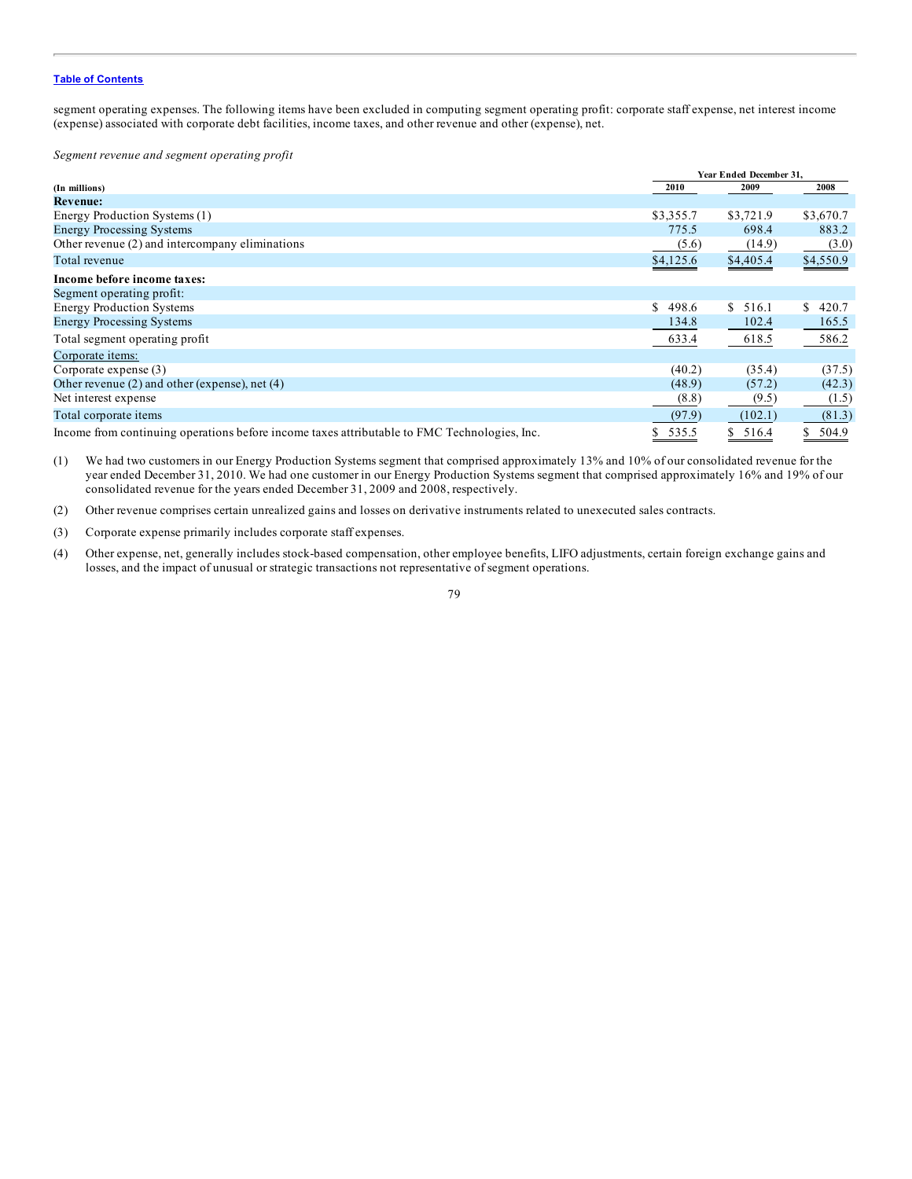segment operating expenses. The following items have been excluded in computing segment operating profit: corporate staff expense, net interest income (expense) associated with corporate debt facilities, income taxes, and other revenue and other (expense), net.

*Segment revenue and segment operating profit*

| (In millions) | Year Ended December 31, 2010 | 2009 | 2008 |
|---|---|---|---|
| **Revenue:** | | | |
| Energy Production Systems (1) | $3,355.7 | $3,721.9 | $3,670.7 |
| Energy Processing Systems | 775.5 | 698.4 | 883.2 |
| Other revenue (2) and intercompany eliminations | (5.6) | (14.9) | (3.0) |
| Total revenue | $4,125.6 | $4,405.4 | $4,550.9 |
| **Income before income taxes:** | | | |
| Segment operating profit: | | | |
| Energy Production Systems | $ 498.6 | $ 516.1 | $ 420.7 |
| Energy Processing Systems | 134.8 | 102.4 | 165.5 |
| Total segment operating profit | 633.4 | 618.5 | 586.2 |
| Corporate items: | | | |
| Corporate expense (3) | (40.2) | (35.4) | (37.5) |
| Other revenue (2) and other (expense), net (4) | (48.9) | (57.2) | (42.3) |
| Net interest expense | (8.8) | (9.5) | (1.5) |
| Total corporate items | (97.9) | (102.1) | (81.3) |
| Income from continuing operations before income taxes attributable to FMC Technologies, Inc. | $ 535.5 | $ 516.4 | $ 504.9 |

(1) We had two customers in our Energy Production Systems segment that comprised approximately 13% and 10% of our consolidated revenue for the year ended December 31, 2010. We had one customer in our Energy Production Systems segment that comprised approximately 16% and 19% of our consolidated revenue for the years ended December 31, 2009 and 2008, respectively.

(2) Other revenue comprises certain unrealized gains and losses on derivative instruments related to unexecuted sales contracts.

(3) Corporate expense primarily includes corporate staff expenses.

(4) Other expense, net, generally includes stock-based compensation, other employee benefits, LIFO adjustments, certain foreign exchange gains and losses, and the impact of unusual or strategic transactions not representative of segment operations.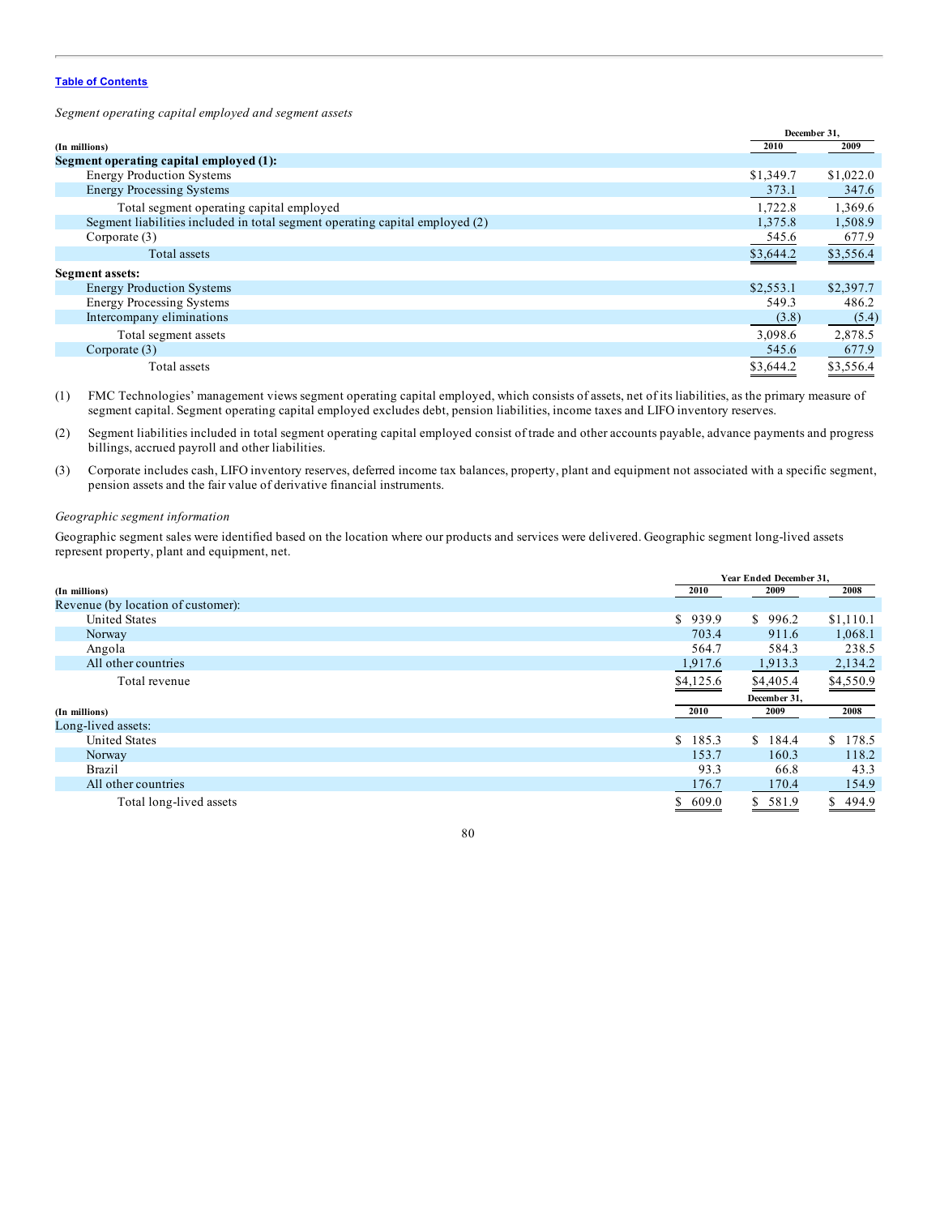[Table of Contents](#)

*Segment operating capital employed and segment assets*

| (In millions) | December 31, 2010 | 2009 |
|---|---|---|
| **Segment operating capital employed (1):** | | |
| Energy Production Systems | $1,349.7 | $1,022.0 |
| Energy Processing Systems | 373.1 | 347.6 |
| Total segment operating capital employed | 1,722.8 | 1,369.6 |
| Segment liabilities included in total segment operating capital employed (2) | 1,375.8 | 1,508.9 |
| Corporate (3) | 545.6 | 677.9 |
| Total assets | $3,644.2 | $3,556.4 |
| **Segment assets:** | | |
| Energy Production Systems | $2,553.1 | $2,397.7 |
| Energy Processing Systems | 549.3 | 486.2 |
| Intercompany eliminations | (3.8) | (5.4) |
| Total segment assets | 3,098.6 | 2,878.5 |
| Corporate (3) | 545.6 | 677.9 |
| Total assets | $3,644.2 | $3,556.4 |

(1) FMC Technologies' management views segment operating capital employed, which consists of assets, net of its liabilities, as the primary measure of segment capital. Segment operating capital employed excludes debt, pension liabilities, income taxes and LIFO inventory reserves.

(2) Segment liabilities included in total segment operating capital employed consist of trade and other accounts payable, advance payments and progress billings, accrued payroll and other liabilities.

(3) Corporate includes cash, LIFO inventory reserves, deferred income tax balances, property, plant and equipment not associated with a specific segment, pension assets and the fair value of derivative financial instruments.

*Geographic segment information*

Geographic segment sales were identified based on the location where our products and services were delivered. Geographic segment long-lived assets represent property, plant and equipment, net.

| (In millions) | Year Ended December 31, 2010 | 2009 | 2008 |
|---|---|---|---|
| Revenue (by location of customer): | | | |
| United States | $ 939.9 | $ 996.2 | $1,110.1 |
| Norway | 703.4 | 911.6 | 1,068.1 |
| Angola | 564.7 | 584.3 | 238.5 |
| All other countries | 1,917.6 | 1,913.3 | 2,134.2 |
| Total revenue | $4,125.6 | $4,405.4 | $4,550.9 |

| (In millions) | December 31, 2010 | 2009 | 2008 |
|---|---|---|---|
| Long-lived assets: | | | |
| United States | $ 185.3 | $ 184.4 | $ 178.5 |
| Norway | 153.7 | 160.3 | 118.2 |
| Brazil | 93.3 | 66.8 | 43.3 |
| All other countries | 176.7 | 170.4 | 154.9 |
| Total long-lived assets | $ 609.0 | $ 581.9 | $ 494.9 |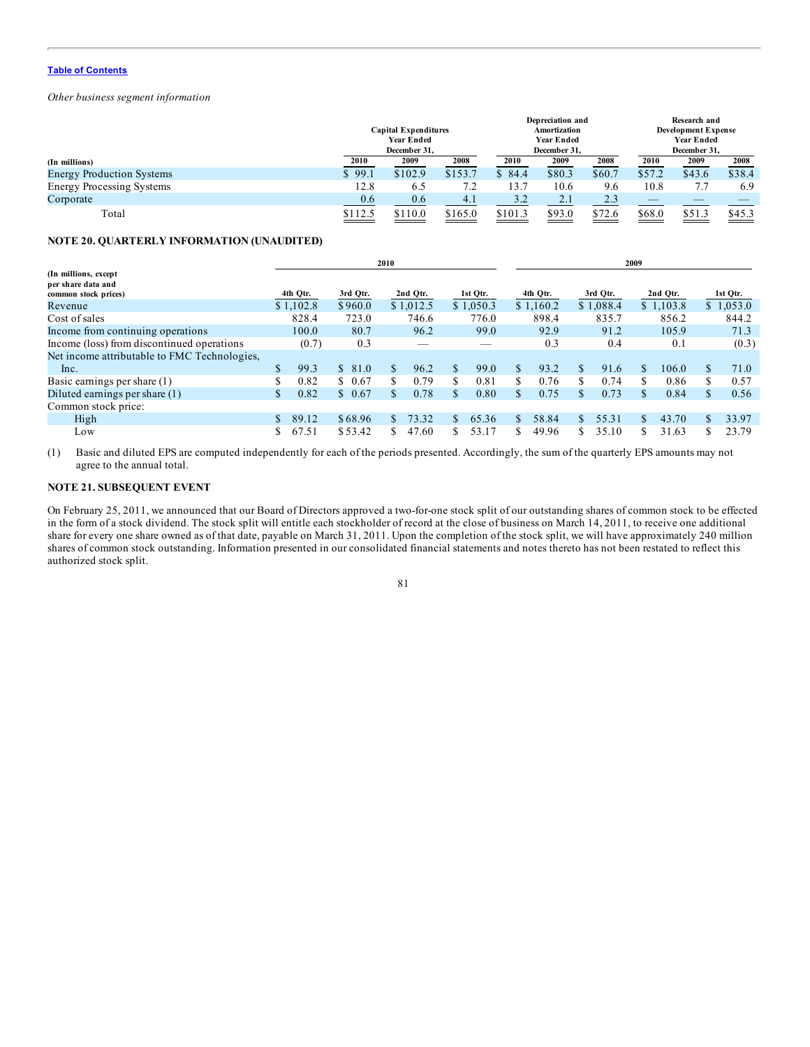*Other business segment information*

| (In millions) | Capital Expenditures Year Ended December 31, | | | Depreciation and Amortization Year Ended December 31, | | | Research and Development Expense Year Ended December 31, | | |
|---|---|---|---|---|---|---|---|---|---|
| | 2010 | 2009 | 2008 | 2010 | 2009 | 2008 | 2010 | 2009 | 2008 |
| Energy Production Systems | $ 99.1 | $102.9 | $153.7 | $ 84.4 | $80.3 | $60.7 | $57.2 | $43.6 | $38.4 |
| Energy Processing Systems | 12.8 | 6.5 | 7.2 | 13.7 | 10.6 | 9.6 | 10.8 | 7.7 | 6.9 |
| Corporate | 0.6 | 0.6 | 4.1 | 3.2 | 2.1 | 2.3 | — | — | — |
| Total | $112.5 | $110.0 | $165.0 | $101.3 | $93.0 | $72.6 | $68.0 | $51.3 | $45.3 |

**NOTE 20. QUARTERLY INFORMATION (UNAUDITED)**

| (In millions, except per share data and common stock prices) | 2010 | | | | 2009 | | | |
|---|---|---|---|---|---|---|---|---|
| | 4th Qtr. | 3rd Qtr. | 2nd Qtr. | 1st Qtr. | 4th Qtr. | 3rd Qtr. | 2nd Qtr. | 1st Qtr. |
| Revenue | $ 1,102.8 | $ 960.0 | $ 1,012.5 | $ 1,050.3 | $ 1,160.2 | $ 1,088.4 | $ 1,103.8 | $ 1,053.0 |
| Cost of sales | 828.4 | 723.0 | 746.6 | 776.0 | 898.4 | 835.7 | 856.2 | 844.2 |
| Income from continuing operations | 100.0 | 80.7 | 96.2 | 99.0 | 92.9 | 91.2 | 105.9 | 71.3 |
| Income (loss) from discontinued operations | (0.7) | 0.3 | — | — | 0.3 | 0.4 | 0.1 | (0.3) |
| Net income attributable to FMC Technologies, Inc. | $ 99.3 | $ 81.0 | $ 96.2 | $ 99.0 | $ 93.2 | $ 91.6 | $ 106.0 | $ 71.0 |
| Basic earnings per share (1) | $ 0.82 | $ 0.67 | $ 0.79 | $ 0.81 | $ 0.76 | $ 0.74 | $ 0.86 | $ 0.57 |
| Diluted earnings per share (1) | $ 0.82 | $ 0.67 | $ 0.78 | $ 0.80 | $ 0.75 | $ 0.73 | $ 0.84 | $ 0.56 |
| Common stock price: | | | | | | | | |
| High | $ 89.12 | $ 68.96 | $ 73.32 | $ 65.36 | $ 58.84 | $ 55.31 | $ 43.70 | $ 33.97 |
| Low | $ 67.51 | $ 53.42 | $ 47.60 | $ 53.17 | $ 49.96 | $ 35.10 | $ 31.63 | $ 23.79 |

(1) Basic and diluted EPS are computed independently for each of the periods presented. Accordingly, the sum of the quarterly EPS amounts may not agree to the annual total.

**NOTE 21. SUBSEQUENT EVENT**

On February 25, 2011, we announced that our Board of Directors approved a two-for-one stock split of our outstanding shares of common stock to be effected in the form of a stock dividend. The stock split will entitle each stockholder of record at the close of business on March 14, 2011, to receive one additional share for every one share owned as of that date, payable on March 31, 2011. Upon the completion of the stock split, we will have approximately 240 million shares of common stock outstanding. Information presented in our consolidated financial statements and notes thereto has not been restated to reflect this authorized stock split.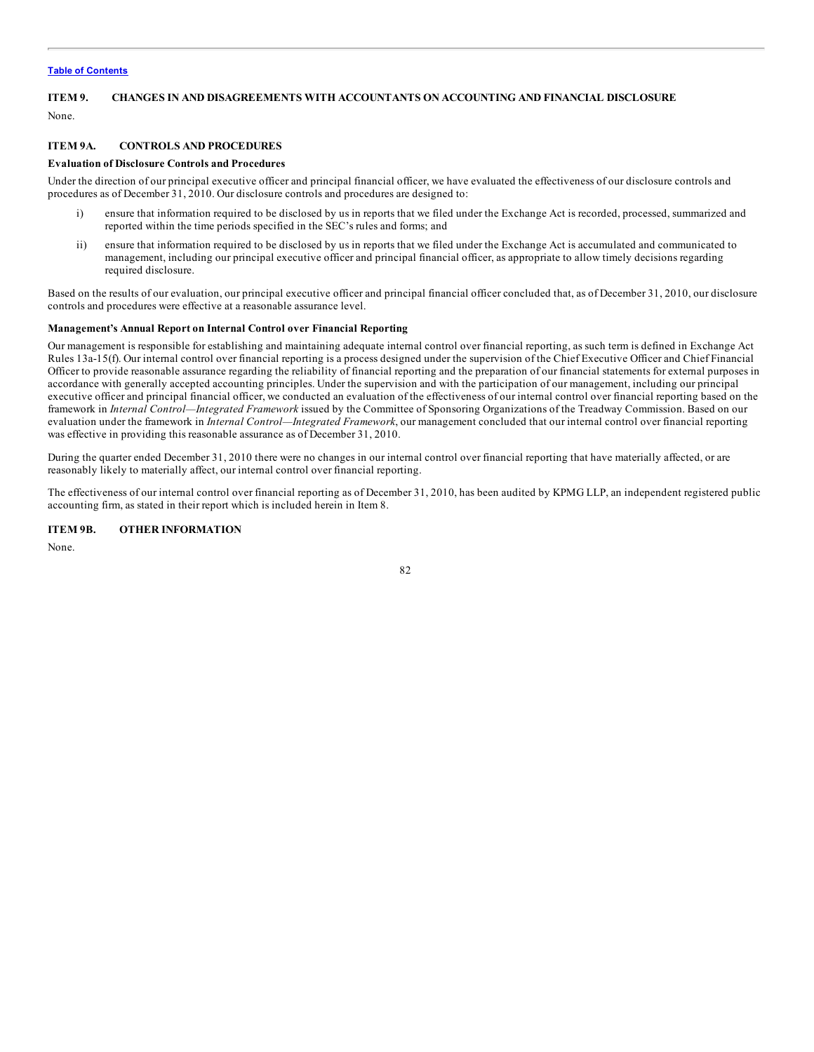## ITEM 9. CHANGES IN AND DISAGREEMENTS WITH ACCOUNTANTS ON ACCOUNTING AND FINANCIAL DISCLOSURE

None.

## ITEM 9A. CONTROLS AND PROCEDURES

### Evaluation of Disclosure Controls and Procedures

Under the direction of our principal executive officer and principal financial officer, we have evaluated the effectiveness of our disclosure controls and procedures as of December 31, 2010. Our disclosure controls and procedures are designed to:

i) ensure that information required to be disclosed by us in reports that we filed under the Exchange Act is recorded, processed, summarized and reported within the time periods specified in the SEC's rules and forms; and

ii) ensure that information required to be disclosed by us in reports that we filed under the Exchange Act is accumulated and communicated to management, including our principal executive officer and principal financial officer, as appropriate to allow timely decisions regarding required disclosure.

Based on the results of our evaluation, our principal executive officer and principal financial officer concluded that, as of December 31, 2010, our disclosure controls and procedures were effective at a reasonable assurance level.

### Management's Annual Report on Internal Control over Financial Reporting

Our management is responsible for establishing and maintaining adequate internal control over financial reporting, as such term is defined in Exchange Act Rules 13a-15(f). Our internal control over financial reporting is a process designed under the supervision of the Chief Executive Officer and Chief Financial Officer to provide reasonable assurance regarding the reliability of financial reporting and the preparation of our financial statements for external purposes in accordance with generally accepted accounting principles. Under the supervision and with the participation of our management, including our principal executive officer and principal financial officer, we conducted an evaluation of the effectiveness of our internal control over financial reporting based on the framework in *Internal Control—Integrated Framework* issued by the Committee of Sponsoring Organizations of the Treadway Commission. Based on our evaluation under the framework in *Internal Control—Integrated Framework*, our management concluded that our internal control over financial reporting was effective in providing this reasonable assurance as of December 31, 2010.

During the quarter ended December 31, 2010 there were no changes in our internal control over financial reporting that have materially affected, or are reasonably likely to materially affect, our internal control over financial reporting.

The effectiveness of our internal control over financial reporting as of December 31, 2010, has been audited by KPMG LLP, an independent registered public accounting firm, as stated in their report which is included herein in Item 8.

## ITEM 9B. OTHER INFORMATION

None.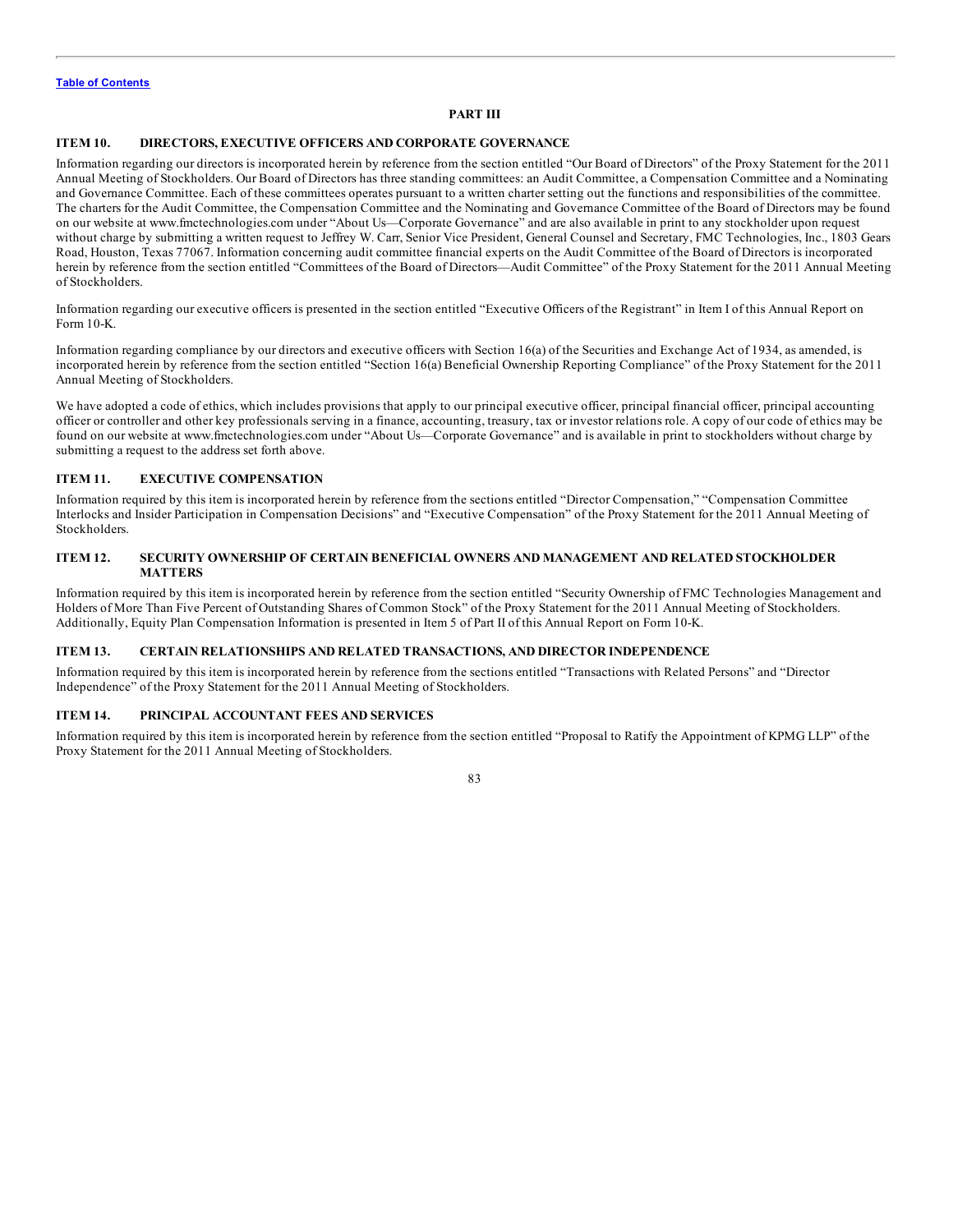Table of Contents

## PART III

### ITEM 10. DIRECTORS, EXECUTIVE OFFICERS AND CORPORATE GOVERNANCE

Information regarding our directors is incorporated herein by reference from the section entitled "Our Board of Directors" of the Proxy Statement for the 2011 Annual Meeting of Stockholders. Our Board of Directors has three standing committees: an Audit Committee, a Compensation Committee and a Nominating and Governance Committee. Each of these committees operates pursuant to a written charter setting out the functions and responsibilities of the committee. The charters for the Audit Committee, the Compensation Committee and the Nominating and Governance Committee of the Board of Directors may be found on our website at www.fmctechnologies.com under "About Us—Corporate Governance" and are also available in print to any stockholder upon request without charge by submitting a written request to Jeffrey W. Carr, Senior Vice President, General Counsel and Secretary, FMC Technologies, Inc., 1803 Gears Road, Houston, Texas 77067. Information concerning audit committee financial experts on the Audit Committee of the Board of Directors is incorporated herein by reference from the section entitled "Committees of the Board of Directors—Audit Committee" of the Proxy Statement for the 2011 Annual Meeting of Stockholders.

Information regarding our executive officers is presented in the section entitled "Executive Officers of the Registrant" in Item I of this Annual Report on Form 10-K.

Information regarding compliance by our directors and executive officers with Section 16(a) of the Securities and Exchange Act of 1934, as amended, is incorporated herein by reference from the section entitled "Section 16(a) Beneficial Ownership Reporting Compliance" of the Proxy Statement for the 2011 Annual Meeting of Stockholders.

We have adopted a code of ethics, which includes provisions that apply to our principal executive officer, principal financial officer, principal accounting officer or controller and other key professionals serving in a finance, accounting, treasury, tax or investor relations role. A copy of our code of ethics may be found on our website at www.fmctechnologies.com under "About Us—Corporate Governance" and is available in print to stockholders without charge by submitting a request to the address set forth above.

### ITEM 11. EXECUTIVE COMPENSATION

Information required by this item is incorporated herein by reference from the sections entitled "Director Compensation," "Compensation Committee Interlocks and Insider Participation in Compensation Decisions" and "Executive Compensation" of the Proxy Statement for the 2011 Annual Meeting of Stockholders.

### ITEM 12. SECURITY OWNERSHIP OF CERTAIN BENEFICIAL OWNERS AND MANAGEMENT AND RELATED STOCKHOLDER MATTERS

Information required by this item is incorporated herein by reference from the section entitled "Security Ownership of FMC Technologies Management and Holders of More Than Five Percent of Outstanding Shares of Common Stock" of the Proxy Statement for the 2011 Annual Meeting of Stockholders. Additionally, Equity Plan Compensation Information is presented in Item 5 of Part II of this Annual Report on Form 10-K.

### ITEM 13. CERTAIN RELATIONSHIPS AND RELATED TRANSACTIONS, AND DIRECTOR INDEPENDENCE

Information required by this item is incorporated herein by reference from the sections entitled "Transactions with Related Persons" and "Director Independence" of the Proxy Statement for the 2011 Annual Meeting of Stockholders.

### ITEM 14. PRINCIPAL ACCOUNTANT FEES AND SERVICES

Information required by this item is incorporated herein by reference from the section entitled "Proposal to Ratify the Appointment of KPMG LLP" of the Proxy Statement for the 2011 Annual Meeting of Stockholders.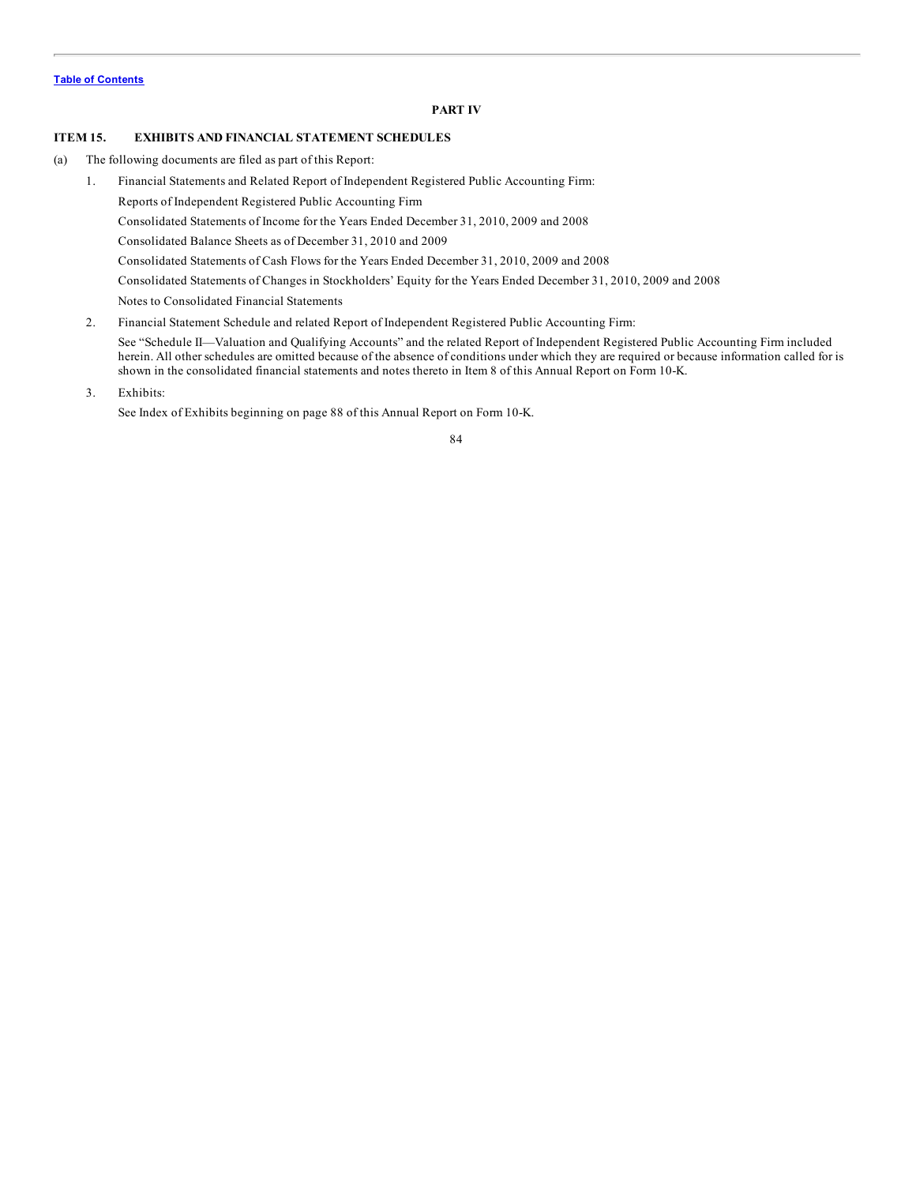## PART IV

### ITEM 15. EXHIBITS AND FINANCIAL STATEMENT SCHEDULES

(a) The following documents are filed as part of this Report:

1. Financial Statements and Related Report of Independent Registered Public Accounting Firm:

   Reports of Independent Registered Public Accounting Firm

   Consolidated Statements of Income for the Years Ended December 31, 2010, 2009 and 2008

   Consolidated Balance Sheets as of December 31, 2010 and 2009

   Consolidated Statements of Cash Flows for the Years Ended December 31, 2010, 2009 and 2008

   Consolidated Statements of Changes in Stockholders' Equity for the Years Ended December 31, 2010, 2009 and 2008

   Notes to Consolidated Financial Statements

2. Financial Statement Schedule and related Report of Independent Registered Public Accounting Firm:

   See "Schedule II—Valuation and Qualifying Accounts" and the related Report of Independent Registered Public Accounting Firm included herein. All other schedules are omitted because of the absence of conditions under which they are required or because information called for is shown in the consolidated financial statements and notes thereto in Item 8 of this Annual Report on Form 10-K.

3. Exhibits:

   See Index of Exhibits beginning on page 88 of this Annual Report on Form 10-K.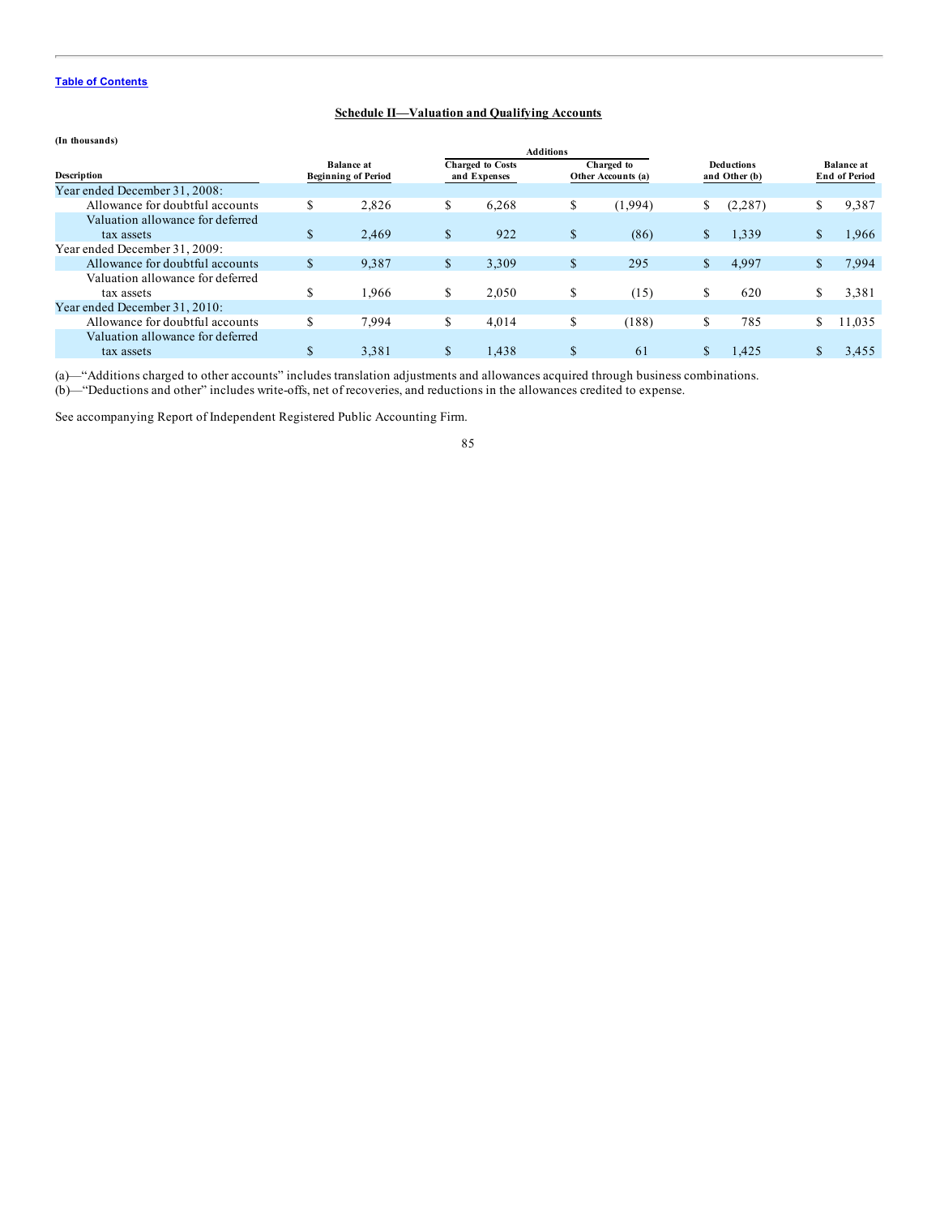[Table of Contents]

## Schedule II—Valuation and Qualifying Accounts

**(In thousands)**

| Description | Balance at Beginning of Period | Additions: Charged to Costs and Expenses | Additions: Charged to Other Accounts (a) | Deductions and Other (b) | Balance at End of Period |
|---|---|---|---|---|---|
| Year ended December 31, 2008: | | | | | |
| Allowance for doubtful accounts | $ 2,826 | $ 6,268 | $ (1,994) | $ (2,287) | $ 9,387 |
| Valuation allowance for deferred tax assets | $ 2,469 | $ 922 | $ (86) | $ 1,339 | $ 1,966 |
| Year ended December 31, 2009: | | | | | |
| Allowance for doubtful accounts | $ 9,387 | $ 3,309 | $ 295 | $ 4,997 | $ 7,994 |
| Valuation allowance for deferred tax assets | $ 1,966 | $ 2,050 | $ (15) | $ 620 | $ 3,381 |
| Year ended December 31, 2010: | | | | | |
| Allowance for doubtful accounts | $ 7,994 | $ 4,014 | $ (188) | $ 785 | $ 11,035 |
| Valuation allowance for deferred tax assets | $ 3,381 | $ 1,438 | $ 61 | $ 1,425 | $ 3,455 |

(a)—"Additions charged to other accounts" includes translation adjustments and allowances acquired through business combinations.
(b)—"Deductions and other" includes write-offs, net of recoveries, and reductions in the allowances credited to expense.

See accompanying Report of Independent Registered Public Accounting Firm.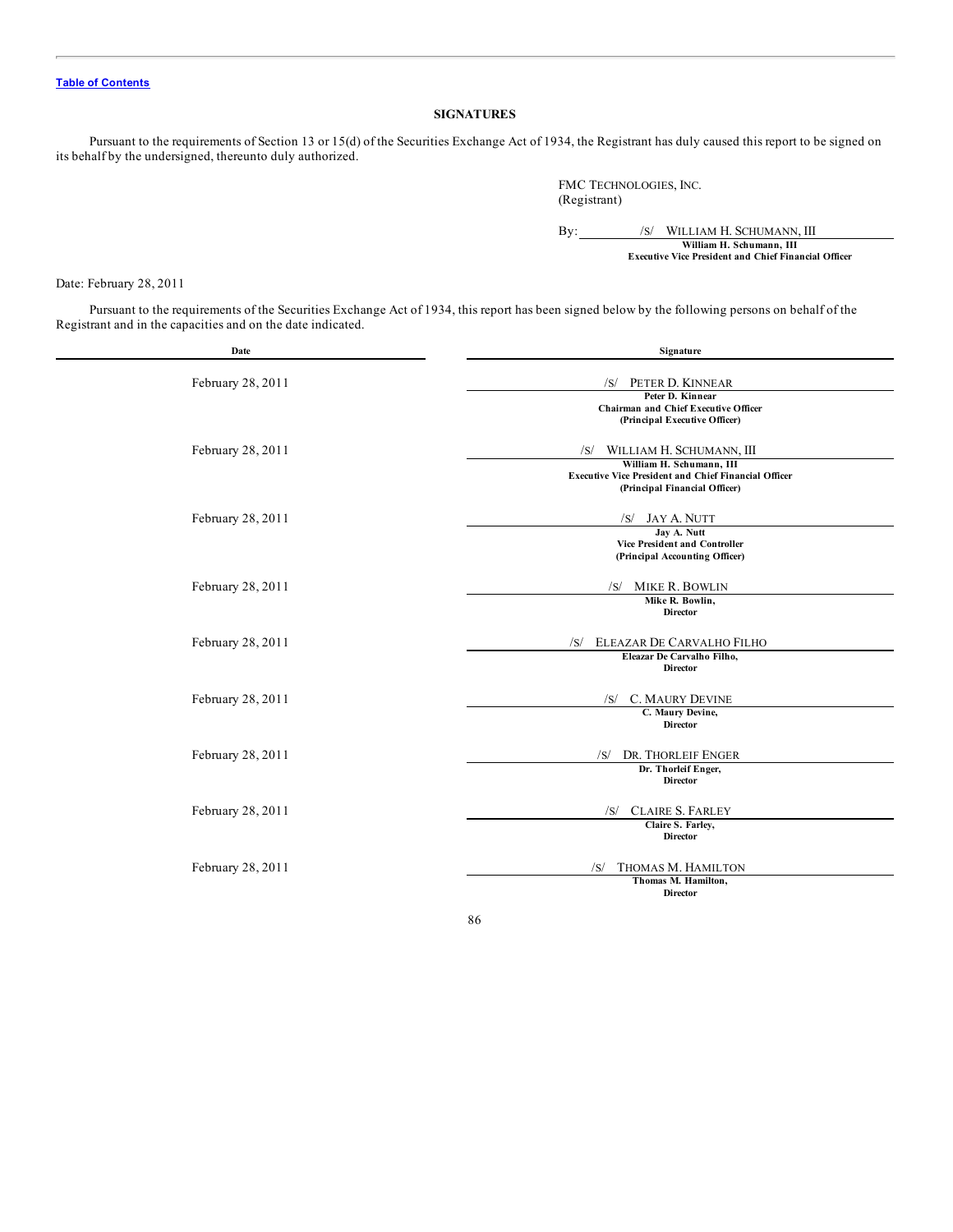[Table of Contents](#)

## SIGNATURES

Pursuant to the requirements of Section 13 or 15(d) of the Securities Exchange Act of 1934, the Registrant has duly caused this report to be signed on its behalf by the undersigned, thereunto duly authorized.

FMC TECHNOLOGIES, INC.
(Registrant)

By: /S/ WILLIAM H. SCHUMANN, III
**William H. Schumann, III**
**Executive Vice President and Chief Financial Officer**

Date: February 28, 2011

Pursuant to the requirements of the Securities Exchange Act of 1934, this report has been signed below by the following persons on behalf of the Registrant and in the capacities and on the date indicated.

| Date | Signature |
|---|---|
| February 28, 2011 | /S/ PETER D. KINNEAR<br>**Peter D. Kinnear**<br>**Chairman and Chief Executive Officer**<br>**(Principal Executive Officer)** |
| February 28, 2011 | /S/ WILLIAM H. SCHUMANN, III<br>**William H. Schumann, III**<br>**Executive Vice President and Chief Financial Officer**<br>**(Principal Financial Officer)** |
| February 28, 2011 | /S/ JAY A. NUTT<br>**Jay A. Nutt**<br>**Vice President and Controller**<br>**(Principal Accounting Officer)** |
| February 28, 2011 | /S/ MIKE R. BOWLIN<br>**Mike R. Bowlin,**<br>**Director** |
| February 28, 2011 | /S/ ELEAZAR DE CARVALHO FILHO<br>**Eleazar De Carvalho Filho,**<br>**Director** |
| February 28, 2011 | /S/ C. MAURY DEVINE<br>**C. Maury Devine,**<br>**Director** |
| February 28, 2011 | /S/ DR. THORLEIF ENGER<br>**Dr. Thorleif Enger,**<br>**Director** |
| February 28, 2011 | /S/ CLAIRE S. FARLEY<br>**Claire S. Farley,**<br>**Director** |
| February 28, 2011 | /S/ THOMAS M. HAMILTON<br>**Thomas M. Hamilton,**<br>**Director** |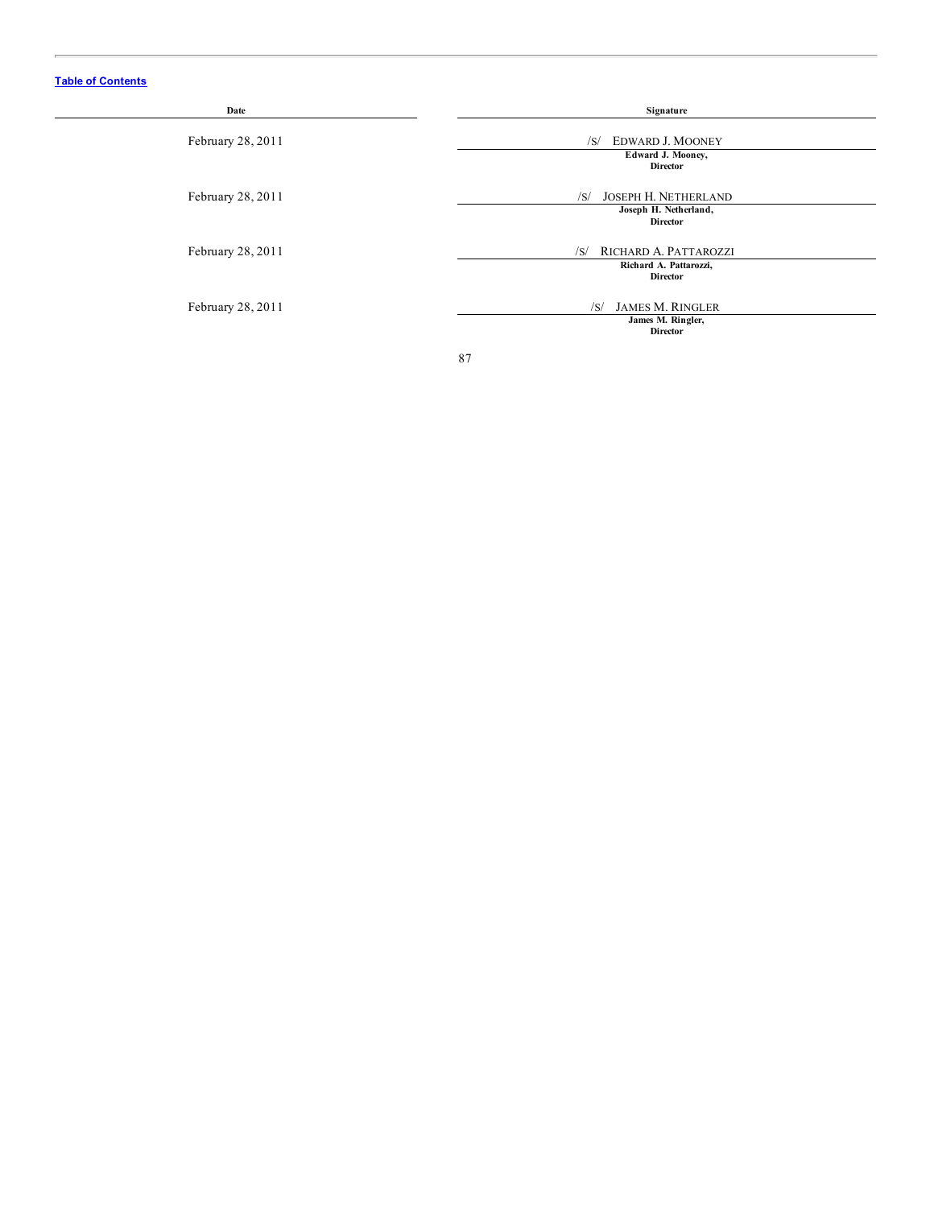[Table of Contents]

| Date | Signature |
| --- | --- |
| February 28, 2011 | /S/ EDWARD J. MOONEY<br>**Edward J. Mooney,**<br>**Director** |
| February 28, 2011 | /S/ JOSEPH H. NETHERLAND<br>**Joseph H. Netherland,**<br>**Director** |
| February 28, 2011 | /S/ RICHARD A. PATTAROZZI<br>**Richard A. Pattarozzi,**<br>**Director** |
| February 28, 2011 | /S/ JAMES M. RINGLER<br>**James M. Ringler,**<br>**Director** |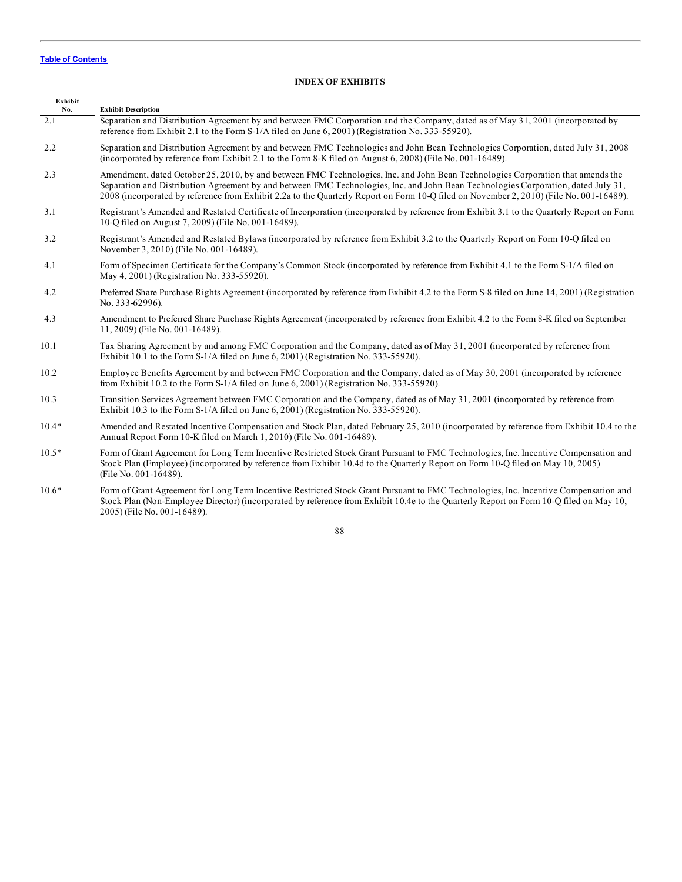[Table of Contents](#)

## INDEX OF EXHIBITS

| Exhibit No. | Exhibit Description |
|---|---|
| 2.1 | Separation and Distribution Agreement by and between FMC Corporation and the Company, dated as of May 31, 2001 (incorporated by reference from Exhibit 2.1 to the Form S-1/A filed on June 6, 2001) (Registration No. 333-55920). |
| 2.2 | Separation and Distribution Agreement by and between FMC Technologies and John Bean Technologies Corporation, dated July 31, 2008 (incorporated by reference from Exhibit 2.1 to the Form 8-K filed on August 6, 2008) (File No. 001-16489). |
| 2.3 | Amendment, dated October 25, 2010, by and between FMC Technologies, Inc. and John Bean Technologies Corporation that amends the Separation and Distribution Agreement by and between FMC Technologies, Inc. and John Bean Technologies Corporation, dated July 31, 2008 (incorporated by reference from Exhibit 2.2a to the Quarterly Report on Form 10-Q filed on November 2, 2010) (File No. 001-16489). |
| 3.1 | Registrant's Amended and Restated Certificate of Incorporation (incorporated by reference from Exhibit 3.1 to the Quarterly Report on Form 10-Q filed on August 7, 2009) (File No. 001-16489). |
| 3.2 | Registrant's Amended and Restated Bylaws (incorporated by reference from Exhibit 3.2 to the Quarterly Report on Form 10-Q filed on November 3, 2010) (File No. 001-16489). |
| 4.1 | Form of Specimen Certificate for the Company's Common Stock (incorporated by reference from Exhibit 4.1 to the Form S-1/A filed on May 4, 2001) (Registration No. 333-55920). |
| 4.2 | Preferred Share Purchase Rights Agreement (incorporated by reference from Exhibit 4.2 to the Form S-8 filed on June 14, 2001) (Registration No. 333-62996). |
| 4.3 | Amendment to Preferred Share Purchase Rights Agreement (incorporated by reference from Exhibit 4.2 to the Form 8-K filed on September 11, 2009) (File No. 001-16489). |
| 10.1 | Tax Sharing Agreement by and among FMC Corporation and the Company, dated as of May 31, 2001 (incorporated by reference from Exhibit 10.1 to the Form S-1/A filed on June 6, 2001) (Registration No. 333-55920). |
| 10.2 | Employee Benefits Agreement by and between FMC Corporation and the Company, dated as of May 30, 2001 (incorporated by reference from Exhibit 10.2 to the Form S-1/A filed on June 6, 2001) (Registration No. 333-55920). |
| 10.3 | Transition Services Agreement between FMC Corporation and the Company, dated as of May 31, 2001 (incorporated by reference from Exhibit 10.3 to the Form S-1/A filed on June 6, 2001) (Registration No. 333-55920). |
| 10.4* | Amended and Restated Incentive Compensation and Stock Plan, dated February 25, 2010 (incorporated by reference from Exhibit 10.4 to the Annual Report Form 10-K filed on March 1, 2010) (File No. 001-16489). |
| 10.5* | Form of Grant Agreement for Long Term Incentive Restricted Stock Grant Pursuant to FMC Technologies, Inc. Incentive Compensation and Stock Plan (Employee) (incorporated by reference from Exhibit 10.4d to the Quarterly Report on Form 10-Q filed on May 10, 2005) (File No. 001-16489). |
| 10.6* | Form of Grant Agreement for Long Term Incentive Restricted Stock Grant Pursuant to FMC Technologies, Inc. Incentive Compensation and Stock Plan (Non-Employee Director) (incorporated by reference from Exhibit 10.4e to the Quarterly Report on Form 10-Q filed on May 10, 2005) (File No. 001-16489). |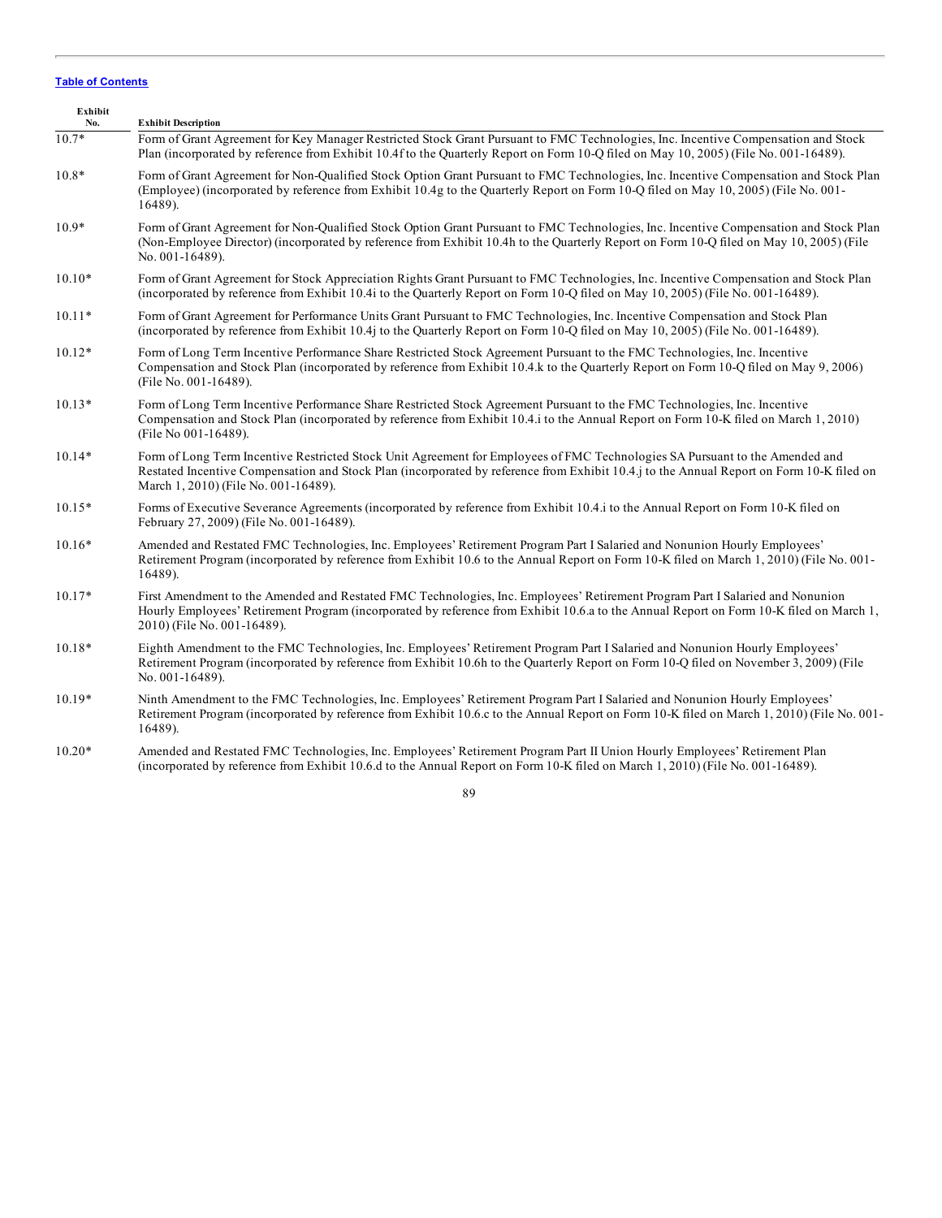[Table of Contents](#)

| Exhibit No. | Exhibit Description |
|---|---|
| 10.7* | Form of Grant Agreement for Key Manager Restricted Stock Grant Pursuant to FMC Technologies, Inc. Incentive Compensation and Stock Plan (incorporated by reference from Exhibit 10.4f to the Quarterly Report on Form 10-Q filed on May 10, 2005) (File No. 001-16489). |
| 10.8* | Form of Grant Agreement for Non-Qualified Stock Option Grant Pursuant to FMC Technologies, Inc. Incentive Compensation and Stock Plan (Employee) (incorporated by reference from Exhibit 10.4g to the Quarterly Report on Form 10-Q filed on May 10, 2005) (File No. 001-16489). |
| 10.9* | Form of Grant Agreement for Non-Qualified Stock Option Grant Pursuant to FMC Technologies, Inc. Incentive Compensation and Stock Plan (Non-Employee Director) (incorporated by reference from Exhibit 10.4h to the Quarterly Report on Form 10-Q filed on May 10, 2005) (File No. 001-16489). |
| 10.10* | Form of Grant Agreement for Stock Appreciation Rights Grant Pursuant to FMC Technologies, Inc. Incentive Compensation and Stock Plan (incorporated by reference from Exhibit 10.4i to the Quarterly Report on Form 10-Q filed on May 10, 2005) (File No. 001-16489). |
| 10.11* | Form of Grant Agreement for Performance Units Grant Pursuant to FMC Technologies, Inc. Incentive Compensation and Stock Plan (incorporated by reference from Exhibit 10.4j to the Quarterly Report on Form 10-Q filed on May 10, 2005) (File No. 001-16489). |
| 10.12* | Form of Long Term Incentive Performance Share Restricted Stock Agreement Pursuant to the FMC Technologies, Inc. Incentive Compensation and Stock Plan (incorporated by reference from Exhibit 10.4.k to the Quarterly Report on Form 10-Q filed on May 9, 2006) (File No. 001-16489). |
| 10.13* | Form of Long Term Incentive Performance Share Restricted Stock Agreement Pursuant to the FMC Technologies, Inc. Incentive Compensation and Stock Plan (incorporated by reference from Exhibit 10.4.i to the Annual Report on Form 10-K filed on March 1, 2010) (File No 001-16489). |
| 10.14* | Form of Long Term Incentive Restricted Stock Unit Agreement for Employees of FMC Technologies SA Pursuant to the Amended and Restated Incentive Compensation and Stock Plan (incorporated by reference from Exhibit 10.4.j to the Annual Report on Form 10-K filed on March 1, 2010) (File No. 001-16489). |
| 10.15* | Forms of Executive Severance Agreements (incorporated by reference from Exhibit 10.4.i to the Annual Report on Form 10-K filed on February 27, 2009) (File No. 001-16489). |
| 10.16* | Amended and Restated FMC Technologies, Inc. Employees' Retirement Program Part I Salaried and Nonunion Hourly Employees' Retirement Program (incorporated by reference from Exhibit 10.6 to the Annual Report on Form 10-K filed on March 1, 2010) (File No. 001-16489). |
| 10.17* | First Amendment to the Amended and Restated FMC Technologies, Inc. Employees' Retirement Program Part I Salaried and Nonunion Hourly Employees' Retirement Program (incorporated by reference from Exhibit 10.6.a to the Annual Report on Form 10-K filed on March 1, 2010) (File No. 001-16489). |
| 10.18* | Eighth Amendment to the FMC Technologies, Inc. Employees' Retirement Program Part I Salaried and Nonunion Hourly Employees' Retirement Program (incorporated by reference from Exhibit 10.6h to the Quarterly Report on Form 10-Q filed on November 3, 2009) (File No. 001-16489). |
| 10.19* | Ninth Amendment to the FMC Technologies, Inc. Employees' Retirement Program Part I Salaried and Nonunion Hourly Employees' Retirement Program (incorporated by reference from Exhibit 10.6.c to the Annual Report on Form 10-K filed on March 1, 2010) (File No. 001-16489). |
| 10.20* | Amended and Restated FMC Technologies, Inc. Employees' Retirement Program Part II Union Hourly Employees' Retirement Plan (incorporated by reference from Exhibit 10.6.d to the Annual Report on Form 10-K filed on March 1, 2010) (File No. 001-16489). |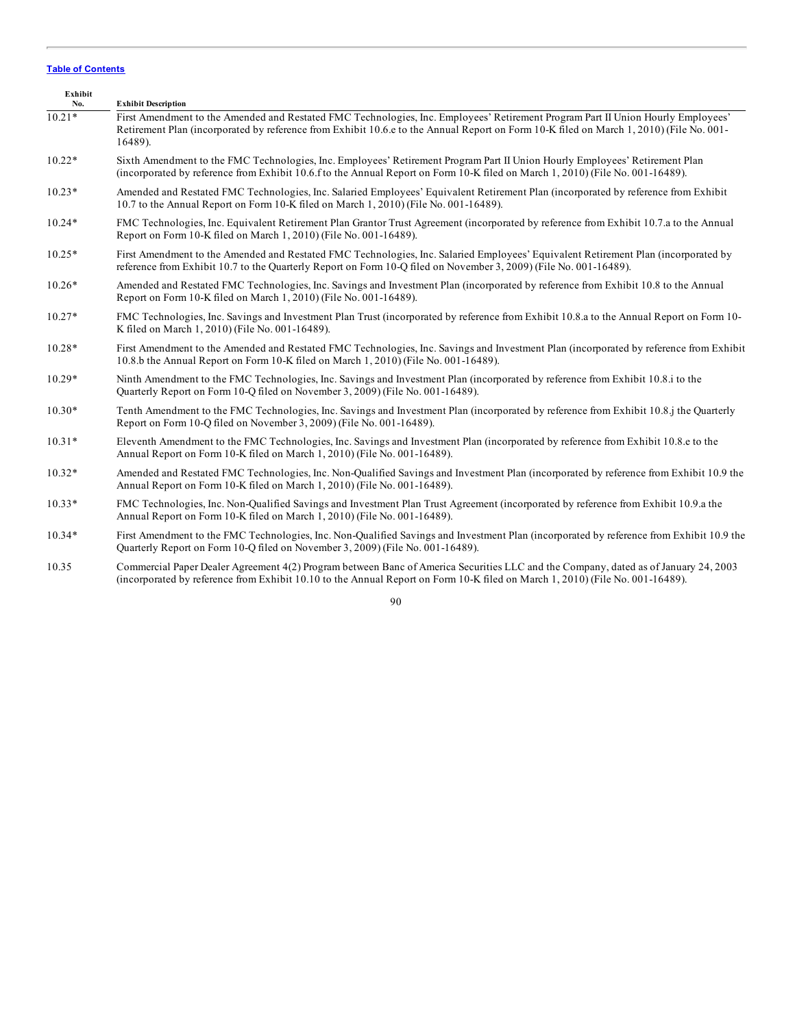[Table of Contents](#)

| Exhibit No. | Exhibit Description |
|---|---|
| 10.21* | First Amendment to the Amended and Restated FMC Technologies, Inc. Employees' Retirement Program Part II Union Hourly Employees' Retirement Plan (incorporated by reference from Exhibit 10.6.e to the Annual Report on Form 10-K filed on March 1, 2010) (File No. 001-16489). |
| 10.22* | Sixth Amendment to the FMC Technologies, Inc. Employees' Retirement Program Part II Union Hourly Employees' Retirement Plan (incorporated by reference from Exhibit 10.6.f to the Annual Report on Form 10-K filed on March 1, 2010) (File No. 001-16489). |
| 10.23* | Amended and Restated FMC Technologies, Inc. Salaried Employees' Equivalent Retirement Plan (incorporated by reference from Exhibit 10.7 to the Annual Report on Form 10-K filed on March 1, 2010) (File No. 001-16489). |
| 10.24* | FMC Technologies, Inc. Equivalent Retirement Plan Grantor Trust Agreement (incorporated by reference from Exhibit 10.7.a to the Annual Report on Form 10-K filed on March 1, 2010) (File No. 001-16489). |
| 10.25* | First Amendment to the Amended and Restated FMC Technologies, Inc. Salaried Employees' Equivalent Retirement Plan (incorporated by reference from Exhibit 10.7 to the Quarterly Report on Form 10-Q filed on November 3, 2009) (File No. 001-16489). |
| 10.26* | Amended and Restated FMC Technologies, Inc. Savings and Investment Plan (incorporated by reference from Exhibit 10.8 to the Annual Report on Form 10-K filed on March 1, 2010) (File No. 001-16489). |
| 10.27* | FMC Technologies, Inc. Savings and Investment Plan Trust (incorporated by reference from Exhibit 10.8.a to the Annual Report on Form 10-K filed on March 1, 2010) (File No. 001-16489). |
| 10.28* | First Amendment to the Amended and Restated FMC Technologies, Inc. Savings and Investment Plan (incorporated by reference from Exhibit 10.8.b the Annual Report on Form 10-K filed on March 1, 2010) (File No. 001-16489). |
| 10.29* | Ninth Amendment to the FMC Technologies, Inc. Savings and Investment Plan (incorporated by reference from Exhibit 10.8.i to the Quarterly Report on Form 10-Q filed on November 3, 2009) (File No. 001-16489). |
| 10.30* | Tenth Amendment to the FMC Technologies, Inc. Savings and Investment Plan (incorporated by reference from Exhibit 10.8.j the Quarterly Report on Form 10-Q filed on November 3, 2009) (File No. 001-16489). |
| 10.31* | Eleventh Amendment to the FMC Technologies, Inc. Savings and Investment Plan (incorporated by reference from Exhibit 10.8.e to the Annual Report on Form 10-K filed on March 1, 2010) (File No. 001-16489). |
| 10.32* | Amended and Restated FMC Technologies, Inc. Non-Qualified Savings and Investment Plan (incorporated by reference from Exhibit 10.9 the Annual Report on Form 10-K filed on March 1, 2010) (File No. 001-16489). |
| 10.33* | FMC Technologies, Inc. Non-Qualified Savings and Investment Plan Trust Agreement (incorporated by reference from Exhibit 10.9.a the Annual Report on Form 10-K filed on March 1, 2010) (File No. 001-16489). |
| 10.34* | First Amendment to the FMC Technologies, Inc. Non-Qualified Savings and Investment Plan (incorporated by reference from Exhibit 10.9 the Quarterly Report on Form 10-Q filed on November 3, 2009) (File No. 001-16489). |
| 10.35 | Commercial Paper Dealer Agreement 4(2) Program between Banc of America Securities LLC and the Company, dated as of January 24, 2003 (incorporated by reference from Exhibit 10.10 to the Annual Report on Form 10-K filed on March 1, 2010) (File No. 001-16489). |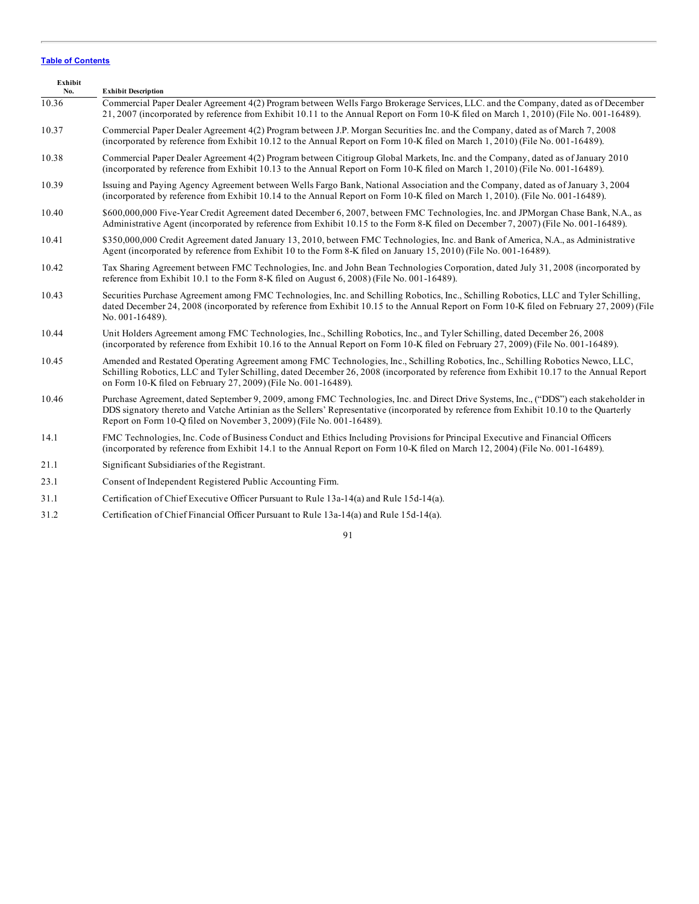[Table of Contents]

| Exhibit No. | Exhibit Description |
|---|---|
| 10.36 | Commercial Paper Dealer Agreement 4(2) Program between Wells Fargo Brokerage Services, LLC. and the Company, dated as of December 21, 2007 (incorporated by reference from Exhibit 10.11 to the Annual Report on Form 10-K filed on March 1, 2010) (File No. 001-16489). |
| 10.37 | Commercial Paper Dealer Agreement 4(2) Program between J.P. Morgan Securities Inc. and the Company, dated as of March 7, 2008 (incorporated by reference from Exhibit 10.12 to the Annual Report on Form 10-K filed on March 1, 2010) (File No. 001-16489). |
| 10.38 | Commercial Paper Dealer Agreement 4(2) Program between Citigroup Global Markets, Inc. and the Company, dated as of January 2010 (incorporated by reference from Exhibit 10.13 to the Annual Report on Form 10-K filed on March 1, 2010) (File No. 001-16489). |
| 10.39 | Issuing and Paying Agency Agreement between Wells Fargo Bank, National Association and the Company, dated as of January 3, 2004 (incorporated by reference from Exhibit 10.14 to the Annual Report on Form 10-K filed on March 1, 2010). (File No. 001-16489). |
| 10.40 | $600,000,000 Five-Year Credit Agreement dated December 6, 2007, between FMC Technologies, Inc. and JPMorgan Chase Bank, N.A., as Administrative Agent (incorporated by reference from Exhibit 10.15 to the Form 8-K filed on December 7, 2007) (File No. 001-16489). |
| 10.41 | $350,000,000 Credit Agreement dated January 13, 2010, between FMC Technologies, Inc. and Bank of America, N.A., as Administrative Agent (incorporated by reference from Exhibit 10 to the Form 8-K filed on January 15, 2010) (File No. 001-16489). |
| 10.42 | Tax Sharing Agreement between FMC Technologies, Inc. and John Bean Technologies Corporation, dated July 31, 2008 (incorporated by reference from Exhibit 10.1 to the Form 8-K filed on August 6, 2008) (File No. 001-16489). |
| 10.43 | Securities Purchase Agreement among FMC Technologies, Inc. and Schilling Robotics, Inc., Schilling Robotics, LLC and Tyler Schilling, dated December 24, 2008 (incorporated by reference from Exhibit 10.15 to the Annual Report on Form 10-K filed on February 27, 2009) (File No. 001-16489). |
| 10.44 | Unit Holders Agreement among FMC Technologies, Inc., Schilling Robotics, Inc., and Tyler Schilling, dated December 26, 2008 (incorporated by reference from Exhibit 10.16 to the Annual Report on Form 10-K filed on February 27, 2009) (File No. 001-16489). |
| 10.45 | Amended and Restated Operating Agreement among FMC Technologies, Inc., Schilling Robotics, Inc., Schilling Robotics Newco, LLC, Schilling Robotics, LLC and Tyler Schilling, dated December 26, 2008 (incorporated by reference from Exhibit 10.17 to the Annual Report on Form 10-K filed on February 27, 2009) (File No. 001-16489). |
| 10.46 | Purchase Agreement, dated September 9, 2009, among FMC Technologies, Inc. and Direct Drive Systems, Inc., ("DDS") each stakeholder in DDS signatory thereto and Vatche Artinian as the Sellers' Representative (incorporated by reference from Exhibit 10.10 to the Quarterly Report on Form 10-Q filed on November 3, 2009) (File No. 001-16489). |
| 14.1 | FMC Technologies, Inc. Code of Business Conduct and Ethics Including Provisions for Principal Executive and Financial Officers (incorporated by reference from Exhibit 14.1 to the Annual Report on Form 10-K filed on March 12, 2004) (File No. 001-16489). |
| 21.1 | Significant Subsidiaries of the Registrant. |
| 23.1 | Consent of Independent Registered Public Accounting Firm. |
| 31.1 | Certification of Chief Executive Officer Pursuant to Rule 13a-14(a) and Rule 15d-14(a). |
| 31.2 | Certification of Chief Financial Officer Pursuant to Rule 13a-14(a) and Rule 15d-14(a). |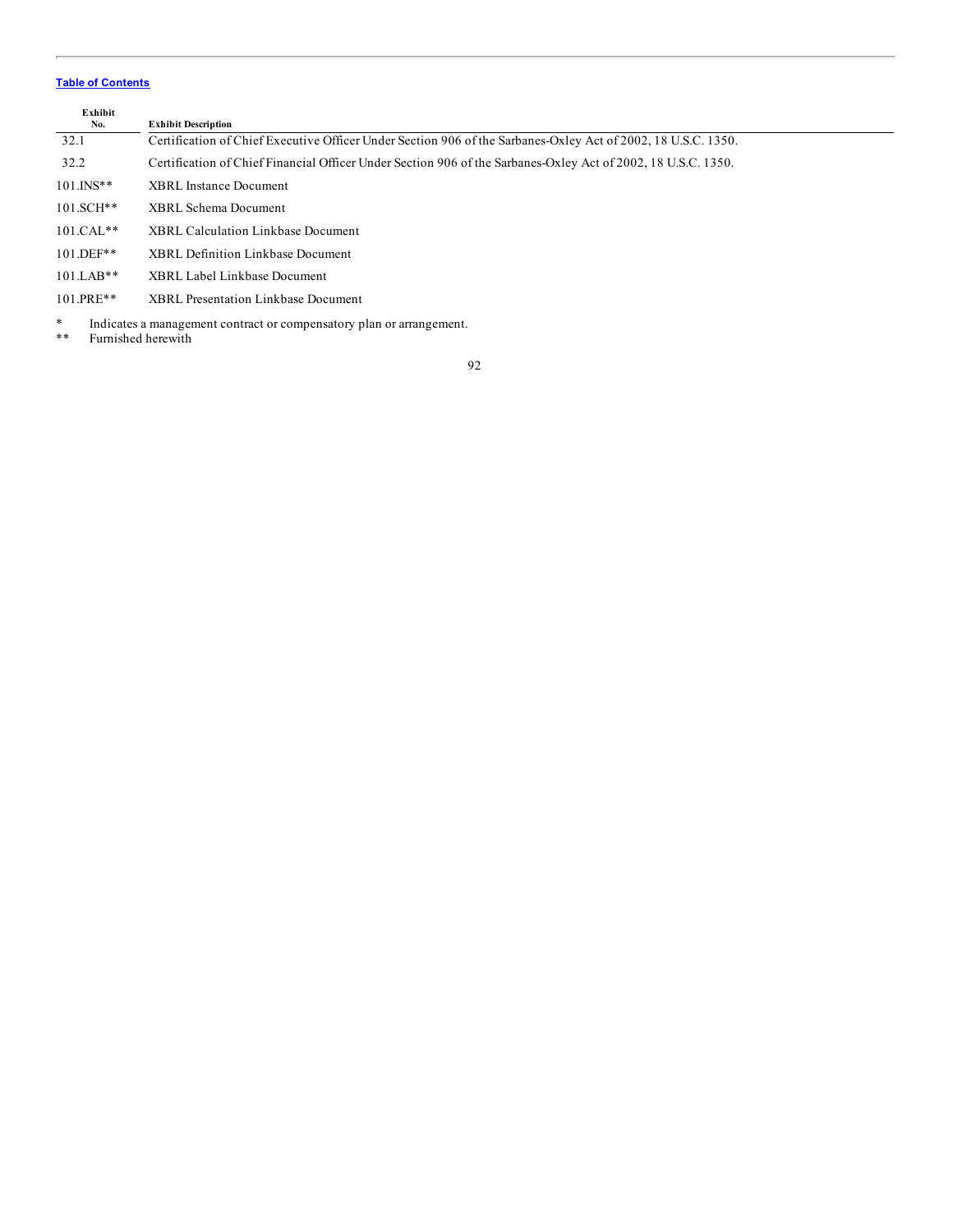[Table of Contents](#)

| Exhibit No. | Exhibit Description |
|---|---|
| 32.1 | Certification of Chief Executive Officer Under Section 906 of the Sarbanes-Oxley Act of 2002, 18 U.S.C. 1350. |
| 32.2 | Certification of Chief Financial Officer Under Section 906 of the Sarbanes-Oxley Act of 2002, 18 U.S.C. 1350. |
| 101.INS** | XBRL Instance Document |
| 101.SCH** | XBRL Schema Document |
| 101.CAL** | XBRL Calculation Linkbase Document |
| 101.DEF** | XBRL Definition Linkbase Document |
| 101.LAB** | XBRL Label Linkbase Document |
| 101.PRE** | XBRL Presentation Linkbase Document |

\* Indicates a management contract or compensatory plan or arrangement.

** Furnished herewith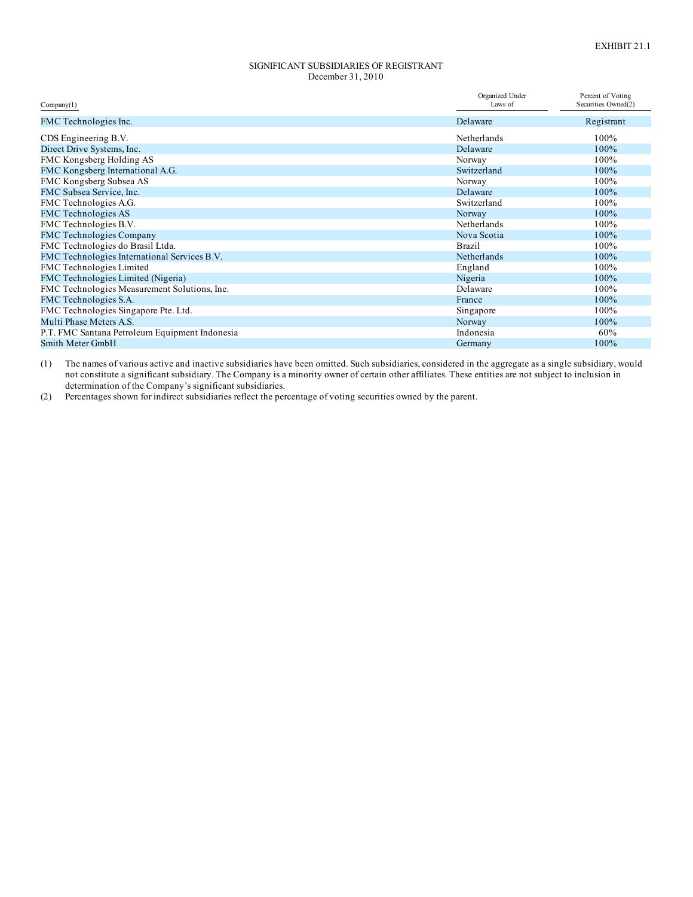EXHIBIT 21.1

SIGNIFICANT SUBSIDIARIES OF REGISTRANT
December 31, 2010

| Company(1) | Organized Under Laws of | Percent of Voting Securities Owned(2) |
|---|---|---|
| FMC Technologies Inc. | Delaware | Registrant |
| CDS Engineering B.V. | Netherlands | 100% |
| Direct Drive Systems, Inc. | Delaware | 100% |
| FMC Kongsberg Holding AS | Norway | 100% |
| FMC Kongsberg International A.G. | Switzerland | 100% |
| FMC Kongsberg Subsea AS | Norway | 100% |
| FMC Subsea Service, Inc. | Delaware | 100% |
| FMC Technologies A.G. | Switzerland | 100% |
| FMC Technologies AS | Norway | 100% |
| FMC Technologies B.V. | Netherlands | 100% |
| FMC Technologies Company | Nova Scotia | 100% |
| FMC Technologies do Brasil Ltda. | Brazil | 100% |
| FMC Technologies International Services B.V. | Netherlands | 100% |
| FMC Technologies Limited | England | 100% |
| FMC Technologies Limited (Nigeria) | Nigeria | 100% |
| FMC Technologies Measurement Solutions, Inc. | Delaware | 100% |
| FMC Technologies S.A. | France | 100% |
| FMC Technologies Singapore Pte. Ltd. | Singapore | 100% |
| Multi Phase Meters A.S. | Norway | 100% |
| P.T. FMC Santana Petroleum Equipment Indonesia | Indonesia | 60% |
| Smith Meter GmbH | Germany | 100% |

(1) The names of various active and inactive subsidiaries have been omitted. Such subsidiaries, considered in the aggregate as a single subsidiary, would not constitute a significant subsidiary. The Company is a minority owner of certain other affiliates. These entities are not subject to inclusion in determination of the Company's significant subsidiaries.

(2) Percentages shown for indirect subsidiaries reflect the percentage of voting securities owned by the parent.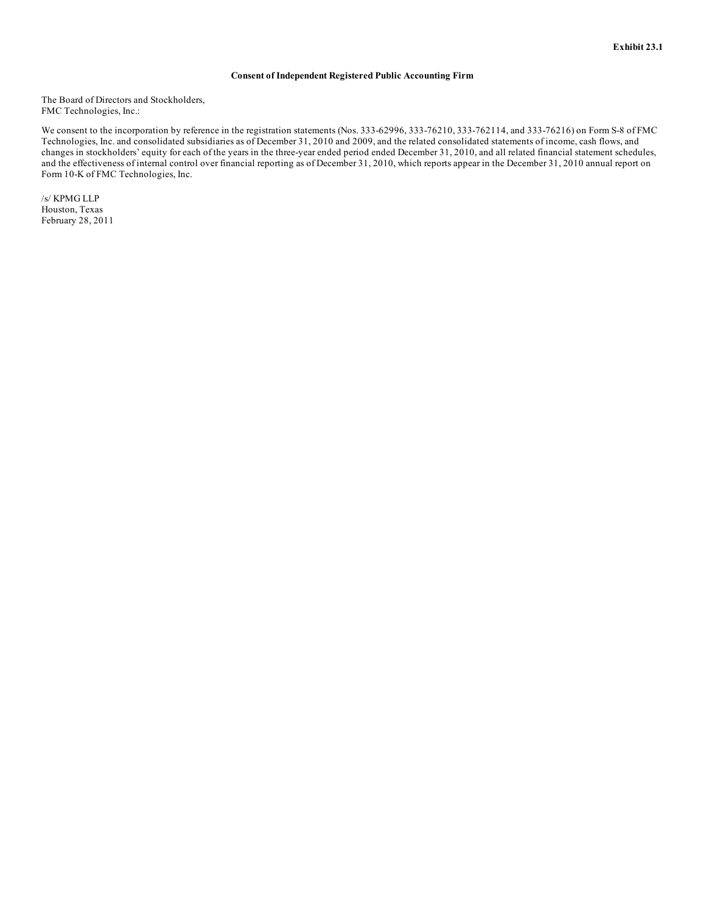**Exhibit 23.1**

**Consent of Independent Registered Public Accounting Firm**

The Board of Directors and Stockholders,
FMC Technologies, Inc.:

We consent to the incorporation by reference in the registration statements (Nos. 333-62996, 333-76210, 333-762114, and 333-76216) on Form S-8 of FMC Technologies, Inc. and consolidated subsidiaries as of December 31, 2010 and 2009, and the related consolidated statements of income, cash flows, and changes in stockholders' equity for each of the years in the three-year ended period ended December 31, 2010, and all related financial statement schedules, and the effectiveness of internal control over financial reporting as of December 31, 2010, which reports appear in the December 31, 2010 annual report on Form 10-K of FMC Technologies, Inc.

/s/ KPMG LLP
Houston, Texas
February 28, 2011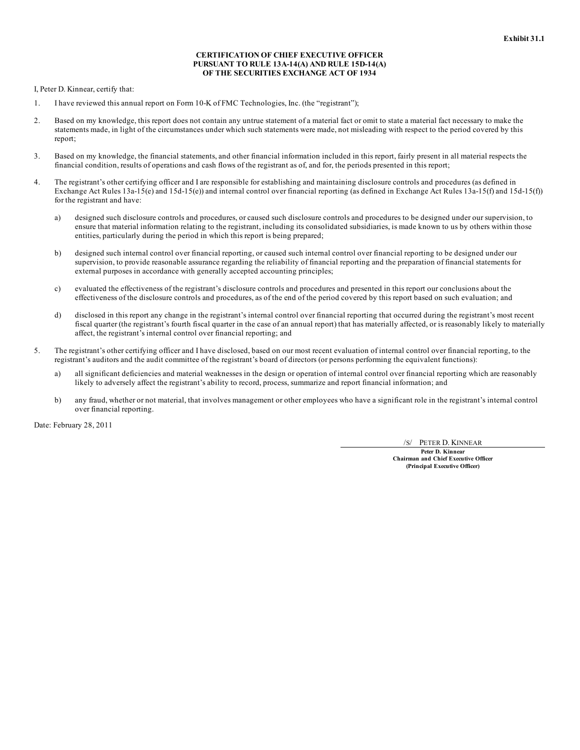Exhibit 31.1

**CERTIFICATION OF CHIEF EXECUTIVE OFFICER
PURSUANT TO RULE 13A-14(A) AND RULE 15D-14(A)
OF THE SECURITIES EXCHANGE ACT OF 1934**

I, Peter D. Kinnear, certify that:

1. I have reviewed this annual report on Form 10-K of FMC Technologies, Inc. (the "registrant");

2. Based on my knowledge, this report does not contain any untrue statement of a material fact or omit to state a material fact necessary to make the statements made, in light of the circumstances under which such statements were made, not misleading with respect to the period covered by this report;

3. Based on my knowledge, the financial statements, and other financial information included in this report, fairly present in all material respects the financial condition, results of operations and cash flows of the registrant as of, and for, the periods presented in this report;

4. The registrant's other certifying officer and I are responsible for establishing and maintaining disclosure controls and procedures (as defined in Exchange Act Rules 13a-15(e) and 15d-15(e)) and internal control over financial reporting (as defined in Exchange Act Rules 13a-15(f) and 15d-15(f)) for the registrant and have:

   a) designed such disclosure controls and procedures, or caused such disclosure controls and procedures to be designed under our supervision, to ensure that material information relating to the registrant, including its consolidated subsidiaries, is made known to us by others within those entities, particularly during the period in which this report is being prepared;

   b) designed such internal control over financial reporting, or caused such internal control over financial reporting to be designed under our supervision, to provide reasonable assurance regarding the reliability of financial reporting and the preparation of financial statements for external purposes in accordance with generally accepted accounting principles;

   c) evaluated the effectiveness of the registrant's disclosure controls and procedures and presented in this report our conclusions about the effectiveness of the disclosure controls and procedures, as of the end of the period covered by this report based on such evaluation; and

   d) disclosed in this report any change in the registrant's internal control over financial reporting that occurred during the registrant's most recent fiscal quarter (the registrant's fourth fiscal quarter in the case of an annual report) that has materially affected, or is reasonably likely to materially affect, the registrant's internal control over financial reporting; and

5. The registrant's other certifying officer and I have disclosed, based on our most recent evaluation of internal control over financial reporting, to the registrant's auditors and the audit committee of the registrant's board of directors (or persons performing the equivalent functions):

   a) all significant deficiencies and material weaknesses in the design or operation of internal control over financial reporting which are reasonably likely to adversely affect the registrant's ability to record, process, summarize and report financial information; and

   b) any fraud, whether or not material, that involves management or other employees who have a significant role in the registrant's internal control over financial reporting.

Date: February 28, 2011

/S/ PETER D. KINNEAR

**Peter D. Kinnear**
**Chairman and Chief Executive Officer**
**(Principal Executive Officer)**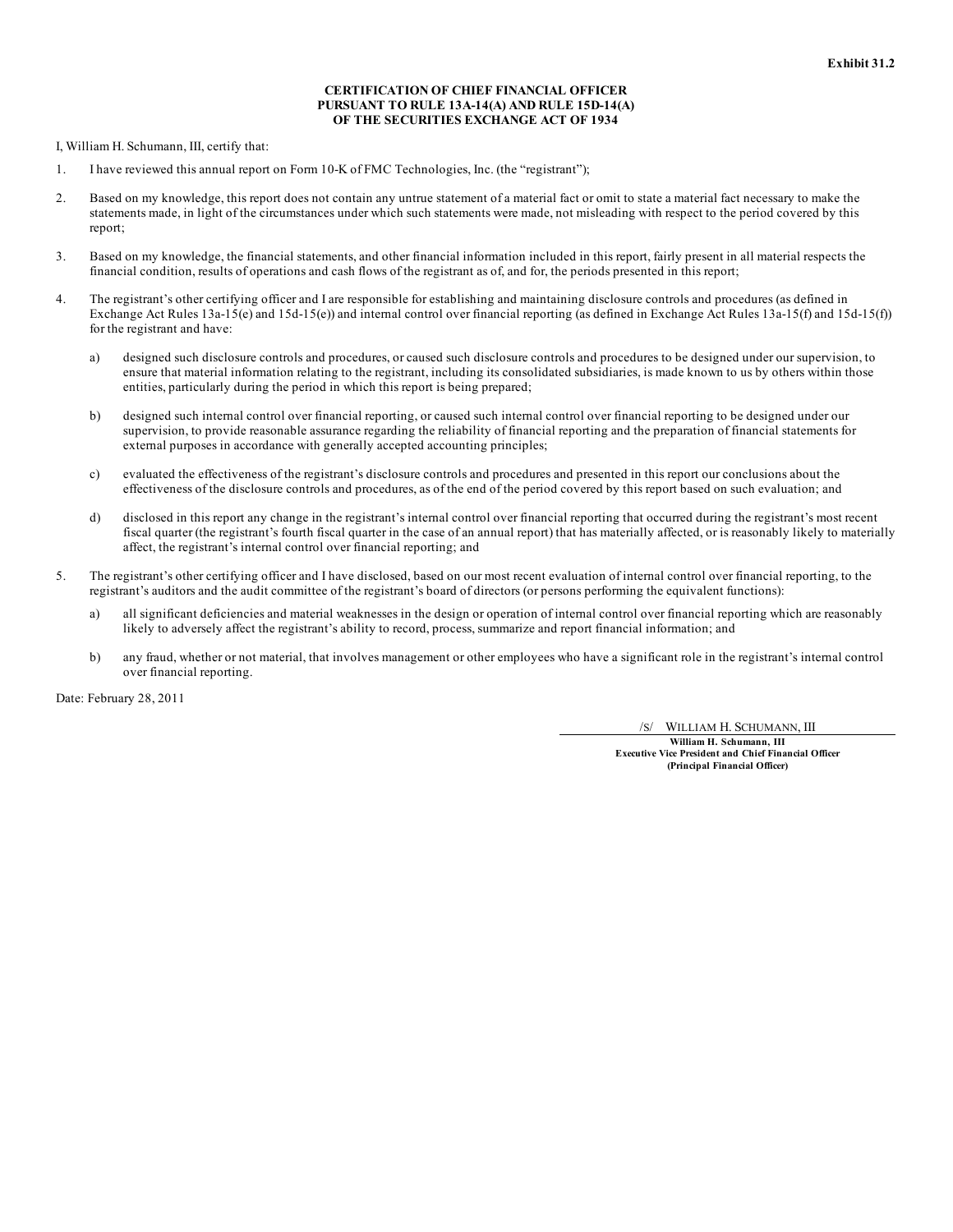Exhibit 31.2

**CERTIFICATION OF CHIEF FINANCIAL OFFICER
PURSUANT TO RULE 13A-14(A) AND RULE 15D-14(A)
OF THE SECURITIES EXCHANGE ACT OF 1934**

I, William H. Schumann, III, certify that:

1. I have reviewed this annual report on Form 10-K of FMC Technologies, Inc. (the "registrant");

2. Based on my knowledge, this report does not contain any untrue statement of a material fact or omit to state a material fact necessary to make the statements made, in light of the circumstances under which such statements were made, not misleading with respect to the period covered by this report;

3. Based on my knowledge, the financial statements, and other financial information included in this report, fairly present in all material respects the financial condition, results of operations and cash flows of the registrant as of, and for, the periods presented in this report;

4. The registrant's other certifying officer and I are responsible for establishing and maintaining disclosure controls and procedures (as defined in Exchange Act Rules 13a-15(e) and 15d-15(e)) and internal control over financial reporting (as defined in Exchange Act Rules 13a-15(f) and 15d-15(f)) for the registrant and have:

   a) designed such disclosure controls and procedures, or caused such disclosure controls and procedures to be designed under our supervision, to ensure that material information relating to the registrant, including its consolidated subsidiaries, is made known to us by others within those entities, particularly during the period in which this report is being prepared;

   b) designed such internal control over financial reporting, or caused such internal control over financial reporting to be designed under our supervision, to provide reasonable assurance regarding the reliability of financial reporting and the preparation of financial statements for external purposes in accordance with generally accepted accounting principles;

   c) evaluated the effectiveness of the registrant's disclosure controls and procedures and presented in this report our conclusions about the effectiveness of the disclosure controls and procedures, as of the end of the period covered by this report based on such evaluation; and

   d) disclosed in this report any change in the registrant's internal control over financial reporting that occurred during the registrant's most recent fiscal quarter (the registrant's fourth fiscal quarter in the case of an annual report) that has materially affected, or is reasonably likely to materially affect, the registrant's internal control over financial reporting; and

5. The registrant's other certifying officer and I have disclosed, based on our most recent evaluation of internal control over financial reporting, to the registrant's auditors and the audit committee of the registrant's board of directors (or persons performing the equivalent functions):

   a) all significant deficiencies and material weaknesses in the design or operation of internal control over financial reporting which are reasonably likely to adversely affect the registrant's ability to record, process, summarize and report financial information; and

   b) any fraud, whether or not material, that involves management or other employees who have a significant role in the registrant's internal control over financial reporting.

Date: February 28, 2011

/S/ WILLIAM H. SCHUMANN, III

**William H. Schumann, III**
**Executive Vice President and Chief Financial Officer**
**(Principal Financial Officer)**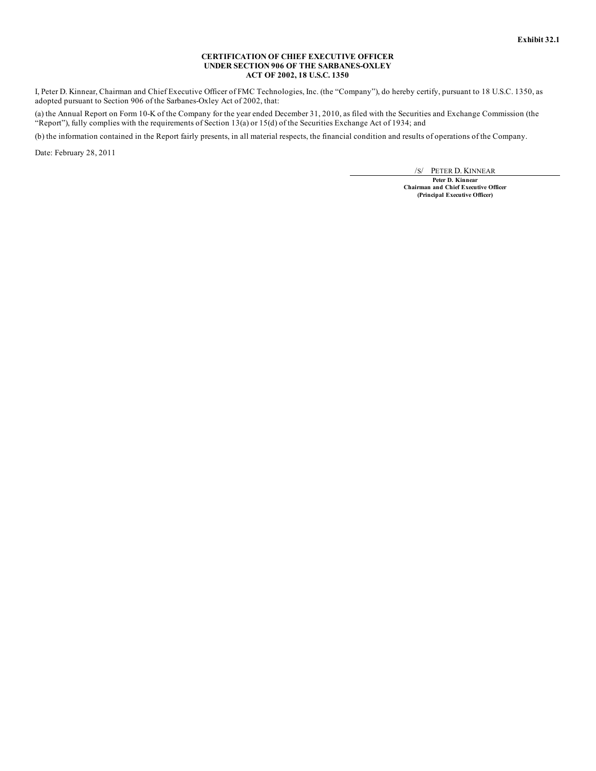Exhibit 32.1

**CERTIFICATION OF CHIEF EXECUTIVE OFFICER UNDER SECTION 906 OF THE SARBANES-OXLEY ACT OF 2002, 18 U.S.C. 1350**

I, Peter D. Kinnear, Chairman and Chief Executive Officer of FMC Technologies, Inc. (the "Company"), do hereby certify, pursuant to 18 U.S.C. 1350, as adopted pursuant to Section 906 of the Sarbanes-Oxley Act of 2002, that:

(a) the Annual Report on Form 10-K of the Company for the year ended December 31, 2010, as filed with the Securities and Exchange Commission (the "Report"), fully complies with the requirements of Section 13(a) or 15(d) of the Securities Exchange Act of 1934; and

(b) the information contained in the Report fairly presents, in all material respects, the financial condition and results of operations of the Company.

Date: February 28, 2011

/S/ PETER D. KINNEAR

**Peter D. Kinnear**
**Chairman and Chief Executive Officer**
**(Principal Executive Officer)**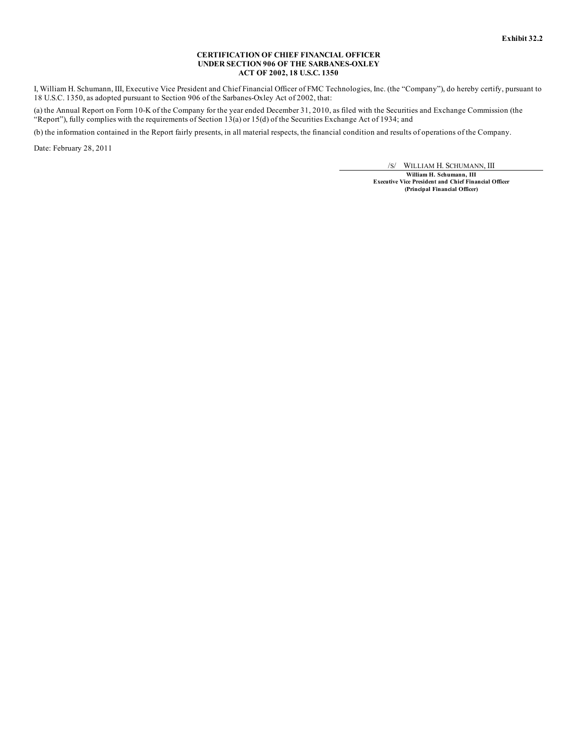Exhibit 32.2

**CERTIFICATION OF CHIEF FINANCIAL OFFICER**
**UNDER SECTION 906 OF THE SARBANES-OXLEY**
**ACT OF 2002, 18 U.S.C. 1350**

I, William H. Schumann, III, Executive Vice President and Chief Financial Officer of FMC Technologies, Inc. (the "Company"), do hereby certify, pursuant to 18 U.S.C. 1350, as adopted pursuant to Section 906 of the Sarbanes-Oxley Act of 2002, that:

(a) the Annual Report on Form 10-K of the Company for the year ended December 31, 2010, as filed with the Securities and Exchange Commission (the "Report"), fully complies with the requirements of Section 13(a) or 15(d) of the Securities Exchange Act of 1934; and

(b) the information contained in the Report fairly presents, in all material respects, the financial condition and results of operations of the Company.

Date: February 28, 2011

/S/ WILLIAM H. SCHUMANN, III

**William H. Schumann, III**
**Executive Vice President and Chief Financial Officer**
**(Principal Financial Officer)**